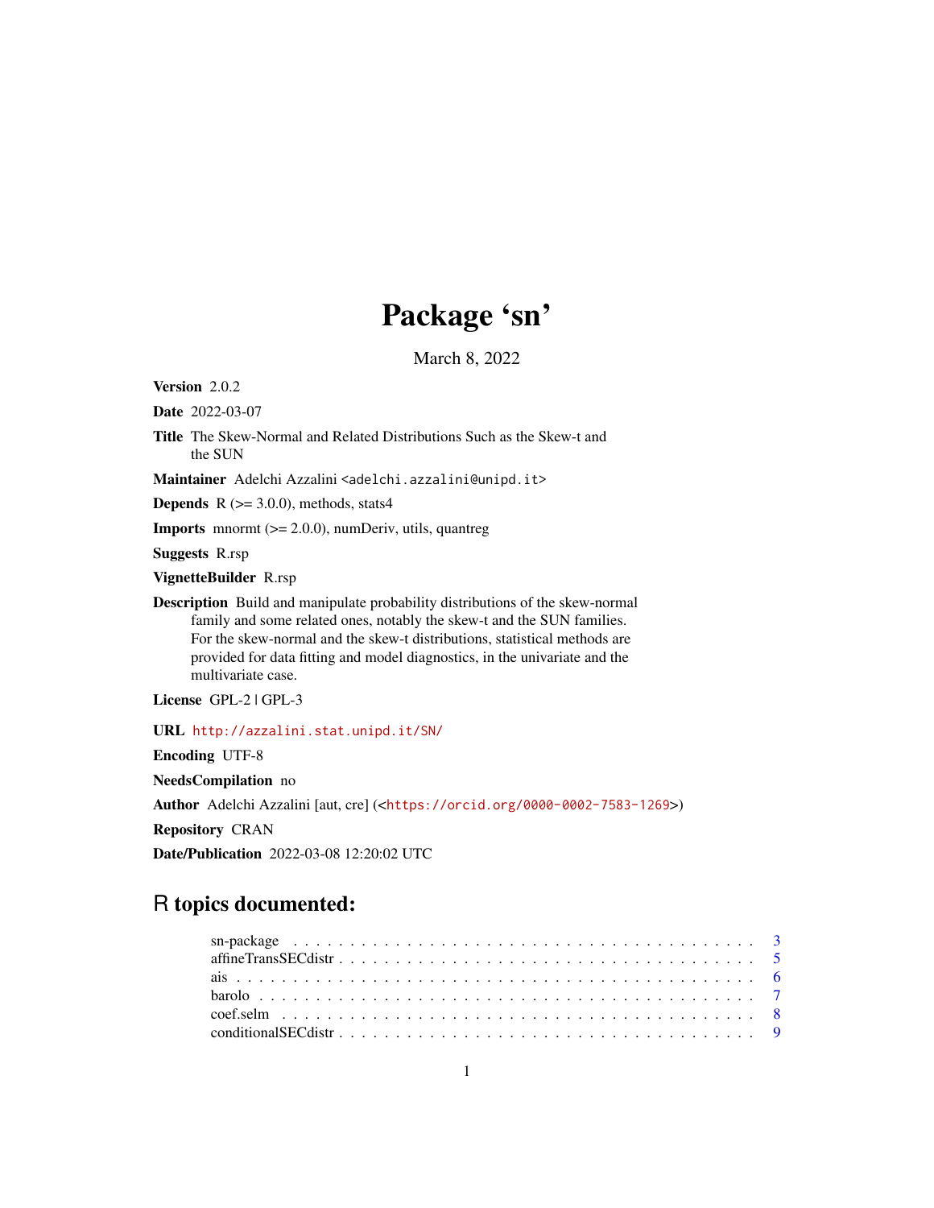# Package ‘sn’

March 8, 2022

**Version** 2.0.2

**Date** 2022-03-07

**Title** The Skew-Normal and Related Distributions Such as the Skew-t and the SUN

**Maintainer** Adelchi Azzalini <adelchi.azzalini@unipd.it>

**Depends** R (>= 3.0.0), methods, stats4

**Imports** mnormt (>= 2.0.0), numDeriv, utils, quantreg

**Suggests** R.rsp

**VignetteBuilder** R.rsp

**Description** Build and manipulate probability distributions of the skew-normal family and some related ones, notably the skew-t and the SUN families. For the skew-normal and the skew-t distributions, statistical methods are provided for data fitting and model diagnostics, in the univariate and the multivariate case.

**License** GPL-2 | GPL-3

**URL** http://azzalini.stat.unipd.it/SN/

**Encoding** UTF-8

**NeedsCompilation** no

**Author** Adelchi Azzalini [aut, cre] (<https://orcid.org/0000-0002-7583-1269>)

**Repository** CRAN

**Date/Publication** 2022-03-08 12:20:02 UTC

## R topics documented:

sn-package . . . . . . . . . . . . . . . . . . . . . . . . . . . . . . . . . . . . . . . . 3
affineTransSECdistr . . . . . . . . . . . . . . . . . . . . . . . . . . . . . . . . . . . . 5
ais . . . . . . . . . . . . . . . . . . . . . . . . . . . . . . . . . . . . . . . . . . . . 6
barolo . . . . . . . . . . . . . . . . . . . . . . . . . . . . . . . . . . . . . . . . . . 7
coef.selm . . . . . . . . . . . . . . . . . . . . . . . . . . . . . . . . . . . . . . . . 8
conditionalSECdistr . . . . . . . . . . . . . . . . . . . . . . . . . . . . . . . . . . . . 9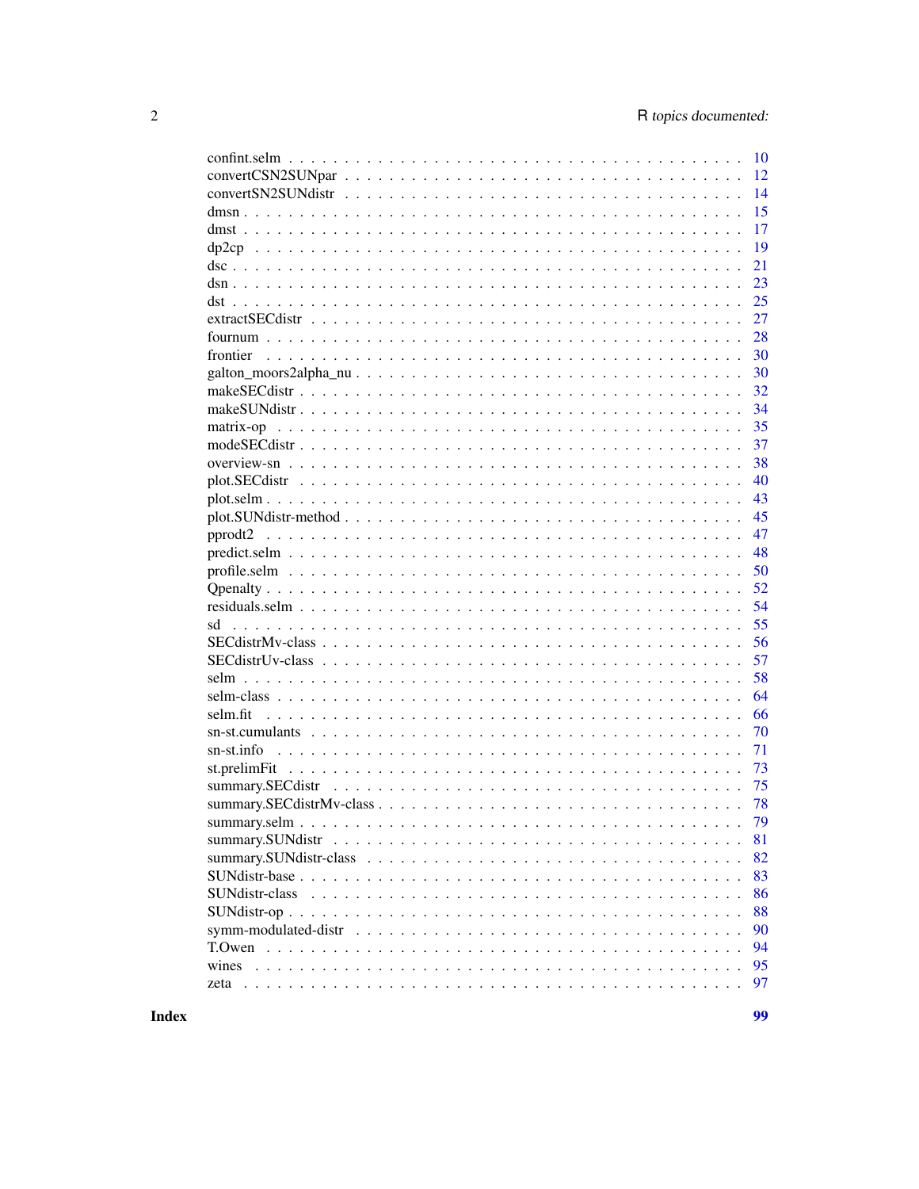| Topic | Page |
|---|---|
| confint.selm | 10 |
| convertCSN2SUNpar | 12 |
| convertSN2SUNdistr | 14 |
| dmsn | 15 |
| dmst | 17 |
| dp2cp | 19 |
| dsc | 21 |
| dsn | 23 |
| dst | 25 |
| extractSECdistr | 27 |
| fournum | 28 |
| frontier | 30 |
| galton_moors2alpha_nu | 30 |
| makeSECdistr | 32 |
| makeSUNdistr | 34 |
| matrix-op | 35 |
| modeSECdistr | 37 |
| overview-sn | 38 |
| plot.SECdistr | 40 |
| plot.selm | 43 |
| plot.SUNdistr-method | 45 |
| pprodt2 | 47 |
| predict.selm | 48 |
| profile.selm | 50 |
| Qpenalty | 52 |
| residuals.selm | 54 |
| sd | 55 |
| SECdistrMv-class | 56 |
| SECdistrUv-class | 57 |
| selm | 58 |
| selm-class | 64 |
| selm.fit | 66 |
| sn-st.cumulants | 70 |
| sn-st.info | 71 |
| st.prelimFit | 73 |
| summary.SECdistr | 75 |
| summary.SECdistrMv-class | 78 |
| summary.selm | 79 |
| summary.SUNdistr | 81 |
| summary.SUNdistr-class | 82 |
| SUNdistr-base | 83 |
| SUNdistr-class | 86 |
| SUNdistr-op | 88 |
| symm-modulated-distr | 90 |
| T.Owen | 94 |
| wines | 95 |
| zeta | 97 |

**Index** **99**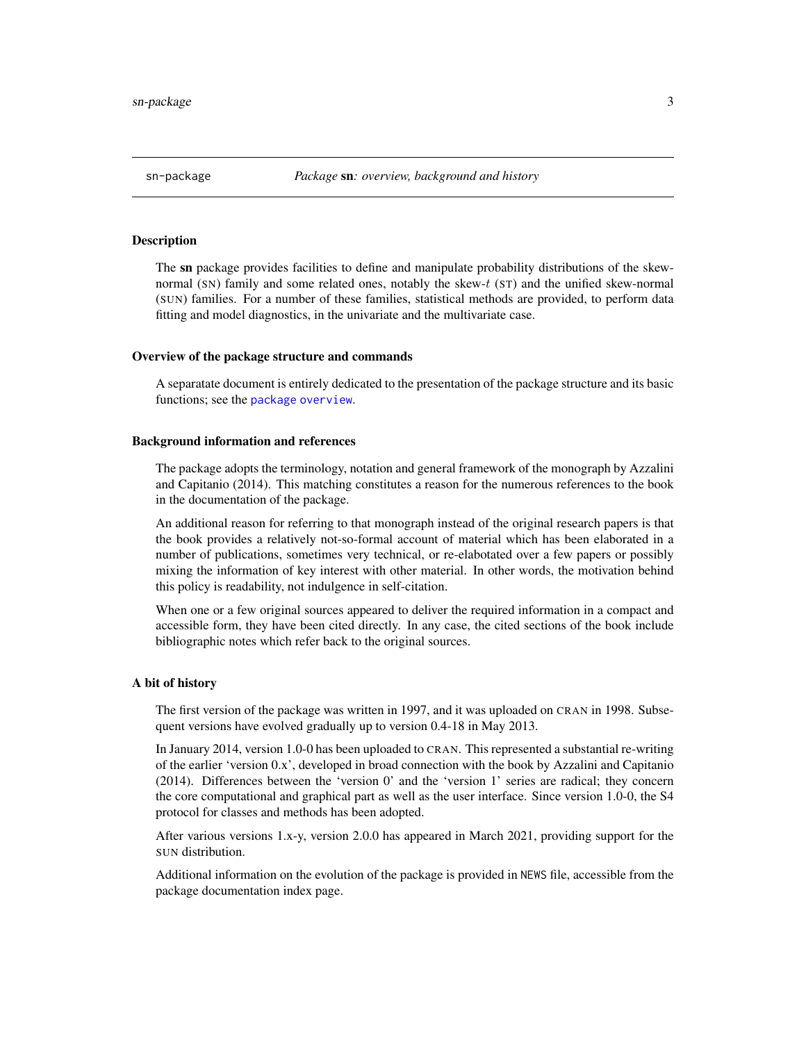sn-package *Package* **sn***: overview, background and history*

## Description

The **sn** package provides facilities to define and manipulate probability distributions of the skew-normal (SN) family and some related ones, notably the skew-$t$ (ST) and the unified skew-normal (SUN) families. For a number of these families, statistical methods are provided, to perform data fitting and model diagnostics, in the univariate and the multivariate case.

## Overview of the package structure and commands

A separatate document is entirely dedicated to the presentation of the package structure and its basic functions; see the `package overview`.

## Background information and references

The package adopts the terminology, notation and general framework of the monograph by Azzalini and Capitanio (2014). This matching constitutes a reason for the numerous references to the book in the documentation of the package.

An additional reason for referring to that monograph instead of the original research papers is that the book provides a relatively not-so-formal account of material which has been elaborated in a number of publications, sometimes very technical, or re-elabotated over a few papers or possibly mixing the information of key interest with other material. In other words, the motivation behind this policy is readability, not indulgence in self-citation.

When one or a few original sources appeared to deliver the required information in a compact and accessible form, they have been cited directly. In any case, the cited sections of the book include bibliographic notes which refer back to the original sources.

## A bit of history

The first version of the package was written in 1997, and it was uploaded on CRAN in 1998. Subsequent versions have evolved gradually up to version 0.4-18 in May 2013.

In January 2014, version 1.0-0 has been uploaded to CRAN. This represented a substantial re-writing of the earlier 'version 0.x', developed in broad connection with the book by Azzalini and Capitanio (2014). Differences between the 'version 0' and the 'version 1' series are radical; they concern the core computational and graphical part as well as the user interface. Since version 1.0-0, the S4 protocol for classes and methods has been adopted.

After various versions 1.x-y, version 2.0.0 has appeared in March 2021, providing support for the SUN distribution.

Additional information on the evolution of the package is provided in `NEWS` file, accessible from the package documentation index page.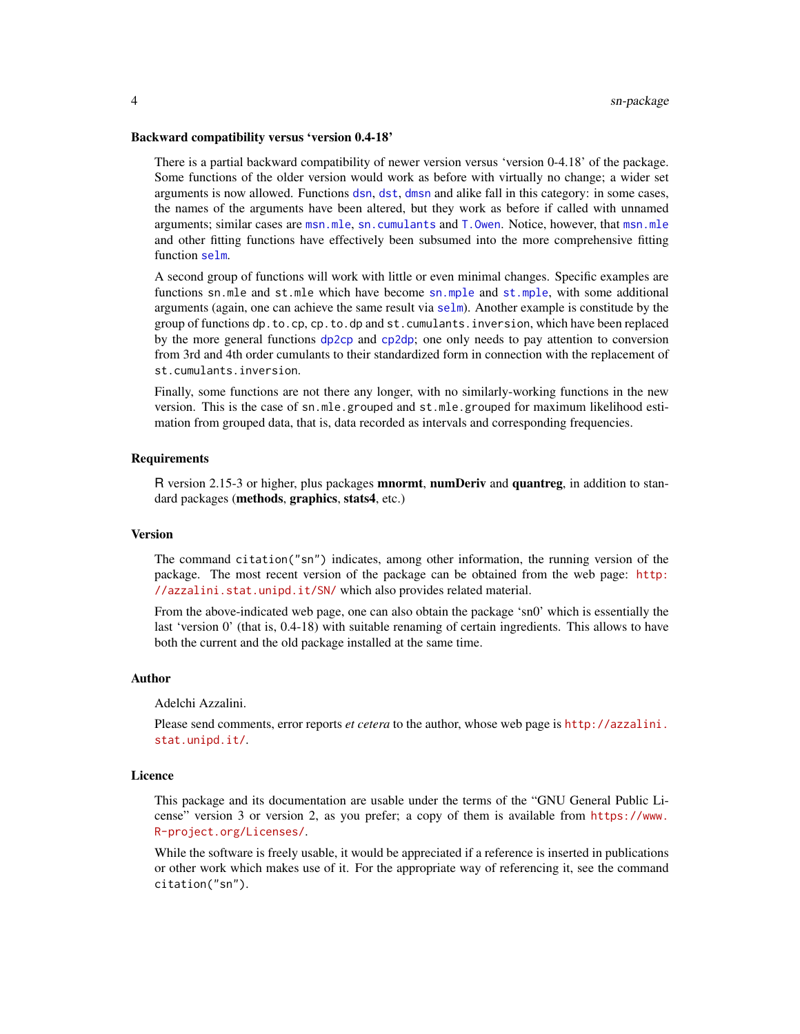### Backward compatibility versus 'version 0.4-18'

There is a partial backward compatibility of newer version versus 'version 0-4.18' of the package. Some functions of the older version would work as before with virtually no change; a wider set arguments is now allowed. Functions `dsn`, `dst`, `dmsn` and alike fall in this category: in some cases, the names of the arguments have been altered, but they work as before if called with unnamed arguments; similar cases are `msn.mle`, `sn.cumulants` and `T.Owen`. Notice, however, that `msn.mle` and other fitting functions have effectively been subsumed into the more comprehensive fitting function `selm`.

A second group of functions will work with little or even minimal changes. Specific examples are functions `sn.mle` and `st.mle` which have become `sn.mple` and `st.mple`, with some additional arguments (again, one can achieve the same result via `selm`). Another example is constitude by the group of functions `dp.to.cp`, `cp.to.dp` and `st.cumulants.inversion`, which have been replaced by the more general functions `dp2cp` and `cp2dp`; one only needs to pay attention to conversion from 3rd and 4th order cumulants to their standardized form in connection with the replacement of `st.cumulants.inversion`.

Finally, some functions are not there any longer, with no similarly-working functions in the new version. This is the case of `sn.mle.grouped` and `st.mle.grouped` for maximum likelihood estimation from grouped data, that is, data recorded as intervals and corresponding frequencies.

### Requirements

R version 2.15-3 or higher, plus packages **mnormt**, **numDeriv** and **quantreg**, in addition to standard packages (**methods**, **graphics**, **stats4**, etc.)

### Version

The command `citation("sn")` indicates, among other information, the running version of the package. The most recent version of the package can be obtained from the web page: http://azzalini.stat.unipd.it/SN/ which also provides related material.

From the above-indicated web page, one can also obtain the package 'sn0' which is essentially the last 'version 0' (that is, 0.4-18) with suitable renaming of certain ingredients. This allows to have both the current and the old package installed at the same time.

### Author

Adelchi Azzalini.

Please send comments, error reports *et cetera* to the author, whose web page is http://azzalini.stat.unipd.it/.

### Licence

This package and its documentation are usable under the terms of the "GNU General Public License" version 3 or version 2, as you prefer; a copy of them is available from https://www.R-project.org/Licenses/.

While the software is freely usable, it would be appreciated if a reference is inserted in publications or other work which makes use of it. For the appropriate way of referencing it, see the command `citation("sn")`.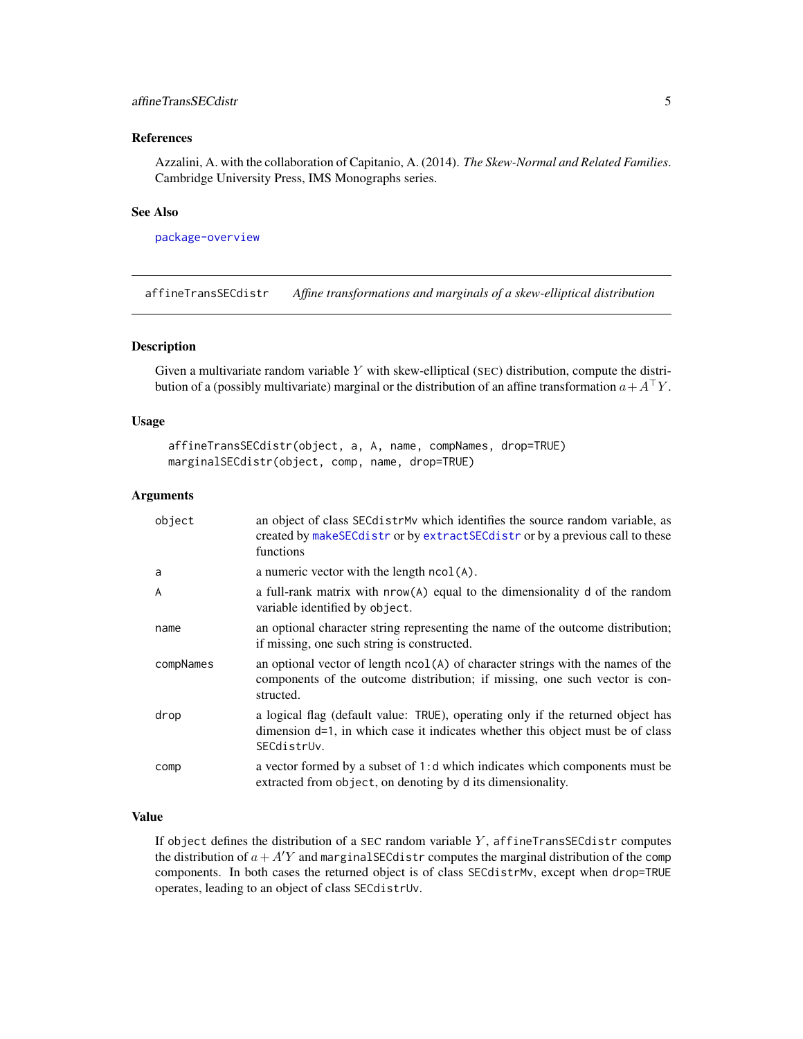### References

Azzalini, A. with the collaboration of Capitanio, A. (2014). *The Skew-Normal and Related Families*. Cambridge University Press, IMS Monographs series.

### See Also

package-overview

---

## affineTransSECdistr — *Affine transformations and marginals of a skew-elliptical distribution*

### Description

Given a multivariate random variable $Y$ with skew-elliptical (SEC) distribution, compute the distribution of a (possibly multivariate) marginal or the distribution of an affine transformation $a + A^\top Y$.

### Usage

```
affineTransSECdistr(object, a, A, name, compNames, drop=TRUE)
marginalSECdistr(object, comp, name, drop=TRUE)
```

### Arguments

| | |
|---|---|
| `object` | an object of class `SECdistrMv` which identifies the source random variable, as created by `makeSECdistr` or by `extractSECdistr` or by a previous call to these functions |
| `a` | a numeric vector with the length `ncol(A)`. |
| `A` | a full-rank matrix with `nrow(A)` equal to the dimensionality `d` of the random variable identified by `object`. |
| `name` | an optional character string representing the name of the outcome distribution; if missing, one such string is constructed. |
| `compNames` | an optional vector of length `ncol(A)` of character strings with the names of the components of the outcome distribution; if missing, one such vector is constructed. |
| `drop` | a logical flag (default value: `TRUE`), operating only if the returned object has dimension `d=1`, in which case it indicates whether this object must be of class `SECdistrUv`. |
| `comp` | a vector formed by a subset of `1:d` which indicates which components must be extracted from `object`, on denoting by `d` its dimensionality. |

### Value

If `object` defines the distribution of a SEC random variable $Y$, `affineTransSECdistr` computes the distribution of $a + A'Y$ and `marginalSECdistr` computes the marginal distribution of the `comp` components. In both cases the returned object is of class `SECdistrMv`, except when `drop=TRUE` operates, leading to an object of class `SECdistrUv`.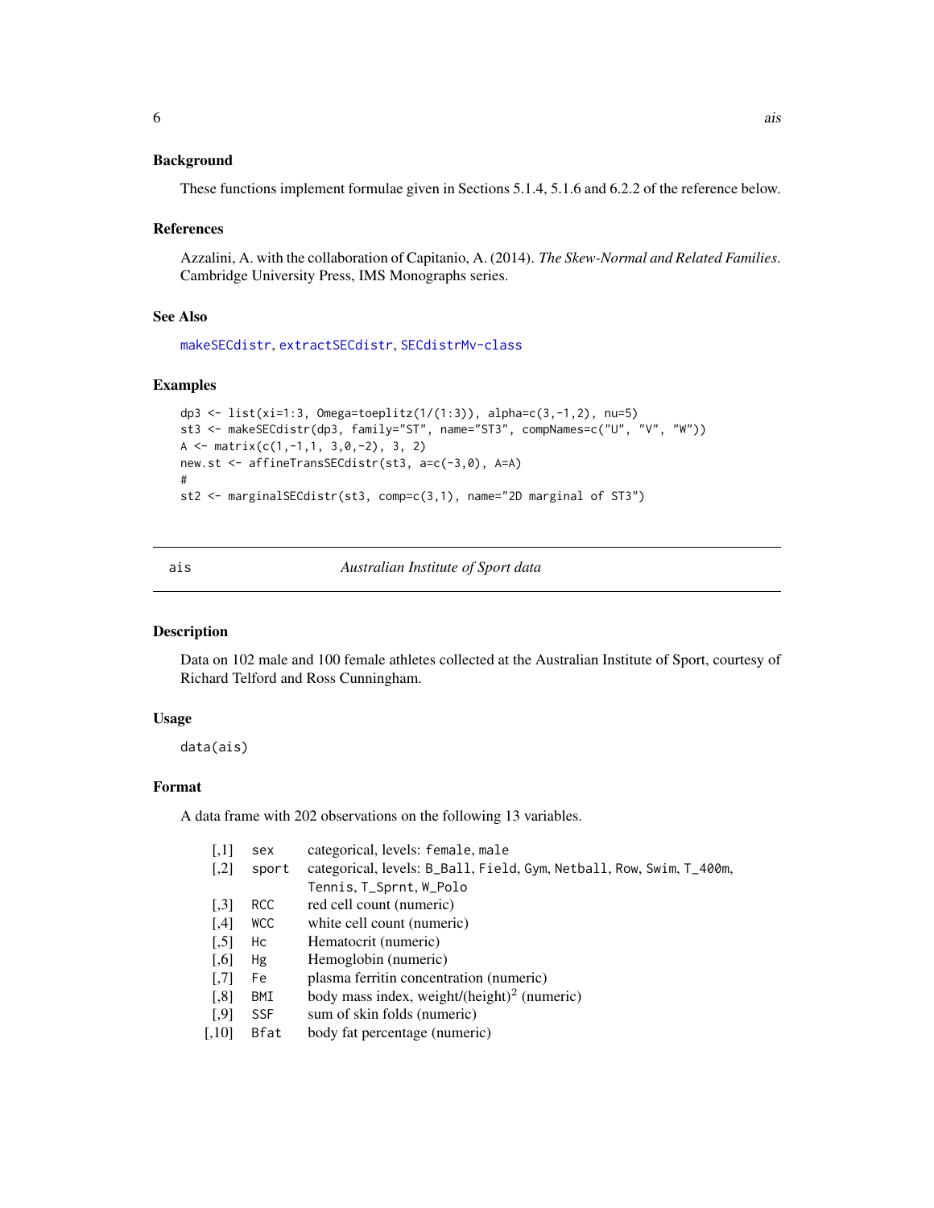### Background

These functions implement formulae given in Sections 5.1.4, 5.1.6 and 6.2.2 of the reference below.

### References

Azzalini, A. with the collaboration of Capitanio, A. (2014). *The Skew-Normal and Related Families*. Cambridge University Press, IMS Monographs series.

### See Also

makeSECdistr, extractSECdistr, SECdistrMv-class

### Examples

```
dp3 <- list(xi=1:3, Omega=toeplitz(1/(1:3)), alpha=c(3,-1,2), nu=5)
st3 <- makeSECdistr(dp3, family="ST", name="ST3", compNames=c("U", "V", "W"))
A <- matrix(c(1,-1,1, 3,0,-2), 3, 2)
new.st <- affineTransSECdistr(st3, a=c(-3,0), A=A)
#
st2 <- marginalSECdistr(st3, comp=c(3,1), name="2D marginal of ST3")
```

---

## ais — *Australian Institute of Sport data*

### Description

Data on 102 male and 100 female athletes collected at the Australian Institute of Sport, courtesy of Richard Telford and Ross Cunningham.

### Usage

```
data(ais)
```

### Format

A data frame with 202 observations on the following 13 variables.

| | | |
|---|---|---|
| [,1] | sex | categorical, levels: female, male |
| [,2] | sport | categorical, levels: B_Ball, Field, Gym, Netball, Row, Swim, T_400m, Tennis, T_Sprnt, W_Polo |
| [,3] | RCC | red cell count (numeric) |
| [,4] | WCC | white cell count (numeric) |
| [,5] | Hc | Hematocrit (numeric) |
| [,6] | Hg | Hemoglobin (numeric) |
| [,7] | Fe | plasma ferritin concentration (numeric) |
| [,8] | BMI | body mass index, weight/(height)$^2$ (numeric) |
| [,9] | SSF | sum of skin folds (numeric) |
| [,10] | Bfat | body fat percentage (numeric) |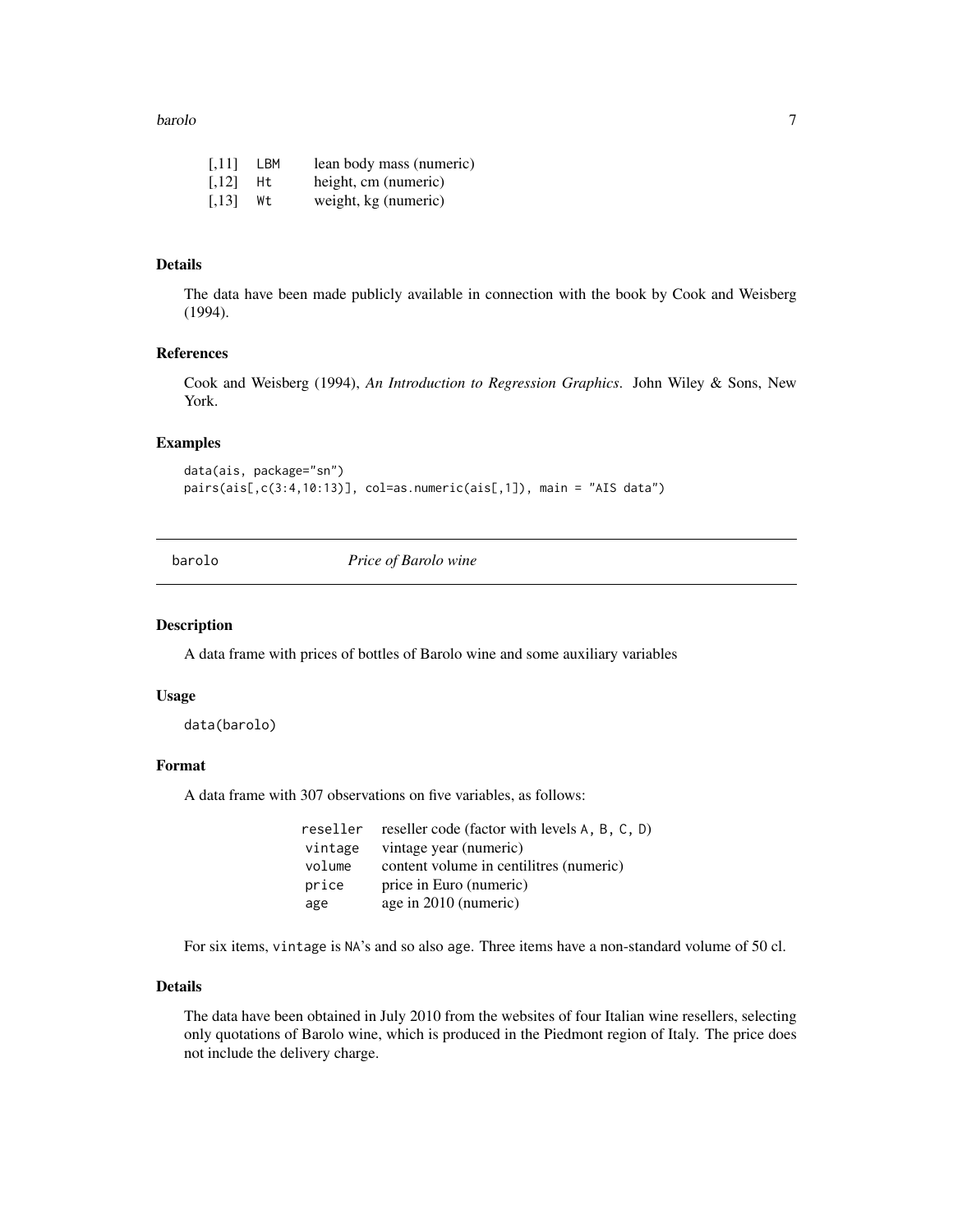| | | |
|---|---|---|
| [,11] | LBM | lean body mass (numeric) |
| [,12] | Ht | height, cm (numeric) |
| [,13] | Wt | weight, kg (numeric) |

## Details

The data have been made publicly available in connection with the book by Cook and Weisberg (1994).

## References

Cook and Weisberg (1994), *An Introduction to Regression Graphics*. John Wiley & Sons, New York.

## Examples

```
data(ais, package="sn")
pairs(ais[,c(3:4,10:13)], col=as.numeric(ais[,1]), main = "AIS data")
```

---

# barolo — *Price of Barolo wine*

---

## Description

A data frame with prices of bottles of Barolo wine and some auxiliary variables

## Usage

```
data(barolo)
```

## Format

A data frame with 307 observations on five variables, as follows:

| | |
|---|---|
| reseller | reseller code (factor with levels A, B, C, D) |
| vintage | vintage year (numeric) |
| volume | content volume in centilitres (numeric) |
| price | price in Euro (numeric) |
| age | age in 2010 (numeric) |

For six items, vintage is NA's and so also age. Three items have a non-standard volume of 50 cl.

## Details

The data have been obtained in July 2010 from the websites of four Italian wine resellers, selecting only quotations of Barolo wine, which is produced in the Piedmont region of Italy. The price does not include the delivery charge.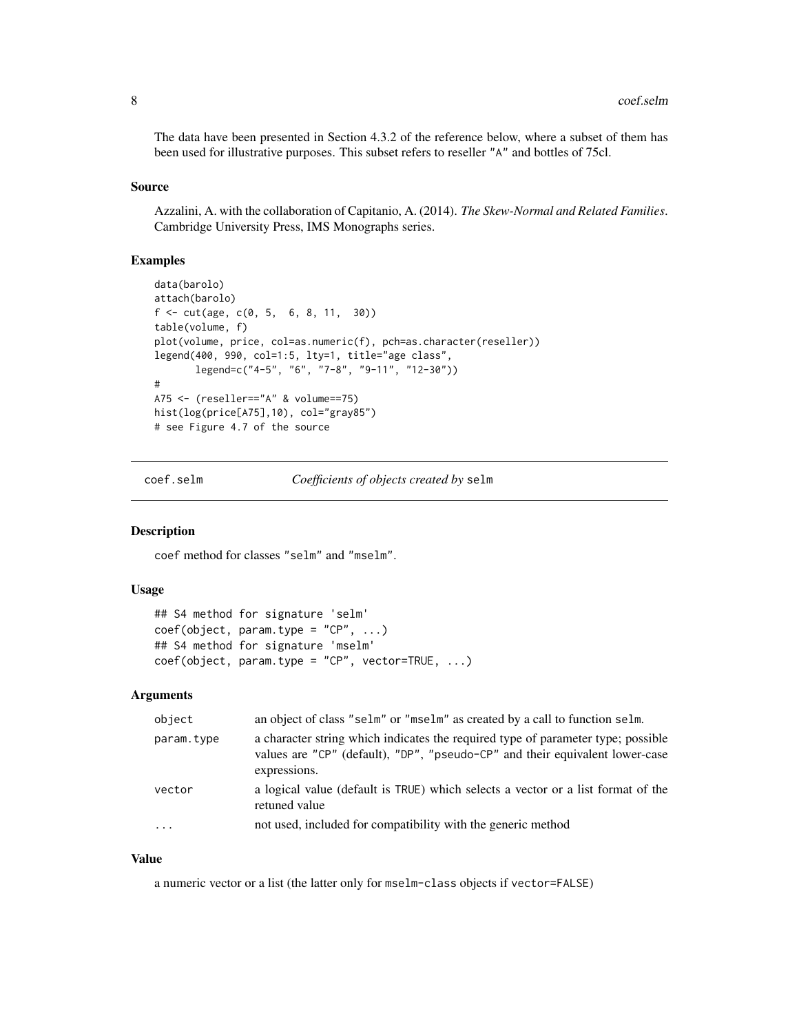The data have been presented in Section 4.3.2 of the reference below, where a subset of them has been used for illustrative purposes. This subset refers to reseller "A" and bottles of 75cl.

### Source

Azzalini, A. with the collaboration of Capitanio, A. (2014). *The Skew-Normal and Related Families*. Cambridge University Press, IMS Monographs series.

### Examples

```
data(barolo)
attach(barolo)
f <- cut(age, c(0, 5,  6, 8, 11,  30))
table(volume, f)
plot(volume, price, col=as.numeric(f), pch=as.character(reseller))
legend(400, 990, col=1:5, lty=1, title="age class",
       legend=c("4-5", "6", "7-8", "9-11", "12-30"))
#
A75 <- (reseller=="A" & volume==75)
hist(log(price[A75],10), col="gray85")
# see Figure 4.7 of the source
```

---

## coef.selm — *Coefficients of objects created by* selm

### Description

coef method for classes "selm" and "mselm".

### Usage

```
## S4 method for signature 'selm'
coef(object, param.type = "CP", ...)
## S4 method for signature 'mselm'
coef(object, param.type = "CP", vector=TRUE, ...)
```

### Arguments

| | |
|---|---|
| object | an object of class "selm" or "mselm" as created by a call to function selm. |
| param.type | a character string which indicates the required type of parameter type; possible values are "CP" (default), "DP", "pseudo-CP" and their equivalent lower-case expressions. |
| vector | a logical value (default is TRUE) which selects a vector or a list format of the retuned value |
| ... | not used, included for compatibility with the generic method |

### Value

a numeric vector or a list (the latter only for mselm-class objects if vector=FALSE)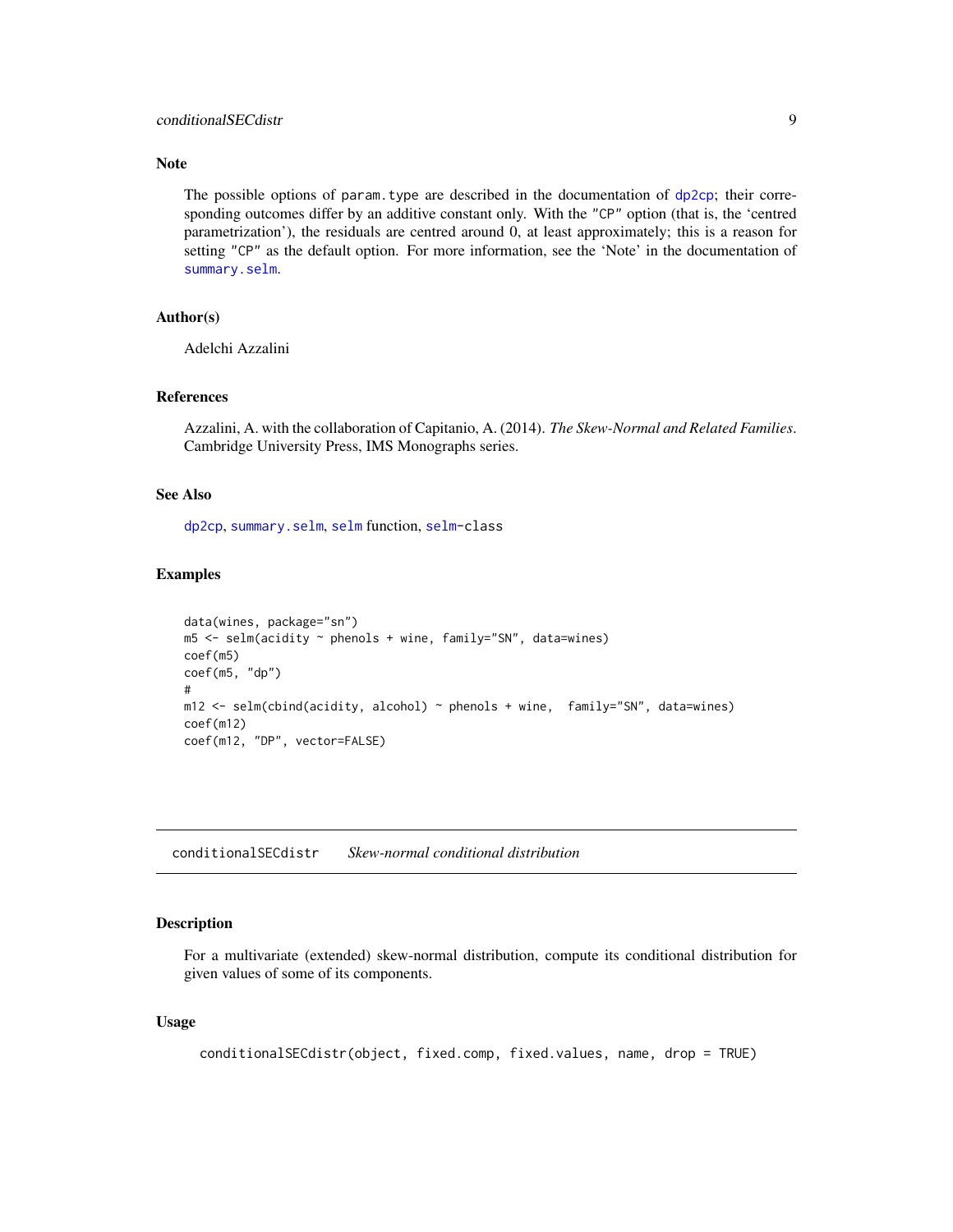### Note

The possible options of `param.type` are described in the documentation of `dp2cp`; their corresponding outcomes differ by an additive constant only. With the `"CP"` option (that is, the 'centred parametrization'), the residuals are centred around 0, at least approximately; this is a reason for setting `"CP"` as the default option. For more information, see the 'Note' in the documentation of `summary.selm`.

### Author(s)

Adelchi Azzalini

### References

Azzalini, A. with the collaboration of Capitanio, A. (2014). *The Skew-Normal and Related Families*. Cambridge University Press, IMS Monographs series.

### See Also

`dp2cp`, `summary.selm`, `selm` function, `selm-class`

### Examples

```
data(wines, package="sn")
m5 <- selm(acidity ~ phenols + wine, family="SN", data=wines)
coef(m5)
coef(m5, "dp")
#
m12 <- selm(cbind(acidity, alcohol) ~ phenols + wine,  family="SN", data=wines)
coef(m12)
coef(m12, "DP", vector=FALSE)
```

---

## conditionalSECdistr &nbsp;&nbsp; *Skew-normal conditional distribution*

### Description

For a multivariate (extended) skew-normal distribution, compute its conditional distribution for given values of some of its components.

### Usage

```
conditionalSECdistr(object, fixed.comp, fixed.values, name, drop = TRUE)
```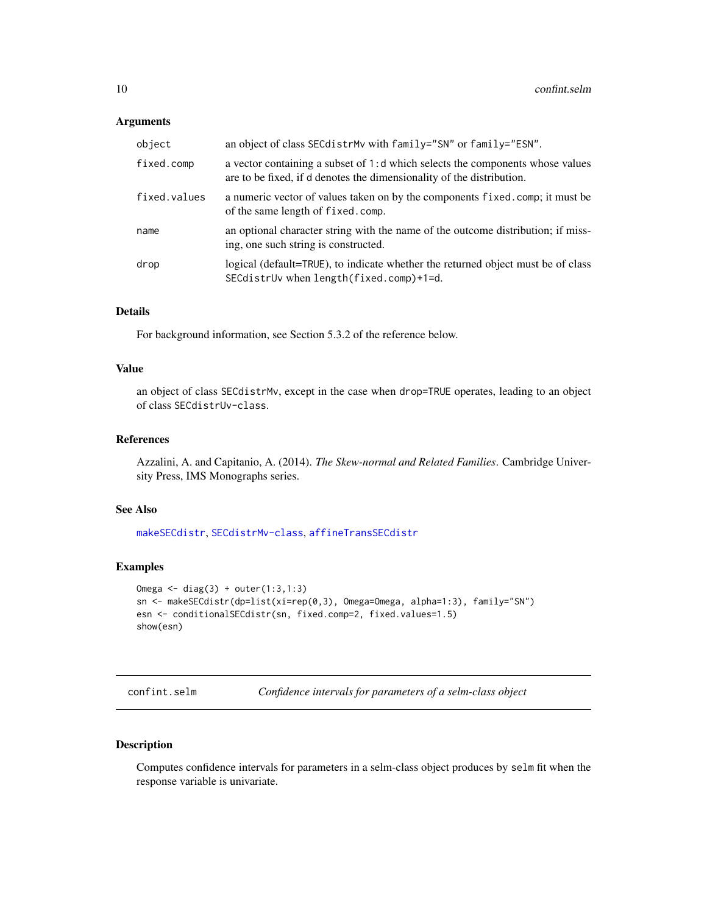### Arguments

| | |
|---|---|
| `object` | an object of class `SECdistrMv` with `family="SN"` or `family="ESN"`. |
| `fixed.comp` | a vector containing a subset of `1:d` which selects the components whose values are to be fixed, if `d` denotes the dimensionality of the distribution. |
| `fixed.values` | a numeric vector of values taken on by the components `fixed.comp`; it must be of the same length of `fixed.comp`. |
| `name` | an optional character string with the name of the outcome distribution; if missing, one such string is constructed. |
| `drop` | logical (default=`TRUE`), to indicate whether the returned object must be of class `SECdistrUv` when `length(fixed.comp)+1=d`. |

### Details

For background information, see Section 5.3.2 of the reference below.

### Value

an object of class `SECdistrMv`, except in the case when `drop=TRUE` operates, leading to an object of class `SECdistrUv-class`.

### References

Azzalini, A. and Capitanio, A. (2014). *The Skew-normal and Related Families*. Cambridge University Press, IMS Monographs series.

### See Also

`makeSECdistr`, `SECdistrMv-class`, `affineTransSECdistr`

### Examples

```
Omega <- diag(3) + outer(1:3,1:3)
sn <- makeSECdistr(dp=list(xi=rep(0,3), Omega=Omega, alpha=1:3), family="SN")
esn <- conditionalSECdistr(sn, fixed.comp=2, fixed.values=1.5)
show(esn)
```

---

## confint.selm — *Confidence intervals for parameters of a selm-class object*

### Description

Computes confidence intervals for parameters in a selm-class object produces by `selm` fit when the response variable is univariate.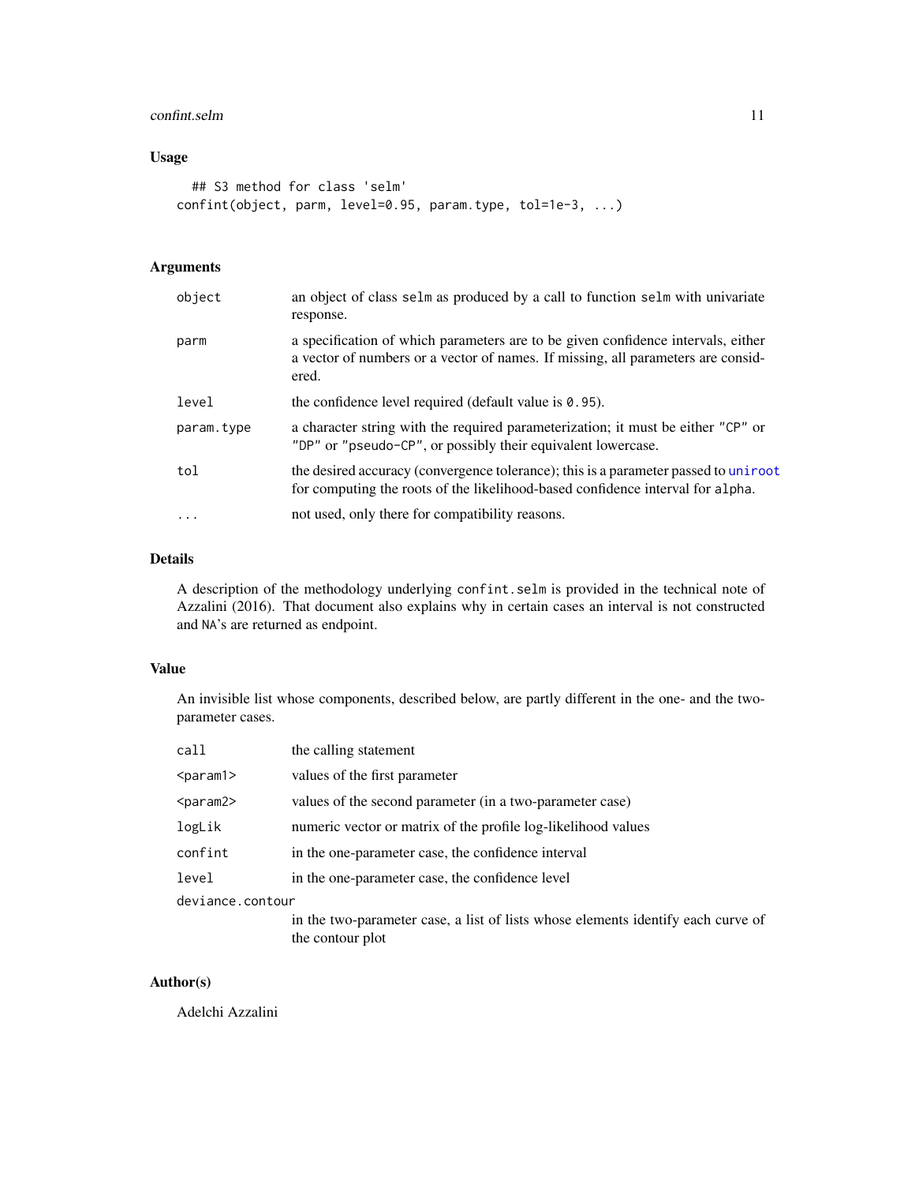## Usage

```
## S3 method for class 'selm'
confint(object, parm, level=0.95, param.type, tol=1e-3, ...)
```

## Arguments

| | |
|---|---|
| `object` | an object of class `selm` as produced by a call to function `selm` with univariate response. |
| `parm` | a specification of which parameters are to be given confidence intervals, either a vector of numbers or a vector of names. If missing, all parameters are considered. |
| `level` | the confidence level required (default value is `0.95`). |
| `param.type` | a character string with the required parameterization; it must be either `"CP"` or `"DP"` or `"pseudo-CP"`, or possibly their equivalent lowercase. |
| `tol` | the desired accuracy (convergence tolerance); this is a parameter passed to `uniroot` for computing the roots of the likelihood-based confidence interval for `alpha`. |
| `...` | not used, only there for compatibility reasons. |

## Details

A description of the methodology underlying `confint.selm` is provided in the technical note of Azzalini (2016). That document also explains why in certain cases an interval is not constructed and `NA`'s are returned as endpoint.

## Value

An invisible list whose components, described below, are partly different in the one- and the two-parameter cases.

| | |
|---|---|
| `call` | the calling statement |
| `<param1>` | values of the first parameter |
| `<param2>` | values of the second parameter (in a two-parameter case) |
| `logLik` | numeric vector or matrix of the profile log-likelihood values |
| `confint` | in the one-parameter case, the confidence interval |
| `level` | in the one-parameter case, the confidence level |
| `deviance.contour` | in the two-parameter case, a list of lists whose elements identify each curve of the contour plot |

## Author(s)

Adelchi Azzalini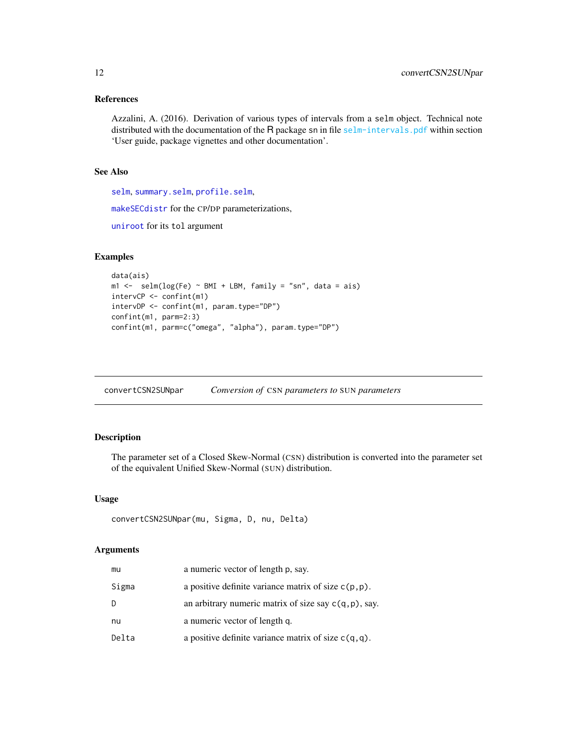### References

Azzalini, A. (2016). Derivation of various types of intervals from a `selm` object. Technical note distributed with the documentation of the R package `sn` in file `selm-intervals.pdf` within section 'User guide, package vignettes and other documentation'.

### See Also

`selm`, `summary.selm`, `profile.selm`,

`makeSECdistr` for the CP/DP parameterizations,

`uniroot` for its `tol` argument

### Examples

```
data(ais)
m1 <-  selm(log(Fe) ~ BMI + LBM, family = "sn", data = ais)
intervCP <- confint(m1)
intervDP <- confint(m1, param.type="DP")
confint(m1, parm=2:3)
confint(m1, parm=c("omega", "alpha"), param.type="DP")
```

---

## convertCSN2SUNpar — *Conversion of* CSN *parameters to* SUN *parameters*

---

### Description

The parameter set of a Closed Skew-Normal (CSN) distribution is converted into the parameter set of the equivalent Unified Skew-Normal (SUN) distribution.

### Usage

```
convertCSN2SUNpar(mu, Sigma, D, nu, Delta)
```

### Arguments

| | |
|---|---|
| `mu` | a numeric vector of length `p`, say. |
| `Sigma` | a positive definite variance matrix of size `c(p,p)`. |
| `D` | an arbitrary numeric matrix of size say `c(q,p)`, say. |
| `nu` | a numeric vector of length `q`. |
| `Delta` | a positive definite variance matrix of size `c(q,q)`. |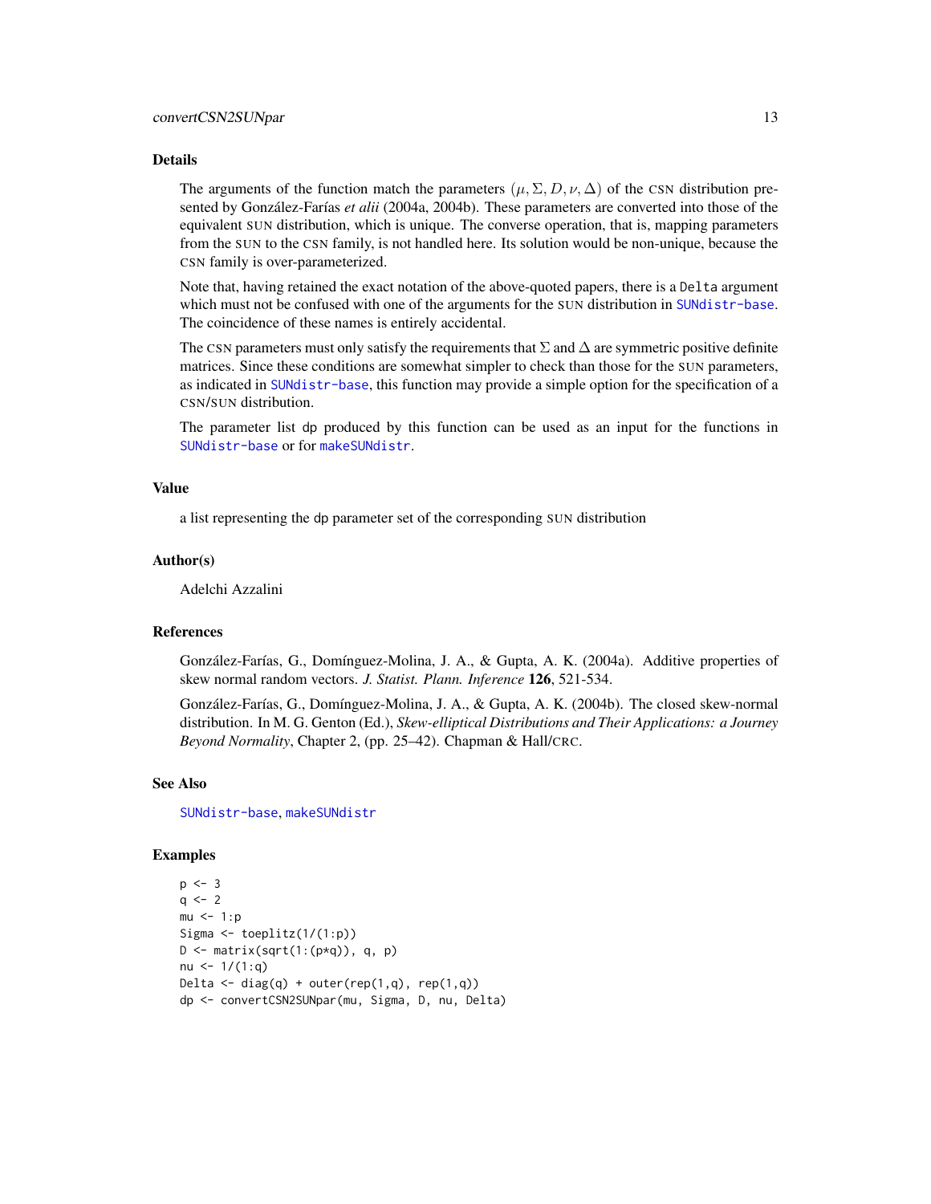### Details

The arguments of the function match the parameters $(\mu, \Sigma, D, \nu, \Delta)$ of the CSN distribution presented by González-Farías *et alii* (2004a, 2004b). These parameters are converted into those of the equivalent SUN distribution, which is unique. The converse operation, that is, mapping parameters from the SUN to the CSN family, is not handled here. Its solution would be non-unique, because the CSN family is over-parameterized.

Note that, having retained the exact notation of the above-quoted papers, there is a `Delta` argument which must not be confused with one of the arguments for the SUN distribution in `SUNdistr-base`. The coincidence of these names is entirely accidental.

The CSN parameters must only satisfy the requirements that $\Sigma$ and $\Delta$ are symmetric positive definite matrices. Since these conditions are somewhat simpler to check than those for the SUN parameters, as indicated in `SUNdistr-base`, this function may provide a simple option for the specification of a CSN/SUN distribution.

The parameter list `dp` produced by this function can be used as an input for the functions in `SUNdistr-base` or for `makeSUNdistr`.

### Value

a list representing the `dp` parameter set of the corresponding SUN distribution

### Author(s)

Adelchi Azzalini

### References

González-Farías, G., Domínguez-Molina, J. A., & Gupta, A. K. (2004a). Additive properties of skew normal random vectors. *J. Statist. Plann. Inference* **126**, 521-534.

González-Farías, G., Domínguez-Molina, J. A., & Gupta, A. K. (2004b). The closed skew-normal distribution. In M. G. Genton (Ed.), *Skew-elliptical Distributions and Their Applications: a Journey Beyond Normality*, Chapter 2, (pp. 25–42). Chapman & Hall/CRC.

### See Also

`SUNdistr-base`, `makeSUNdistr`

### Examples

```
p <- 3
q <- 2
mu <- 1:p
Sigma <- toeplitz(1/(1:p))
D <- matrix(sqrt(1:(p*q)), q, p)
nu <- 1/(1:q)
Delta <- diag(q) + outer(rep(1,q), rep(1,q))
dp <- convertCSN2SUNpar(mu, Sigma, D, nu, Delta)
```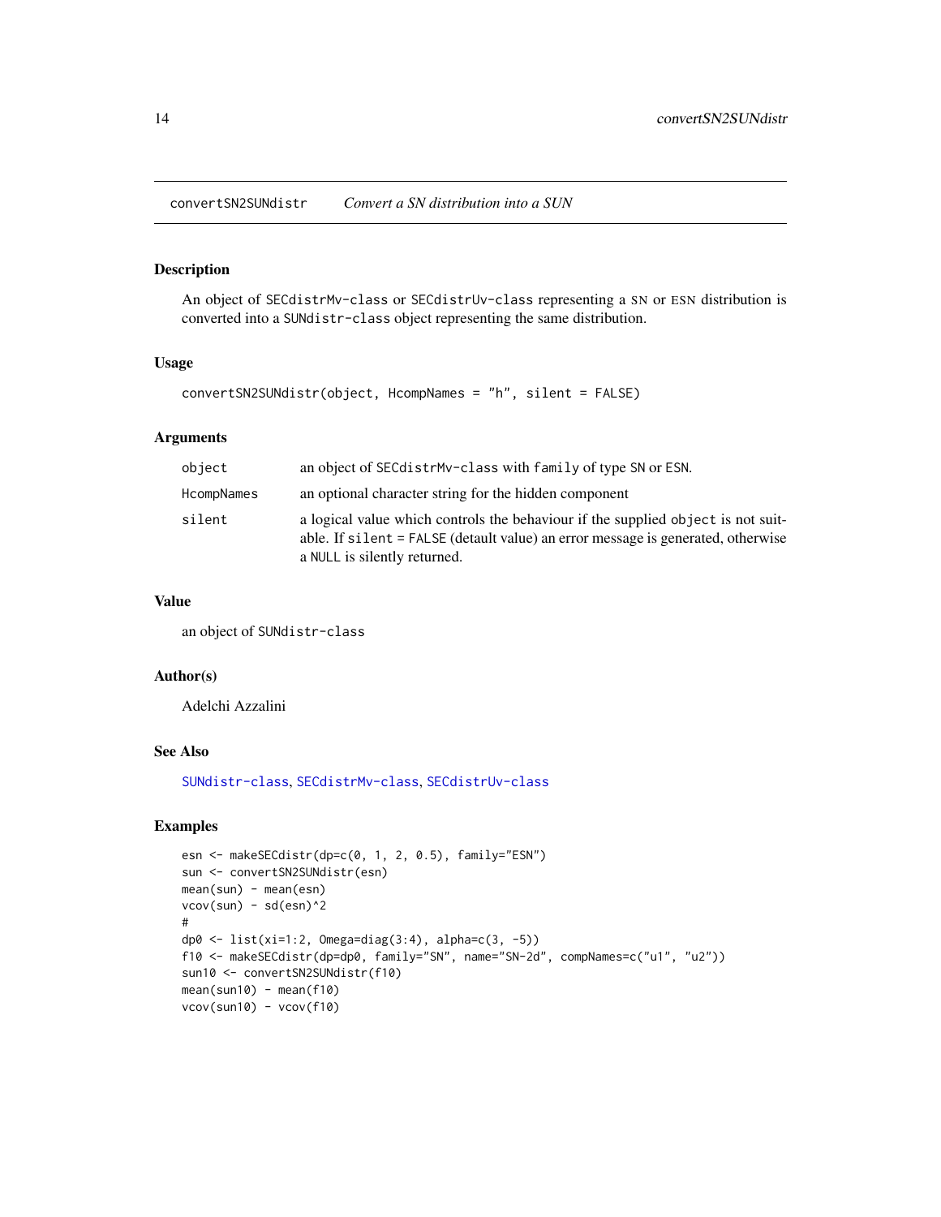# convertSN2SUNdistr *Convert a SN distribution into a SUN*

## Description

An object of `SECdistrMv-class` or `SECdistrUv-class` representing a SN or ESN distribution is converted into a `SUNdistr-class` object representing the same distribution.

## Usage

```
convertSN2SUNdistr(object, HcompNames = "h", silent = FALSE)
```

## Arguments

| | |
|---|---|
| `object` | an object of `SECdistrMv-class` with `family` of type `SN` or `ESN`. |
| `HcompNames` | an optional character string for the hidden component |
| `silent` | a logical value which controls the behaviour if the supplied `object` is not suitable. If `silent = FALSE` (detault value) an error message is generated, otherwise a `NULL` is silently returned. |

## Value

an object of `SUNdistr-class`

## Author(s)

Adelchi Azzalini

## See Also

`SUNdistr-class`, `SECdistrMv-class`, `SECdistrUv-class`

## Examples

```
esn <- makeSECdistr(dp=c(0, 1, 2, 0.5), family="ESN")
sun <- convertSN2SUNdistr(esn)
mean(sun) - mean(esn)
vcov(sun) - sd(esn)^2
#
dp0 <- list(xi=1:2, Omega=diag(3:4), alpha=c(3, -5))
f10 <- makeSECdistr(dp=dp0, family="SN", name="SN-2d", compNames=c("u1", "u2"))
sun10 <- convertSN2SUNdistr(f10)
mean(sun10) - mean(f10)
vcov(sun10) - vcov(f10)
```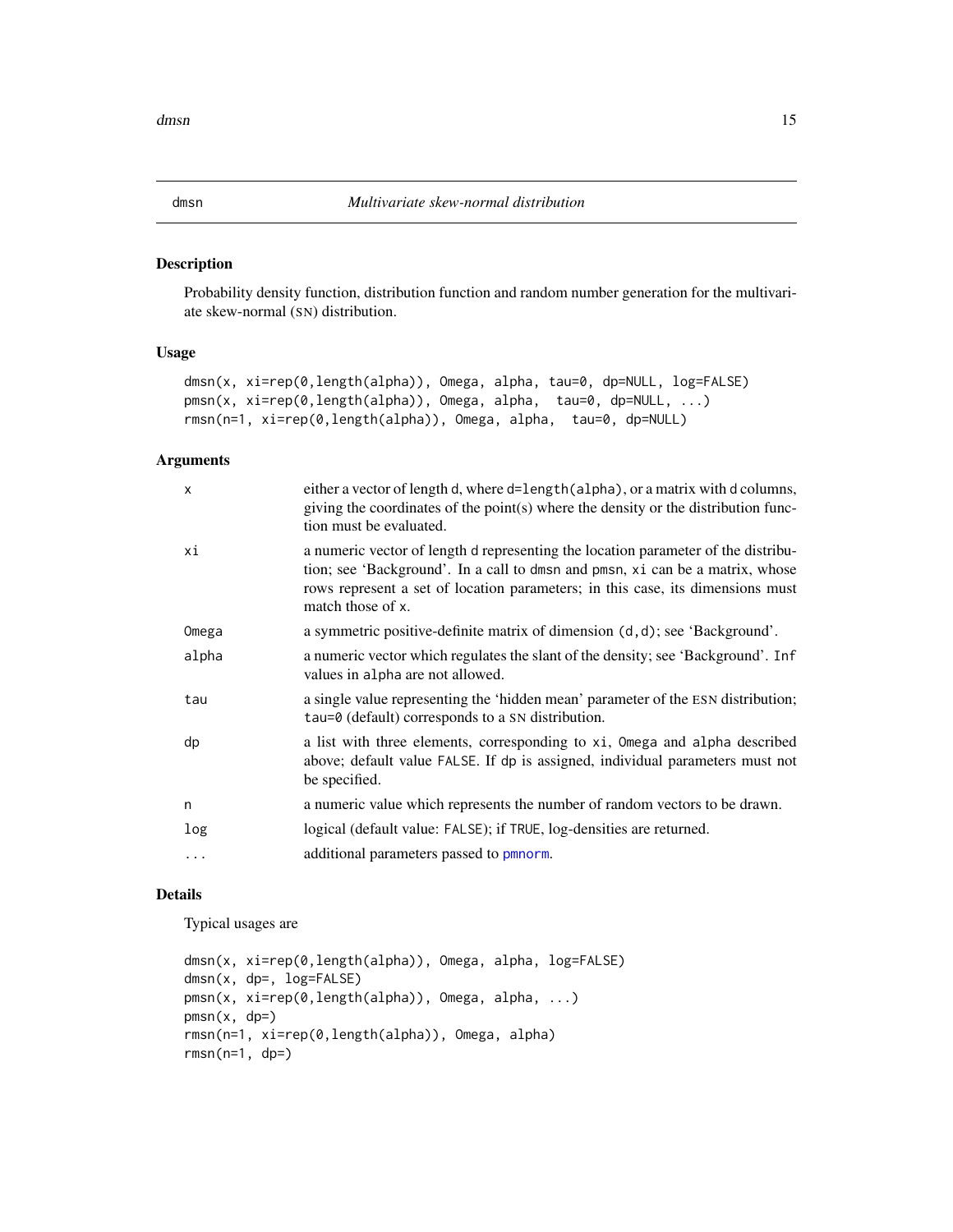## dmsn — *Multivariate skew-normal distribution*

### Description

Probability density function, distribution function and random number generation for the multivariate skew-normal (SN) distribution.

### Usage

```
dmsn(x, xi=rep(0,length(alpha)), Omega, alpha, tau=0, dp=NULL, log=FALSE)
pmsn(x, xi=rep(0,length(alpha)), Omega, alpha,  tau=0, dp=NULL, ...)
rmsn(n=1, xi=rep(0,length(alpha)), Omega, alpha,  tau=0, dp=NULL)
```

### Arguments

| | |
|---|---|
| `x` | either a vector of length `d`, where `d=length(alpha)`, or a matrix with `d` columns, giving the coordinates of the point(s) where the density or the distribution function must be evaluated. |
| `xi` | a numeric vector of length `d` representing the location parameter of the distribution; see 'Background'. In a call to `dmsn` and `pmsn`, `xi` can be a matrix, whose rows represent a set of location parameters; in this case, its dimensions must match those of `x`. |
| `Omega` | a symmetric positive-definite matrix of dimension `(d,d)`; see 'Background'. |
| `alpha` | a numeric vector which regulates the slant of the density; see 'Background'. `Inf` values in `alpha` are not allowed. |
| `tau` | a single value representing the 'hidden mean' parameter of the ESN distribution; `tau=0` (default) corresponds to a SN distribution. |
| `dp` | a list with three elements, corresponding to `xi`, `Omega` and `alpha` described above; default value `FALSE`. If `dp` is assigned, individual parameters must not be specified. |
| `n` | a numeric value which represents the number of random vectors to be drawn. |
| `log` | logical (default value: `FALSE`); if `TRUE`, log-densities are returned. |
| `...` | additional parameters passed to `pmnorm`. |

### Details

Typical usages are

```
dmsn(x, xi=rep(0,length(alpha)), Omega, alpha, log=FALSE)
dmsn(x, dp=, log=FALSE)
pmsn(x, xi=rep(0,length(alpha)), Omega, alpha, ...)
pmsn(x, dp=)
rmsn(n=1, xi=rep(0,length(alpha)), Omega, alpha)
rmsn(n=1, dp=)
```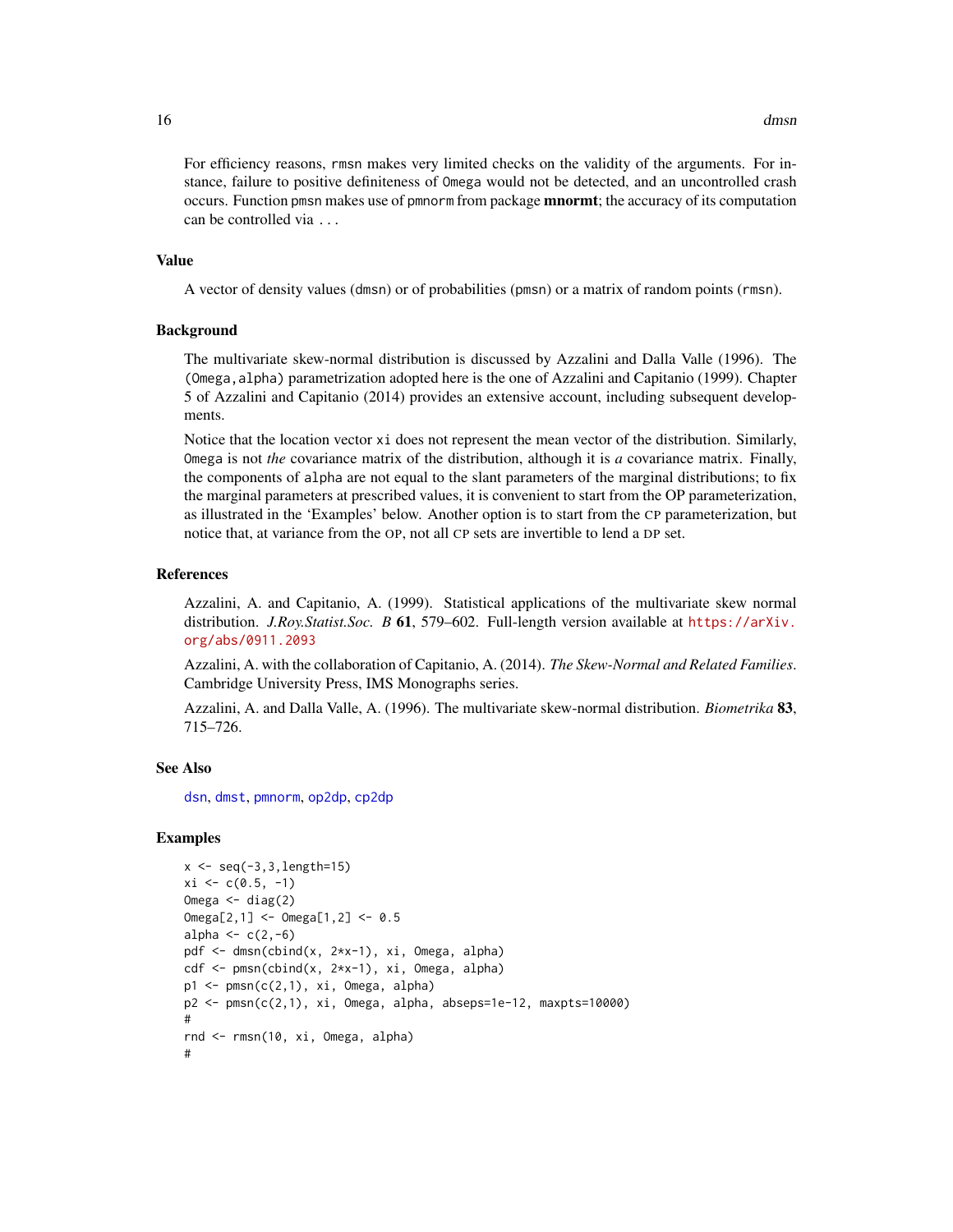For efficiency reasons, `rmsn` makes very limited checks on the validity of the arguments. For instance, failure to positive definiteness of `Omega` would not be detected, and an uncontrolled crash occurs. Function `pmsn` makes use of `pmnorm` from package **mnormt**; the accuracy of its computation can be controlled via `...`

## Value

A vector of density values (`dmsn`) or of probabilities (`pmsn`) or a matrix of random points (`rmsn`).

## Background

The multivariate skew-normal distribution is discussed by Azzalini and Dalla Valle (1996). The `(Omega,alpha)` parametrization adopted here is the one of Azzalini and Capitanio (1999). Chapter 5 of Azzalini and Capitanio (2014) provides an extensive account, including subsequent developments.

Notice that the location vector `xi` does not represent the mean vector of the distribution. Similarly, `Omega` is not *the* covariance matrix of the distribution, although it is *a* covariance matrix. Finally, the components of `alpha` are not equal to the slant parameters of the marginal distributions; to fix the marginal parameters at prescribed values, it is convenient to start from the OP parameterization, as illustrated in the 'Examples' below. Another option is to start from the CP parameterization, but notice that, at variance from the OP, not all CP sets are invertible to lend a DP set.

## References

Azzalini, A. and Capitanio, A. (1999). Statistical applications of the multivariate skew normal distribution. *J.Roy.Statist.Soc. B* **61**, 579–602. Full-length version available at https://arXiv.org/abs/0911.2093

Azzalini, A. with the collaboration of Capitanio, A. (2014). *The Skew-Normal and Related Families*. Cambridge University Press, IMS Monographs series.

Azzalini, A. and Dalla Valle, A. (1996). The multivariate skew-normal distribution. *Biometrika* **83**, 715–726.

## See Also

dsn, dmst, pmnorm, op2dp, cp2dp

## Examples

```
x <- seq(-3,3,length=15)
xi <- c(0.5, -1)
Omega <- diag(2)
Omega[2,1] <- Omega[1,2] <- 0.5
alpha <- c(2,-6)
pdf <- dmsn(cbind(x, 2*x-1), xi, Omega, alpha)
cdf <- pmsn(cbind(x, 2*x-1), xi, Omega, alpha)
p1 <- pmsn(c(2,1), xi, Omega, alpha)
p2 <- pmsn(c(2,1), xi, Omega, alpha, abseps=1e-12, maxpts=10000)
#
rnd <- rmsn(10, xi, Omega, alpha)
#
```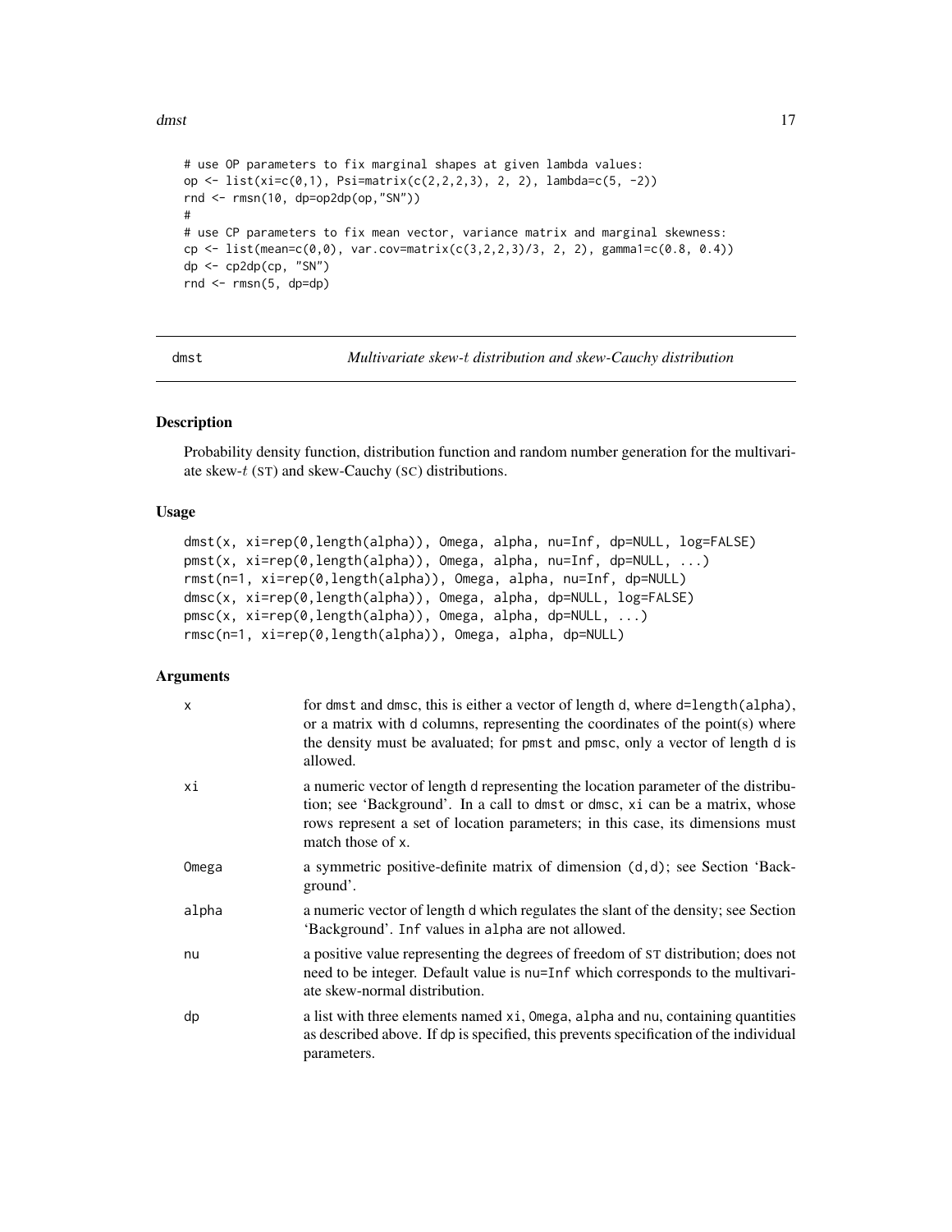```
# use OP parameters to fix marginal shapes at given lambda values:
op <- list(xi=c(0,1), Psi=matrix(c(2,2,2,3), 2, 2), lambda=c(5, -2))
rnd <- rmsn(10, dp=op2dp(op,"SN"))
#
# use CP parameters to fix mean vector, variance matrix and marginal skewness:
cp <- list(mean=c(0,0), var.cov=matrix(c(3,2,2,3)/3, 2, 2), gamma1=c(0.8, 0.4))
dp <- cp2dp(cp, "SN")
rnd <- rmsn(5, dp=dp)
```

---

## dmst — *Multivariate skew-$t$ distribution and skew-Cauchy distribution*

### Description

Probability density function, distribution function and random number generation for the multivariate skew-$t$ (ST) and skew-Cauchy (SC) distributions.

### Usage

```
dmst(x, xi=rep(0,length(alpha)), Omega, alpha, nu=Inf, dp=NULL, log=FALSE)
pmst(x, xi=rep(0,length(alpha)), Omega, alpha, nu=Inf, dp=NULL, ...)
rmst(n=1, xi=rep(0,length(alpha)), Omega, alpha, nu=Inf, dp=NULL)
dmsc(x, xi=rep(0,length(alpha)), Omega, alpha, dp=NULL, log=FALSE)
pmsc(x, xi=rep(0,length(alpha)), Omega, alpha, dp=NULL, ...)
rmsc(n=1, xi=rep(0,length(alpha)), Omega, alpha, dp=NULL)
```

### Arguments

| | |
|---|---|
| x | for dmst and dmsc, this is either a vector of length d, where d=length(alpha), or a matrix with d columns, representing the coordinates of the point(s) where the density must be avaluated; for pmst and pmsc, only a vector of length d is allowed. |
| xi | a numeric vector of length d representing the location parameter of the distribution; see 'Background'. In a call to dmst or dmsc, xi can be a matrix, whose rows represent a set of location parameters; in this case, its dimensions must match those of x. |
| Omega | a symmetric positive-definite matrix of dimension (d,d); see Section 'Background'. |
| alpha | a numeric vector of length d which regulates the slant of the density; see Section 'Background'. Inf values in alpha are not allowed. |
| nu | a positive value representing the degrees of freedom of ST distribution; does not need to be integer. Default value is nu=Inf which corresponds to the multivariate skew-normal distribution. |
| dp | a list with three elements named xi, Omega, alpha and nu, containing quantities as described above. If dp is specified, this prevents specification of the individual parameters. |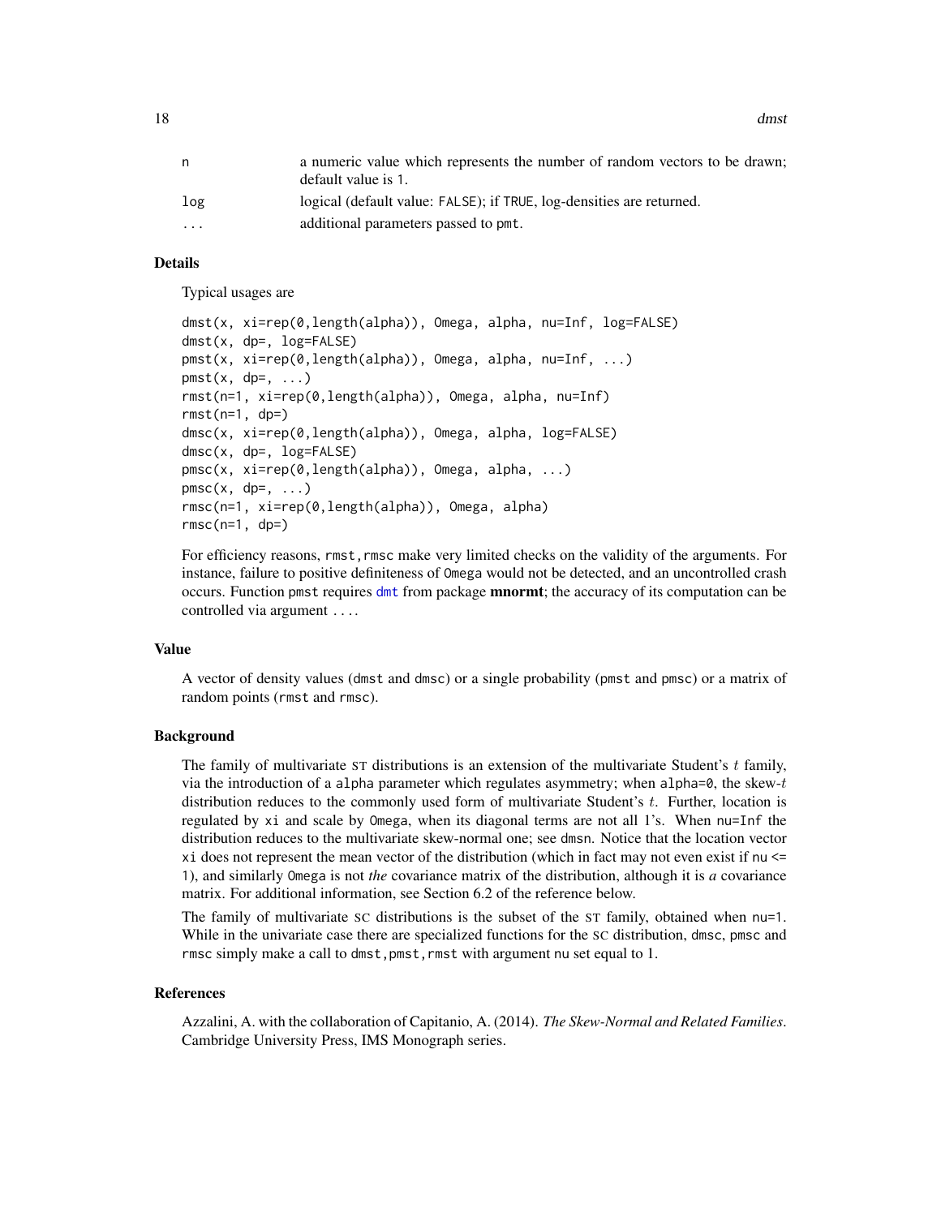| | |
|---|---|
| n | a numeric value which represents the number of random vectors to be drawn; default value is 1. |
| log | logical (default value: FALSE); if TRUE, log-densities are returned. |
| ... | additional parameters passed to pmt. |

### Details

Typical usages are

```
dmst(x, xi=rep(0,length(alpha)), Omega, alpha, nu=Inf, log=FALSE)
dmst(x, dp=, log=FALSE)
pmst(x, xi=rep(0,length(alpha)), Omega, alpha, nu=Inf, ...)
pmst(x, dp=, ...)
rmst(n=1, xi=rep(0,length(alpha)), Omega, alpha, nu=Inf)
rmst(n=1, dp=)
dmsc(x, xi=rep(0,length(alpha)), Omega, alpha, log=FALSE)
dmsc(x, dp=, log=FALSE)
pmsc(x, xi=rep(0,length(alpha)), Omega, alpha, ...)
pmsc(x, dp=, ...)
rmsc(n=1, xi=rep(0,length(alpha)), Omega, alpha)
rmsc(n=1, dp=)
```

For efficiency reasons, rmst,rmsc make very limited checks on the validity of the arguments. For instance, failure to positive definiteness of Omega would not be detected, and an uncontrolled crash occurs. Function pmst requires dmt from package **mnormt**; the accuracy of its computation can be controlled via argument ....

### Value

A vector of density values (dmst and dmsc) or a single probability (pmst and pmsc) or a matrix of random points (rmst and rmsc).

### Background

The family of multivariate ST distributions is an extension of the multivariate Student's $t$ family, via the introduction of a alpha parameter which regulates asymmetry; when alpha=0, the skew-$t$ distribution reduces to the commonly used form of multivariate Student's $t$. Further, location is regulated by xi and scale by Omega, when its diagonal terms are not all 1's. When nu=Inf the distribution reduces to the multivariate skew-normal one; see dmsn. Notice that the location vector xi does not represent the mean vector of the distribution (which in fact may not even exist if nu <= 1), and similarly Omega is not *the* covariance matrix of the distribution, although it is *a* covariance matrix. For additional information, see Section 6.2 of the reference below.

The family of multivariate SC distributions is the subset of the ST family, obtained when nu=1. While in the univariate case there are specialized functions for the SC distribution, dmsc, pmsc and rmsc simply make a call to dmst,pmst,rmst with argument nu set equal to 1.

### References

Azzalini, A. with the collaboration of Capitanio, A. (2014). *The Skew-Normal and Related Families*. Cambridge University Press, IMS Monograph series.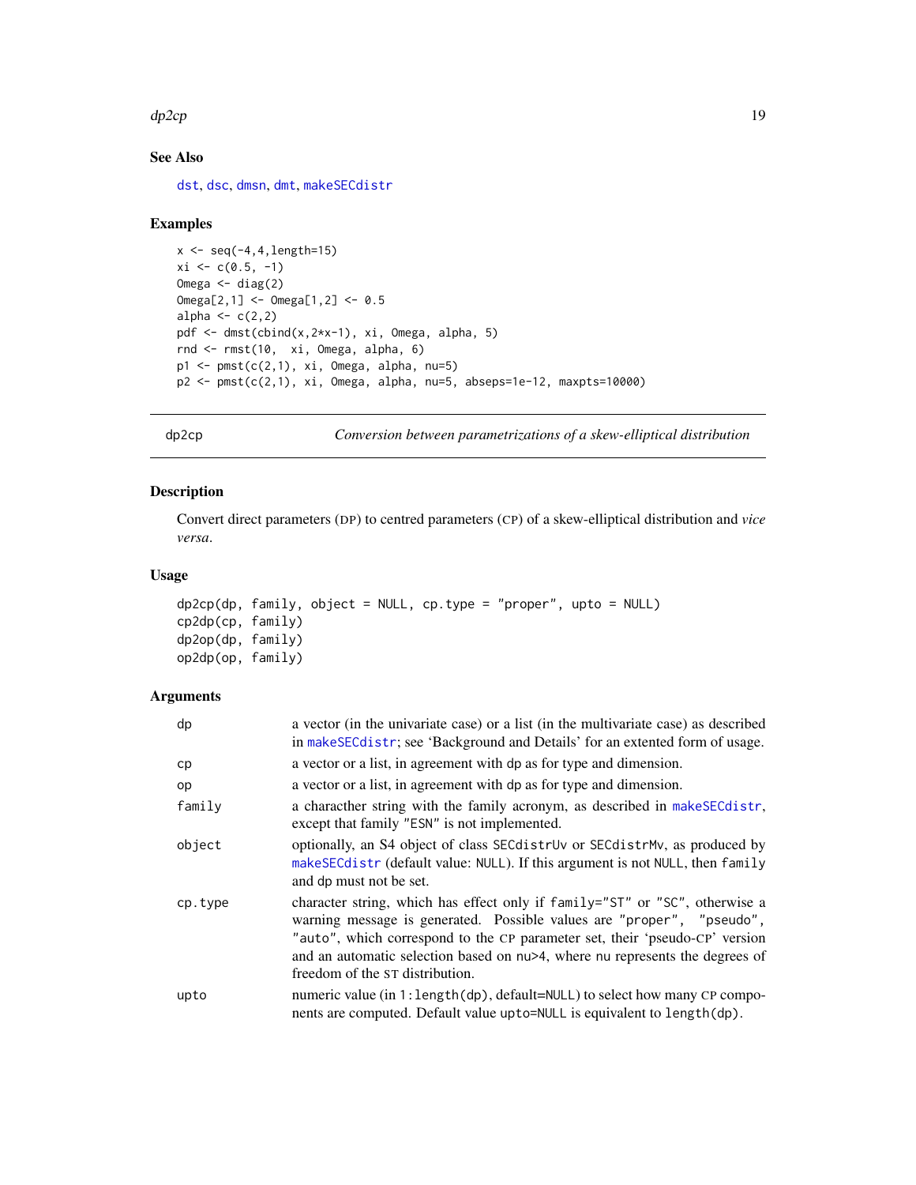## See Also

dst, dsc, dmsn, dmt, makeSECdistr

## Examples

```
x <- seq(-4,4,length=15)
xi <- c(0.5, -1)
Omega <- diag(2)
Omega[2,1] <- Omega[1,2] <- 0.5
alpha <- c(2,2)
pdf <- dmst(cbind(x,2*x-1), xi, Omega, alpha, 5)
rnd <- rmst(10,  xi, Omega, alpha, 6)
p1 <- pmst(c(2,1), xi, Omega, alpha, nu=5)
p2 <- pmst(c(2,1), xi, Omega, alpha, nu=5, abseps=1e-12, maxpts=10000)
```

---

# dp2cp — *Conversion between parametrizations of a skew-elliptical distribution*

## Description

Convert direct parameters (DP) to centred parameters (CP) of a skew-elliptical distribution and *vice versa*.

## Usage

```
dp2cp(dp, family, object = NULL, cp.type = "proper", upto = NULL)
cp2dp(cp, family)
dp2op(dp, family)
op2dp(op, family)
```

## Arguments

| | |
|---|---|
| dp | a vector (in the univariate case) or a list (in the multivariate case) as described in makeSECdistr; see 'Background and Details' for an extented form of usage. |
| cp | a vector or a list, in agreement with dp as for type and dimension. |
| op | a vector or a list, in agreement with dp as for type and dimension. |
| family | a characther string with the family acronym, as described in makeSECdistr, except that family "ESN" is not implemented. |
| object | optionally, an S4 object of class SECdistrUv or SECdistrMv, as produced by makeSECdistr (default value: NULL). If this argument is not NULL, then family and dp must not be set. |
| cp.type | character string, which has effect only if family="ST" or "SC", otherwise a warning message is generated. Possible values are "proper", "pseudo", "auto", which correspond to the CP parameter set, their 'pseudo-CP' version and an automatic selection based on nu>4, where nu represents the degrees of freedom of the ST distribution. |
| upto | numeric value (in 1:length(dp), default=NULL) to select how many CP components are computed. Default value upto=NULL is equivalent to length(dp). |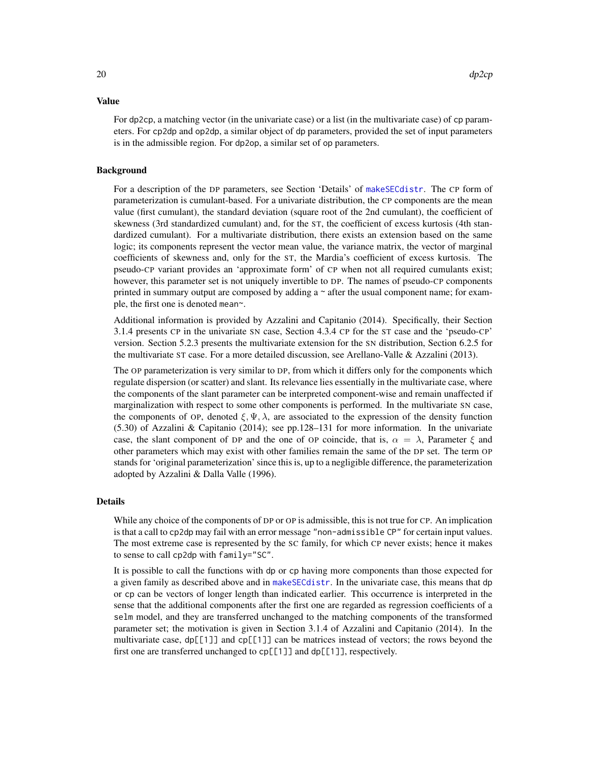## Value

For dp2cp, a matching vector (in the univariate case) or a list (in the multivariate case) of cp parameters. For cp2dp and op2dp, a similar object of dp parameters, provided the set of input parameters is in the admissible region. For dp2op, a similar set of op parameters.

## Background

For a description of the DP parameters, see Section 'Details' of makeSECdistr. The CP form of parameterization is cumulant-based. For a univariate distribution, the CP components are the mean value (first cumulant), the standard deviation (square root of the 2nd cumulant), the coefficient of skewness (3rd standardized cumulant) and, for the ST, the coefficient of excess kurtosis (4th standardized cumulant). For a multivariate distribution, there exists an extension based on the same logic; its components represent the vector mean value, the variance matrix, the vector of marginal coefficients of skewness and, only for the ST, the Mardia's coefficient of excess kurtosis. The pseudo-CP variant provides an 'approximate form' of CP when not all required cumulants exist; however, this parameter set is not uniquely invertible to DP. The names of pseudo-CP components printed in summary output are composed by adding a ~ after the usual component name; for example, the first one is denoted mean~.

Additional information is provided by Azzalini and Capitanio (2014). Specifically, their Section 3.1.4 presents CP in the univariate SN case, Section 4.3.4 CP for the ST case and the 'pseudo-CP' version. Section 5.2.3 presents the multivariate extension for the SN distribution, Section 6.2.5 for the multivariate ST case. For a more detailed discussion, see Arellano-Valle & Azzalini (2013).

The OP parameterization is very similar to DP, from which it differs only for the components which regulate dispersion (or scatter) and slant. Its relevance lies essentially in the multivariate case, where the components of the slant parameter can be interpreted component-wise and remain unaffected if marginalization with respect to some other components is performed. In the multivariate SN case, the components of OP, denoted $\xi, \Psi, \lambda$, are associated to the expression of the density function (5.30) of Azzalini & Capitanio (2014); see pp.128–131 for more information. In the univariate case, the slant component of DP and the one of OP coincide, that is, $\alpha = \lambda$, Parameter $\xi$ and other parameters which may exist with other families remain the same of the DP set. The term OP stands for 'original parameterization' since this is, up to a negligible difference, the parameterization adopted by Azzalini & Dalla Valle (1996).

## Details

While any choice of the components of DP or OP is admissible, this is not true for CP. An implication is that a call to cp2dp may fail with an error message "non-admissible CP" for certain input values. The most extreme case is represented by the SC family, for which CP never exists; hence it makes to sense to call cp2dp with family="SC".

It is possible to call the functions with dp or cp having more components than those expected for a given family as described above and in makeSECdistr. In the univariate case, this means that dp or cp can be vectors of longer length than indicated earlier. This occurrence is interpreted in the sense that the additional components after the first one are regarded as regression coefficients of a selm model, and they are transferred unchanged to the matching components of the transformed parameter set; the motivation is given in Section 3.1.4 of Azzalini and Capitanio (2014). In the multivariate case, dp[[1]] and cp[[1]] can be matrices instead of vectors; the rows beyond the first one are transferred unchanged to cp[[1]] and dp[[1]], respectively.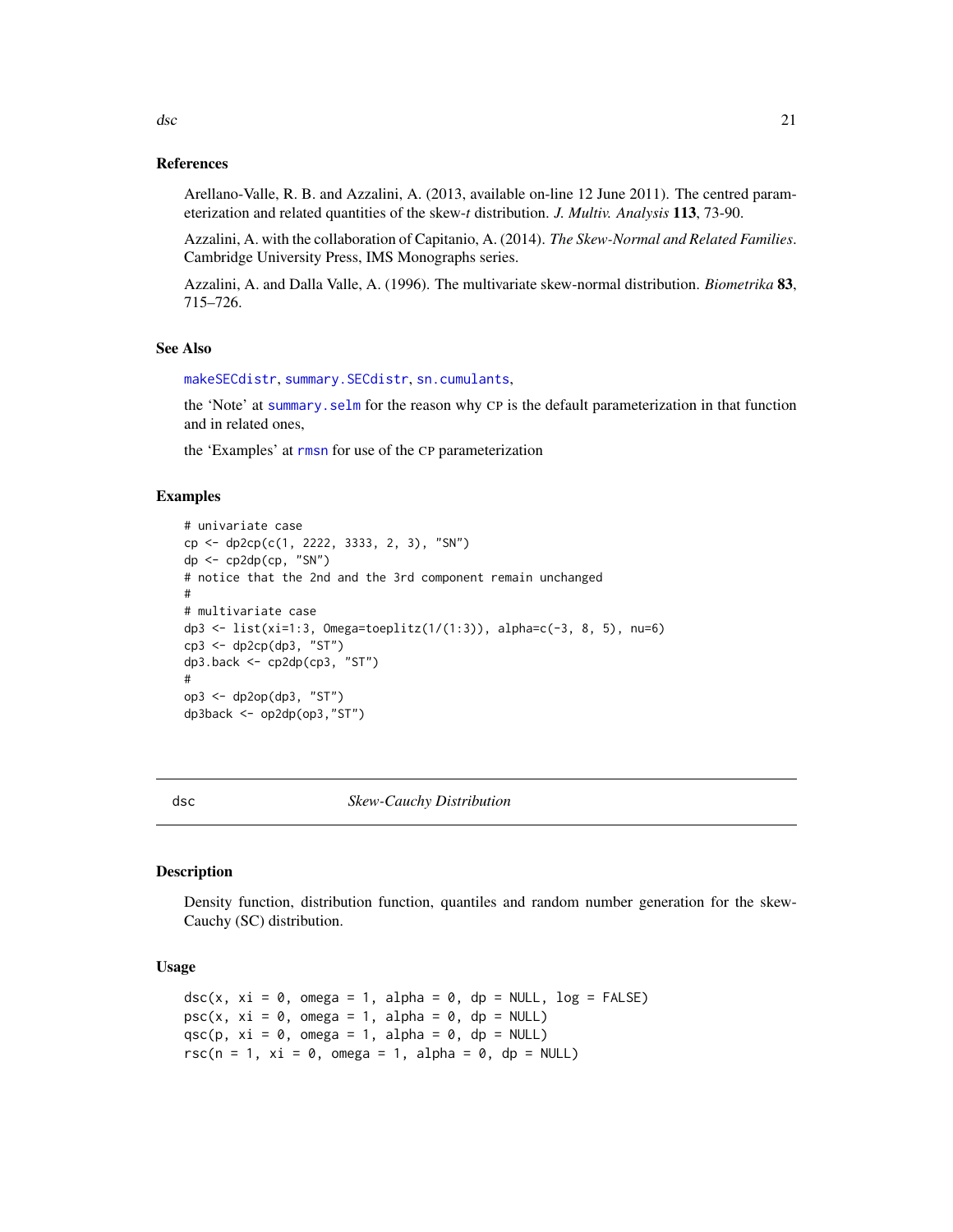### References

Arellano-Valle, R. B. and Azzalini, A. (2013, available on-line 12 June 2011). The centred parameterization and related quantities of the skew-*t* distribution. *J. Multiv. Analysis* **113**, 73-90.

Azzalini, A. with the collaboration of Capitanio, A. (2014). *The Skew-Normal and Related Families*. Cambridge University Press, IMS Monographs series.

Azzalini, A. and Dalla Valle, A. (1996). The multivariate skew-normal distribution. *Biometrika* **83**, 715–726.

### See Also

`makeSECdistr`, `summary.SECdistr`, `sn.cumulants`,

the 'Note' at `summary.selm` for the reason why CP is the default parameterization in that function and in related ones,

the 'Examples' at `rmsn` for use of the CP parameterization

### Examples

```
# univariate case
cp <- dp2cp(c(1, 2222, 3333, 2, 3), "SN")
dp <- cp2dp(cp, "SN")
# notice that the 2nd and the 3rd component remain unchanged
#
# multivariate case
dp3 <- list(xi=1:3, Omega=toeplitz(1/(1:3)), alpha=c(-3, 8, 5), nu=6)
cp3 <- dp2cp(dp3, "ST")
dp3.back <- cp2dp(cp3, "ST")
#
op3 <- dp2op(dp3, "ST")
dp3back <- op2dp(op3,"ST")
```

---

## dsc &nbsp;&nbsp;&nbsp;&nbsp; *Skew-Cauchy Distribution*

### Description

Density function, distribution function, quantiles and random number generation for the skew-Cauchy (SC) distribution.

### Usage

```
dsc(x, xi = 0, omega = 1, alpha = 0, dp = NULL, log = FALSE)
psc(x, xi = 0, omega = 1, alpha = 0, dp = NULL)
qsc(p, xi = 0, omega = 1, alpha = 0, dp = NULL)
rsc(n = 1, xi = 0, omega = 1, alpha = 0, dp = NULL)
```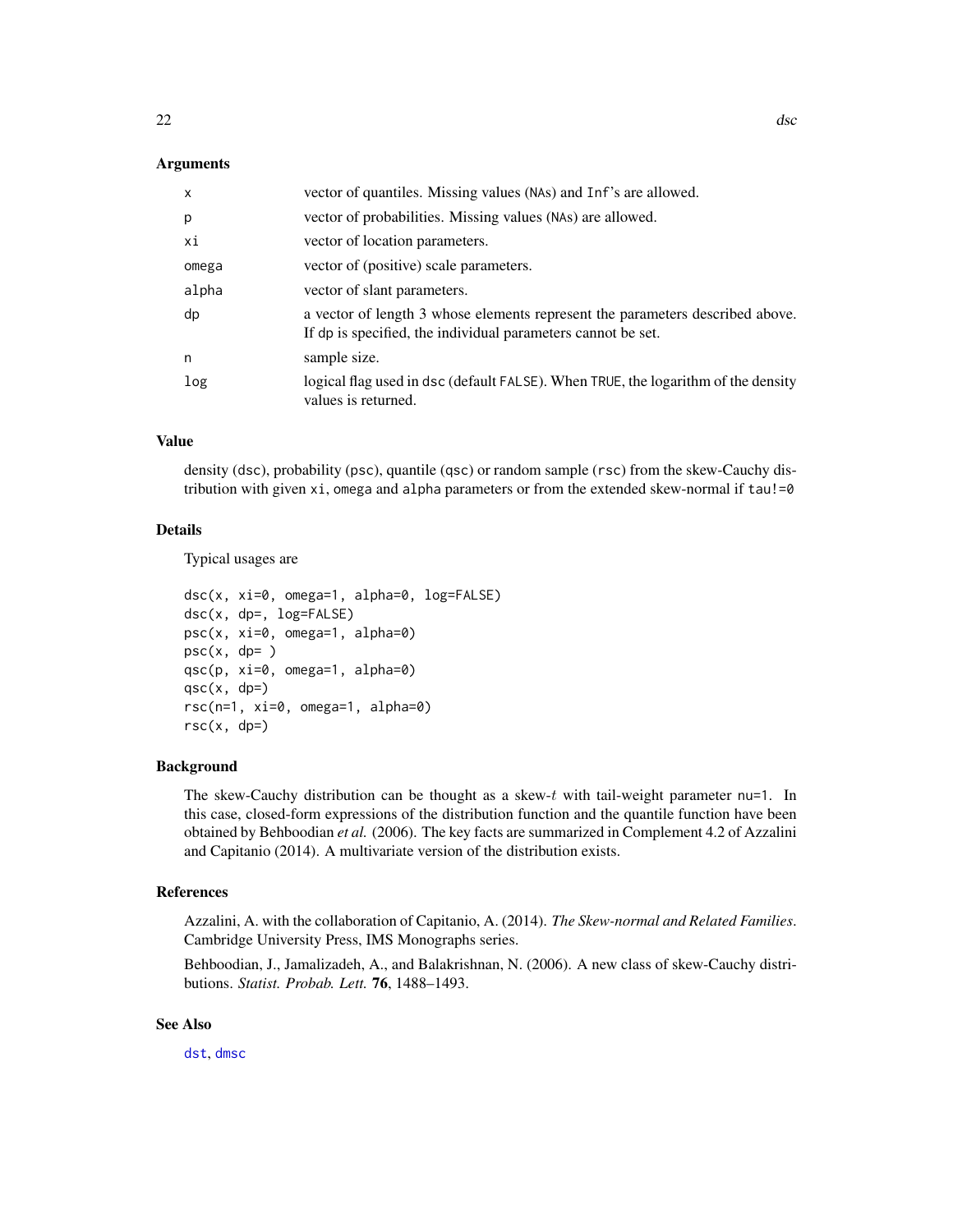## Arguments

| | |
|---|---|
| `x` | vector of quantiles. Missing values (NAs) and Inf's are allowed. |
| `p` | vector of probabilities. Missing values (NAs) are allowed. |
| `xi` | vector of location parameters. |
| `omega` | vector of (positive) scale parameters. |
| `alpha` | vector of slant parameters. |
| `dp` | a vector of length 3 whose elements represent the parameters described above. If dp is specified, the individual parameters cannot be set. |
| `n` | sample size. |
| `log` | logical flag used in dsc (default FALSE). When TRUE, the logarithm of the density values is returned. |

## Value

density (dsc), probability (psc), quantile (qsc) or random sample (rsc) from the skew-Cauchy distribution with given xi, omega and alpha parameters or from the extended skew-normal if tau!=0

## Details

Typical usages are

```
dsc(x, xi=0, omega=1, alpha=0, log=FALSE)
dsc(x, dp=, log=FALSE)
psc(x, xi=0, omega=1, alpha=0)
psc(x, dp= )
qsc(p, xi=0, omega=1, alpha=0)
qsc(x, dp=)
rsc(n=1, xi=0, omega=1, alpha=0)
rsc(x, dp=)
```

## Background

The skew-Cauchy distribution can be thought as a skew-$t$ with tail-weight parameter nu=1. In this case, closed-form expressions of the distribution function and the quantile function have been obtained by Behboodian *et al.* (2006). The key facts are summarized in Complement 4.2 of Azzalini and Capitanio (2014). A multivariate version of the distribution exists.

## References

Azzalini, A. with the collaboration of Capitanio, A. (2014). *The Skew-normal and Related Families*. Cambridge University Press, IMS Monographs series.

Behboodian, J., Jamalizadeh, A., and Balakrishnan, N. (2006). A new class of skew-Cauchy distributions. *Statist. Probab. Lett.* **76**, 1488–1493.

## See Also

dst, dmsc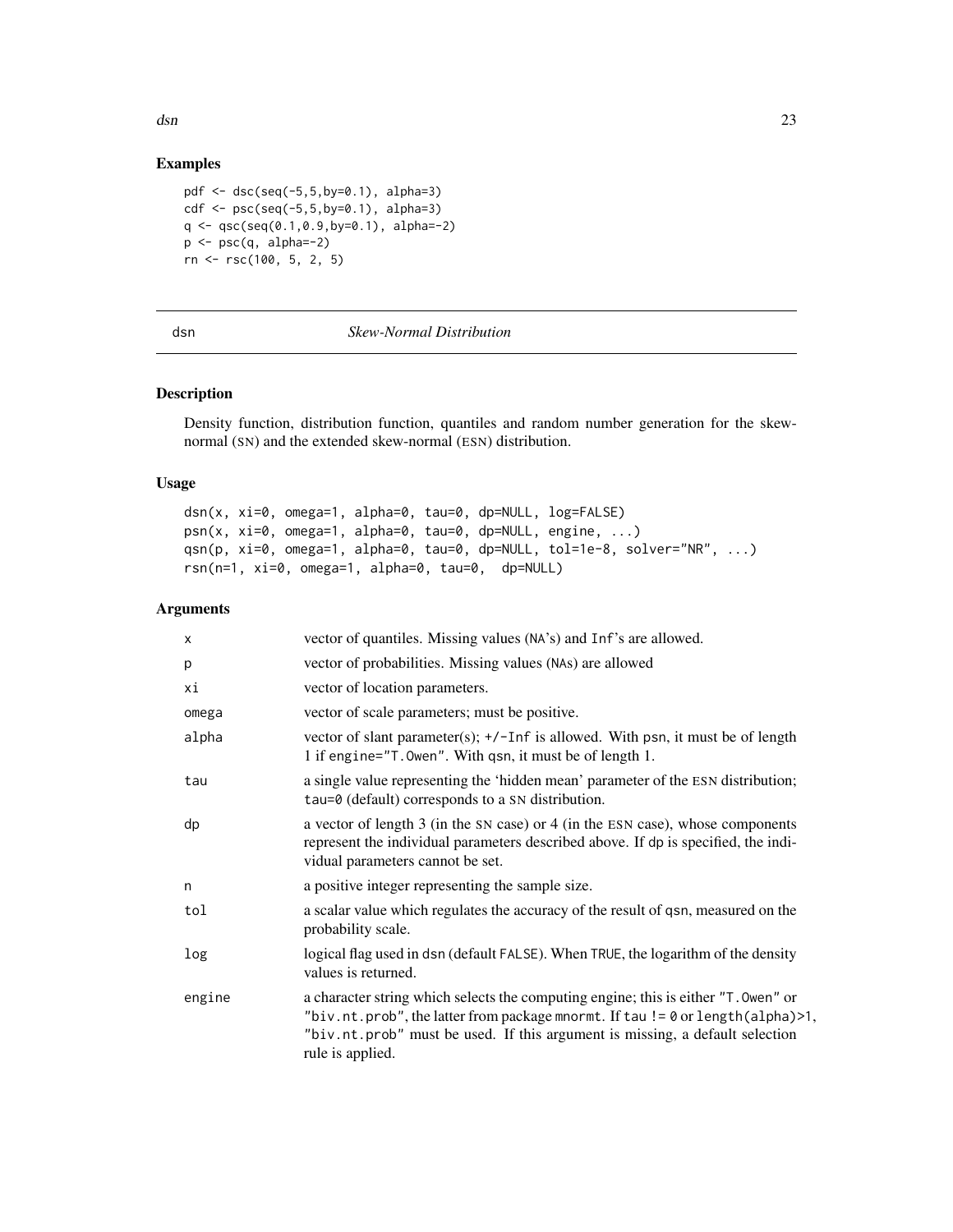## Examples

```
pdf <- dsc(seq(-5,5,by=0.1), alpha=3)
cdf <- psc(seq(-5,5,by=0.1), alpha=3)
q <- qsc(seq(0.1,0.9,by=0.1), alpha=-2)
p <- psc(q, alpha=-2)
rn <- rsc(100, 5, 2, 5)
```

---

# dsn *Skew-Normal Distribution*

## Description

Density function, distribution function, quantiles and random number generation for the skew-normal (SN) and the extended skew-normal (ESN) distribution.

## Usage

```
dsn(x, xi=0, omega=1, alpha=0, tau=0, dp=NULL, log=FALSE)
psn(x, xi=0, omega=1, alpha=0, tau=0, dp=NULL, engine, ...)
qsn(p, xi=0, omega=1, alpha=0, tau=0, dp=NULL, tol=1e-8, solver="NR", ...)
rsn(n=1, xi=0, omega=1, alpha=0, tau=0,  dp=NULL)
```

## Arguments

| | |
|---|---|
| x | vector of quantiles. Missing values (NA's) and Inf's are allowed. |
| p | vector of probabilities. Missing values (NAs) are allowed |
| xi | vector of location parameters. |
| omega | vector of scale parameters; must be positive. |
| alpha | vector of slant parameter(s); +/-Inf is allowed. With psn, it must be of length 1 if engine="T.Owen". With qsn, it must be of length 1. |
| tau | a single value representing the 'hidden mean' parameter of the ESN distribution; tau=0 (default) corresponds to a SN distribution. |
| dp | a vector of length 3 (in the SN case) or 4 (in the ESN case), whose components represent the individual parameters described above. If dp is specified, the individual parameters cannot be set. |
| n | a positive integer representing the sample size. |
| tol | a scalar value which regulates the accuracy of the result of qsn, measured on the probability scale. |
| log | logical flag used in dsn (default FALSE). When TRUE, the logarithm of the density values is returned. |
| engine | a character string which selects the computing engine; this is either "T.Owen" or "biv.nt.prob", the latter from package mnormt. If tau != 0 or length(alpha)>1, "biv.nt.prob" must be used. If this argument is missing, a default selection rule is applied. |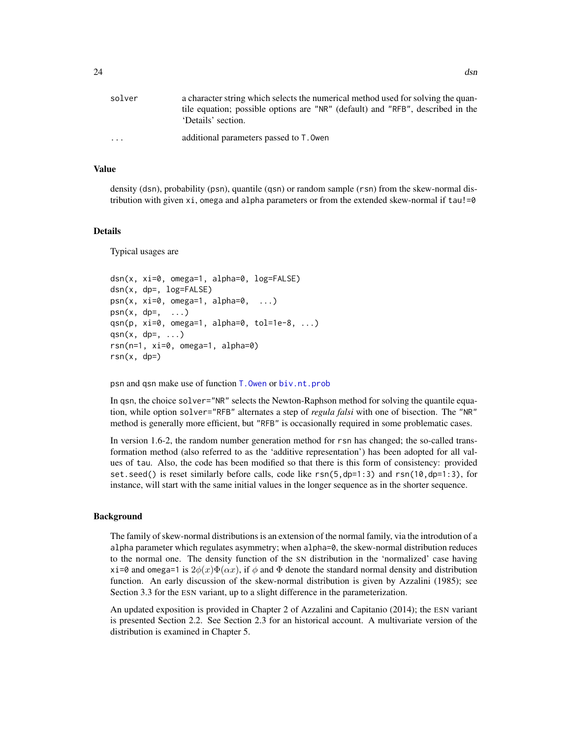| | |
|---|---|
| solver | a character string which selects the numerical method used for solving the quantile equation; possible options are "NR" (default) and "RFB", described in the 'Details' section. |
| ... | additional parameters passed to T.Owen |

## Value

density (dsn), probability (psn), quantile (qsn) or random sample (rsn) from the skew-normal distribution with given xi, omega and alpha parameters or from the extended skew-normal if tau!=0

## Details

Typical usages are

```
dsn(x, xi=0, omega=1, alpha=0, log=FALSE)
dsn(x, dp=, log=FALSE)
psn(x, xi=0, omega=1, alpha=0,  ...)
psn(x, dp=,  ...)
qsn(p, xi=0, omega=1, alpha=0, tol=1e-8, ...)
qsn(x, dp=, ...)
rsn(n=1, xi=0, omega=1, alpha=0)
rsn(x, dp=)
```

psn and qsn make use of function T.Owen or biv.nt.prob

In qsn, the choice solver="NR" selects the Newton-Raphson method for solving the quantile equation, while option solver="RFB" alternates a step of *regula falsi* with one of bisection. The "NR" method is generally more efficient, but "RFB" is occasionally required in some problematic cases.

In version 1.6-2, the random number generation method for rsn has changed; the so-called transformation method (also referred to as the 'additive representation') has been adopted for all values of tau. Also, the code has been modified so that there is this form of consistency: provided set.seed() is reset similarly before calls, code like rsn(5,dp=1:3) and rsn(10,dp=1:3), for instance, will start with the same initial values in the longer sequence as in the shorter sequence.

## Background

The family of skew-normal distributions is an extension of the normal family, via the introdution of a alpha parameter which regulates asymmetry; when alpha=0, the skew-normal distribution reduces to the normal one. The density function of the SN distribution in the 'normalized' case having xi=0 and omega=1 is $2\phi(x)\Phi(\alpha x)$, if $\phi$ and $\Phi$ denote the standard normal density and distribution function. An early discussion of the skew-normal distribution is given by Azzalini (1985); see Section 3.3 for the ESN variant, up to a slight difference in the parameterization.

An updated exposition is provided in Chapter 2 of Azzalini and Capitanio (2014); the ESN variant is presented Section 2.2. See Section 2.3 for an historical account. A multivariate version of the distribution is examined in Chapter 5.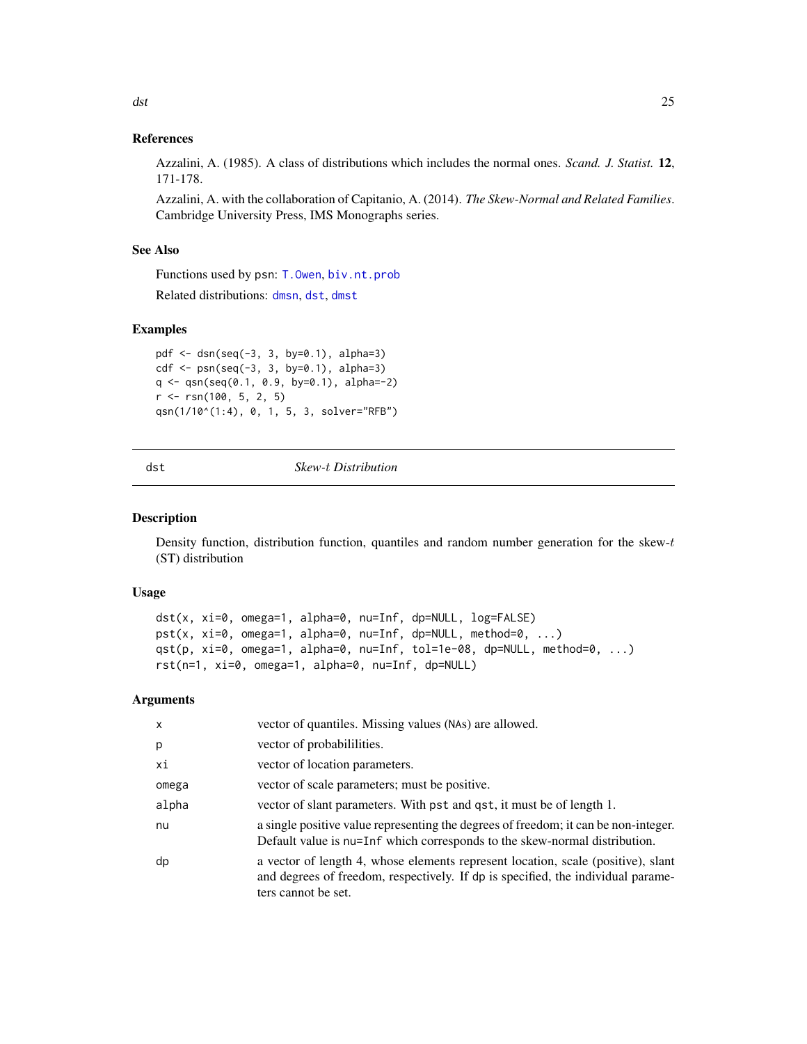### References

Azzalini, A. (1985). A class of distributions which includes the normal ones. *Scand. J. Statist.* **12**, 171-178.

Azzalini, A. with the collaboration of Capitanio, A. (2014). *The Skew-Normal and Related Families*. Cambridge University Press, IMS Monographs series.

### See Also

Functions used by psn: T.Owen, biv.nt.prob

Related distributions: dmsn, dst, dmst

### Examples

```
pdf <- dsn(seq(-3, 3, by=0.1), alpha=3)
cdf <- psn(seq(-3, 3, by=0.1), alpha=3)
q <- qsn(seq(0.1, 0.9, by=0.1), alpha=-2)
r <- rsn(100, 5, 2, 5)
qsn(1/10^(1:4), 0, 1, 5, 3, solver="RFB")
```

---

## dst — *Skew-$t$ Distribution*

### Description

Density function, distribution function, quantiles and random number generation for the skew-$t$ (ST) distribution

### Usage

```
dst(x, xi=0, omega=1, alpha=0, nu=Inf, dp=NULL, log=FALSE)
pst(x, xi=0, omega=1, alpha=0, nu=Inf, dp=NULL, method=0, ...)
qst(p, xi=0, omega=1, alpha=0, nu=Inf, tol=1e-08, dp=NULL, method=0, ...)
rst(n=1, xi=0, omega=1, alpha=0, nu=Inf, dp=NULL)
```

### Arguments

| | |
|---|---|
| x | vector of quantiles. Missing values (NAs) are allowed. |
| p | vector of probabililities. |
| xi | vector of location parameters. |
| omega | vector of scale parameters; must be positive. |
| alpha | vector of slant parameters. With pst and qst, it must be of length 1. |
| nu | a single positive value representing the degrees of freedom; it can be non-integer. Default value is nu=Inf which corresponds to the skew-normal distribution. |
| dp | a vector of length 4, whose elements represent location, scale (positive), slant and degrees of freedom, respectively. If dp is specified, the individual parameters cannot be set. |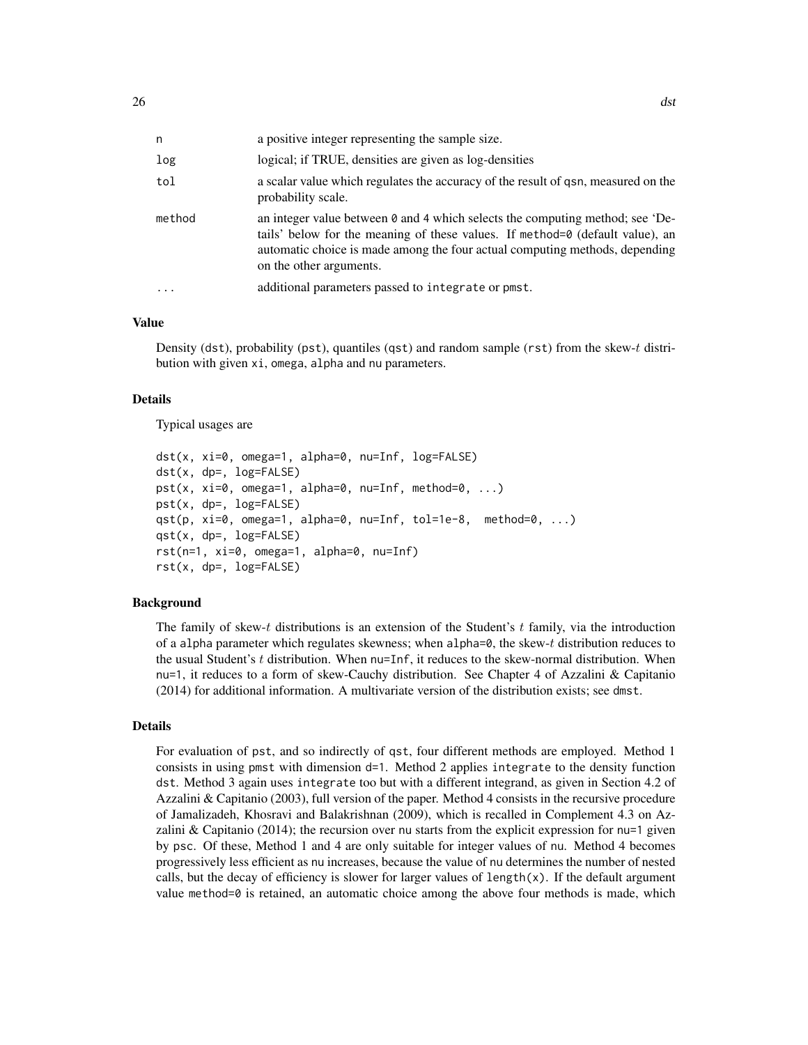| | |
|---|---|
| n | a positive integer representing the sample size. |
| log | logical; if TRUE, densities are given as log-densities |
| tol | a scalar value which regulates the accuracy of the result of qsn, measured on the probability scale. |
| method | an integer value between 0 and 4 which selects the computing method; see 'Details' below for the meaning of these values. If method=0 (default value), an automatic choice is made among the four actual computing methods, depending on the other arguments. |
| ... | additional parameters passed to integrate or pmst. |

### Value

Density (dst), probability (pst), quantiles (qst) and random sample (rst) from the skew-$t$ distribution with given xi, omega, alpha and nu parameters.

### Details

Typical usages are

```
dst(x, xi=0, omega=1, alpha=0, nu=Inf, log=FALSE)
dst(x, dp=, log=FALSE)
pst(x, xi=0, omega=1, alpha=0, nu=Inf, method=0, ...)
pst(x, dp=, log=FALSE)
qst(p, xi=0, omega=1, alpha=0, nu=Inf, tol=1e-8,  method=0, ...)
qst(x, dp=, log=FALSE)
rst(n=1, xi=0, omega=1, alpha=0, nu=Inf)
rst(x, dp=, log=FALSE)
```

### Background

The family of skew-$t$ distributions is an extension of the Student's $t$ family, via the introduction of a alpha parameter which regulates skewness; when alpha=0, the skew-$t$ distribution reduces to the usual Student's $t$ distribution. When nu=Inf, it reduces to the skew-normal distribution. When nu=1, it reduces to a form of skew-Cauchy distribution. See Chapter 4 of Azzalini & Capitanio (2014) for additional information. A multivariate version of the distribution exists; see dmst.

### Details

For evaluation of pst, and so indirectly of qst, four different methods are employed. Method 1 consists in using pmst with dimension d=1. Method 2 applies integrate to the density function dst. Method 3 again uses integrate too but with a different integrand, as given in Section 4.2 of Azzalini & Capitanio (2003), full version of the paper. Method 4 consists in the recursive procedure of Jamalizadeh, Khosravi and Balakrishnan (2009), which is recalled in Complement 4.3 on Azzalini & Capitanio (2014); the recursion over nu starts from the explicit expression for nu=1 given by psc. Of these, Method 1 and 4 are only suitable for integer values of nu. Method 4 becomes progressively less efficient as nu increases, because the value of nu determines the number of nested calls, but the decay of efficiency is slower for larger values of length(x). If the default argument value method=0 is retained, an automatic choice among the above four methods is made, which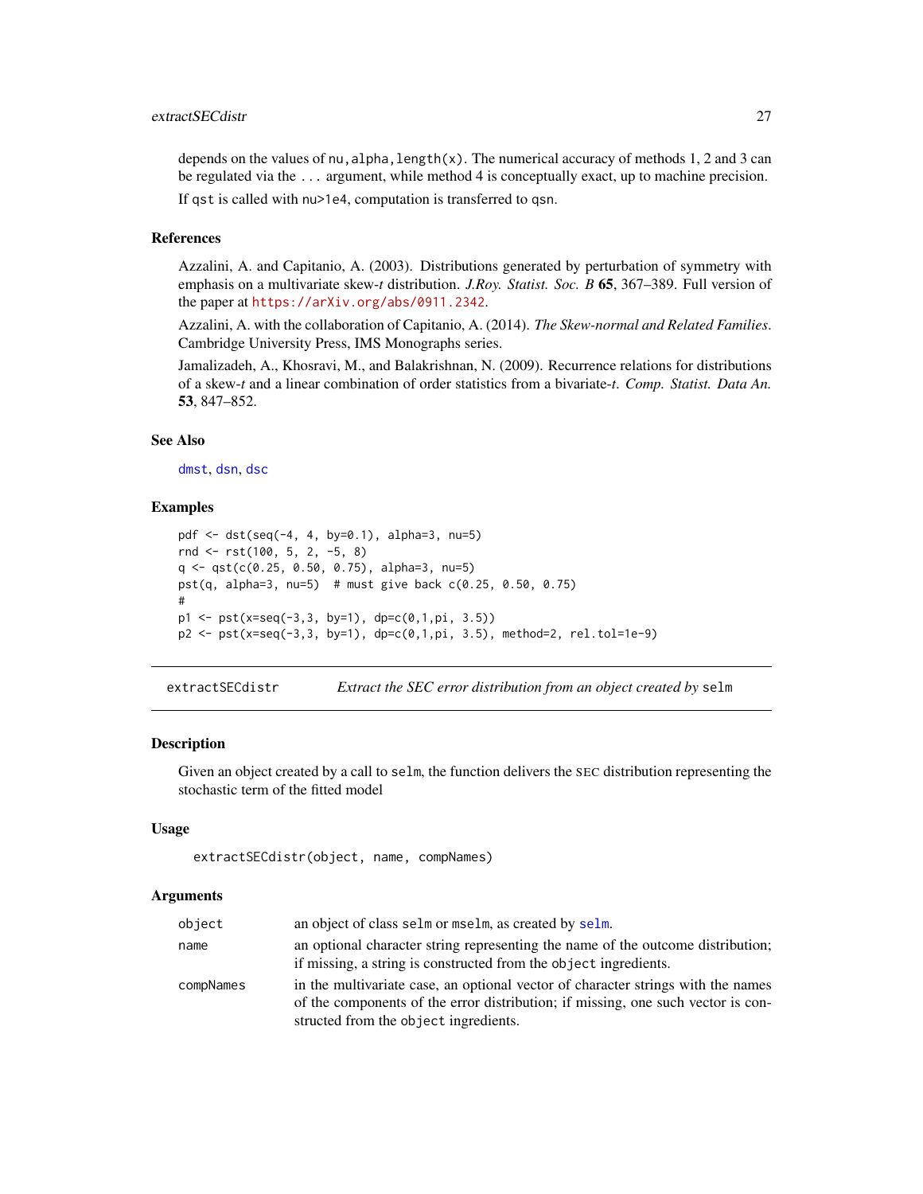depends on the values of `nu,alpha,length(x)`. The numerical accuracy of methods 1, 2 and 3 can be regulated via the `...` argument, while method 4 is conceptually exact, up to machine precision.

If `qst` is called with `nu>1e4`, computation is transferred to `qsn`.

### References

Azzalini, A. and Capitanio, A. (2003). Distributions generated by perturbation of symmetry with emphasis on a multivariate skew-*t* distribution. *J.Roy. Statist. Soc. B* **65**, 367–389. Full version of the paper at https://arXiv.org/abs/0911.2342.

Azzalini, A. with the collaboration of Capitanio, A. (2014). *The Skew-normal and Related Families*. Cambridge University Press, IMS Monographs series.

Jamalizadeh, A., Khosravi, M., and Balakrishnan, N. (2009). Recurrence relations for distributions of a skew-*t* and a linear combination of order statistics from a bivariate-*t*. *Comp. Statist. Data An.* **53**, 847–852.

### See Also

`dmst`, `dsn`, `dsc`

### Examples

```
pdf <- dst(seq(-4, 4, by=0.1), alpha=3, nu=5)
rnd <- rst(100, 5, 2, -5, 8)
q <- qst(c(0.25, 0.50, 0.75), alpha=3, nu=5)
pst(q, alpha=3, nu=5)  # must give back c(0.25, 0.50, 0.75)
#
p1 <- pst(x=seq(-3,3, by=1), dp=c(0,1,pi, 3.5))
p2 <- pst(x=seq(-3,3, by=1), dp=c(0,1,pi, 3.5), method=2, rel.tol=1e-9)
```

---

## extractSECdistr — *Extract the SEC error distribution from an object created by* `selm`

### Description

Given an object created by a call to `selm`, the function delivers the SEC distribution representing the stochastic term of the fitted model

### Usage

```
extractSECdistr(object, name, compNames)
```

### Arguments

| | |
|---|---|
| `object` | an object of class `selm` or `mselm`, as created by `selm`. |
| `name` | an optional character string representing the name of the outcome distribution; if missing, a string is constructed from the `object` ingredients. |
| `compNames` | in the multivariate case, an optional vector of character strings with the names of the components of the error distribution; if missing, one such vector is constructed from the `object` ingredients. |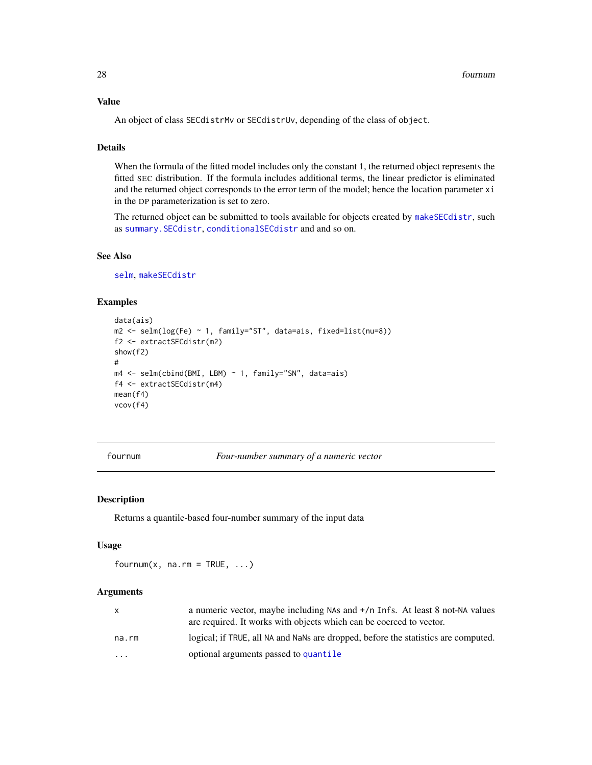### Value

An object of class `SECdistrMv` or `SECdistrUv`, depending of the class of `object`.

### Details

When the formula of the fitted model includes only the constant 1, the returned object represents the fitted SEC distribution. If the formula includes additional terms, the linear predictor is eliminated and the returned object corresponds to the error term of the model; hence the location parameter `xi` in the DP parameterization is set to zero.

The returned object can be submitted to tools available for objects created by `makeSECdistr`, such as `summary.SECdistr`, `conditionalSECdistr` and and so on.

### See Also

`selm`, `makeSECdistr`

### Examples

```
data(ais)
m2 <- selm(log(Fe) ~ 1, family="ST", data=ais, fixed=list(nu=8))
f2 <- extractSECdistr(m2)
show(f2)
#
m4 <- selm(cbind(BMI, LBM) ~ 1, family="SN", data=ais)
f4 <- extractSECdistr(m4)
mean(f4)
vcov(f4)
```

---

## fournum — *Four-number summary of a numeric vector*

### Description

Returns a quantile-based four-number summary of the input data

### Usage

```
fournum(x, na.rm = TRUE, ...)
```

### Arguments

| | |
|---|---|
| `x` | a numeric vector, maybe including `NA`s and `+/-` `Inf`s. At least 8 not-`NA` values are required. It works with objects which can be coerced to vector. |
| `na.rm` | logical; if `TRUE`, all `NA` and `NaN`s are dropped, before the statistics are computed. |
| `...` | optional arguments passed to `quantile` |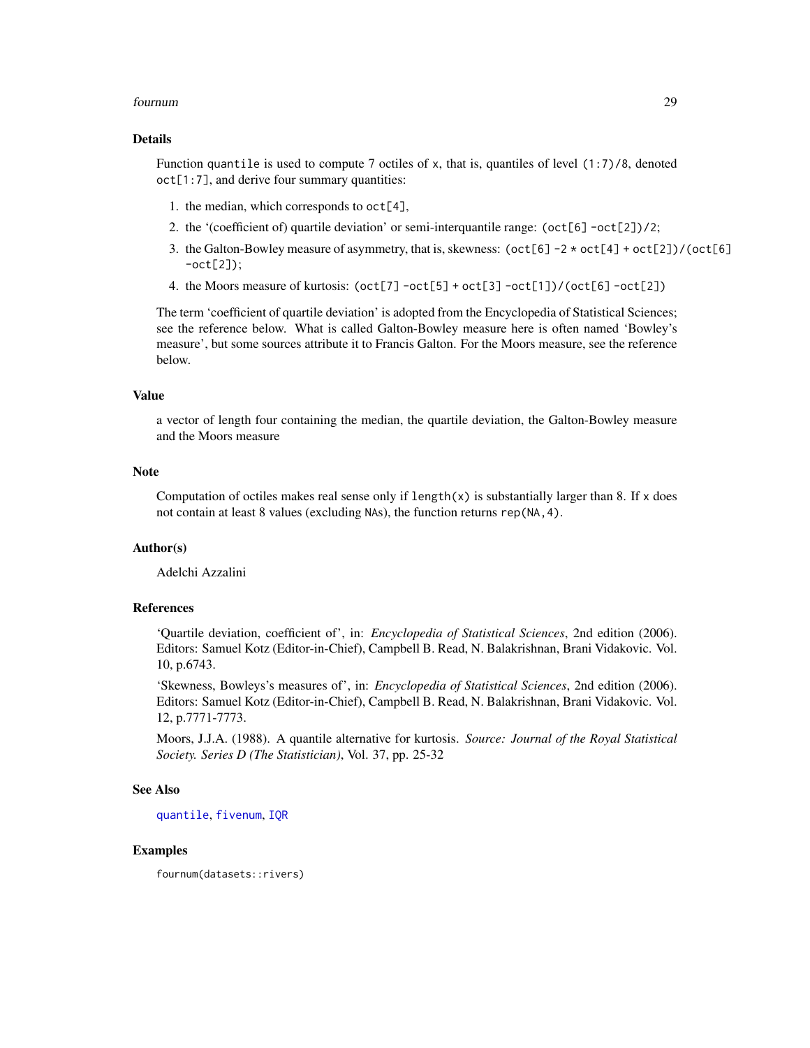## Details

Function `quantile` is used to compute 7 octiles of `x`, that is, quantiles of level `(1:7)/8`, denoted `oct[1:7]`, and derive four summary quantities:

1. the median, which corresponds to `oct[4]`,
2. the '(coefficient of) quartile deviation' or semi-interquantile range: `(oct[6] -oct[2])/2`;
3. the Galton-Bowley measure of asymmetry, that is, skewness: `(oct[6] -2 * oct[4] + oct[2])/(oct[6] -oct[2])`;
4. the Moors measure of kurtosis: `(oct[7] -oct[5] + oct[3] -oct[1])/(oct[6] -oct[2])`

The term 'coefficient of quartile deviation' is adopted from the Encyclopedia of Statistical Sciences; see the reference below. What is called Galton-Bowley measure here is often named 'Bowley's measure', but some sources attribute it to Francis Galton. For the Moors measure, see the reference below.

## Value

a vector of length four containing the median, the quartile deviation, the Galton-Bowley measure and the Moors measure

## Note

Computation of octiles makes real sense only if `length(x)` is substantially larger than 8. If `x` does not contain at least 8 values (excluding `NA`s), the function returns `rep(NA,4)`.

## Author(s)

Adelchi Azzalini

## References

'Quartile deviation, coefficient of', in: *Encyclopedia of Statistical Sciences*, 2nd edition (2006). Editors: Samuel Kotz (Editor-in-Chief), Campbell B. Read, N. Balakrishnan, Brani Vidakovic. Vol. 10, p.6743.

'Skewness, Bowleys's measures of', in: *Encyclopedia of Statistical Sciences*, 2nd edition (2006). Editors: Samuel Kotz (Editor-in-Chief), Campbell B. Read, N. Balakrishnan, Brani Vidakovic. Vol. 12, p.7771-7773.

Moors, J.J.A. (1988). A quantile alternative for kurtosis. *Source: Journal of the Royal Statistical Society. Series D (The Statistician)*, Vol. 37, pp. 25-32

## See Also

`quantile`, `fivenum`, `IQR`

## Examples

```
fournum(datasets::rivers)
```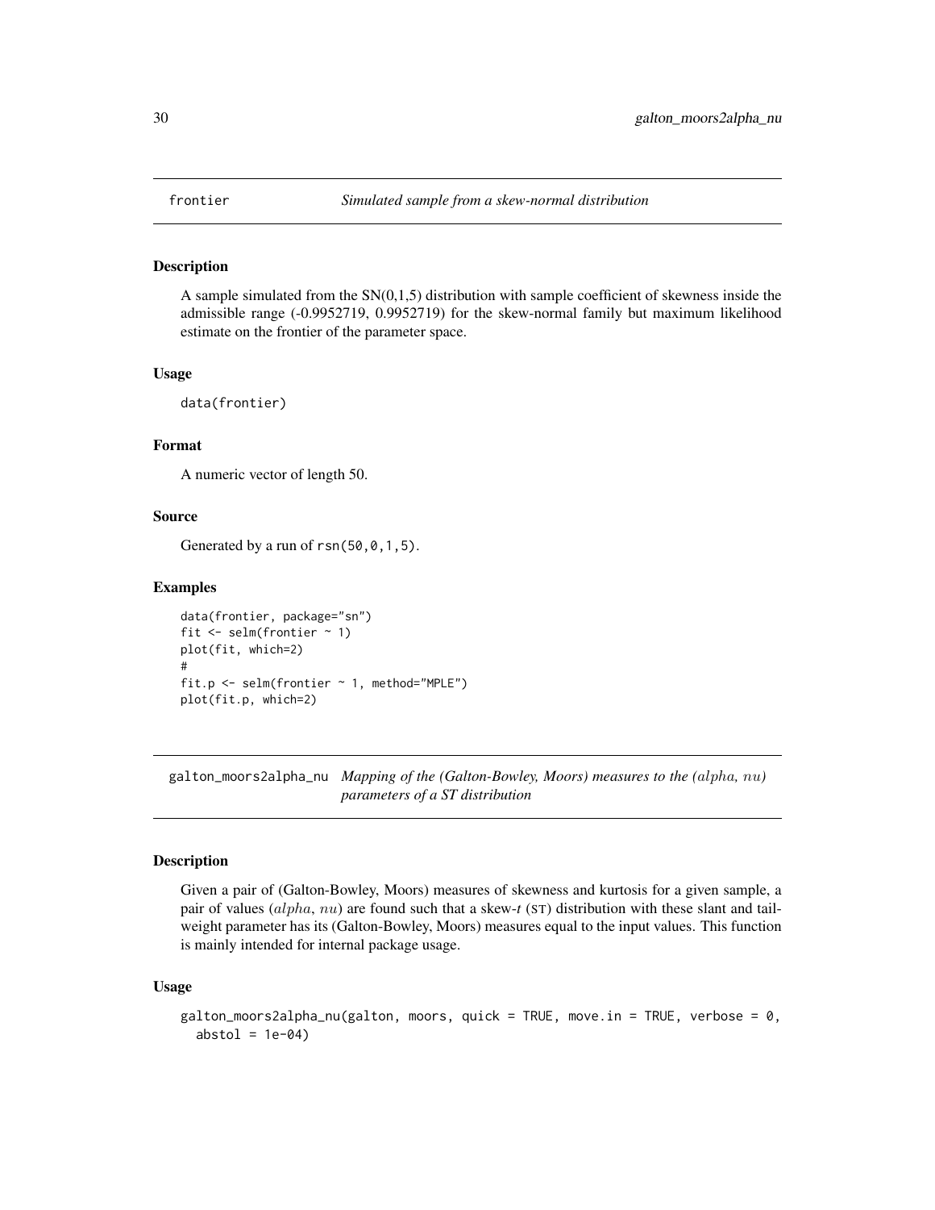## frontier — *Simulated sample from a skew-normal distribution*

### Description

A sample simulated from the SN(0,1,5) distribution with sample coefficient of skewness inside the admissible range (-0.9952719, 0.9952719) for the skew-normal family but maximum likelihood estimate on the frontier of the parameter space.

### Usage

```
data(frontier)
```

### Format

A numeric vector of length 50.

### Source

Generated by a run of `rsn(50,0,1,5)`.

### Examples

```
data(frontier, package="sn")
fit <- selm(frontier ~ 1)
plot(fit, which=2)
#
fit.p <- selm(frontier ~ 1, method="MPLE")
plot(fit.p, which=2)
```

## galton_moors2alpha_nu — *Mapping of the (Galton-Bowley, Moors) measures to the ($alpha$, $nu$) parameters of a ST distribution*

### Description

Given a pair of (Galton-Bowley, Moors) measures of skewness and kurtosis for a given sample, a pair of values ($alpha$, $nu$) are found such that a skew-*t* (ST) distribution with these slant and tail-weight parameter has its (Galton-Bowley, Moors) measures equal to the input values. This function is mainly intended for internal package usage.

### Usage

```
galton_moors2alpha_nu(galton, moors, quick = TRUE, move.in = TRUE, verbose = 0,
  abstol = 1e-04)
```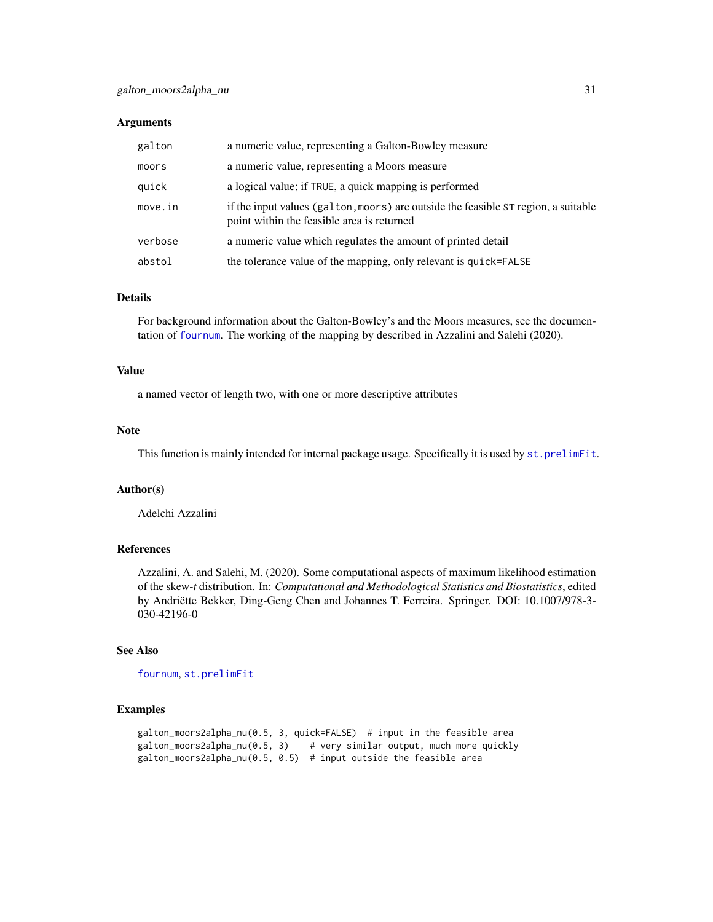## Arguments

| | |
|---|---|
| `galton` | a numeric value, representing a Galton-Bowley measure |
| `moors` | a numeric value, representing a Moors measure |
| `quick` | a logical value; if `TRUE`, a quick mapping is performed |
| `move.in` | if the input values `(galton,moors)` are outside the feasible ST region, a suitable point within the feasible area is returned |
| `verbose` | a numeric value which regulates the amount of printed detail |
| `abstol` | the tolerance value of the mapping, only relevant is `quick=FALSE` |

## Details

For background information about the Galton-Bowley's and the Moors measures, see the documentation of `fournum`. The working of the mapping by described in Azzalini and Salehi (2020).

## Value

a named vector of length two, with one or more descriptive attributes

## Note

This function is mainly intended for internal package usage. Specifically it is used by `st.prelimFit`.

## Author(s)

Adelchi Azzalini

## References

Azzalini, A. and Salehi, M. (2020). Some computational aspects of maximum likelihood estimation of the skew-*t* distribution. In: *Computational and Methodological Statistics and Biostatistics*, edited by Andriëtte Bekker, Ding-Geng Chen and Johannes T. Ferreira. Springer. DOI: 10.1007/978-3-030-42196-0

## See Also

`fournum`, `st.prelimFit`

## Examples

```
galton_moors2alpha_nu(0.5, 3, quick=FALSE)  # input in the feasible area
galton_moors2alpha_nu(0.5, 3)    # very similar output, much more quickly
galton_moors2alpha_nu(0.5, 0.5)  # input outside the feasible area
```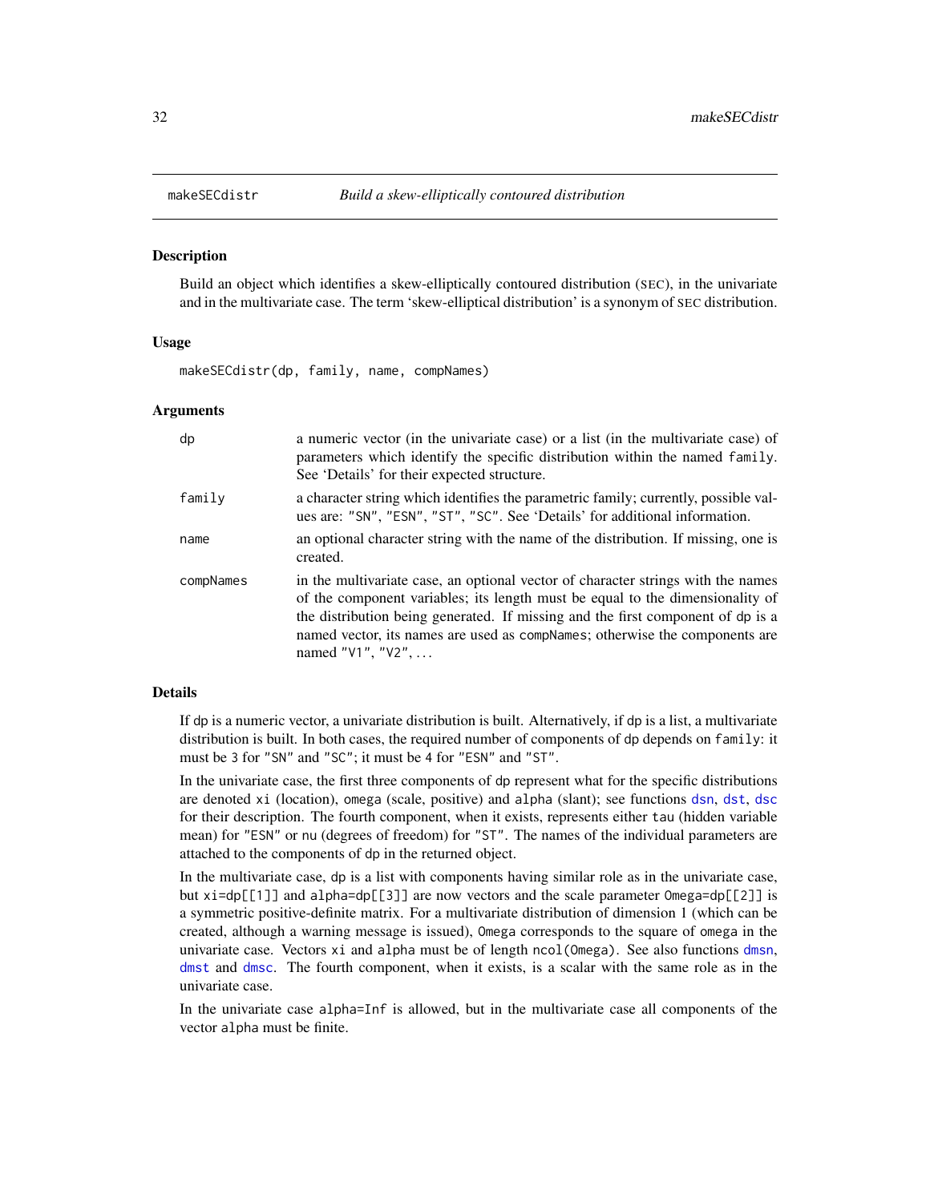## makeSECdistr — *Build a skew-elliptically contoured distribution*

### Description

Build an object which identifies a skew-elliptically contoured distribution (SEC), in the univariate and in the multivariate case. The term 'skew-elliptical distribution' is a synonym of SEC distribution.

### Usage

```
makeSECdistr(dp, family, name, compNames)
```

### Arguments

| | |
|---|---|
| `dp` | a numeric vector (in the univariate case) or a list (in the multivariate case) of parameters which identify the specific distribution within the named `family`. See 'Details' for their expected structure. |
| `family` | a character string which identifies the parametric family; currently, possible values are: `"SN"`, `"ESN"`, `"ST"`, `"SC"`. See 'Details' for additional information. |
| `name` | an optional character string with the name of the distribution. If missing, one is created. |
| `compNames` | in the multivariate case, an optional vector of character strings with the names of the component variables; its length must be equal to the dimensionality of the distribution being generated. If missing and the first component of `dp` is a named vector, its names are used as `compNames`; otherwise the components are named `"V1"`, `"V2"`, ... |

### Details

If `dp` is a numeric vector, a univariate distribution is built. Alternatively, if `dp` is a list, a multivariate distribution is built. In both cases, the required number of components of `dp` depends on `family`: it must be 3 for `"SN"` and `"SC"`; it must be 4 for `"ESN"` and `"ST"`.

In the univariate case, the first three components of `dp` represent what for the specific distributions are denoted `xi` (location), `omega` (scale, positive) and `alpha` (slant); see functions `dsn`, `dst`, `dsc` for their description. The fourth component, when it exists, represents either `tau` (hidden variable mean) for `"ESN"` or `nu` (degrees of freedom) for `"ST"`. The names of the individual parameters are attached to the components of `dp` in the returned object.

In the multivariate case, `dp` is a list with components having similar role as in the univariate case, but `xi=dp[[1]]` and `alpha=dp[[3]]` are now vectors and the scale parameter `Omega=dp[[2]]` is a symmetric positive-definite matrix. For a multivariate distribution of dimension 1 (which can be created, although a warning message is issued), `Omega` corresponds to the square of `omega` in the univariate case. Vectors `xi` and `alpha` must be of length `ncol(Omega)`. See also functions `dmsn`, `dmst` and `dmsc`. The fourth component, when it exists, is a scalar with the same role as in the univariate case.

In the univariate case `alpha=Inf` is allowed, but in the multivariate case all components of the vector `alpha` must be finite.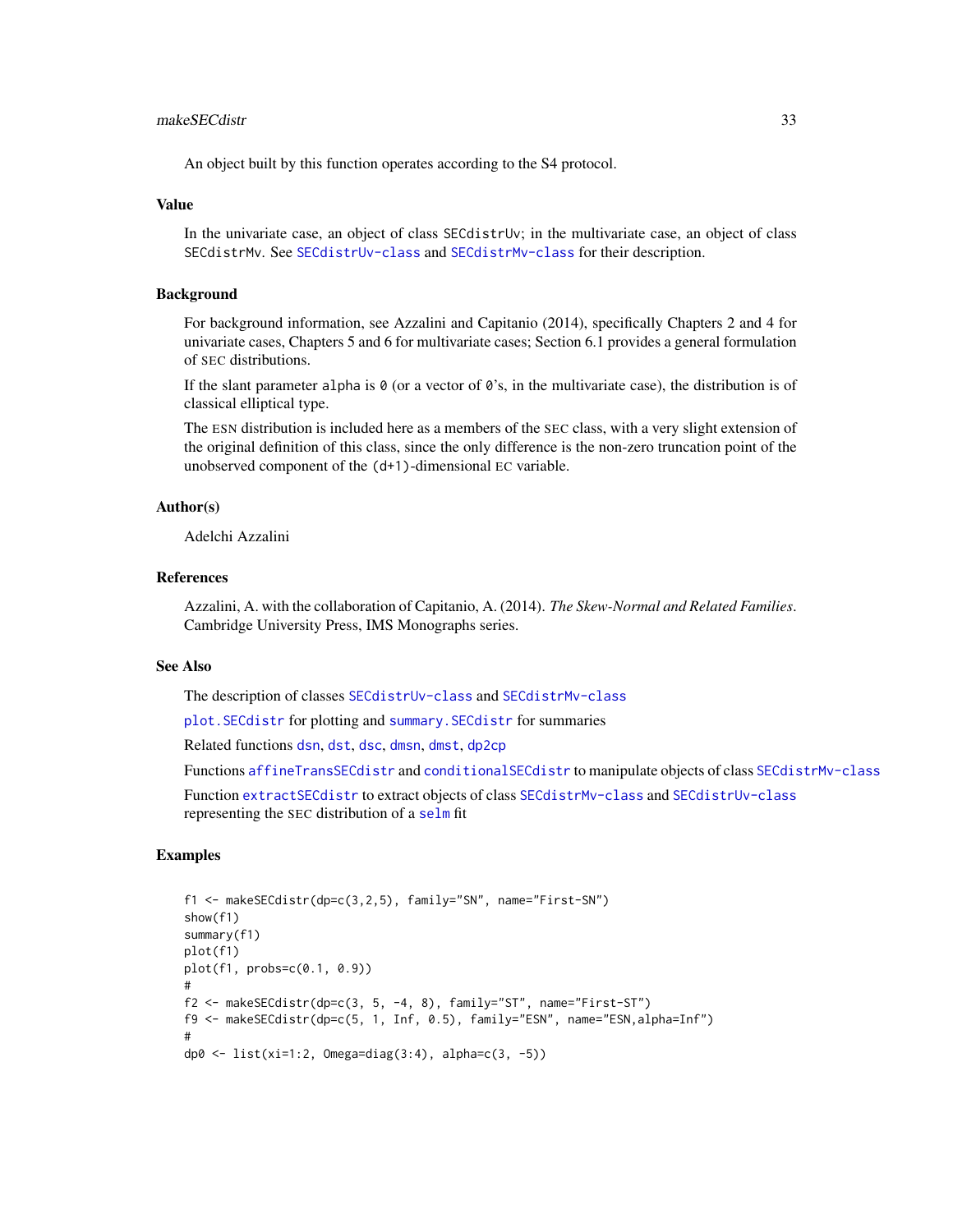An object built by this function operates according to the S4 protocol.

## Value

In the univariate case, an object of class SECdistrUv; in the multivariate case, an object of class SECdistrMv. See SECdistrUv-class and SECdistrMv-class for their description.

## Background

For background information, see Azzalini and Capitanio (2014), specifically Chapters 2 and 4 for univariate cases, Chapters 5 and 6 for multivariate cases; Section 6.1 provides a general formulation of SEC distributions.

If the slant parameter `alpha` is `0` (or a vector of `0`'s, in the multivariate case), the distribution is of classical elliptical type.

The ESN distribution is included here as a members of the SEC class, with a very slight extension of the original definition of this class, since the only difference is the non-zero truncation point of the unobserved component of the `(d+1)`-dimensional EC variable.

## Author(s)

Adelchi Azzalini

## References

Azzalini, A. with the collaboration of Capitanio, A. (2014). *The Skew-Normal and Related Families*. Cambridge University Press, IMS Monographs series.

## See Also

The description of classes SECdistrUv-class and SECdistrMv-class

plot.SECdistr for plotting and summary.SECdistr for summaries

Related functions dsn, dst, dsc, dmsn, dmst, dp2cp

Functions affineTransSECdistr and conditionalSECdistr to manipulate objects of class SECdistrMv-class

Function extractSECdistr to extract objects of class SECdistrMv-class and SECdistrUv-class representing the SEC distribution of a selm fit

## Examples

```
f1 <- makeSECdistr(dp=c(3,2,5), family="SN", name="First-SN")
show(f1)
summary(f1)
plot(f1)
plot(f1, probs=c(0.1, 0.9))
#
f2 <- makeSECdistr(dp=c(3, 5, -4, 8), family="ST", name="First-ST")
f9 <- makeSECdistr(dp=c(5, 1, Inf, 0.5), family="ESN", name="ESN,alpha=Inf")
#
dp0 <- list(xi=1:2, Omega=diag(3:4), alpha=c(3, -5))
```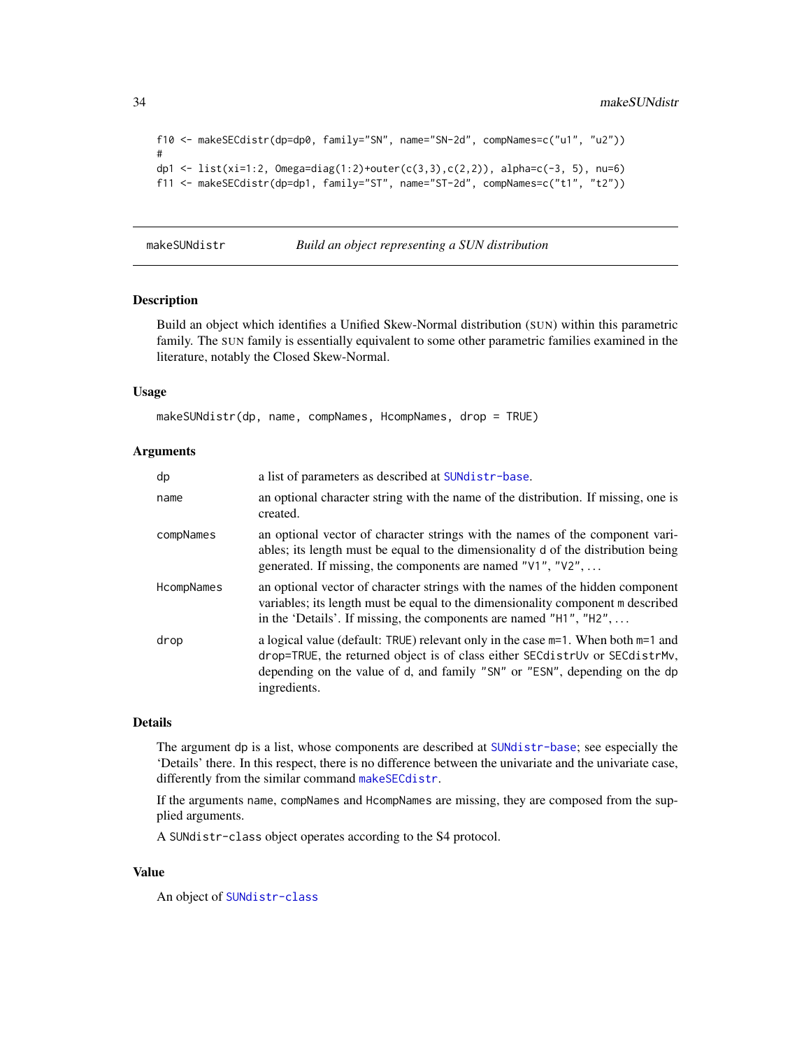```
f10 <- makeSECdistr(dp=dp0, family="SN", name="SN-2d", compNames=c("u1", "u2"))
#
dp1 <- list(xi=1:2, Omega=diag(1:2)+outer(c(3,3),c(2,2)), alpha=c(-3, 5), nu=6)
f11 <- makeSECdistr(dp=dp1, family="ST", name="ST-2d", compNames=c("t1", "t2"))
```

---

## makeSUNdistr — *Build an object representing a SUN distribution*

### Description

Build an object which identifies a Unified Skew-Normal distribution (SUN) within this parametric family. The SUN family is essentially equivalent to some other parametric families examined in the literature, notably the Closed Skew-Normal.

### Usage

```
makeSUNdistr(dp, name, compNames, HcompNames, drop = TRUE)
```

### Arguments

| | |
|---|---|
| `dp` | a list of parameters as described at `SUNdistr-base`. |
| `name` | an optional character string with the name of the distribution. If missing, one is created. |
| `compNames` | an optional vector of character strings with the names of the component variables; its length must be equal to the dimensionality `d` of the distribution being generated. If missing, the components are named `"V1"`, `"V2"`, ... |
| `HcompNames` | an optional vector of character strings with the names of the hidden component variables; its length must be equal to the dimensionality component `m` described in the 'Details'. If missing, the components are named `"H1"`, `"H2"`, ... |
| `drop` | a logical value (default: `TRUE`) relevant only in the case `m=1`. When both `m=1` and `drop=TRUE`, the returned object is of class either `SECdistrUv` or `SECdistrMv`, depending on the value of `d`, and family `"SN"` or `"ESN"`, depending on the `dp` ingredients. |

### Details

The argument `dp` is a list, whose components are described at `SUNdistr-base`; see especially the 'Details' there. In this respect, there is no difference between the univariate and the univariate case, differently from the similar command `makeSECdistr`.

If the arguments `name`, `compNames` and `HcompNames` are missing, they are composed from the supplied arguments.

A `SUNdistr-class` object operates according to the S4 protocol.

### Value

An object of `SUNdistr-class`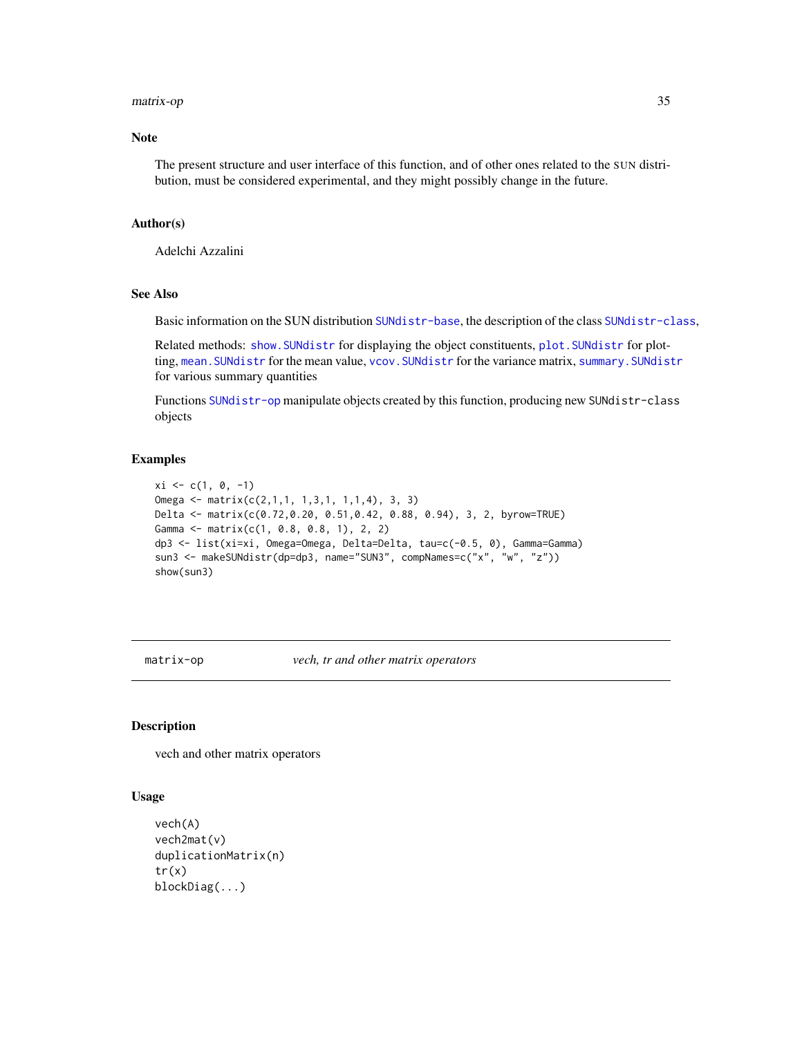## Note

The present structure and user interface of this function, and of other ones related to the SUN distribution, must be considered experimental, and they might possibly change in the future.

## Author(s)

Adelchi Azzalini

## See Also

Basic information on the SUN distribution SUNdistr-base, the description of the class SUNdistr-class,

Related methods: show.SUNdistr for displaying the object constituents, plot.SUNdistr for plotting, mean.SUNdistr for the mean value, vcov.SUNdistr for the variance matrix, summary.SUNdistr for various summary quantities

Functions SUNdistr-op manipulate objects created by this function, producing new SUNdistr-class objects

## Examples

```
xi <- c(1, 0, -1)
Omega <- matrix(c(2,1,1, 1,3,1, 1,1,4), 3, 3)
Delta <- matrix(c(0.72,0.20, 0.51,0.42, 0.88, 0.94), 3, 2, byrow=TRUE)
Gamma <- matrix(c(1, 0.8, 0.8, 1), 2, 2)
dp3 <- list(xi=xi, Omega=Omega, Delta=Delta, tau=c(-0.5, 0), Gamma=Gamma)
sun3 <- makeSUNdistr(dp=dp3, name="SUN3", compNames=c("x", "w", "z"))
show(sun3)
```

---

# matrix-op *vech, tr and other matrix operators*

## Description

vech and other matrix operators

## Usage

```
vech(A)
vech2mat(v)
duplicationMatrix(n)
tr(x)
blockDiag(...)
```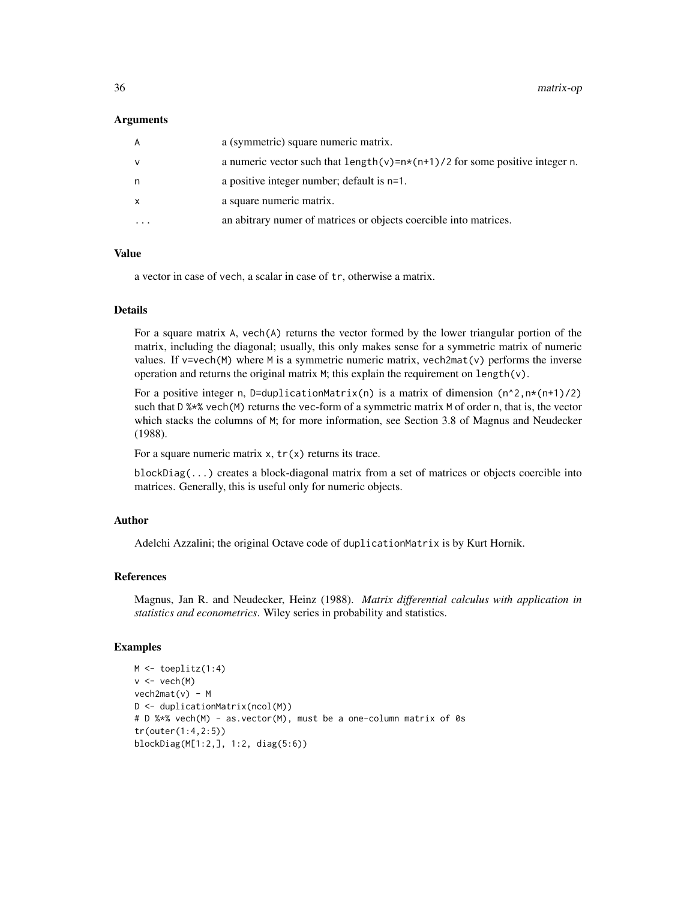### Arguments

| | |
|---|---|
| A | a (symmetric) square numeric matrix. |
| v | a numeric vector such that `length(v)=n*(n+1)/2` for some positive integer n. |
| n | a positive integer number; default is n=1. |
| x | a square numeric matrix. |
| ... | an abitrary numer of matrices or objects coercible into matrices. |

### Value

a vector in case of `vech`, a scalar in case of `tr`, otherwise a matrix.

### Details

For a square matrix A, `vech(A)` returns the vector formed by the lower triangular portion of the matrix, including the diagonal; usually, this only makes sense for a symmetric matrix of numeric values. If `v=vech(M)` where M is a symmetric numeric matrix, `vech2mat(v)` performs the inverse operation and returns the original matrix M; this explain the requirement on `length(v)`.

For a positive integer n, `D=duplicationMatrix(n)` is a matrix of dimension `(n^2,n*(n+1)/2)` such that `D %*% vech(M)` returns the vec-form of a symmetric matrix M of order n, that is, the vector which stacks the columns of M; for more information, see Section 3.8 of Magnus and Neudecker (1988).

For a square numeric matrix x, `tr(x)` returns its trace.

`blockDiag(...)` creates a block-diagonal matrix from a set of matrices or objects coercible into matrices. Generally, this is useful only for numeric objects.

### Author

Adelchi Azzalini; the original Octave code of `duplicationMatrix` is by Kurt Hornik.

### References

Magnus, Jan R. and Neudecker, Heinz (1988). *Matrix differential calculus with application in statistics and econometrics*. Wiley series in probability and statistics.

### Examples

```
M <- toeplitz(1:4)
v <- vech(M)
vech2mat(v) - M
D <- duplicationMatrix(ncol(M))
# D %*% vech(M) - as.vector(M), must be a one-column matrix of 0s
tr(outer(1:4,2:5))
blockDiag(M[1:2,], 1:2, diag(5:6))
```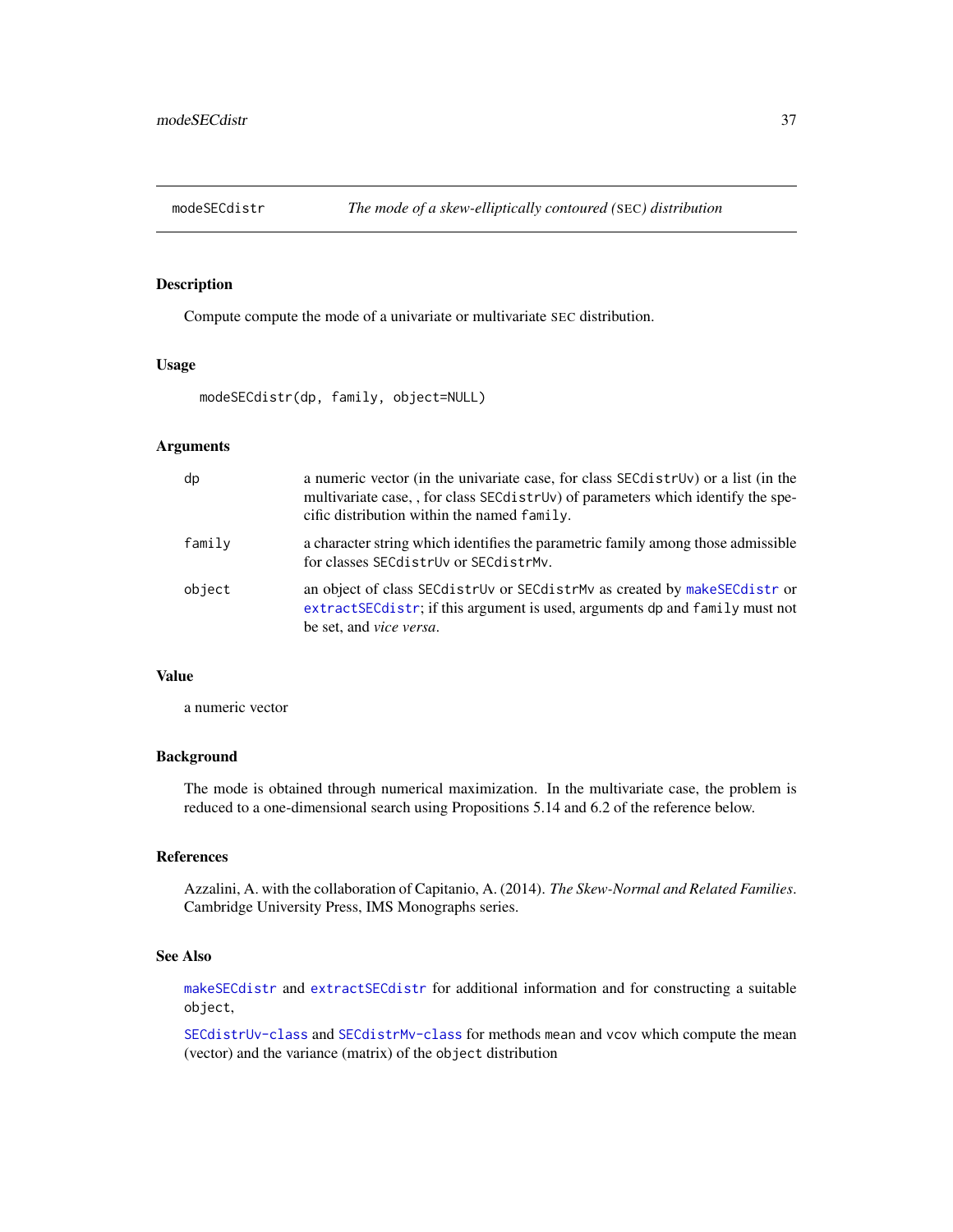# modeSECdistr — *The mode of a skew-elliptically contoured (SEC) distribution*

## Description

Compute compute the mode of a univariate or multivariate SEC distribution.

## Usage

```
modeSECdistr(dp, family, object=NULL)
```

## Arguments

| | |
|---|---|
| `dp` | a numeric vector (in the univariate case, for class `SECdistrUv`) or a list (in the multivariate case, , for class `SECdistrUv`) of parameters which identify the specific distribution within the named `family`. |
| `family` | a character string which identifies the parametric family among those admissible for classes `SECdistrUv` or `SECdistrMv`. |
| `object` | an object of class `SECdistrUv` or `SECdistrMv` as created by `makeSECdistr` or `extractSECdistr`; if this argument is used, arguments `dp` and `family` must not be set, and *vice versa*. |

## Value

a numeric vector

## Background

The mode is obtained through numerical maximization. In the multivariate case, the problem is reduced to a one-dimensional search using Propositions 5.14 and 6.2 of the reference below.

## References

Azzalini, A. with the collaboration of Capitanio, A. (2014). *The Skew-Normal and Related Families*. Cambridge University Press, IMS Monographs series.

## See Also

`makeSECdistr` and `extractSECdistr` for additional information and for constructing a suitable `object`,

`SECdistrUv-class` and `SECdistrMv-class` for methods `mean` and `vcov` which compute the mean (vector) and the variance (matrix) of the `object` distribution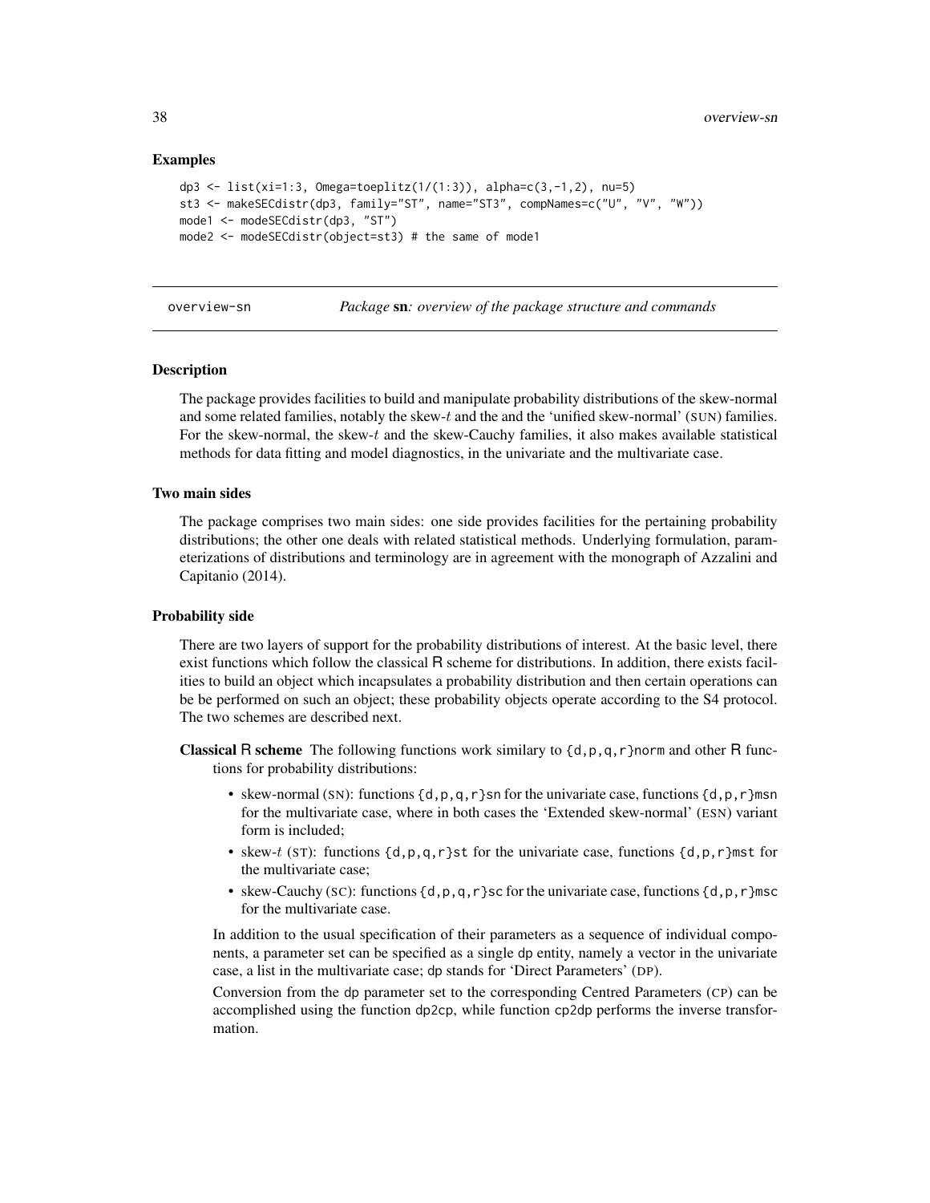## Examples

```
dp3 <- list(xi=1:3, Omega=toeplitz(1/(1:3)), alpha=c(3,-1,2), nu=5)
st3 <- makeSECdistr(dp3, family="ST", name="ST3", compNames=c("U", "V", "W"))
mode1 <- modeSECdistr(dp3, "ST")
mode2 <- modeSECdistr(object=st3) # the same of mode1
```

---

overview-sn &nbsp;&nbsp;&nbsp;&nbsp; *Package* **sn***: overview of the package structure and commands*

---

## Description

The package provides facilities to build and manipulate probability distributions of the skew-normal and some related families, notably the skew-$t$ and the and the 'unified skew-normal' (SUN) families. For the skew-normal, the skew-$t$ and the skew-Cauchy families, it also makes available statistical methods for data fitting and model diagnostics, in the univariate and the multivariate case.

## Two main sides

The package comprises two main sides: one side provides facilities for the pertaining probability distributions; the other one deals with related statistical methods. Underlying formulation, parameterizations of distributions and terminology are in agreement with the monograph of Azzalini and Capitanio (2014).

## Probability side

There are two layers of support for the probability distributions of interest. At the basic level, there exist functions which follow the classical R scheme for distributions. In addition, there exists facilities to build an object which incapsulates a probability distribution and then certain operations can be be performed on such an object; these probability objects operate according to the S4 protocol. The two schemes are described next.

**Classical R scheme** The following functions work similary to {d,p,q,r}norm and other R functions for probability distributions:

- skew-normal (SN): functions {d,p,q,r}sn for the univariate case, functions {d,p,r}msn for the multivariate case, where in both cases the 'Extended skew-normal' (ESN) variant form is included;
- skew-$t$ (ST): functions {d,p,q,r}st for the univariate case, functions {d,p,r}mst for the multivariate case;
- skew-Cauchy (SC): functions {d,p,q,r}sc for the univariate case, functions {d,p,r}msc for the multivariate case.

In addition to the usual specification of their parameters as a sequence of individual components, a parameter set can be specified as a single dp entity, namely a vector in the univariate case, a list in the multivariate case; dp stands for 'Direct Parameters' (DP).

Conversion from the dp parameter set to the corresponding Centred Parameters (CP) can be accomplished using the function dp2cp, while function cp2dp performs the inverse transformation.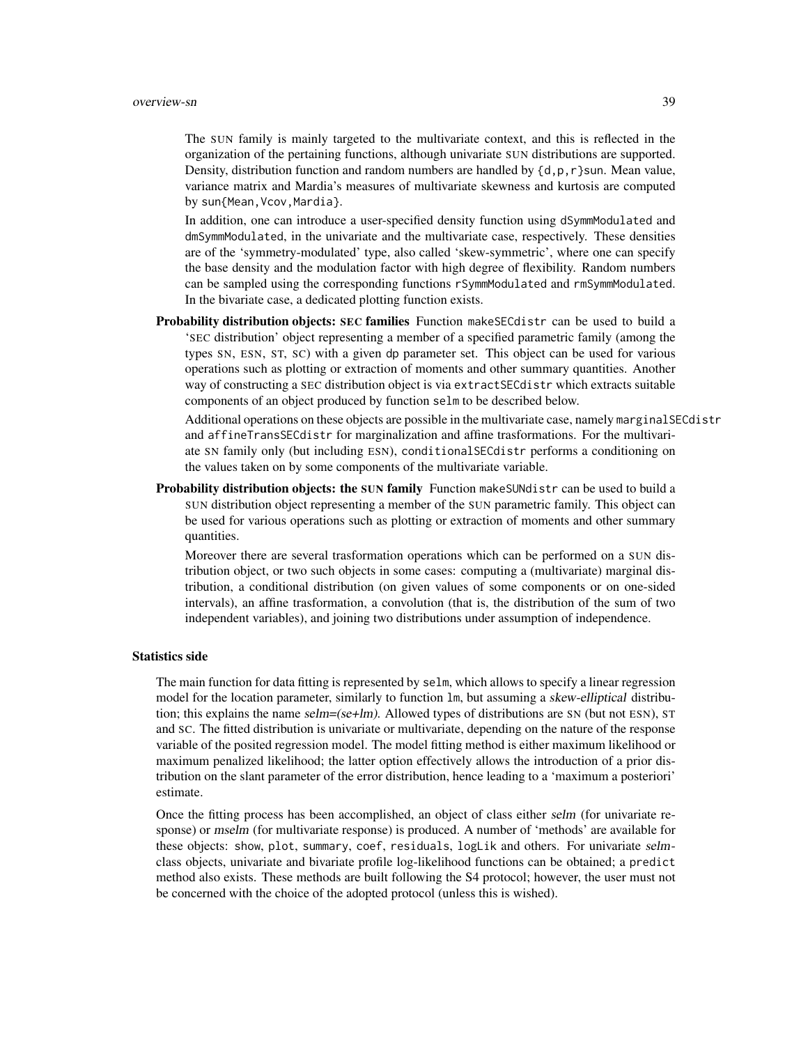The SUN family is mainly targeted to the multivariate context, and this is reflected in the organization of the pertaining functions, although univariate SUN distributions are supported. Density, distribution function and random numbers are handled by `{d,p,r}sun`. Mean value, variance matrix and Mardia's measures of multivariate skewness and kurtosis are computed by `sun{Mean,Vcov,Mardia}`.

In addition, one can introduce a user-specified density function using `dSymmModulated` and `dmSymmModulated`, in the univariate and the multivariate case, respectively. These densities are of the 'symmetry-modulated' type, also called 'skew-symmetric', where one can specify the base density and the modulation factor with high degree of flexibility. Random numbers can be sampled using the corresponding functions `rSymmModulated` and `rmSymmModulated`. In the bivariate case, a dedicated plotting function exists.

**Probability distribution objects: SEC families** Function `makeSECdistr` can be used to build a 'SEC distribution' object representing a member of a specified parametric family (among the types SN, ESN, ST, SC) with a given dp parameter set. This object can be used for various operations such as plotting or extraction of moments and other summary quantities. Another way of constructing a SEC distribution object is via `extractSECdistr` which extracts suitable components of an object produced by function `selm` to be described below.

Additional operations on these objects are possible in the multivariate case, namely `marginalSECdistr` and `affineTransSECdistr` for marginalization and affine trasformations. For the multivariate SN family only (but including ESN), `conditionalSECdistr` performs a conditioning on the values taken on by some components of the multivariate variable.

**Probability distribution objects: the SUN family** Function `makeSUNdistr` can be used to build a SUN distribution object representing a member of the SUN parametric family. This object can be used for various operations such as plotting or extraction of moments and other summary quantities.

Moreover there are several trasformation operations which can be performed on a SUN distribution object, or two such objects in some cases: computing a (multivariate) marginal distribution, a conditional distribution (on given values of some components or on one-sided intervals), an affine trasformation, a convolution (that is, the distribution of the sum of two independent variables), and joining two distributions under assumption of independence.

### Statistics side

The main function for data fitting is represented by `selm`, which allows to specify a linear regression model for the location parameter, similarly to function `lm`, but assuming a *skew-elliptical* distribution; this explains the name *selm=(se+lm)*. Allowed types of distributions are SN (but not ESN), ST and SC. The fitted distribution is univariate or multivariate, depending on the nature of the response variable of the posited regression model. The model fitting method is either maximum likelihood or maximum penalized likelihood; the latter option effectively allows the introduction of a prior distribution on the slant parameter of the error distribution, hence leading to a 'maximum a posteriori' estimate.

Once the fitting process has been accomplished, an object of class either *selm* (for univariate response) or *mselm* (for multivariate response) is produced. A number of 'methods' are available for these objects: `show`, `plot`, `summary`, `coef`, `residuals`, `logLik` and others. For univariate *selm*-class objects, univariate and bivariate profile log-likelihood functions can be obtained; a `predict` method also exists. These methods are built following the S4 protocol; however, the user must not be concerned with the choice of the adopted protocol (unless this is wished).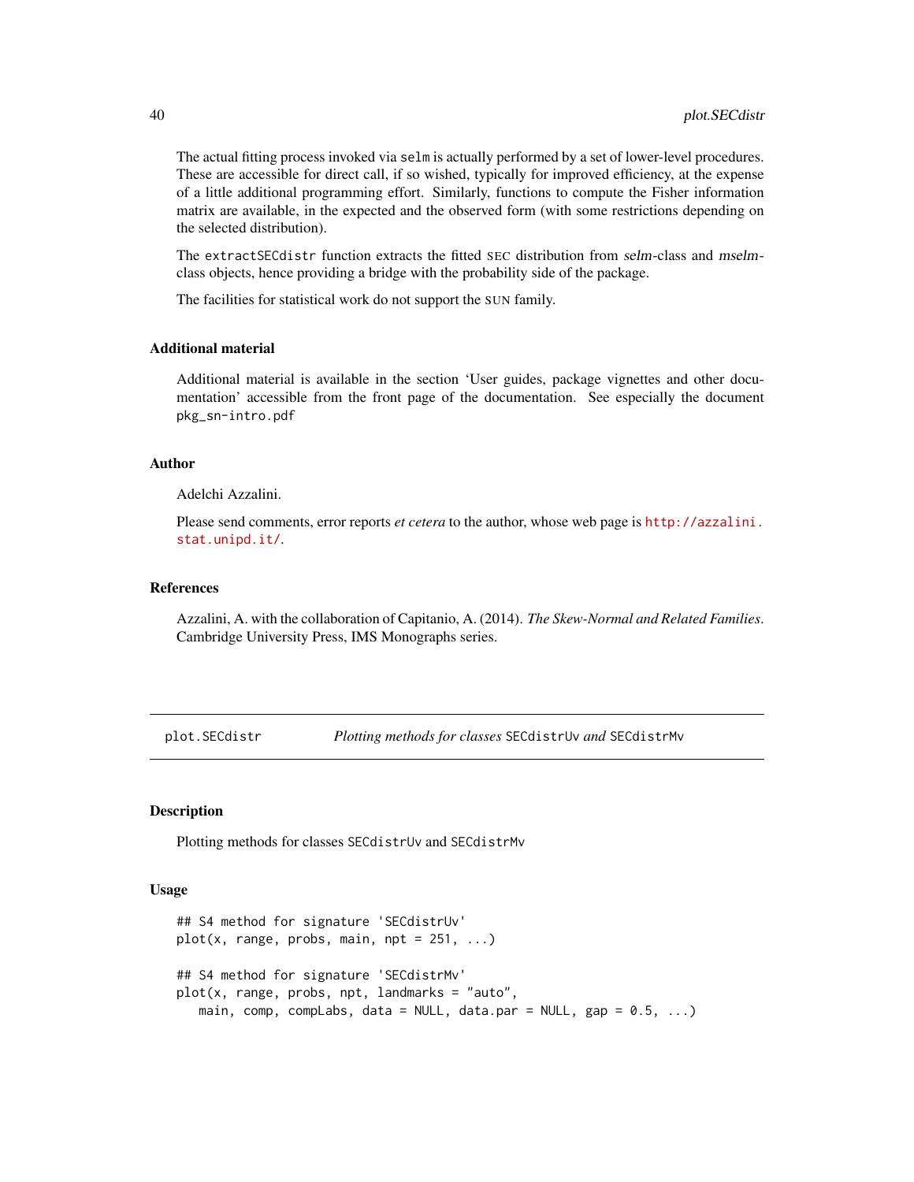The actual fitting process invoked via `selm` is actually performed by a set of lower-level procedures. These are accessible for direct call, if so wished, typically for improved efficiency, at the expense of a little additional programming effort. Similarly, functions to compute the Fisher information matrix are available, in the expected and the observed form (with some restrictions depending on the selected distribution).

The `extractSECdistr` function extracts the fitted SEC distribution from *selm*-class and *mselm*-class objects, hence providing a bridge with the probability side of the package.

The facilities for statistical work do not support the SUN family.

### Additional material

Additional material is available in the section 'User guides, package vignettes and other documentation' accessible from the front page of the documentation. See especially the document `pkg_sn-intro.pdf`

### Author

Adelchi Azzalini.

Please send comments, error reports *et cetera* to the author, whose web page is http://azzalini.stat.unipd.it/.

### References

Azzalini, A. with the collaboration of Capitanio, A. (2014). *The Skew-Normal and Related Families*. Cambridge University Press, IMS Monographs series.

---

## plot.SECdistr — *Plotting methods for classes* SECdistrUv *and* SECdistrMv

### Description

Plotting methods for classes `SECdistrUv` and `SECdistrMv`

### Usage

```
## S4 method for signature 'SECdistrUv'
plot(x, range, probs, main, npt = 251, ...)

## S4 method for signature 'SECdistrMv'
plot(x, range, probs, npt, landmarks = "auto",
   main, comp, compLabs, data = NULL, data.par = NULL, gap = 0.5, ...)
```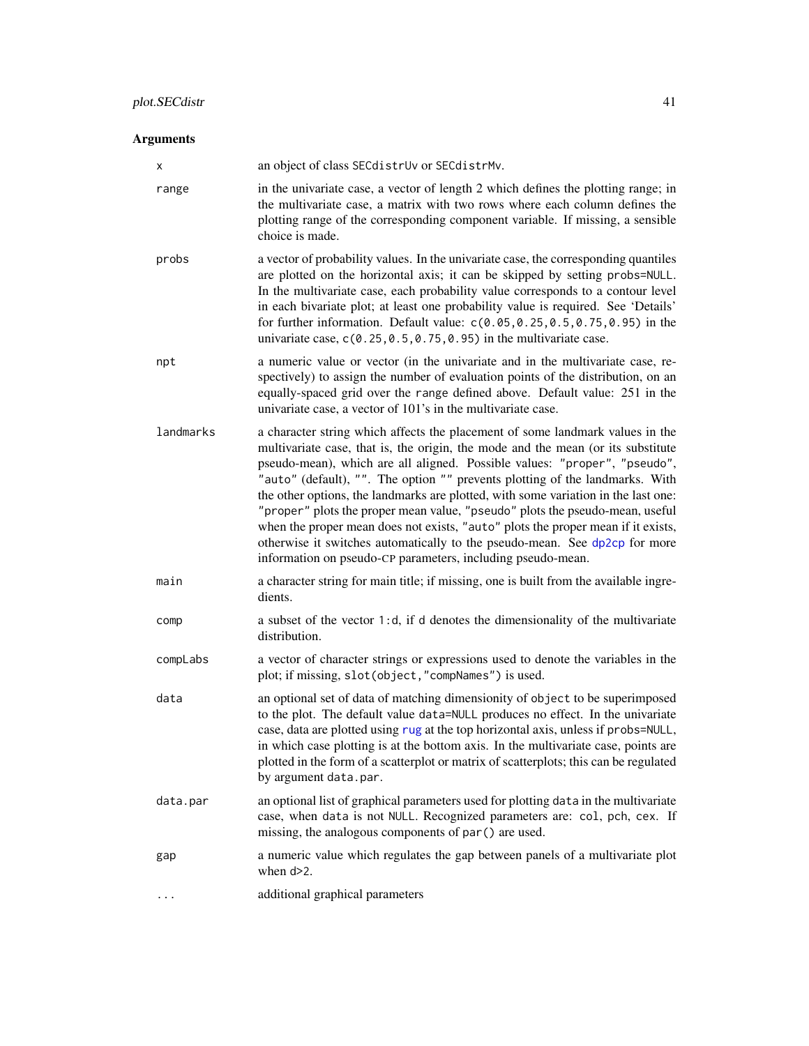## Arguments

- **x**: an object of class `SECdistrUv` or `SECdistrMv`.
- **range**: in the univariate case, a vector of length 2 which defines the plotting range; in the multivariate case, a matrix with two rows where each column defines the plotting range of the corresponding component variable. If missing, a sensible choice is made.
- **probs**: a vector of probability values. In the univariate case, the corresponding quantiles are plotted on the horizontal axis; it can be skipped by setting `probs=NULL`. In the multivariate case, each probability value corresponds to a contour level in each bivariate plot; at least one probability value is required. See 'Details' for further information. Default value: `c(0.05,0.25,0.5,0.75,0.95)` in the univariate case, `c(0.25,0.5,0.75,0.95)` in the multivariate case.
- **npt**: a numeric value or vector (in the univariate and in the multivariate case, respectively) to assign the number of evaluation points of the distribution, on an equally-spaced grid over the `range` defined above. Default value: 251 in the univariate case, a vector of 101's in the multivariate case.
- **landmarks**: a character string which affects the placement of some landmark values in the multivariate case, that is, the origin, the mode and the mean (or its substitute pseudo-mean), which are all aligned. Possible values: `"proper"`, `"pseudo"`, `"auto"` (default), `""`. The option `""` prevents plotting of the landmarks. With the other options, the landmarks are plotted, with some variation in the last one: `"proper"` plots the proper mean value, `"pseudo"` plots the pseudo-mean, useful when the proper mean does not exists, `"auto"` plots the proper mean if it exists, otherwise it switches automatically to the pseudo-mean. See `dp2cp` for more information on pseudo-CP parameters, including pseudo-mean.
- **main**: a character string for main title; if missing, one is built from the available ingredients.
- **comp**: a subset of the vector `1:d`, if `d` denotes the dimensionality of the multivariate distribution.
- **compLabs**: a vector of character strings or expressions used to denote the variables in the plot; if missing, `slot(object,"compNames")` is used.
- **data**: an optional set of data of matching dimensionity of `object` to be superimposed to the plot. The default value `data=NULL` produces no effect. In the univariate case, data are plotted using `rug` at the top horizontal axis, unless if `probs=NULL`, in which case plotting is at the bottom axis. In the multivariate case, points are plotted in the form of a scatterplot or matrix of scatterplots; this can be regulated by argument `data.par`.
- **data.par**: an optional list of graphical parameters used for plotting `data` in the multivariate case, when `data` is not `NULL`. Recognized parameters are: `col`, `pch`, `cex`. If missing, the analogous components of `par()` are used.
- **gap**: a numeric value which regulates the gap between panels of a multivariate plot when `d>2`.
- **...**: additional graphical parameters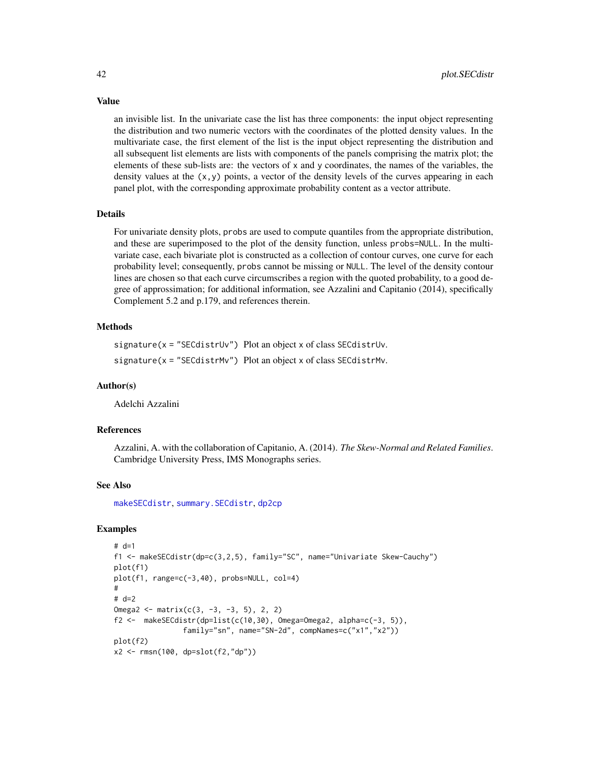## Value

an invisible list. In the univariate case the list has three components: the input object representing the distribution and two numeric vectors with the coordinates of the plotted density values. In the multivariate case, the first element of the list is the input object representing the distribution and all subsequent list elements are lists with components of the panels comprising the matrix plot; the elements of these sub-lists are: the vectors of x and y coordinates, the names of the variables, the density values at the (x,y) points, a vector of the density levels of the curves appearing in each panel plot, with the corresponding approximate probability content as a vector attribute.

## Details

For univariate density plots, probs are used to compute quantiles from the appropriate distribution, and these are superimposed to the plot of the density function, unless probs=NULL. In the multivariate case, each bivariate plot is constructed as a collection of contour curves, one curve for each probability level; consequently, probs cannot be missing or NULL. The level of the density contour lines are chosen so that each curve circumscribes a region with the quoted probability, to a good degree of approssimation; for additional information, see Azzalini and Capitanio (2014), specifically Complement 5.2 and p.179, and references therein.

## Methods

signature(x = "SECdistrUv") Plot an object x of class SECdistrUv.

signature(x = "SECdistrMv") Plot an object x of class SECdistrMv.

## Author(s)

Adelchi Azzalini

## References

Azzalini, A. with the collaboration of Capitanio, A. (2014). *The Skew-Normal and Related Families*. Cambridge University Press, IMS Monographs series.

## See Also

makeSECdistr, summary.SECdistr, dp2cp

## Examples

```
# d=1
f1 <- makeSECdistr(dp=c(3,2,5), family="SC", name="Univariate Skew-Cauchy")
plot(f1)
plot(f1, range=c(-3,40), probs=NULL, col=4)
#
# d=2
Omega2 <- matrix(c(3, -3, -3, 5), 2, 2)
f2 <-  makeSECdistr(dp=list(c(10,30), Omega=Omega2, alpha=c(-3, 5)),
               family="sn", name="SN-2d", compNames=c("x1","x2"))
plot(f2)
x2 <- rmsn(100, dp=slot(f2,"dp"))
```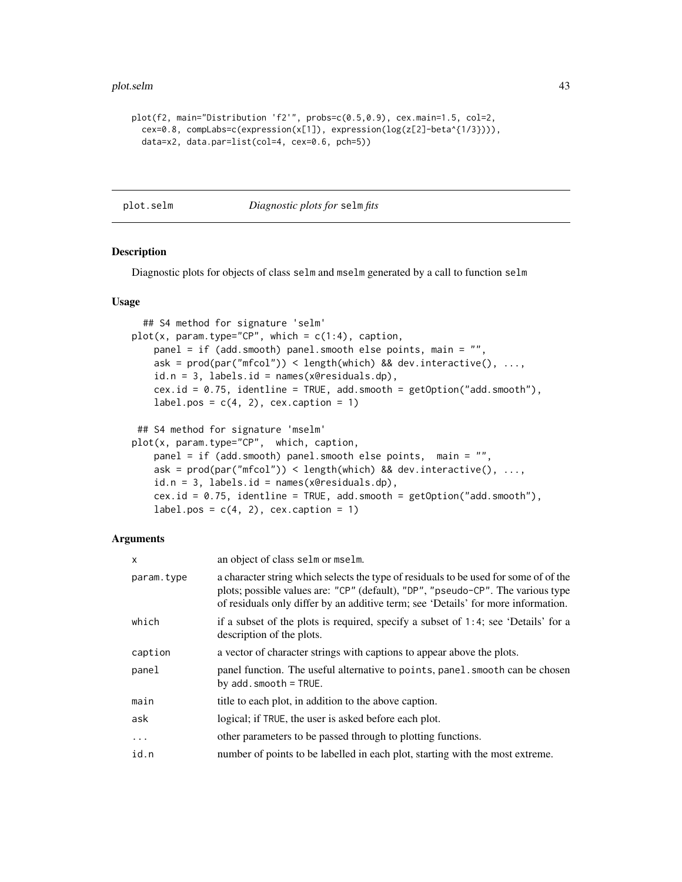```
plot(f2, main="Distribution 'f2'", probs=c(0.5,0.9), cex.main=1.5, col=2,
  cex=0.8, compLabs=c(expression(x[1]), expression(log(z[2]-beta^{1/3}))),
  data=x2, data.par=list(col=4, cex=0.6, pch=5))
```

## plot.selm — *Diagnostic plots for* `selm` *fits*

### Description

Diagnostic plots for objects of class `selm` and `mselm` generated by a call to function `selm`

### Usage

```
  ## S4 method for signature 'selm'
plot(x, param.type="CP", which = c(1:4), caption,
    panel = if (add.smooth) panel.smooth else points, main = "",
    ask = prod(par("mfcol")) < length(which) && dev.interactive(), ...,
    id.n = 3, labels.id = names(x@residuals.dp),
    cex.id = 0.75, identline = TRUE, add.smooth = getOption("add.smooth"),
    label.pos = c(4, 2), cex.caption = 1)

 ## S4 method for signature 'mselm'
plot(x, param.type="CP",  which, caption,
    panel = if (add.smooth) panel.smooth else points,  main = "",
    ask = prod(par("mfcol")) < length(which) && dev.interactive(), ...,
    id.n = 3, labels.id = names(x@residuals.dp),
    cex.id = 0.75, identline = TRUE, add.smooth = getOption("add.smooth"),
    label.pos = c(4, 2), cex.caption = 1)
```

### Arguments

| | |
|---|---|
| `x` | an object of class `selm` or `mselm`. |
| `param.type` | a character string which selects the type of residuals to be used for some of of the plots; possible values are: `"CP"` (default), `"DP"`, `"pseudo-CP"`. The various type of residuals only differ by an additive term; see 'Details' for more information. |
| `which` | if a subset of the plots is required, specify a subset of `1:4`; see 'Details' for a description of the plots. |
| `caption` | a vector of character strings with captions to appear above the plots. |
| `panel` | panel function. The useful alternative to `points`, `panel.smooth` can be chosen by `add.smooth = TRUE`. |
| `main` | title to each plot, in addition to the above caption. |
| `ask` | logical; if `TRUE`, the user is asked before each plot. |
| `...` | other parameters to be passed through to plotting functions. |
| `id.n` | number of points to be labelled in each plot, starting with the most extreme. |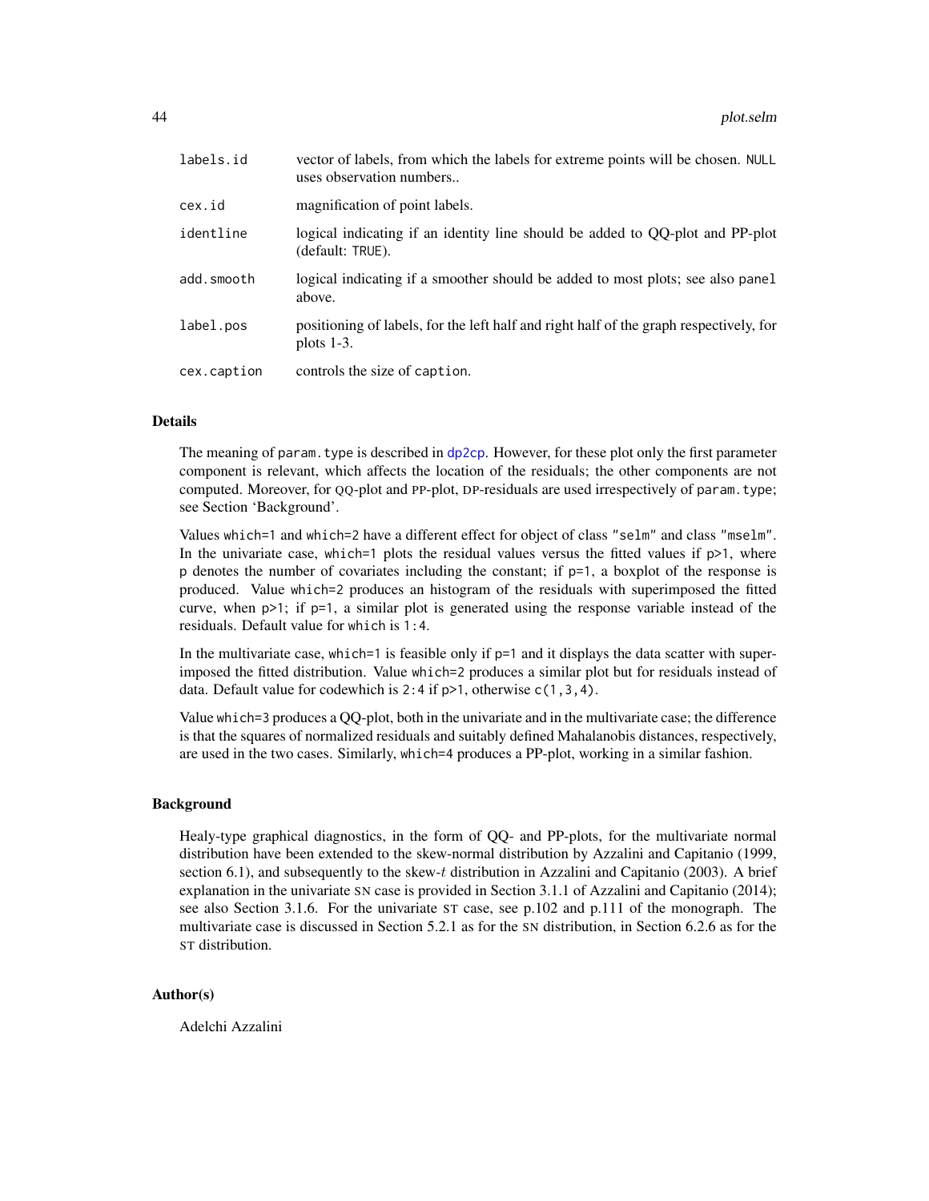| | |
|---|---|
| labels.id | vector of labels, from which the labels for extreme points will be chosen. NULL uses observation numbers.. |
| cex.id | magnification of point labels. |
| identline | logical indicating if an identity line should be added to QQ-plot and PP-plot (default: TRUE). |
| add.smooth | logical indicating if a smoother should be added to most plots; see also panel above. |
| label.pos | positioning of labels, for the left half and right half of the graph respectively, for plots 1-3. |
| cex.caption | controls the size of caption. |

## Details

The meaning of param.type is described in dp2cp. However, for these plot only the first parameter component is relevant, which affects the location of the residuals; the other components are not computed. Moreover, for QQ-plot and PP-plot, DP-residuals are used irrespectively of param.type; see Section 'Background'.

Values which=1 and which=2 have a different effect for object of class "selm" and class "mselm". In the univariate case, which=1 plots the residual values versus the fitted values if p>1, where p denotes the number of covariates including the constant; if p=1, a boxplot of the response is produced. Value which=2 produces an histogram of the residuals with superimposed the fitted curve, when p>1; if p=1, a similar plot is generated using the response variable instead of the residuals. Default value for which is 1:4.

In the multivariate case, which=1 is feasible only if p=1 and it displays the data scatter with superimposed the fitted distribution. Value which=2 produces a similar plot but for residuals instead of data. Default value for codewhich is 2:4 if p>1, otherwise c(1,3,4).

Value which=3 produces a QQ-plot, both in the univariate and in the multivariate case; the difference is that the squares of normalized residuals and suitably defined Mahalanobis distances, respectively, are used in the two cases. Similarly, which=4 produces a PP-plot, working in a similar fashion.

## Background

Healy-type graphical diagnostics, in the form of QQ- and PP-plots, for the multivariate normal distribution have been extended to the skew-normal distribution by Azzalini and Capitanio (1999, section 6.1), and subsequently to the skew-$t$ distribution in Azzalini and Capitanio (2003). A brief explanation in the univariate SN case is provided in Section 3.1.1 of Azzalini and Capitanio (2014); see also Section 3.1.6. For the univariate ST case, see p.102 and p.111 of the monograph. The multivariate case is discussed in Section 5.2.1 as for the SN distribution, in Section 6.2.6 as for the ST distribution.

## Author(s)

Adelchi Azzalini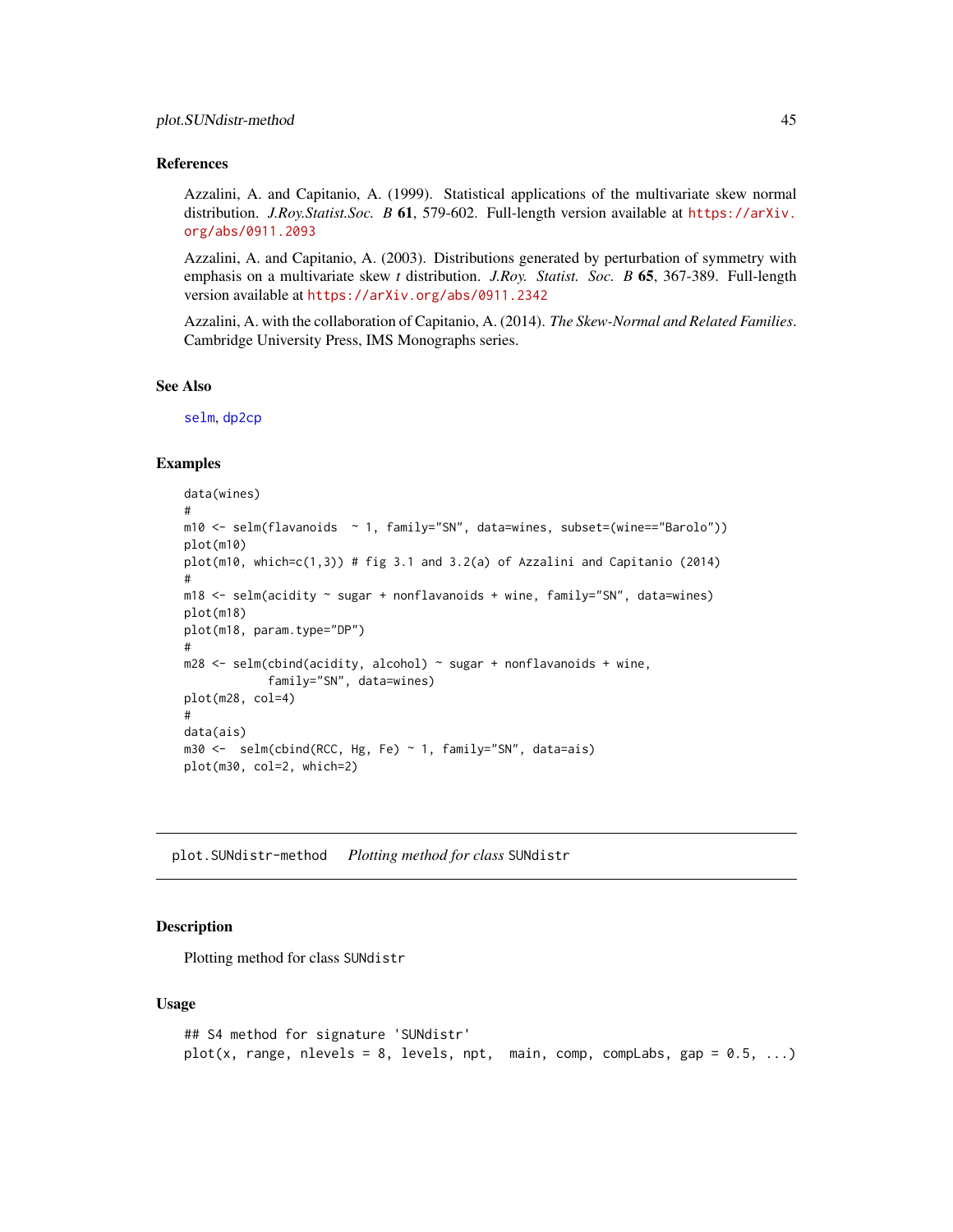### References

Azzalini, A. and Capitanio, A. (1999). Statistical applications of the multivariate skew normal distribution. *J.Roy.Statist.Soc. B* **61**, 579-602. Full-length version available at https://arXiv.org/abs/0911.2093

Azzalini, A. and Capitanio, A. (2003). Distributions generated by perturbation of symmetry with emphasis on a multivariate skew *t* distribution. *J.Roy. Statist. Soc. B* **65**, 367-389. Full-length version available at https://arXiv.org/abs/0911.2342

Azzalini, A. with the collaboration of Capitanio, A. (2014). *The Skew-Normal and Related Families*. Cambridge University Press, IMS Monographs series.

### See Also

selm, dp2cp

### Examples

```
data(wines)
#
m10 <- selm(flavanoids  ~ 1, family="SN", data=wines, subset=(wine=="Barolo"))
plot(m10)
plot(m10, which=c(1,3)) # fig 3.1 and 3.2(a) of Azzalini and Capitanio (2014)
#
m18 <- selm(acidity ~ sugar + nonflavanoids + wine, family="SN", data=wines)
plot(m18)
plot(m18, param.type="DP")
#
m28 <- selm(cbind(acidity, alcohol) ~ sugar + nonflavanoids + wine,
            family="SN", data=wines)
plot(m28, col=4)
#
data(ais)
m30 <-  selm(cbind(RCC, Hg, Fe) ~ 1, family="SN", data=ais)
plot(m30, col=2, which=2)
```

---

## plot.SUNdistr-method    *Plotting method for class* SUNdistr

### Description

Plotting method for class SUNdistr

### Usage

```
## S4 method for signature 'SUNdistr'
plot(x, range, nlevels = 8, levels, npt,  main, comp, compLabs, gap = 0.5, ...)
```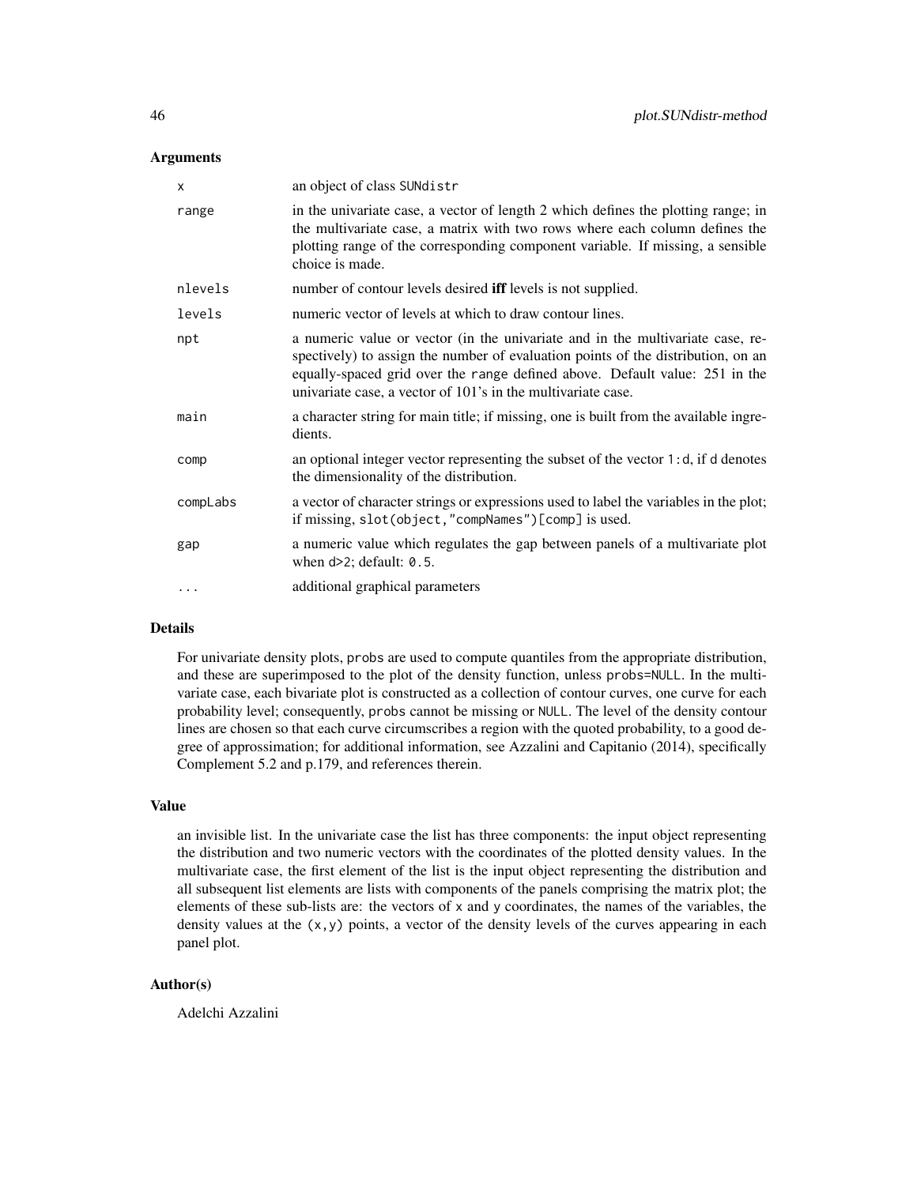## Arguments

| | |
|---|---|
| `x` | an object of class `SUNdistr` |
| `range` | in the univariate case, a vector of length 2 which defines the plotting range; in the multivariate case, a matrix with two rows where each column defines the plotting range of the corresponding component variable. If missing, a sensible choice is made. |
| `nlevels` | number of contour levels desired **iff** levels is not supplied. |
| `levels` | numeric vector of levels at which to draw contour lines. |
| `npt` | a numeric value or vector (in the univariate and in the multivariate case, respectively) to assign the number of evaluation points of the distribution, on an equally-spaced grid over the `range` defined above. Default value: 251 in the univariate case, a vector of 101's in the multivariate case. |
| `main` | a character string for main title; if missing, one is built from the available ingredients. |
| `comp` | an optional integer vector representing the subset of the vector `1:d`, if `d` denotes the dimensionality of the distribution. |
| `compLabs` | a vector of character strings or expressions used to label the variables in the plot; if missing, `slot(object,"compNames")[comp]` is used. |
| `gap` | a numeric value which regulates the gap between panels of a multivariate plot when `d>2`; default: `0.5`. |
| `...` | additional graphical parameters |

## Details

For univariate density plots, `probs` are used to compute quantiles from the appropriate distribution, and these are superimposed to the plot of the density function, unless `probs=NULL`. In the multivariate case, each bivariate plot is constructed as a collection of contour curves, one curve for each probability level; consequently, `probs` cannot be missing or `NULL`. The level of the density contour lines are chosen so that each curve circumscribes a region with the quoted probability, to a good degree of approssimation; for additional information, see Azzalini and Capitanio (2014), specifically Complement 5.2 and p.179, and references therein.

## Value

an invisible list. In the univariate case the list has three components: the input object representing the distribution and two numeric vectors with the coordinates of the plotted density values. In the multivariate case, the first element of the list is the input object representing the distribution and all subsequent list elements are lists with components of the panels comprising the matrix plot; the elements of these sub-lists are: the vectors of `x` and `y` coordinates, the names of the variables, the density values at the `(x,y)` points, a vector of the density levels of the curves appearing in each panel plot.

## Author(s)

Adelchi Azzalini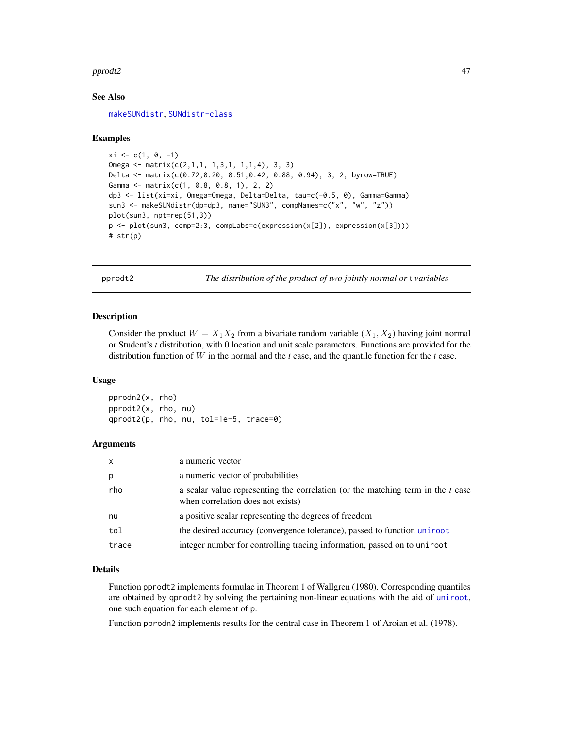## See Also

makeSUNdistr, SUNdistr-class

## Examples

```
xi <- c(1, 0, -1)
Omega <- matrix(c(2,1,1, 1,3,1, 1,1,4), 3, 3)
Delta <- matrix(c(0.72,0.20, 0.51,0.42, 0.88, 0.94), 3, 2, byrow=TRUE)
Gamma <- matrix(c(1, 0.8, 0.8, 1), 2, 2)
dp3 <- list(xi=xi, Omega=Omega, Delta=Delta, tau=c(-0.5, 0), Gamma=Gamma)
sun3 <- makeSUNdistr(dp=dp3, name="SUN3", compNames=c("x", "w", "z"))
plot(sun3, npt=rep(51,3))
p <- plot(sun3, comp=2:3, compLabs=c(expression(x[2]), expression(x[3])))
# str(p)
```

---

# pprodt2 — *The distribution of the product of two jointly normal or* t *variables*

## Description

Consider the product $W = X_1 X_2$ from a bivariate random variable $(X_1, X_2)$ having joint normal or Student's *t* distribution, with 0 location and unit scale parameters. Functions are provided for the distribution function of $W$ in the normal and the *t* case, and the quantile function for the *t* case.

## Usage

```
pprodn2(x, rho)
pprodt2(x, rho, nu)
qprodt2(p, rho, nu, tol=1e-5, trace=0)
```

## Arguments

| | |
|---|---|
| x | a numeric vector |
| p | a numeric vector of probabilities |
| rho | a scalar value representing the correlation (or the matching term in the *t* case when correlation does not exists) |
| nu | a positive scalar representing the degrees of freedom |
| tol | the desired accuracy (convergence tolerance), passed to function uniroot |
| trace | integer number for controlling tracing information, passed on to uniroot |

## Details

Function pprodt2 implements formulae in Theorem 1 of Wallgren (1980). Corresponding quantiles are obtained by qprodt2 by solving the pertaining non-linear equations with the aid of uniroot, one such equation for each element of p.

Function pprodn2 implements results for the central case in Theorem 1 of Aroian et al. (1978).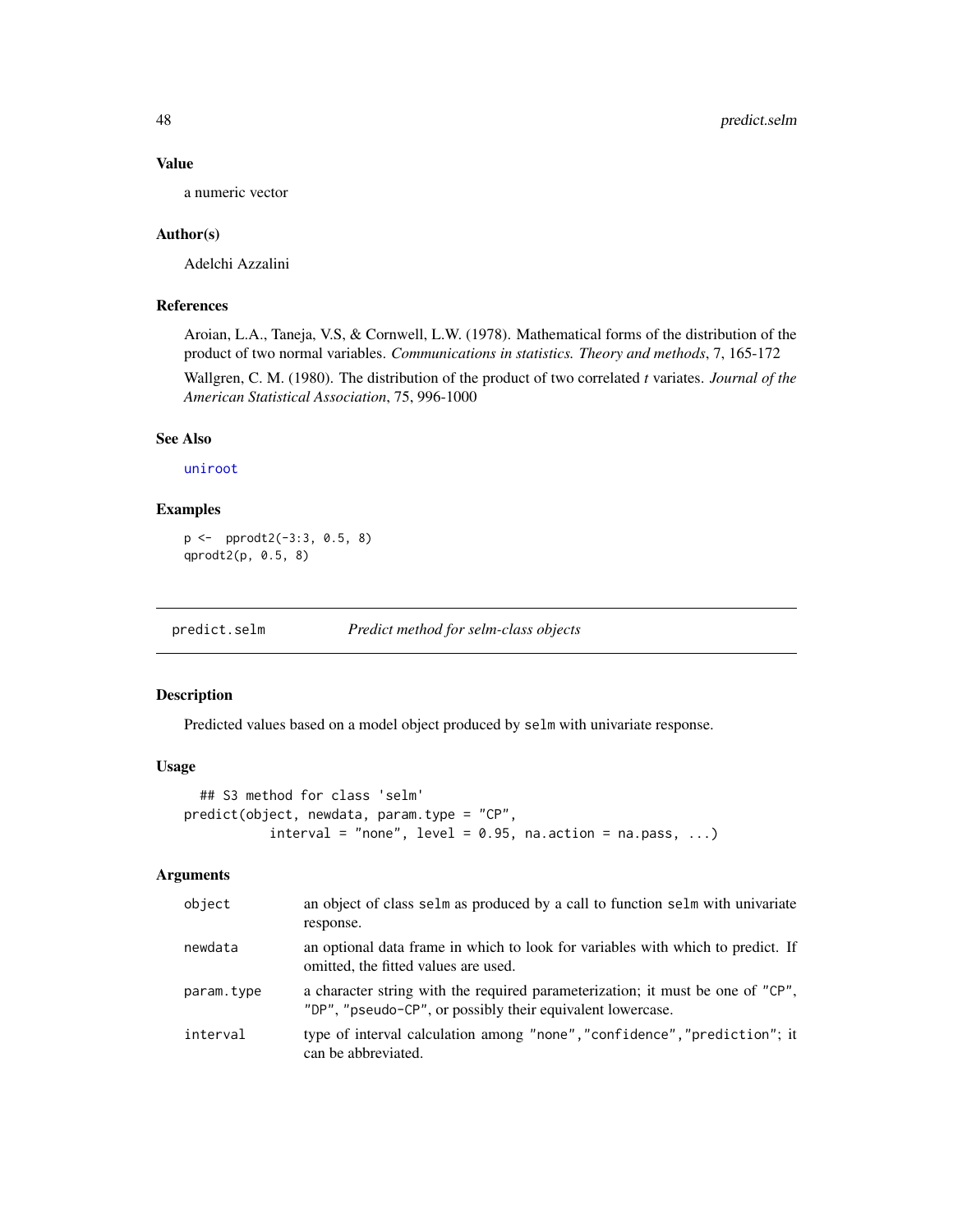### Value

a numeric vector

### Author(s)

Adelchi Azzalini

### References

Aroian, L.A., Taneja, V.S, & Cornwell, L.W. (1978). Mathematical forms of the distribution of the product of two normal variables. *Communications in statistics. Theory and methods*, 7, 165-172

Wallgren, C. M. (1980). The distribution of the product of two correlated *t* variates. *Journal of the American Statistical Association*, 75, 996-1000

### See Also

uniroot

### Examples

```
p <-  pprodt2(-3:3, 0.5, 8)
qprodt2(p, 0.5, 8)
```

---

## predict.selm *Predict method for selm-class objects*

### Description

Predicted values based on a model object produced by selm with univariate response.

### Usage

```
  ## S3 method for class 'selm'
predict(object, newdata, param.type = "CP",
          interval = "none", level = 0.95, na.action = na.pass, ...)
```

### Arguments

| | |
|---|---|
| object | an object of class selm as produced by a call to function selm with univariate response. |
| newdata | an optional data frame in which to look for variables with which to predict. If omitted, the fitted values are used. |
| param.type | a character string with the required parameterization; it must be one of "CP", "DP", "pseudo-CP", or possibly their equivalent lowercase. |
| interval | type of interval calculation among "none","confidence","prediction"; it can be abbreviated. |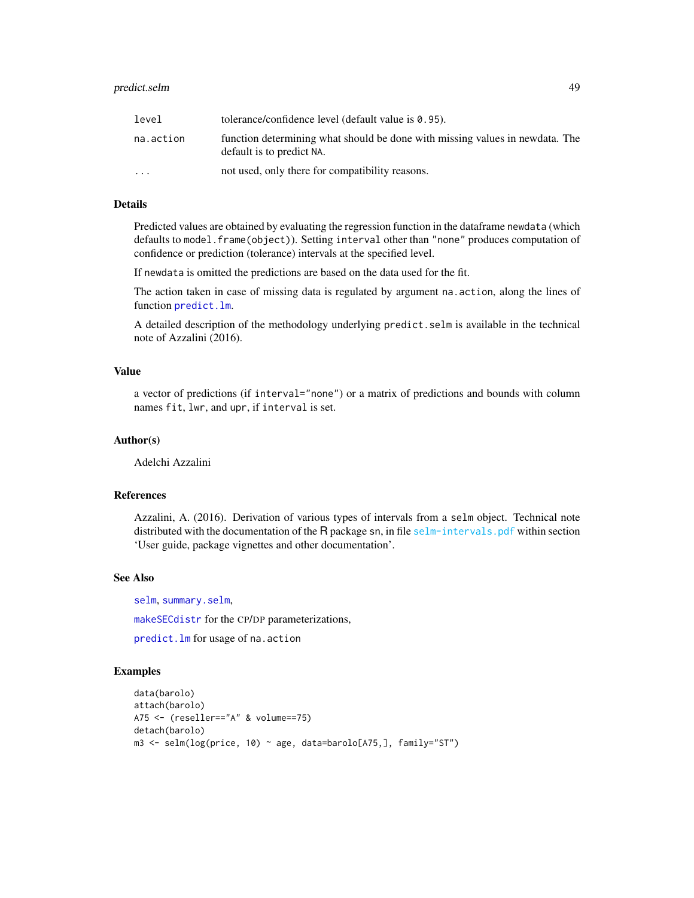| | |
|---|---|
| level | tolerance/confidence level (default value is 0.95). |
| na.action | function determining what should be done with missing values in newdata. The default is to predict NA. |
| ... | not used, only there for compatibility reasons. |

## Details

Predicted values are obtained by evaluating the regression function in the dataframe newdata (which defaults to model.frame(object)). Setting interval other than "none" produces computation of confidence or prediction (tolerance) intervals at the specified level.

If newdata is omitted the predictions are based on the data used for the fit.

The action taken in case of missing data is regulated by argument na.action, along the lines of function predict.lm.

A detailed description of the methodology underlying predict.selm is available in the technical note of Azzalini (2016).

## Value

a vector of predictions (if interval="none") or a matrix of predictions and bounds with column names fit, lwr, and upr, if interval is set.

## Author(s)

Adelchi Azzalini

## References

Azzalini, A. (2016). Derivation of various types of intervals from a selm object. Technical note distributed with the documentation of the R package sn, in file selm-intervals.pdf within section 'User guide, package vignettes and other documentation'.

## See Also

selm, summary.selm,

makeSECdistr for the CP/DP parameterizations,

predict.lm for usage of na.action

## Examples

```
data(barolo)
attach(barolo)
A75 <- (reseller=="A" & volume==75)
detach(barolo)
m3 <- selm(log(price, 10) ~ age, data=barolo[A75,], family="ST")
```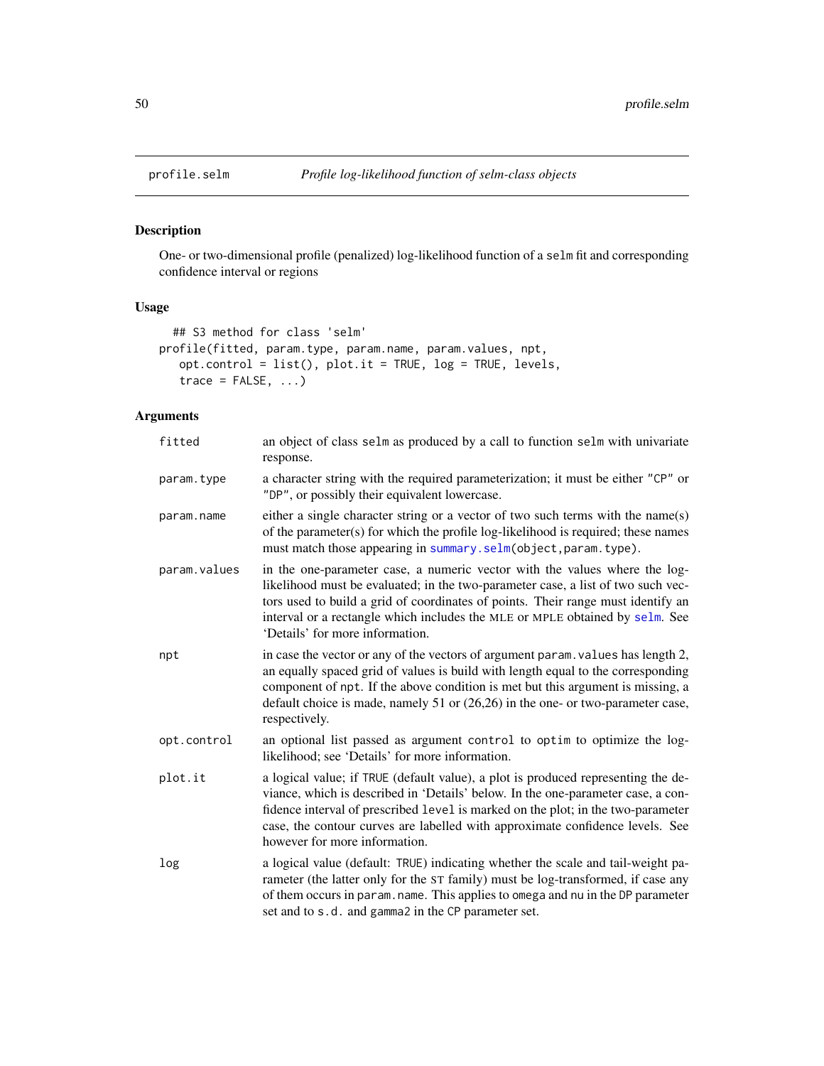| profile.selm | *Profile log-likelihood function of selm-class objects* |
|---|---|

## Description

One- or two-dimensional profile (penalized) log-likelihood function of a `selm` fit and corresponding confidence interval or regions

## Usage

```
  ## S3 method for class 'selm'
profile(fitted, param.type, param.name, param.values, npt,
   opt.control = list(), plot.it = TRUE, log = TRUE, levels,
   trace = FALSE, ...)
```

## Arguments

| | |
|---|---|
| `fitted` | an object of class `selm` as produced by a call to function `selm` with univariate response. |
| `param.type` | a character string with the required parameterization; it must be either `"CP"` or `"DP"`, or possibly their equivalent lowercase. |
| `param.name` | either a single character string or a vector of two such terms with the name(s) of the parameter(s) for which the profile log-likelihood is required; these names must match those appearing in `summary.selm(object,param.type)`. |
| `param.values` | in the one-parameter case, a numeric vector with the values where the log-likelihood must be evaluated; in the two-parameter case, a list of two such vectors used to build a grid of coordinates of points. Their range must identify an interval or a rectangle which includes the MLE or MPLE obtained by `selm`. See 'Details' for more information. |
| `npt` | in case the vector or any of the vectors of argument `param.values` has length 2, an equally spaced grid of values is build with length equal to the corresponding component of `npt`. If the above condition is met but this argument is missing, a default choice is made, namely 51 or (26,26) in the one- or two-parameter case, respectively. |
| `opt.control` | an optional list passed as argument `control` to `optim` to optimize the log-likelihood; see 'Details' for more information. |
| `plot.it` | a logical value; if `TRUE` (default value), a plot is produced representing the deviance, which is described in 'Details' below. In the one-parameter case, a confidence interval of prescribed `level` is marked on the plot; in the two-parameter case, the contour curves are labelled with approximate confidence levels. See however for more information. |
| `log` | a logical value (default: `TRUE`) indicating whether the scale and tail-weight parameter (the latter only for the ST family) must be log-transformed, if case any of them occurs in `param.name`. This applies to `omega` and `nu` in the `DP` parameter set and to `s.d.` and `gamma2` in the `CP` parameter set. |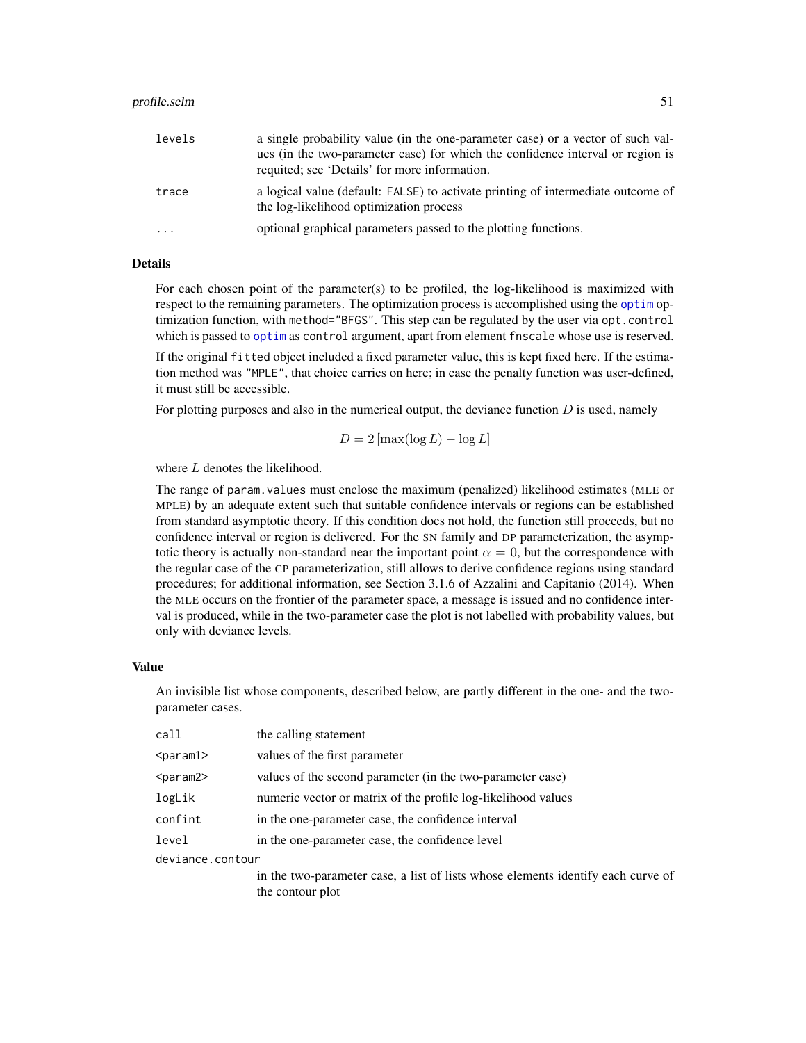| | |
|---|---|
| `levels` | a single probability value (in the one-parameter case) or a vector of such values (in the two-parameter case) for which the confidence interval or region is requited; see 'Details' for more information. |
| `trace` | a logical value (default: `FALSE`) to activate printing of intermediate outcome of the log-likelihood optimization process |
| `...` | optional graphical parameters passed to the plotting functions. |

## Details

For each chosen point of the parameter(s) to be profiled, the log-likelihood is maximized with respect to the remaining parameters. The optimization process is accomplished using the `optim` optimization function, with `method="BFGS"`. This step can be regulated by the user via `opt.control` which is passed to `optim` as `control` argument, apart from element `fnscale` whose use is reserved.

If the original `fitted` object included a fixed parameter value, this is kept fixed here. If the estimation method was `"MPLE"`, that choice carries on here; in case the penalty function was user-defined, it must still be accessible.

For plotting purposes and also in the numerical output, the deviance function $D$ is used, namely

$$D = 2\left[\max(\log L) - \log L\right]$$

where $L$ denotes the likelihood.

The range of `param.values` must enclose the maximum (penalized) likelihood estimates (MLE or MPLE) by an adequate extent such that suitable confidence intervals or regions can be established from standard asymptotic theory. If this condition does not hold, the function still proceeds, but no confidence interval or region is delivered. For the SN family and DP parameterization, the asymptotic theory is actually non-standard near the important point $\alpha = 0$, but the correspondence with the regular case of the CP parameterization, still allows to derive confidence regions using standard procedures; for additional information, see Section 3.1.6 of Azzalini and Capitanio (2014). When the MLE occurs on the frontier of the parameter space, a message is issued and no confidence interval is produced, while in the two-parameter case the plot is not labelled with probability values, but only with deviance levels.

## Value

An invisible list whose components, described below, are partly different in the one- and the two-parameter cases.

| | |
|---|---|
| `call` | the calling statement |
| `<param1>` | values of the first parameter |
| `<param2>` | values of the second parameter (in the two-parameter case) |
| `logLik` | numeric vector or matrix of the profile log-likelihood values |
| `confint` | in the one-parameter case, the confidence interval |
| `level` | in the one-parameter case, the confidence level |
| `deviance.contour` | in the two-parameter case, a list of lists whose elements identify each curve of the contour plot |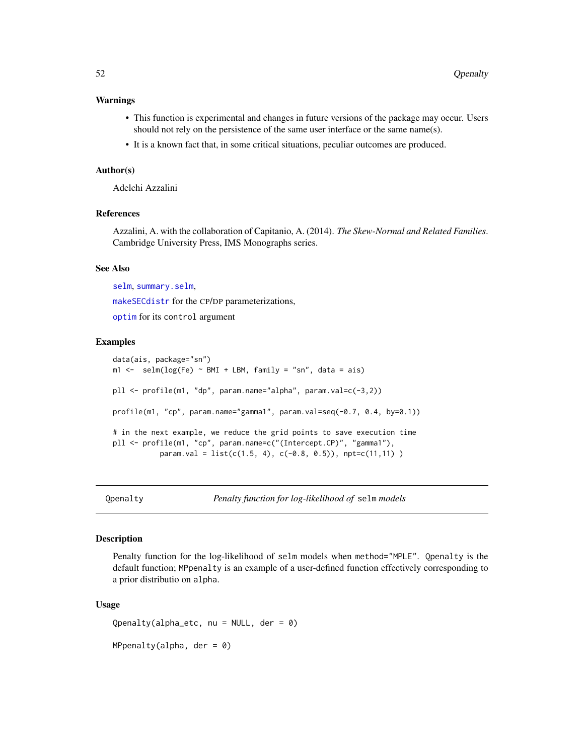### Warnings

- This function is experimental and changes in future versions of the package may occur. Users should not rely on the persistence of the same user interface or the same name(s).
- It is a known fact that, in some critical situations, peculiar outcomes are produced.

### Author(s)

Adelchi Azzalini

### References

Azzalini, A. with the collaboration of Capitanio, A. (2014). *The Skew-Normal and Related Families*. Cambridge University Press, IMS Monographs series.

### See Also

selm, summary.selm,

makeSECdistr for the CP/DP parameterizations,

optim for its control argument

### Examples

```
data(ais, package="sn")
m1 <-  selm(log(Fe) ~ BMI + LBM, family = "sn", data = ais)

pll <- profile(m1, "dp", param.name="alpha", param.val=c(-3,2))

profile(m1, "cp", param.name="gamma1", param.val=seq(-0.7, 0.4, by=0.1))

# in the next example, we reduce the grid points to save execution time
pll <- profile(m1, "cp", param.name=c("(Intercept.CP)", "gamma1"),
           param.val = list(c(1.5, 4), c(-0.8, 0.5)), npt=c(11,11) )
```

---

## Qpenalty — *Penalty function for log-likelihood of* selm *models*

### Description

Penalty function for the log-likelihood of selm models when method="MPLE". Qpenalty is the default function; MPpenalty is an example of a user-defined function effectively corresponding to a prior distributio on alpha.

### Usage

```
Qpenalty(alpha_etc, nu = NULL, der = 0)

MPpenalty(alpha, der = 0)
```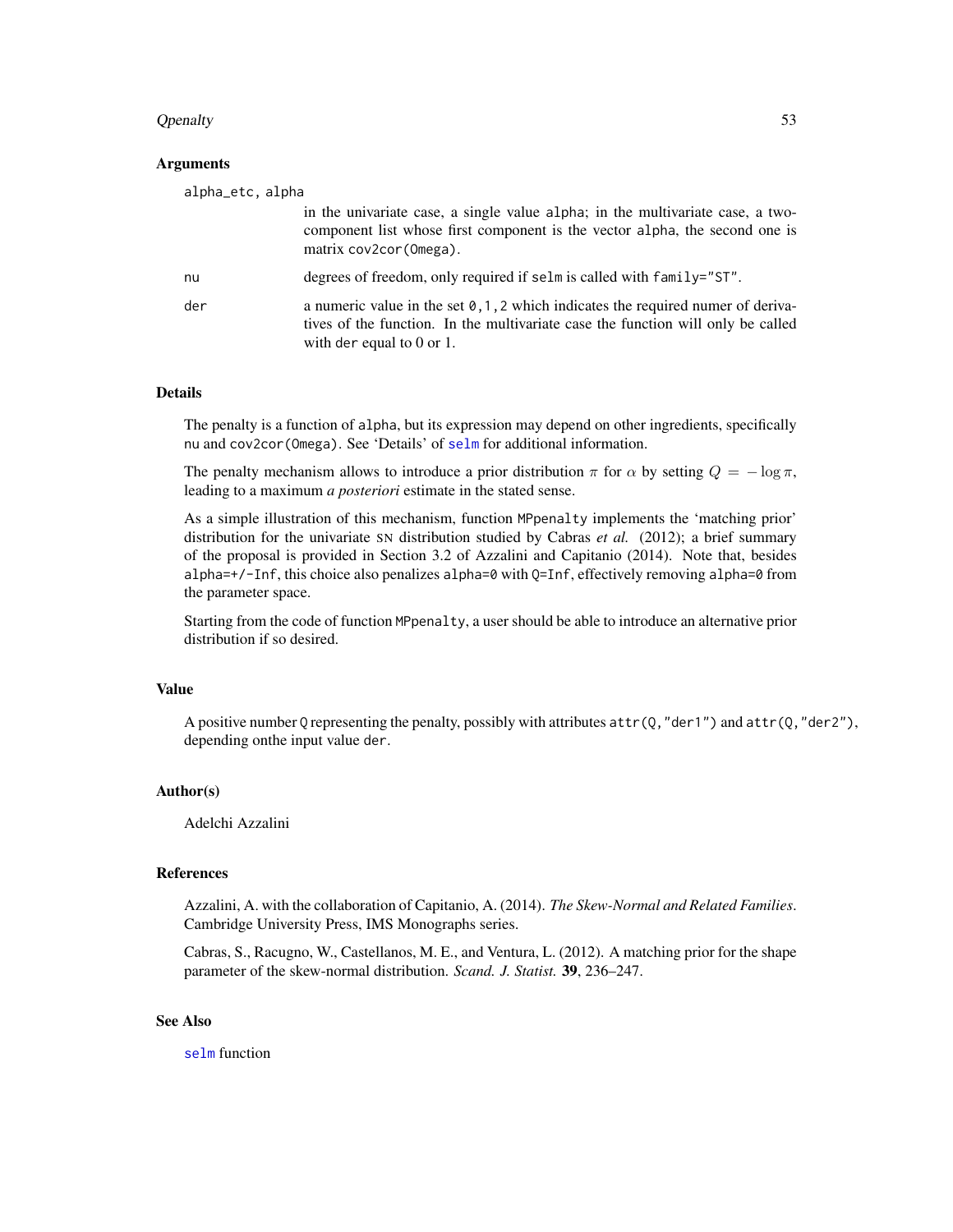## Arguments

alpha_etc, alpha
: in the univariate case, a single value alpha; in the multivariate case, a two-component list whose first component is the vector alpha, the second one is matrix cov2cor(Omega).

nu
: degrees of freedom, only required if selm is called with family="ST".

der
: a numeric value in the set 0,1,2 which indicates the required numer of derivatives of the function. In the multivariate case the function will only be called with der equal to 0 or 1.

## Details

The penalty is a function of alpha, but its expression may depend on other ingredients, specifically nu and cov2cor(Omega). See 'Details' of selm for additional information.

The penalty mechanism allows to introduce a prior distribution $\pi$ for $\alpha$ by setting $Q = -\log \pi$, leading to a maximum *a posteriori* estimate in the stated sense.

As a simple illustration of this mechanism, function MPpenalty implements the 'matching prior' distribution for the univariate SN distribution studied by Cabras *et al.* (2012); a brief summary of the proposal is provided in Section 3.2 of Azzalini and Capitanio (2014). Note that, besides alpha=+/-Inf, this choice also penalizes alpha=0 with Q=Inf, effectively removing alpha=0 from the parameter space.

Starting from the code of function MPpenalty, a user should be able to introduce an alternative prior distribution if so desired.

## Value

A positive number Q representing the penalty, possibly with attributes attr(Q,"der1") and attr(Q,"der2"), depending onthe input value der.

## Author(s)

Adelchi Azzalini

## References

Azzalini, A. with the collaboration of Capitanio, A. (2014). *The Skew-Normal and Related Families*. Cambridge University Press, IMS Monographs series.

Cabras, S., Racugno, W., Castellanos, M. E., and Ventura, L. (2012). A matching prior for the shape parameter of the skew-normal distribution. *Scand. J. Statist.* **39**, 236–247.

## See Also

selm function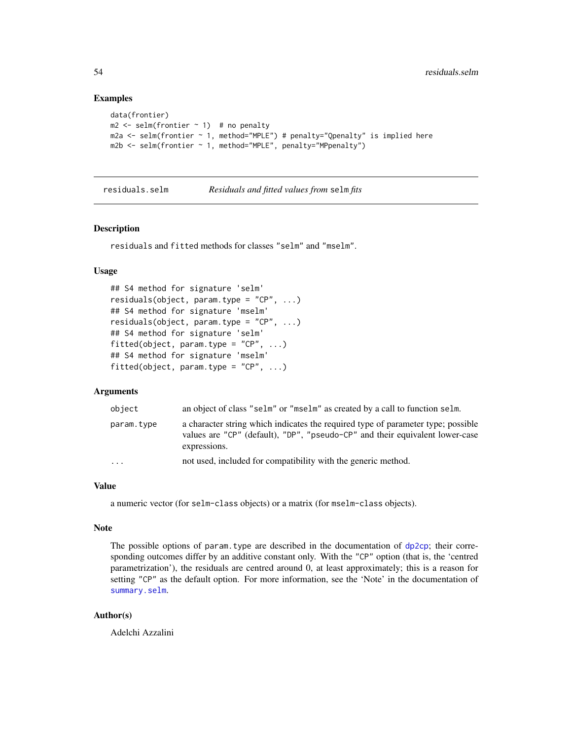### Examples

```
data(frontier)
m2 <- selm(frontier ~ 1)  # no penalty
m2a <- selm(frontier ~ 1, method="MPLE") # penalty="Qpenalty" is implied here
m2b <- selm(frontier ~ 1, method="MPLE", penalty="MPpenalty")
```

---

## residuals.selm — *Residuals and fitted values from* `selm` *fits*

### Description

`residuals` and `fitted` methods for classes `"selm"` and `"mselm"`.

### Usage

```
## S4 method for signature 'selm'
residuals(object, param.type = "CP", ...)
## S4 method for signature 'mselm'
residuals(object, param.type = "CP", ...)
## S4 method for signature 'selm'
fitted(object, param.type = "CP", ...)
## S4 method for signature 'mselm'
fitted(object, param.type = "CP", ...)
```

### Arguments

| | |
|---|---|
| `object` | an object of class `"selm"` or `"mselm"` as created by a call to function `selm`. |
| `param.type` | a character string which indicates the required type of parameter type; possible values are `"CP"` (default), `"DP"`, `"pseudo-CP"` and their equivalent lower-case expressions. |
| `...` | not used, included for compatibility with the generic method. |

### Value

a numeric vector (for `selm-class` objects) or a matrix (for `mselm-class` objects).

### Note

The possible options of `param.type` are described in the documentation of `dp2cp`; their corresponding outcomes differ by an additive constant only. With the `"CP"` option (that is, the 'centred parametrization'), the residuals are centred around 0, at least approximately; this is a reason for setting `"CP"` as the default option. For more information, see the 'Note' in the documentation of `summary.selm`.

### Author(s)

Adelchi Azzalini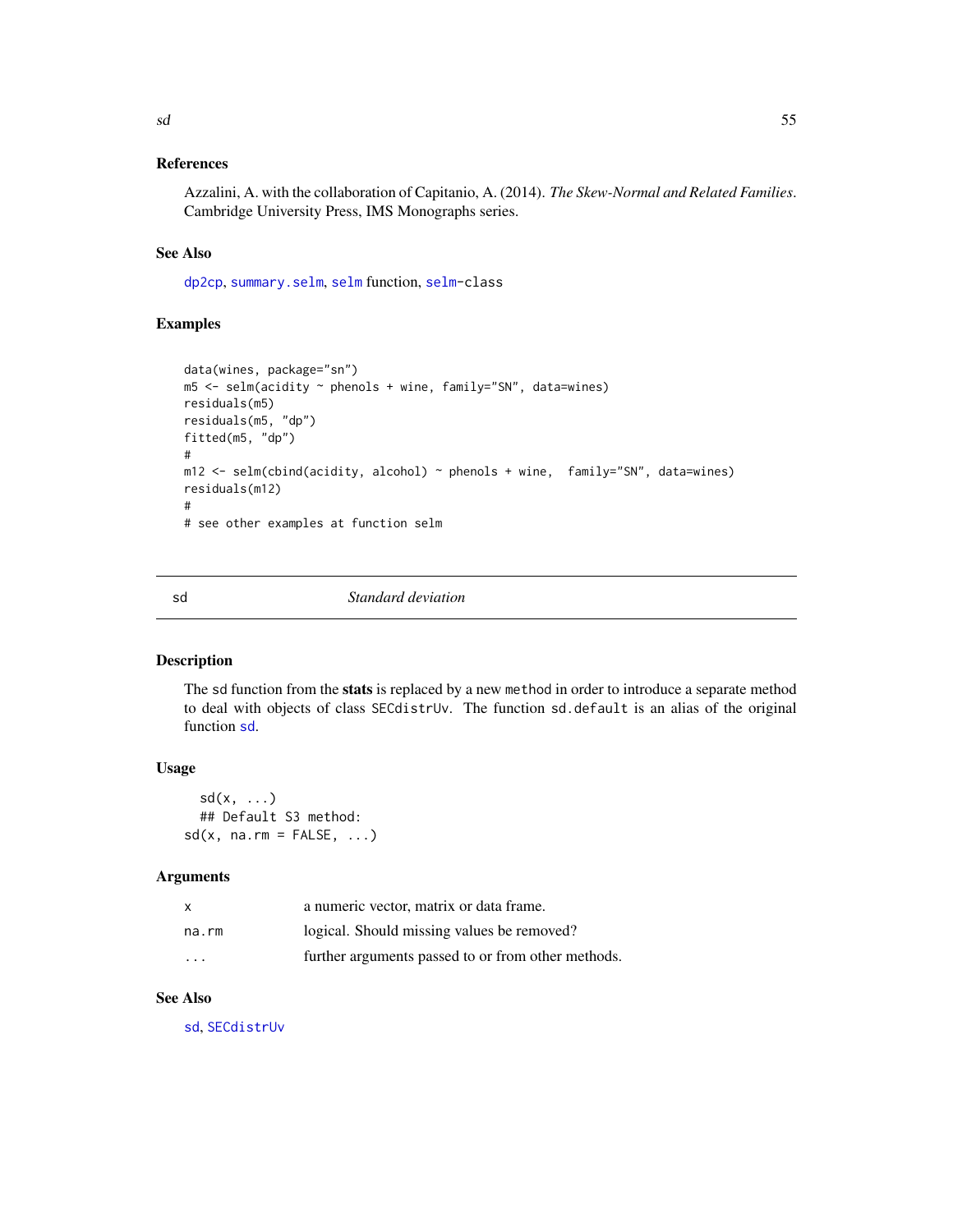### References

Azzalini, A. with the collaboration of Capitanio, A. (2014). *The Skew-Normal and Related Families*. Cambridge University Press, IMS Monographs series.

### See Also

dp2cp, summary.selm, selm function, selm-class

### Examples

```
data(wines, package="sn")
m5 <- selm(acidity ~ phenols + wine, family="SN", data=wines)
residuals(m5)
residuals(m5, "dp")
fitted(m5, "dp")
#
m12 <- selm(cbind(acidity, alcohol) ~ phenols + wine,  family="SN", data=wines)
residuals(m12)
#
# see other examples at function selm
```

---

## sd — *Standard deviation*

### Description

The sd function from the **stats** is replaced by a new method in order to introduce a separate method to deal with objects of class SECdistrUv. The function sd.default is an alias of the original function sd.

### Usage

```
  sd(x, ...)
  ## Default S3 method:
sd(x, na.rm = FALSE, ...)
```

### Arguments

| | |
|---|---|
| x | a numeric vector, matrix or data frame. |
| na.rm | logical. Should missing values be removed? |
| ... | further arguments passed to or from other methods. |

### See Also

sd, SECdistrUv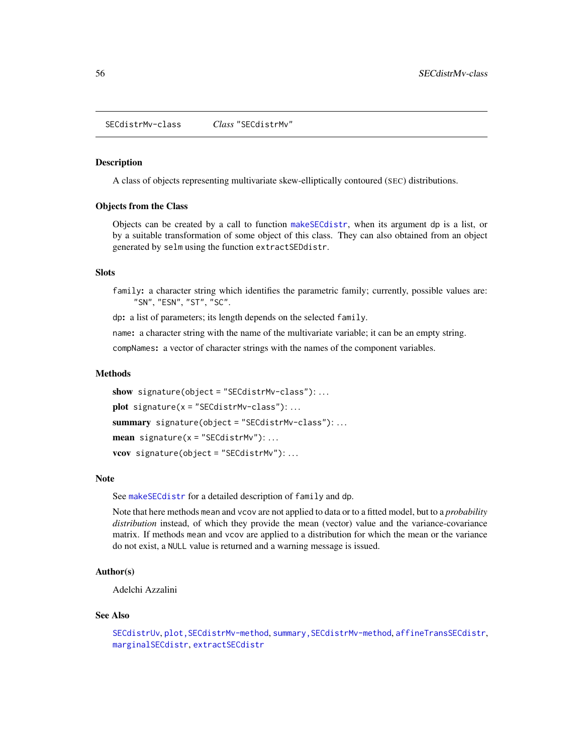`SECdistrMv-class` *Class* `"SECdistrMv"`

## Description

A class of objects representing multivariate skew-elliptically contoured (SEC) distributions.

## Objects from the Class

Objects can be created by a call to function `makeSECdistr`, when its argument `dp` is a list, or by a suitable transformation of some object of this class. They can also obtained from an object generated by `selm` using the function `extractSEDdistr`.

## Slots

`family`**:** a character string which identifies the parametric family; currently, possible values are: `"SN"`, `"ESN"`, `"ST"`, `"SC"`.

`dp`**:** a list of parameters; its length depends on the selected `family`.

`name`**:** a character string with the name of the multivariate variable; it can be an empty string.

`compNames`**:** a vector of character strings with the names of the component variables.

## Methods

**show** `signature(object = "SECdistrMv-class")`: ...

**plot** `signature(x = "SECdistrMv-class")`: ...

**summary** `signature(object = "SECdistrMv-class")`: ...

**mean** `signature(x = "SECdistrMv")`: ...

**vcov** `signature(object = "SECdistrMv")`: ...

## Note

See `makeSECdistr` for a detailed description of `family` and `dp`.

Note that here methods `mean` and `vcov` are not applied to data or to a fitted model, but to a *probability distribution* instead, of which they provide the mean (vector) value and the variance-covariance matrix. If methods `mean` and `vcov` are applied to a distribution for which the mean or the variance do not exist, a `NULL` value is returned and a warning message is issued.

## Author(s)

Adelchi Azzalini

## See Also

`SECdistrUv`, `plot,SECdistrMv-method`, `summary,SECdistrMv-method`, `affineTransSECdistr`, `marginalSECdistr`, `extractSECdistr`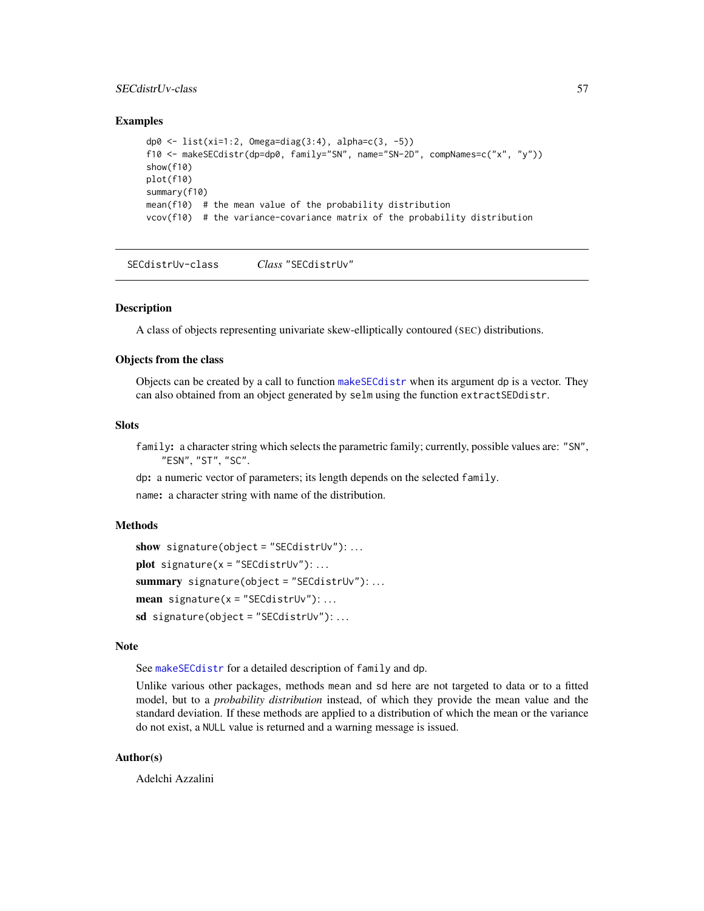### Examples

```
dp0 <- list(xi=1:2, Omega=diag(3:4), alpha=c(3, -5))
f10 <- makeSECdistr(dp=dp0, family="SN", name="SN-2D", compNames=c("x", "y"))
show(f10)
plot(f10)
summary(f10)
mean(f10)  # the mean value of the probability distribution
vcov(f10)  # the variance-covariance matrix of the probability distribution
```

---

## SECdistrUv-class — *Class* "SECdistrUv"

### Description

A class of objects representing univariate skew-elliptically contoured (SEC) distributions.

### Objects from the class

Objects can be created by a call to function `makeSECdistr` when its argument `dp` is a vector. They can also obtained from an object generated by `selm` using the function `extractSEDdistr`.

### Slots

`family`**:** a character string which selects the parametric family; currently, possible values are: "SN", "ESN", "ST", "SC".

`dp`**:** a numeric vector of parameters; its length depends on the selected `family`.

`name`**:** a character string with name of the distribution.

### Methods

**show** `signature(object = "SECdistrUv")`: ...

**plot** `signature(x = "SECdistrUv")`: ...

**summary** `signature(object = "SECdistrUv")`: ...

**mean** `signature(x = "SECdistrUv")`: ...

**sd** `signature(object = "SECdistrUv")`: ...

### Note

See `makeSECdistr` for a detailed description of `family` and `dp`.

Unlike various other packages, methods `mean` and `sd` here are not targeted to data or to a fitted model, but to a *probability distribution* instead, of which they provide the mean value and the standard deviation. If these methods are applied to a distribution of which the mean or the variance do not exist, a `NULL` value is returned and a warning message is issued.

### Author(s)

Adelchi Azzalini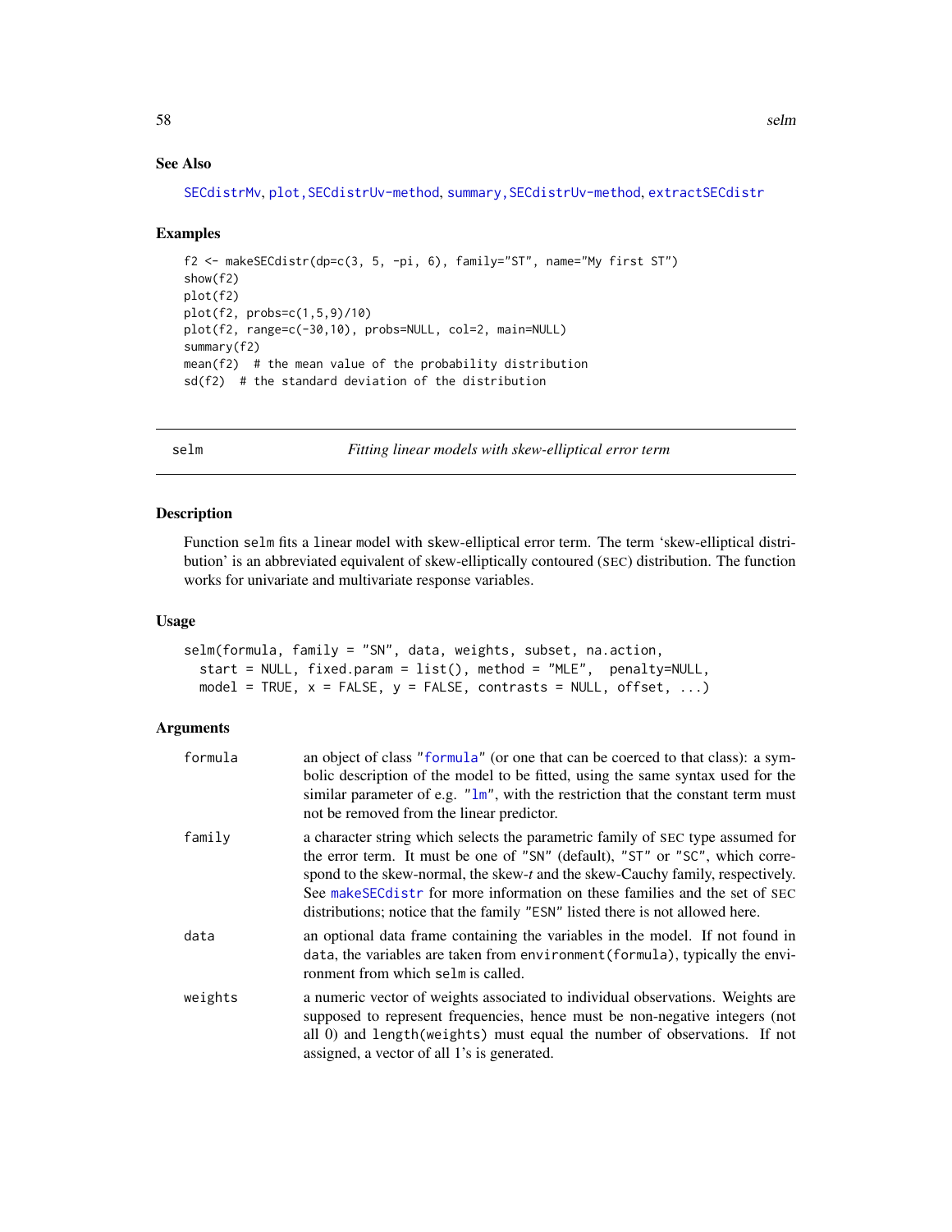## See Also

SECdistrMv, plot,SECdistrUv-method, summary,SECdistrUv-method, extractSECdistr

## Examples

```
f2 <- makeSECdistr(dp=c(3, 5, -pi, 6), family="ST", name="My first ST")
show(f2)
plot(f2)
plot(f2, probs=c(1,5,9)/10)
plot(f2, range=c(-30,10), probs=NULL, col=2, main=NULL)
summary(f2)
mean(f2)  # the mean value of the probability distribution
sd(f2)  # the standard deviation of the distribution
```

---

# selm — *Fitting linear models with skew-elliptical error term*

## Description

Function `selm` fits a linear model with skew-elliptical error term. The term 'skew-elliptical distribution' is an abbreviated equivalent of skew-elliptically contoured (SEC) distribution. The function works for univariate and multivariate response variables.

## Usage

```
selm(formula, family = "SN", data, weights, subset, na.action,
  start = NULL, fixed.param = list(), method = "MLE",  penalty=NULL,
  model = TRUE, x = FALSE, y = FALSE, contrasts = NULL, offset, ...)
```

## Arguments

`formula` an object of class "formula" (or one that can be coerced to that class): a symbolic description of the model to be fitted, using the same syntax used for the similar parameter of e.g. "lm", with the restriction that the constant term must not be removed from the linear predictor.

`family` a character string which selects the parametric family of SEC type assumed for the error term. It must be one of "SN" (default), "ST" or "SC", which correspond to the skew-normal, the skew-*t* and the skew-Cauchy family, respectively. See makeSECdistr for more information on these families and the set of SEC distributions; notice that the family "ESN" listed there is not allowed here.

`data` an optional data frame containing the variables in the model. If not found in `data`, the variables are taken from `environment(formula)`, typically the environment from which `selm` is called.

`weights` a numeric vector of weights associated to individual observations. Weights are supposed to represent frequencies, hence must be non-negative integers (not all 0) and `length(weights)` must equal the number of observations. If not assigned, a vector of all 1's is generated.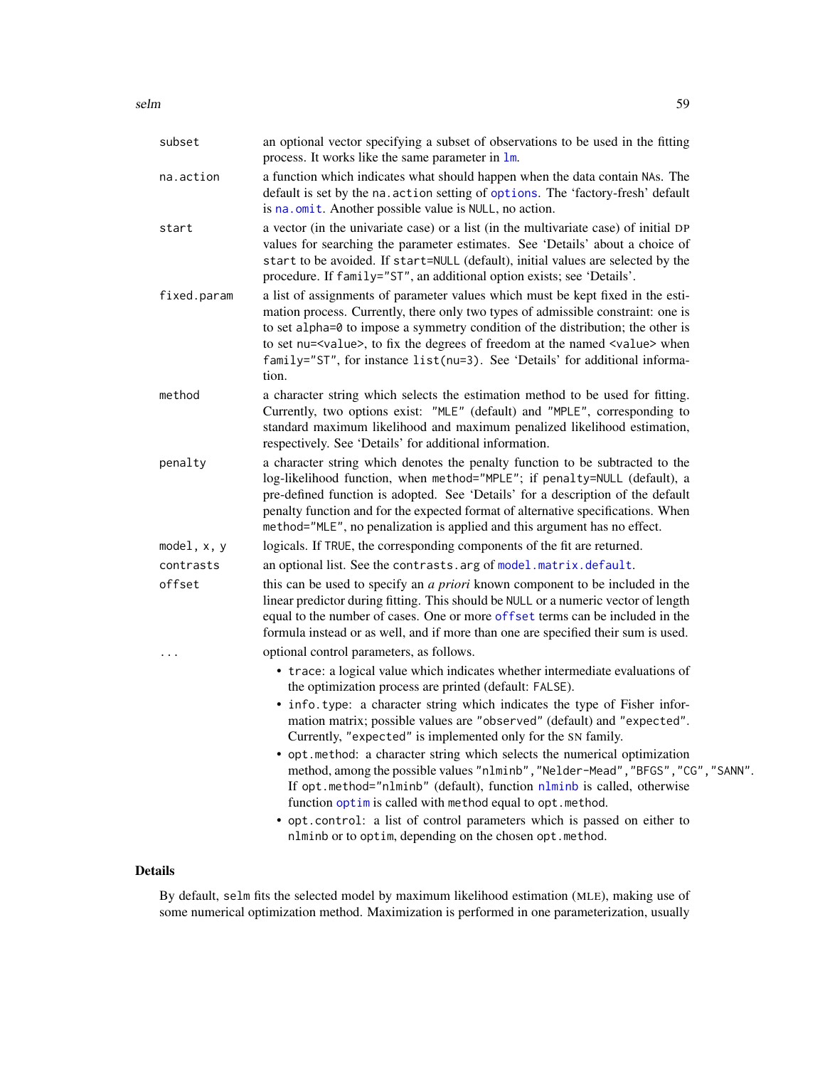| | |
|---|---|
| `subset` | an optional vector specifying a subset of observations to be used in the fitting process. It works like the same parameter in `lm`. |
| `na.action` | a function which indicates what should happen when the data contain NAs. The default is set by the `na.action` setting of `options`. The 'factory-fresh' default is `na.omit`. Another possible value is `NULL`, no action. |
| `start` | a vector (in the univariate case) or a list (in the multivariate case) of initial DP values for searching the parameter estimates. See 'Details' about a choice of `start` to be avoided. If `start=NULL` (default), initial values are selected by the procedure. If `family="ST"`, an additional option exists; see 'Details'. |
| `fixed.param` | a list of assignments of parameter values which must be kept fixed in the estimation process. Currently, there only two types of admissible constraint: one is to set `alpha=0` to impose a symmetry condition of the distribution; the other is to set `nu=<value>`, to fix the degrees of freedom at the named `<value>` when `family="ST"`, for instance `list(nu=3)`. See 'Details' for additional information. |
| `method` | a character string which selects the estimation method to be used for fitting. Currently, two options exist: `"MLE"` (default) and `"MPLE"`, corresponding to standard maximum likelihood and maximum penalized likelihood estimation, respectively. See 'Details' for additional information. |
| `penalty` | a character string which denotes the penalty function to be subtracted to the log-likelihood function, when `method="MPLE"`; if `penalty=NULL` (default), a pre-defined function is adopted. See 'Details' for a description of the default penalty function and for the expected format of alternative specifications. When `method="MLE"`, no penalization is applied and this argument has no effect. |
| `model, x, y` | logicals. If `TRUE`, the corresponding components of the fit are returned. |
| `contrasts` | an optional list. See the `contrasts.arg` of `model.matrix.default`. |
| `offset` | this can be used to specify an *a priori* known component to be included in the linear predictor during fitting. This should be `NULL` or a numeric vector of length equal to the number of cases. One or more `offset` terms can be included in the formula instead or as well, and if more than one are specified their sum is used. |
| `...` | optional control parameters, as follows. |

- `trace`: a logical value which indicates whether intermediate evaluations of the optimization process are printed (default: `FALSE`).
- `info.type`: a character string which indicates the type of Fisher information matrix; possible values are `"observed"` (default) and `"expected"`. Currently, `"expected"` is implemented only for the SN family.
- `opt.method`: a character string which selects the numerical optimization method, among the possible values `"nlminb","Nelder-Mead","BFGS","CG","SANN"`. If `opt.method="nlminb"` (default), function `nlminb` is called, otherwise function `optim` is called with `method` equal to `opt.method`.
- `opt.control`: a list of control parameters which is passed on either to `nlminb` or to `optim`, depending on the chosen `opt.method`.

## Details

By default, `selm` fits the selected model by maximum likelihood estimation (MLE), making use of some numerical optimization method. Maximization is performed in one parameterization, usually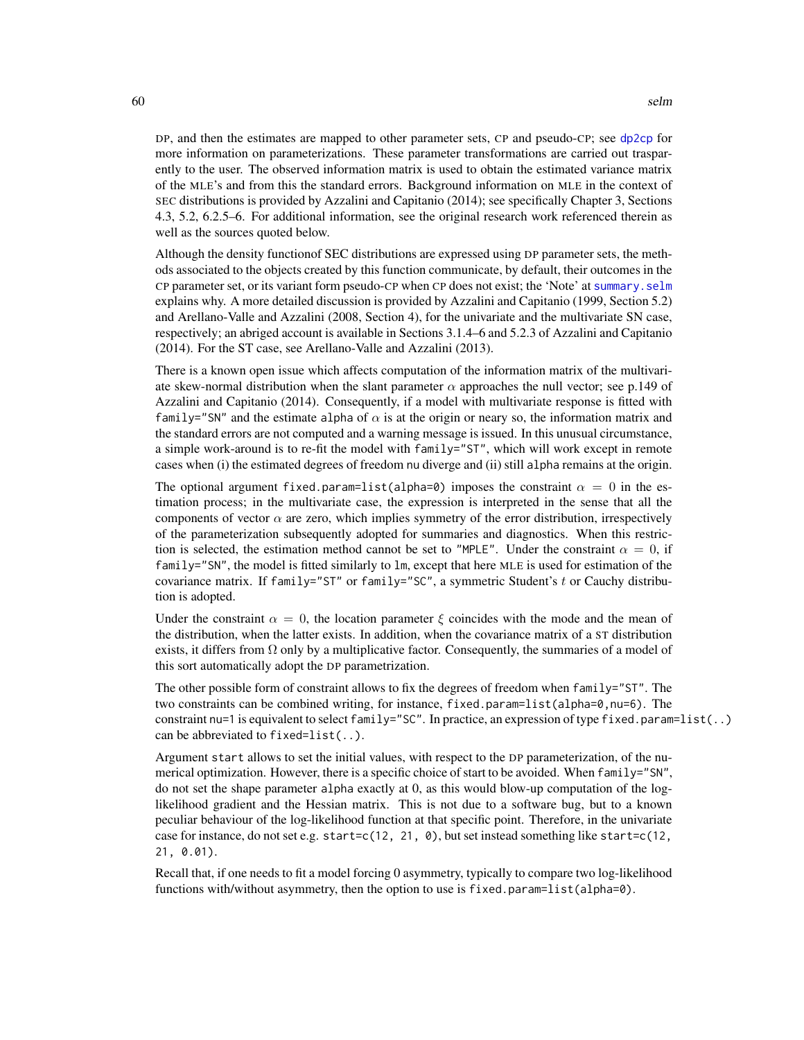DP, and then the estimates are mapped to other parameter sets, CP and pseudo-CP; see dp2cp for more information on parameterizations. These parameter transformations are carried out trasparently to the user. The observed information matrix is used to obtain the estimated variance matrix of the MLE's and from this the standard errors. Background information on MLE in the context of SEC distributions is provided by Azzalini and Capitanio (2014); see specifically Chapter 3, Sections 4.3, 5.2, 6.2.5–6. For additional information, see the original research work referenced therein as well as the sources quoted below.

Although the density functionof SEC distributions are expressed using DP parameter sets, the methods associated to the objects created by this function communicate, by default, their outcomes in the CP parameter set, or its variant form pseudo-CP when CP does not exist; the 'Note' at summary.selm explains why. A more detailed discussion is provided by Azzalini and Capitanio (1999, Section 5.2) and Arellano-Valle and Azzalini (2008, Section 4), for the univariate and the multivariate SN case, respectively; an abriged account is available in Sections 3.1.4–6 and 5.2.3 of Azzalini and Capitanio (2014). For the ST case, see Arellano-Valle and Azzalini (2013).

There is a known open issue which affects computation of the information matrix of the multivariate skew-normal distribution when the slant parameter $\alpha$ approaches the null vector; see p.149 of Azzalini and Capitanio (2014). Consequently, if a model with multivariate response is fitted with `family="SN"` and the estimate `alpha` of $\alpha$ is at the origin or neary so, the information matrix and the standard errors are not computed and a warning message is issued. In this unusual circumstance, a simple work-around is to re-fit the model with `family="ST"`, which will work except in remote cases when (i) the estimated degrees of freedom `nu` diverge and (ii) still `alpha` remains at the origin.

The optional argument `fixed.param=list(alpha=0)` imposes the constraint $\alpha = 0$ in the estimation process; in the multivariate case, the expression is interpreted in the sense that all the components of vector $\alpha$ are zero, which implies symmetry of the error distribution, irrespectively of the parameterization subsequently adopted for summaries and diagnostics. When this restriction is selected, the estimation method cannot be set to `"MPLE"`. Under the constraint $\alpha = 0$, if `family="SN"`, the model is fitted similarly to `lm`, except that here MLE is used for estimation of the covariance matrix. If `family="ST"` or `family="SC"`, a symmetric Student's $t$ or Cauchy distribution is adopted.

Under the constraint $\alpha = 0$, the location parameter $\xi$ coincides with the mode and the mean of the distribution, when the latter exists. In addition, when the covariance matrix of a ST distribution exists, it differs from $\Omega$ only by a multiplicative factor. Consequently, the summaries of a model of this sort automatically adopt the DP parametrization.

The other possible form of constraint allows to fix the degrees of freedom when `family="ST"`. The two constraints can be combined writing, for instance, `fixed.param=list(alpha=0,nu=6)`. The constraint `nu=1` is equivalent to select `family="SC"`. In practice, an expression of type `fixed.param=list(..)` can be abbreviated to `fixed=list(..)`.

Argument `start` allows to set the initial values, with respect to the DP parameterization, of the numerical optimization. However, there is a specific choice of start to be avoided. When `family="SN"`, do not set the shape parameter `alpha` exactly at 0, as this would blow-up computation of the log-likelihood gradient and the Hessian matrix. This is not due to a software bug, but to a known peculiar behaviour of the log-likelihood function at that specific point. Therefore, in the univariate case for instance, do not set e.g. `start=c(12, 21, 0)`, but set instead something like `start=c(12, 21, 0.01)`.

Recall that, if one needs to fit a model forcing 0 asymmetry, typically to compare two log-likelihood functions with/without asymmetry, then the option to use is `fixed.param=list(alpha=0)`.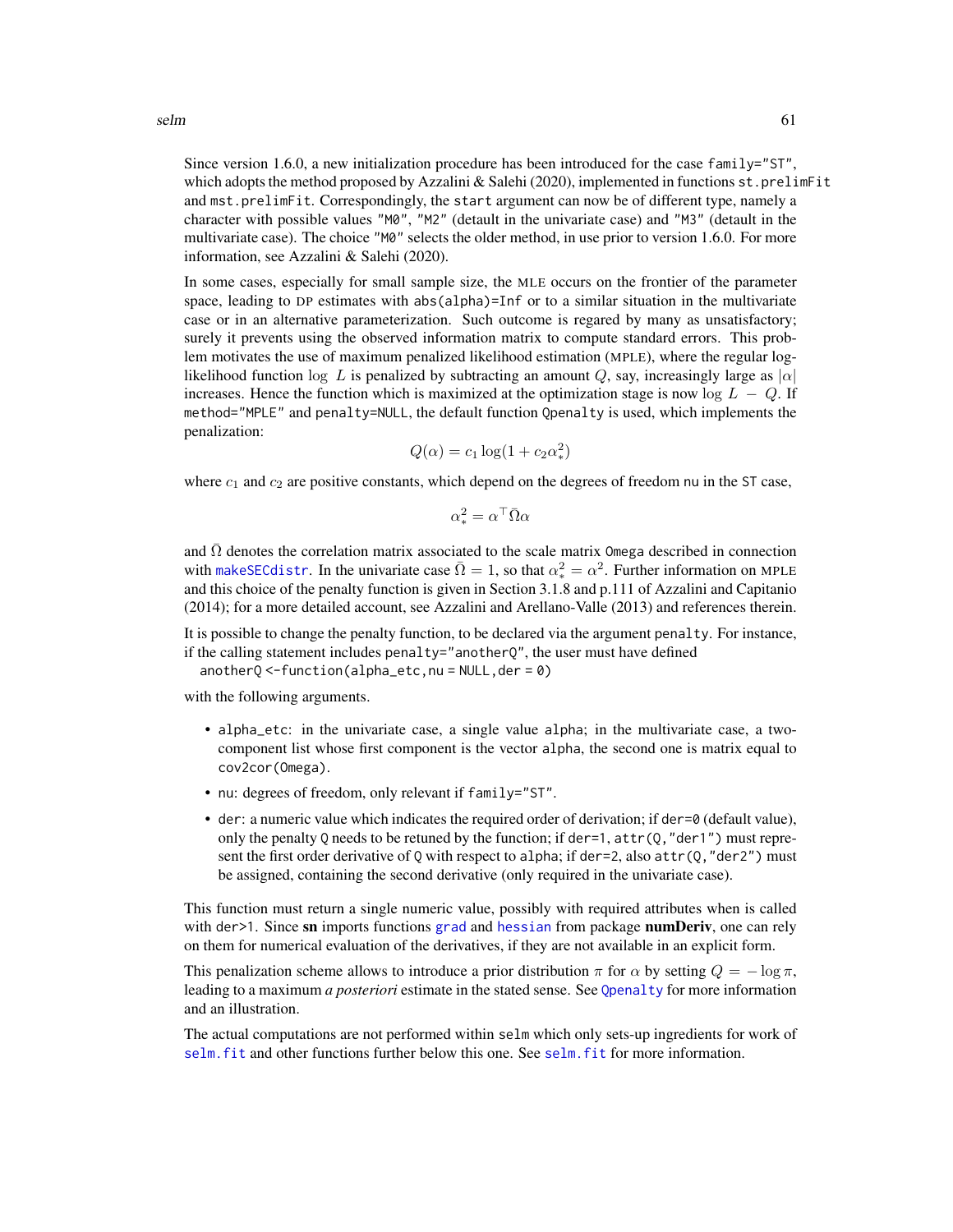Since version 1.6.0, a new initialization procedure has been introduced for the case `family="ST"`, which adopts the method proposed by Azzalini & Salehi (2020), implemented in functions `st.prelimFit` and `mst.prelimFit`. Correspondingly, the `start` argument can now be of different type, namely a character with possible values `"M0"`, `"M2"` (detault in the univariate case) and `"M3"` (default in the multivariate case). The choice `"M0"` selects the older method, in use prior to version 1.6.0. For more information, see Azzalini & Salehi (2020).

In some cases, especially for small sample size, the MLE occurs on the frontier of the parameter space, leading to DP estimates with `abs(alpha)=Inf` or to a similar situation in the multivariate case or in an alternative parameterization. Such outcome is regared by many as unsatisfactory; surely it prevents using the observed information matrix to compute standard errors. This problem motivates the use of maximum penalized likelihood estimation (MPLE), where the regular log-likelihood function $\log L$ is penalized by subtracting an amount $Q$, say, increasingly large as $|\alpha|$ increases. Hence the function which is maximized at the optimization stage is now $\log L - Q$. If `method="MPLE"` and `penalty=NULL`, the default function `Qpenalty` is used, which implements the penalization:

$$Q(\alpha) = c_1 \log(1 + c_2 \alpha_*^2)$$

where $c_1$ and $c_2$ are positive constants, which depend on the degrees of freedom `nu` in the `ST` case,

$$\alpha_*^2 = \alpha^\top \bar\Omega \alpha$$

and $\bar\Omega$ denotes the correlation matrix associated to the scale matrix `Omega` described in connection with `makeSECdistr`. In the univariate case $\bar\Omega = 1$, so that $\alpha_*^2 = \alpha^2$. Further information on MPLE and this choice of the penalty function is given in Section 3.1.8 and p.111 of Azzalini and Capitanio (2014); for a more detailed account, see Azzalini and Arellano-Valle (2013) and references therein.

It is possible to change the penalty function, to be declared via the argument `penalty`. For instance, if the calling statement includes `penalty="anotherQ"`, the user must have defined

```
anotherQ <- function(alpha_etc, nu = NULL, der = 0)
```

with the following arguments.

- `alpha_etc`: in the univariate case, a single value `alpha`; in the multivariate case, a two-component list whose first component is the vector `alpha`, the second one is matrix equal to `cov2cor(Omega)`.
- `nu`: degrees of freedom, only relevant if `family="ST"`.
- `der`: a numeric value which indicates the required order of derivation; if `der=0` (default value), only the penalty `Q` needs to be retuned by the function; if `der=1`, `attr(Q,"der1")` must represent the first order derivative of `Q` with respect to `alpha`; if `der=2`, also `attr(Q,"der2")` must be assigned, containing the second derivative (only required in the univariate case).

This function must return a single numeric value, possibly with required attributes when is called with `der>1`. Since **sn** imports functions `grad` and `hessian` from package **numDeriv**, one can rely on them for numerical evaluation of the derivatives, if they are not available in an explicit form.

This penalization scheme allows to introduce a prior distribution $\pi$ for $\alpha$ by setting $Q = -\log \pi$, leading to a maximum *a posteriori* estimate in the stated sense. See `Qpenalty` for more information and an illustration.

The actual computations are not performed within `selm` which only sets-up ingredients for work of `selm.fit` and other functions further below this one. See `selm.fit` for more information.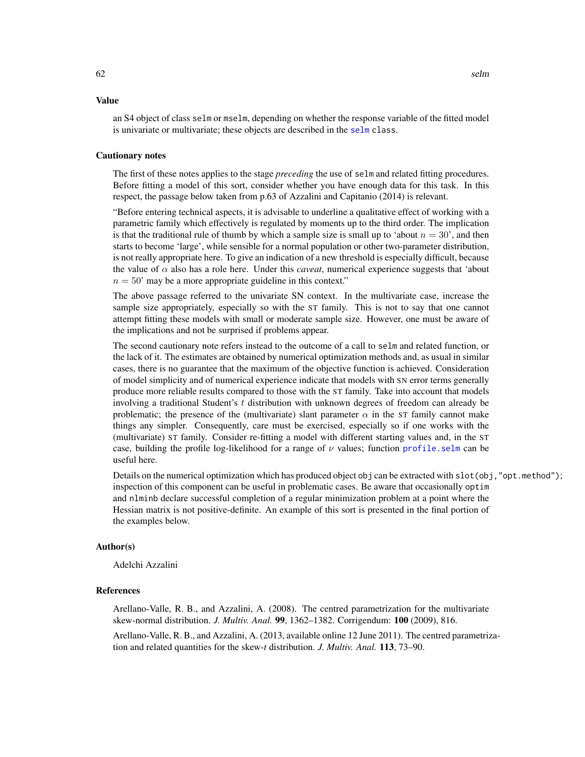### Value

an S4 object of class `selm` or `mselm`, depending on whether the response variable of the fitted model is univariate or multivariate; these objects are described in the selm class.

### Cautionary notes

The first of these notes applies to the stage *preceding* the use of `selm` and related fitting procedures. Before fitting a model of this sort, consider whether you have enough data for this task. In this respect, the passage below taken from p.63 of Azzalini and Capitanio (2014) is relevant.

"Before entering technical aspects, it is advisable to underline a qualitative effect of working with a parametric family which effectively is regulated by moments up to the third order. The implication is that the traditional rule of thumb by which a sample size is small up to 'about $n = 30$', and then starts to become 'large', while sensible for a normal population or other two-parameter distribution, is not really appropriate here. To give an indication of a new threshold is especially difficult, because the value of $\alpha$ also has a role here. Under this *caveat*, numerical experience suggests that 'about $n = 50$' may be a more appropriate guideline in this context."

The above passage referred to the univariate SN context. In the multivariate case, increase the sample size appropriately, especially so with the ST family. This is not to say that one cannot attempt fitting these models with small or moderate sample size. However, one must be aware of the implications and not be surprised if problems appear.

The second cautionary note refers instead to the outcome of a call to `selm` and related function, or the lack of it. The estimates are obtained by numerical optimization methods and, as usual in similar cases, there is no guarantee that the maximum of the objective function is achieved. Consideration of model simplicity and of numerical experience indicate that models with SN error terms generally produce more reliable results compared to those with the ST family. Take into account that models involving a traditional Student's $t$ distribution with unknown degrees of freedom can already be problematic; the presence of the (multivariate) slant parameter $\alpha$ in the ST family cannot make things any simpler. Consequently, care must be exercised, especially so if one works with the (multivariate) ST family. Consider re-fitting a model with different starting values and, in the ST case, building the profile log-likelihood for a range of $\nu$ values; function profile.selm can be useful here.

Details on the numerical optimization which has produced object `obj` can be extracted with `slot(obj,"opt.method")`; inspection of this component can be useful in problematic cases. Be aware that occasionally `optim` and `nlminb` declare successful completion of a regular minimization problem at a point where the Hessian matrix is not positive-definite. An example of this sort is presented in the final portion of the examples below.

### Author(s)

Adelchi Azzalini

### References

Arellano-Valle, R. B., and Azzalini, A. (2008). The centred parametrization for the multivariate skew-normal distribution. *J. Multiv. Anal.* **99**, 1362–1382. Corrigendum: **100** (2009), 816.

Arellano-Valle, R. B., and Azzalini, A. (2013, available online 12 June 2011). The centred parametrization and related quantities for the skew-*t* distribution. *J. Multiv. Anal.* **113**, 73–90.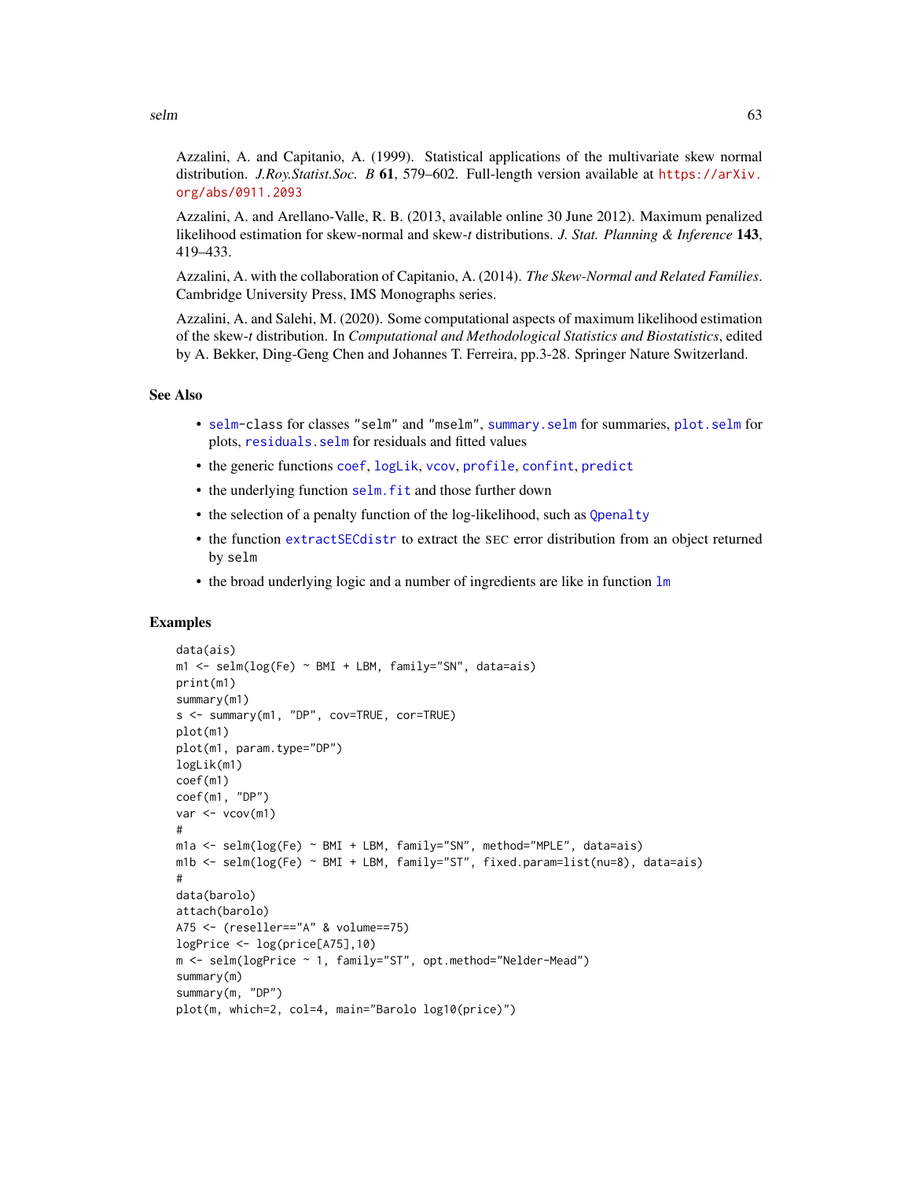Azzalini, A. and Capitanio, A. (1999). Statistical applications of the multivariate skew normal distribution. *J.Roy.Statist.Soc. B* **61**, 579–602. Full-length version available at https://arXiv.org/abs/0911.2093

Azzalini, A. and Arellano-Valle, R. B. (2013, available online 30 June 2012). Maximum penalized likelihood estimation for skew-normal and skew-*t* distributions. *J. Stat. Planning & Inference* **143**, 419–433.

Azzalini, A. with the collaboration of Capitanio, A. (2014). *The Skew-Normal and Related Families*. Cambridge University Press, IMS Monographs series.

Azzalini, A. and Salehi, M. (2020). Some computational aspects of maximum likelihood estimation of the skew-*t* distribution. In *Computational and Methodological Statistics and Biostatistics*, edited by A. Bekker, Ding-Geng Chen and Johannes T. Ferreira, pp.3-28. Springer Nature Switzerland.

## See Also

- `selm`-class for classes `"selm"` and `"mselm"`, `summary.selm` for summaries, `plot.selm` for plots, `residuals.selm` for residuals and fitted values
- the generic functions `coef`, `logLik`, `vcov`, `profile`, `confint`, `predict`
- the underlying function `selm.fit` and those further down
- the selection of a penalty function of the log-likelihood, such as `Qpenalty`
- the function `extractSECdistr` to extract the SEC error distribution from an object returned by `selm`
- the broad underlying logic and a number of ingredients are like in function `lm`

## Examples

```
data(ais)
m1 <- selm(log(Fe) ~ BMI + LBM, family="SN", data=ais)
print(m1)
summary(m1)
s <- summary(m1, "DP", cov=TRUE, cor=TRUE)
plot(m1)
plot(m1, param.type="DP")
logLik(m1)
coef(m1)
coef(m1, "DP")
var <- vcov(m1)
#
m1a <- selm(log(Fe) ~ BMI + LBM, family="SN", method="MPLE", data=ais)
m1b <- selm(log(Fe) ~ BMI + LBM, family="ST", fixed.param=list(nu=8), data=ais)
#
data(barolo)
attach(barolo)
A75 <- (reseller=="A" & volume==75)
logPrice <- log(price[A75],10)
m <- selm(logPrice ~ 1, family="ST", opt.method="Nelder-Mead")
summary(m)
summary(m, "DP")
plot(m, which=2, col=4, main="Barolo log10(price)")
```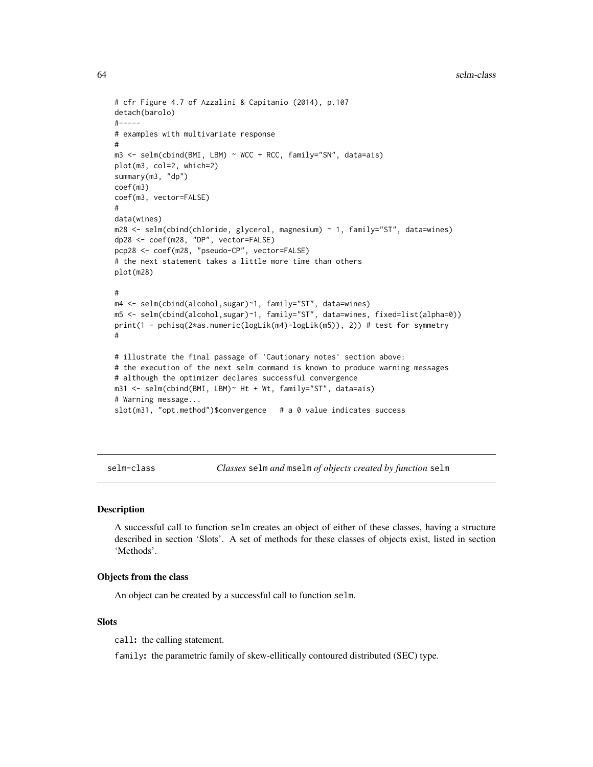```
# cfr Figure 4.7 of Azzalini & Capitanio (2014), p.107
detach(barolo)
#-----
# examples with multivariate response
#
m3 <- selm(cbind(BMI, LBM) ~ WCC + RCC, family="SN", data=ais)
plot(m3, col=2, which=2)
summary(m3, "dp")
coef(m3)
coef(m3, vector=FALSE)
#
data(wines)
m28 <- selm(cbind(chloride, glycerol, magnesium) ~ 1, family="ST", data=wines)
dp28 <- coef(m28, "DP", vector=FALSE)
pcp28 <- coef(m28, "pseudo-CP", vector=FALSE)
# the next statement takes a little more time than others
plot(m28)

#
m4 <- selm(cbind(alcohol,sugar)~1, family="ST", data=wines)
m5 <- selm(cbind(alcohol,sugar)~1, family="ST", data=wines, fixed=list(alpha=0))
print(1 - pchisq(2*as.numeric(logLik(m4)-logLik(m5)), 2)) # test for symmetry
#

# illustrate the final passage of 'Cautionary notes' section above:
# the execution of the next selm command is known to produce warning messages
# although the optimizer declares successful convergence
m31 <- selm(cbind(BMI, LBM)~ Ht + Wt, family="ST", data=ais)
# Warning message...
slot(m31, "opt.method")$convergence   # a 0 value indicates success
```

---

## selm-class — *Classes* `selm` *and* `mselm` *of objects created by function* `selm`

### Description

A successful call to function `selm` creates an object of either of these classes, having a structure described in section 'Slots'. A set of methods for these classes of objects exist, listed in section 'Methods'.

### Objects from the class

An object can be created by a successful call to function `selm`.

### Slots

`call`**:** the calling statement.

`family`**:** the parametric family of skew-ellitically contoured distributed (SEC) type.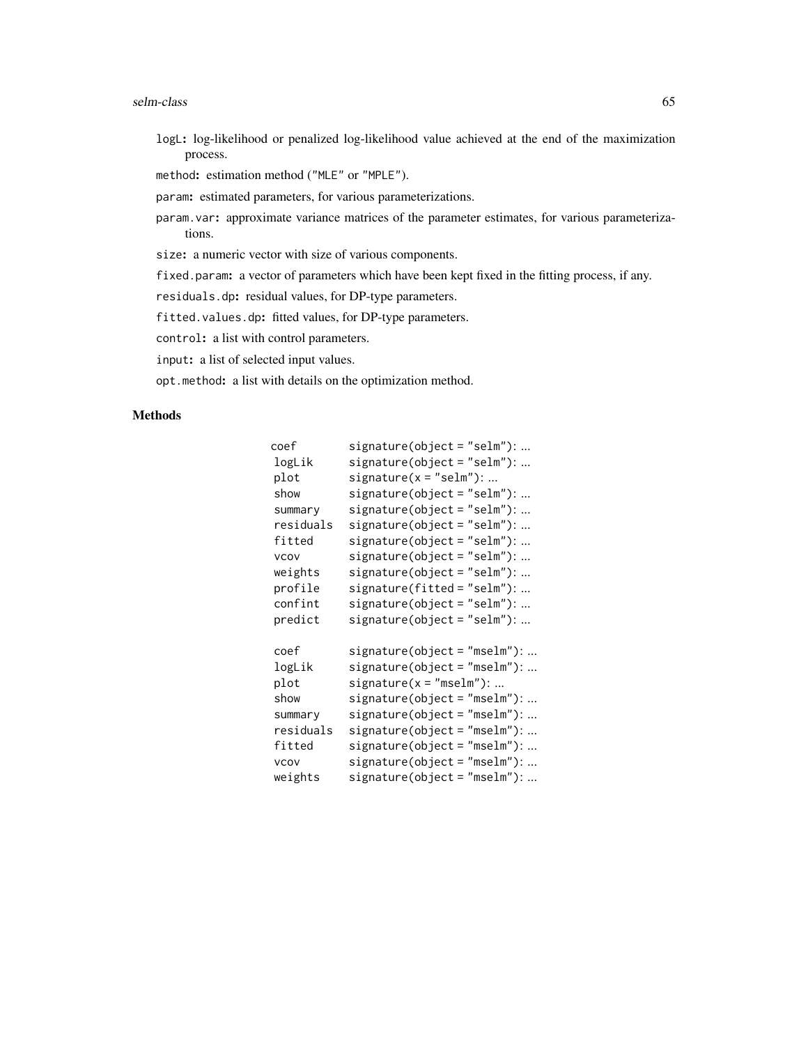logL**:** log-likelihood or penalized log-likelihood value achieved at the end of the maximization process.

method**:** estimation method ("MLE" or "MPLE").

param**:** estimated parameters, for various parameterizations.

param.var**:** approximate variance matrices of the parameter estimates, for various parameterizations.

size**:** a numeric vector with size of various components.

fixed.param**:** a vector of parameters which have been kept fixed in the fitting process, if any.

residuals.dp**:** residual values, for DP-type parameters.

fitted.values.dp**:** fitted values, for DP-type parameters.

control**:** a list with control parameters.

input**:** a list of selected input values.

opt.method**:** a list with details on the optimization method.

## Methods

| | |
|---|---|
| coef | signature(object = "selm"): ... |
| logLik | signature(object = "selm"): ... |
| plot | signature(x = "selm"): ... |
| show | signature(object = "selm"): ... |
| summary | signature(object = "selm"): ... |
| residuals | signature(object = "selm"): ... |
| fitted | signature(object = "selm"): ... |
| vcov | signature(object = "selm"): ... |
| weights | signature(object = "selm"): ... |
| profile | signature(fitted = "selm"): ... |
| confint | signature(object = "selm"): ... |
| predict | signature(object = "selm"): ... |
| | |
| coef | signature(object = "mselm"): ... |
| logLik | signature(object = "mselm"): ... |
| plot | signature(x = "mselm"): ... |
| show | signature(object = "mselm"): ... |
| summary | signature(object = "mselm"): ... |
| residuals | signature(object = "mselm"): ... |
| fitted | signature(object = "mselm"): ... |
| vcov | signature(object = "mselm"): ... |
| weights | signature(object = "mselm"): ... |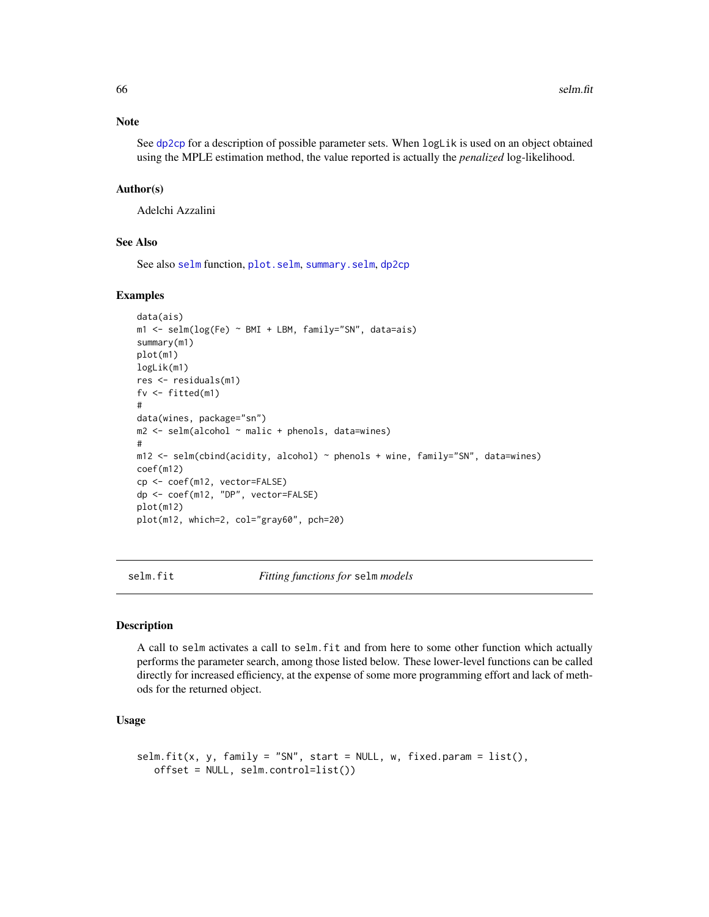## Note

See dp2cp for a description of possible parameter sets. When logLik is used on an object obtained using the MPLE estimation method, the value reported is actually the *penalized* log-likelihood.

## Author(s)

Adelchi Azzalini

## See Also

See also selm function, plot.selm, summary.selm, dp2cp

## Examples

```
data(ais)
m1 <- selm(log(Fe) ~ BMI + LBM, family="SN", data=ais)
summary(m1)
plot(m1)
logLik(m1)
res <- residuals(m1)
fv <- fitted(m1)
#
data(wines, package="sn")
m2 <- selm(alcohol ~ malic + phenols, data=wines)
#
m12 <- selm(cbind(acidity, alcohol) ~ phenols + wine, family="SN", data=wines)
coef(m12)
cp <- coef(m12, vector=FALSE)
dp <- coef(m12, "DP", vector=FALSE)
plot(m12)
plot(m12, which=2, col="gray60", pch=20)
```

---

# selm.fit — *Fitting functions for* selm *models*

## Description

A call to selm activates a call to selm.fit and from here to some other function which actually performs the parameter search, among those listed below. These lower-level functions can be called directly for increased efficiency, at the expense of some more programming effort and lack of methods for the returned object.

## Usage

```
selm.fit(x, y, family = "SN", start = NULL, w, fixed.param = list(),
   offset = NULL, selm.control=list())
```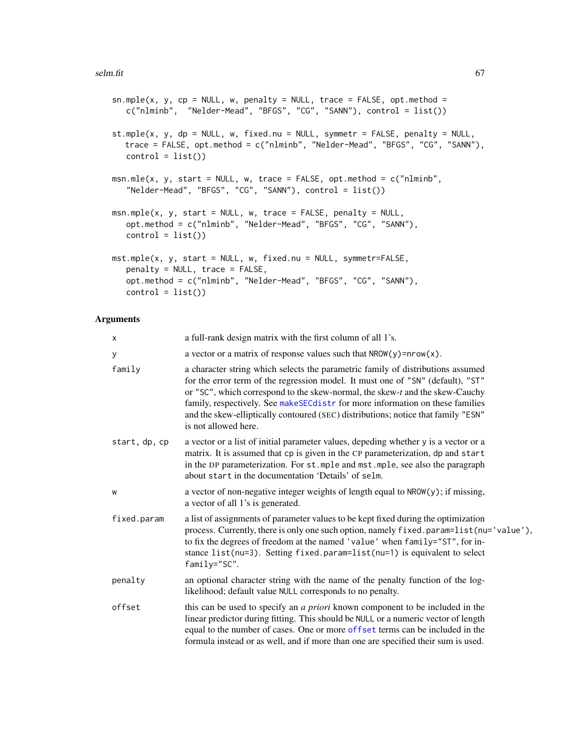```
sn.mple(x, y, cp = NULL, w, penalty = NULL, trace = FALSE, opt.method =
   c("nlminb",  "Nelder-Mead", "BFGS", "CG", "SANN"), control = list())

st.mple(x, y, dp = NULL, w, fixed.nu = NULL, symmetr = FALSE, penalty = NULL,
   trace = FALSE, opt.method = c("nlminb", "Nelder-Mead", "BFGS", "CG", "SANN"),
   control = list())

msn.mle(x, y, start = NULL, w, trace = FALSE, opt.method = c("nlminb",
   "Nelder-Mead", "BFGS", "CG", "SANN"), control = list())

msn.mple(x, y, start = NULL, w, trace = FALSE, penalty = NULL,
   opt.method = c("nlminb", "Nelder-Mead", "BFGS", "CG", "SANN"),
   control = list())

mst.mple(x, y, start = NULL, w, fixed.nu = NULL, symmetr=FALSE,
   penalty = NULL, trace = FALSE,
   opt.method = c("nlminb", "Nelder-Mead", "BFGS", "CG", "SANN"),
   control = list())
```

## Arguments

| | |
|---|---|
| `x` | a full-rank design matrix with the first column of all 1's. |
| `y` | a vector or a matrix of response values such that `NROW(y)=nrow(x)`. |
| `family` | a character string which selects the parametric family of distributions assumed for the error term of the regression model. It must one of `"SN"` (default), `"ST"` or `"SC"`, which correspond to the skew-normal, the skew-*t* and the skew-Cauchy family, respectively. See `makeSECdistr` for more information on these families and the skew-elliptically contoured (SEC) distributions; notice that family `"ESN"` is not allowed here. |
| `start, dp, cp` | a vector or a list of initial parameter values, depeding whether `y` is a vector or a matrix. It is assumed that `cp` is given in the CP parameterization, `dp` and `start` in the DP parameterization. For `st.mple` and `mst.mple`, see also the paragraph about `start` in the documentation 'Details' of `selm`. |
| `w` | a vector of non-negative integer weights of length equal to `NROW(y)`; if missing, a vector of all 1's is generated. |
| `fixed.param` | a list of assignments of parameter values to be kept fixed during the optimization process. Currently, there is only one such option, namely `fixed.param=list(nu='value')`, to fix the degrees of freedom at the named `'value'` when `family="ST"`, for instance `list(nu=3)`. Setting `fixed.param=list(nu=1)` is equivalent to select `family="SC"`. |
| `penalty` | an optional character string with the name of the penalty function of the log-likelihood; default value `NULL` corresponds to no penalty. |
| `offset` | this can be used to specify an *a priori* known component to be included in the linear predictor during fitting. This should be `NULL` or a numeric vector of length equal to the number of cases. One or more `offset` terms can be included in the formula instead or as well, and if more than one are specified their sum is used. |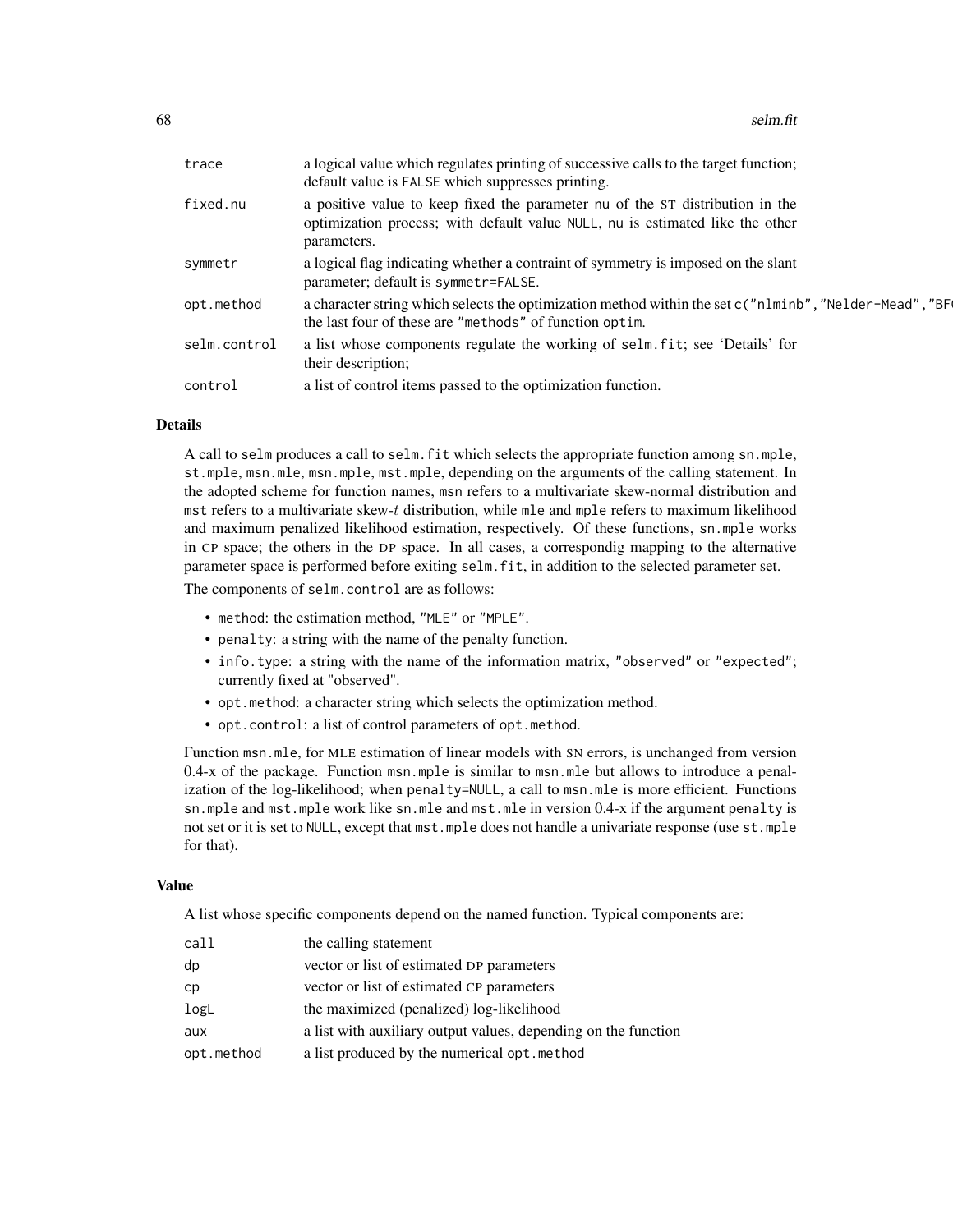| | |
|---|---|
| `trace` | a logical value which regulates printing of successive calls to the target function; default value is FALSE which suppresses printing. |
| `fixed.nu` | a positive value to keep fixed the parameter nu of the ST distribution in the optimization process; with default value NULL, nu is estimated like the other parameters. |
| `symmetr` | a logical flag indicating whether a contraint of symmetry is imposed on the slant parameter; default is symmetr=FALSE. |
| `opt.method` | a character string which selects the optimization method within the set c("nlminb","Nelder-Mead","BF the last four of these are "methods" of function optim. |
| `selm.control` | a list whose components regulate the working of selm.fit; see 'Details' for their description; |
| `control` | a list of control items passed to the optimization function. |

## Details

A call to selm produces a call to selm.fit which selects the appropriate function among sn.mple, st.mple, msn.mle, msn.mple, mst.mple, depending on the arguments of the calling statement. In the adopted scheme for function names, msn refers to a multivariate skew-normal distribution and mst refers to a multivariate skew-*t* distribution, while mle and mple refers to maximum likelihood and maximum penalized likelihood estimation, respectively. Of these functions, sn.mple works in CP space; the others in the DP space. In all cases, a correspondig mapping to the alternative parameter space is performed before exiting selm.fit, in addition to the selected parameter set.

The components of selm.control are as follows:

- method: the estimation method, "MLE" or "MPLE".
- penalty: a string with the name of the penalty function.
- info.type: a string with the name of the information matrix, "observed" or "expected"; currently fixed at "observed".
- opt.method: a character string which selects the optimization method.
- opt.control: a list of control parameters of opt.method.

Function msn.mle, for MLE estimation of linear models with SN errors, is unchanged from version 0.4-x of the package. Function msn.mple is similar to msn.mle but allows to introduce a penalization of the log-likelihood; when penalty=NULL, a call to msn.mle is more efficient. Functions sn.mple and mst.mple work like sn.mle and mst.mle in version 0.4-x if the argument penalty is not set or it is set to NULL, except that mst.mple does not handle a univariate response (use st.mple for that).

## Value

A list whose specific components depend on the named function. Typical components are:

| | |
|---|---|
| `call` | the calling statement |
| `dp` | vector or list of estimated DP parameters |
| `cp` | vector or list of estimated CP parameters |
| `logL` | the maximized (penalized) log-likelihood |
| `aux` | a list with auxiliary output values, depending on the function |
| `opt.method` | a list produced by the numerical opt.method |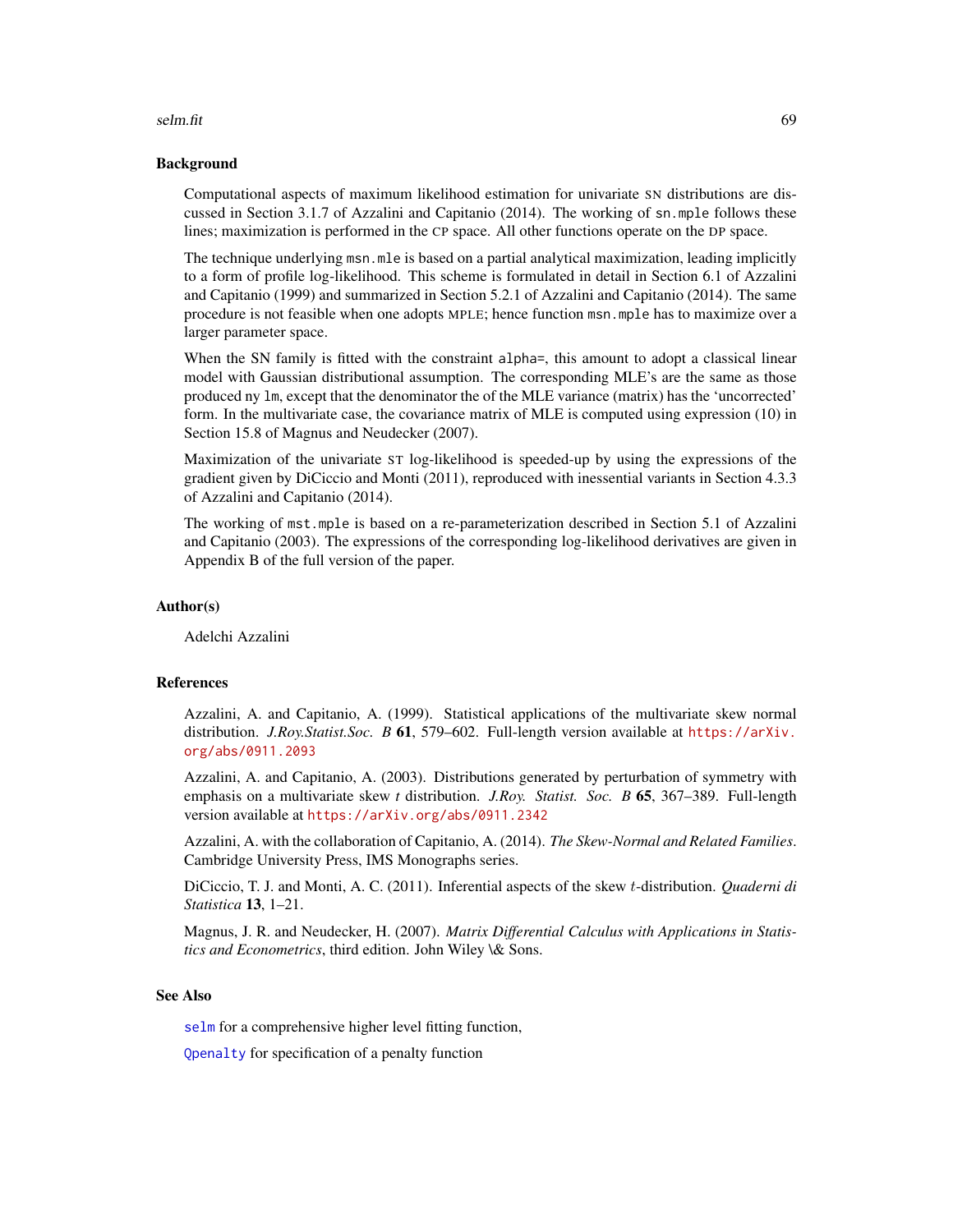## Background

Computational aspects of maximum likelihood estimation for univariate SN distributions are discussed in Section 3.1.7 of Azzalini and Capitanio (2014). The working of `sn.mple` follows these lines; maximization is performed in the CP space. All other functions operate on the DP space.

The technique underlying `msn.mle` is based on a partial analytical maximization, leading implicitly to a form of profile log-likelihood. This scheme is formulated in detail in Section 6.1 of Azzalini and Capitanio (1999) and summarized in Section 5.2.1 of Azzalini and Capitanio (2014). The same procedure is not feasible when one adopts MPLE; hence function `msn.mple` has to maximize over a larger parameter space.

When the SN family is fitted with the constraint `alpha=`, this amount to adopt a classical linear model with Gaussian distributional assumption. The corresponding MLE's are the same as those produced ny `lm`, except that the denominator the of the MLE variance (matrix) has the 'uncorrected' form. In the multivariate case, the covariance matrix of MLE is computed using expression (10) in Section 15.8 of Magnus and Neudecker (2007).

Maximization of the univariate ST log-likelihood is speeded-up by using the expressions of the gradient given by DiCiccio and Monti (2011), reproduced with inessential variants in Section 4.3.3 of Azzalini and Capitanio (2014).

The working of `mst.mple` is based on a re-parameterization described in Section 5.1 of Azzalini and Capitanio (2003). The expressions of the corresponding log-likelihood derivatives are given in Appendix B of the full version of the paper.

## Author(s)

Adelchi Azzalini

## References

Azzalini, A. and Capitanio, A. (1999). Statistical applications of the multivariate skew normal distribution. *J.Roy.Statist.Soc. B* **61**, 579–602. Full-length version available at https://arXiv.org/abs/0911.2093

Azzalini, A. and Capitanio, A. (2003). Distributions generated by perturbation of symmetry with emphasis on a multivariate skew *t* distribution. *J.Roy. Statist. Soc. B* **65**, 367–389. Full-length version available at https://arXiv.org/abs/0911.2342

Azzalini, A. with the collaboration of Capitanio, A. (2014). *The Skew-Normal and Related Families*. Cambridge University Press, IMS Monographs series.

DiCiccio, T. J. and Monti, A. C. (2011). Inferential aspects of the skew $t$-distribution. *Quaderni di Statistica* **13**, 1–21.

Magnus, J. R. and Neudecker, H. (2007). *Matrix Differential Calculus with Applications in Statistics and Econometrics*, third edition. John Wiley \& Sons.

## See Also

`selm` for a comprehensive higher level fitting function,

`Qpenalty` for specification of a penalty function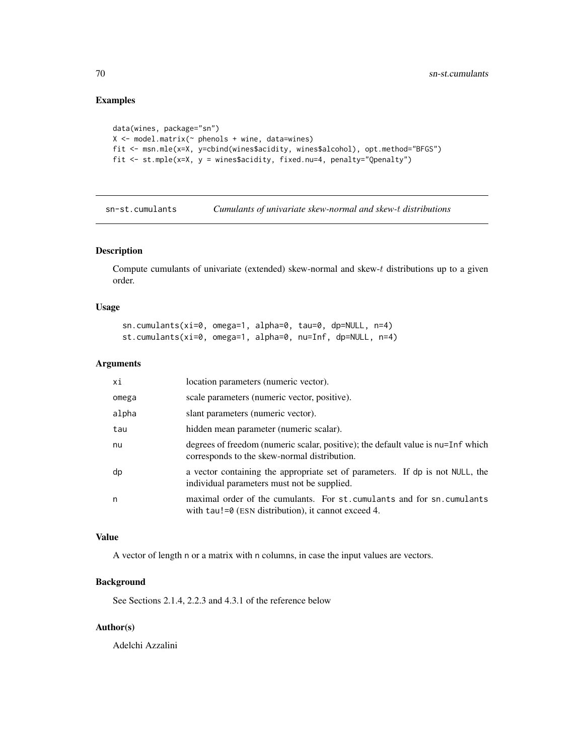## Examples

```
data(wines, package="sn")
X <- model.matrix(~ phenols + wine, data=wines)
fit <- msn.mle(x=X, y=cbind(wines$acidity, wines$alcohol), opt.method="BFGS")
fit <- st.mple(x=X, y = wines$acidity, fixed.nu=4, penalty="Qpenalty")
```

---

# sn-st.cumulants *Cumulants of univariate skew-normal and skew-$t$ distributions*

---

## Description

Compute cumulants of univariate (extended) skew-normal and skew-$t$ distributions up to a given order.

## Usage

```
sn.cumulants(xi=0, omega=1, alpha=0, tau=0, dp=NULL, n=4)
st.cumulants(xi=0, omega=1, alpha=0, nu=Inf, dp=NULL, n=4)
```

## Arguments

| | |
|---|---|
| xi | location parameters (numeric vector). |
| omega | scale parameters (numeric vector, positive). |
| alpha | slant parameters (numeric vector). |
| tau | hidden mean parameter (numeric scalar). |
| nu | degrees of freedom (numeric scalar, positive); the default value is nu=Inf which corresponds to the skew-normal distribution. |
| dp | a vector containing the appropriate set of parameters. If dp is not NULL, the individual parameters must not be supplied. |
| n | maximal order of the cumulants. For st.cumulants and for sn.cumulants with tau!=0 (ESN distribution), it cannot exceed 4. |

## Value

A vector of length n or a matrix with n columns, in case the input values are vectors.

## Background

See Sections 2.1.4, 2.2.3 and 4.3.1 of the reference below

## Author(s)

Adelchi Azzalini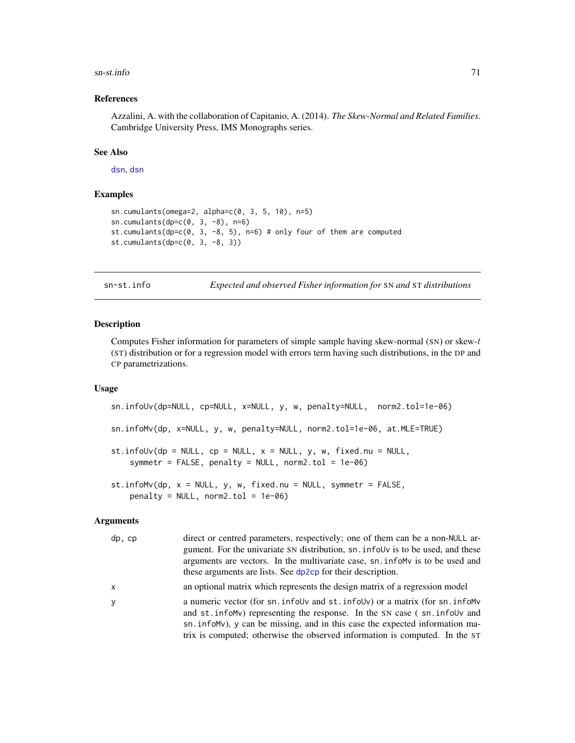## References

Azzalini, A. with the collaboration of Capitanio, A. (2014). *The Skew-Normal and Related Families*. Cambridge University Press, IMS Monographs series.

## See Also

dsn, dsn

## Examples

```
sn.cumulants(omega=2, alpha=c(0, 3, 5, 10), n=5)
sn.cumulants(dp=c(0, 3, -8), n=6)
st.cumulants(dp=c(0, 3, -8, 5), n=6) # only four of them are computed
st.cumulants(dp=c(0, 3, -8, 3))
```

---

# sn-st.info — *Expected and observed Fisher information for* SN *and* ST *distributions*

## Description

Computes Fisher information for parameters of simple sample having skew-normal (SN) or skew-$t$ (ST) distribution or for a regression model with errors term having such distributions, in the DP and CP parametrizations.

## Usage

```
sn.infoUv(dp=NULL, cp=NULL, x=NULL, y, w, penalty=NULL,  norm2.tol=1e-06)

sn.infoMv(dp, x=NULL, y, w, penalty=NULL, norm2.tol=1e-06, at.MLE=TRUE)

st.infoUv(dp = NULL, cp = NULL, x = NULL, y, w, fixed.nu = NULL,
    symmetr = FALSE, penalty = NULL, norm2.tol = 1e-06)

st.infoMv(dp, x = NULL, y, w, fixed.nu = NULL, symmetr = FALSE,
    penalty = NULL, norm2.tol = 1e-06)
```

## Arguments

| | |
|---|---|
| dp, cp | direct or centred parameters, respectively; one of them can be a non-NULL argument. For the univariate SN distribution, sn.infoUv is to be used, and these arguments are vectors. In the multivariate case, sn.infoMv is to be used and these arguments are lists. See dp2cp for their description. |
| x | an optional matrix which represents the design matrix of a regression model |
| y | a numeric vector (for sn.infoUv and st.infoUv) or a matrix (for sn.infoMv and st.infoMv) representing the response. In the SN case ( sn.infoUv and sn.infoMv), y can be missing, and in this case the expected information matrix is computed; otherwise the observed information is computed. In the ST |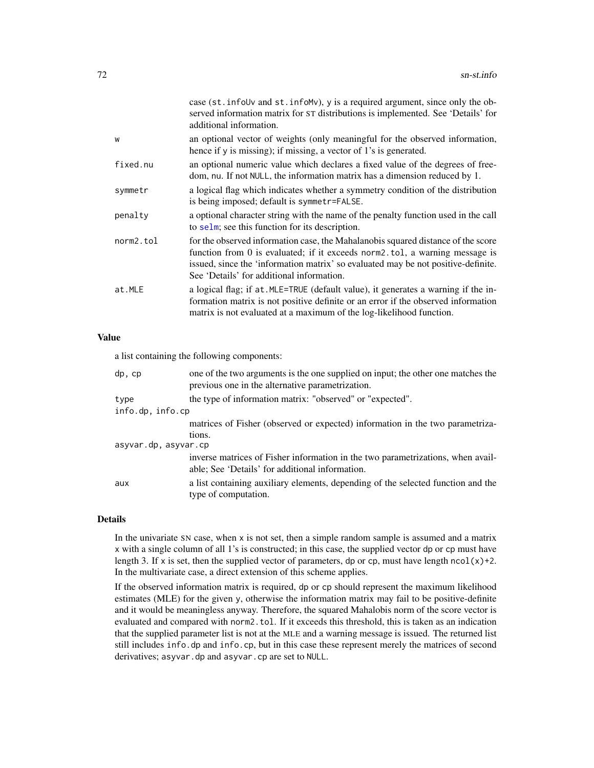case (`st.infoUv` and `st.infoMv`), `y` is a required argument, since only the observed information matrix for ST distributions is implemented. See 'Details' for additional information.

| | |
|---|---|
| `w` | an optional vector of weights (only meaningful for the observed information, hence if `y` is missing); if missing, a vector of 1's is generated. |
| `fixed.nu` | an optional numeric value which declares a fixed value of the degrees of freedom, `nu`. If not `NULL`, the information matrix has a dimension reduced by 1. |
| `symmetr` | a logical flag which indicates whether a symmetry condition of the distribution is being imposed; default is `symmetr=FALSE`. |
| `penalty` | a optional character string with the name of the penalty function used in the call to `selm`; see this function for its description. |
| `norm2.tol` | for the observed information case, the Mahalanobis squared distance of the score function from 0 is evaluated; if it exceeds `norm2.tol`, a warning message is issued, since the 'information matrix' so evaluated may be not positive-definite. See 'Details' for additional information. |
| `at.MLE` | a logical flag; if `at.MLE=TRUE` (default value), it generates a warning if the information matrix is not positive definite or an error if the observed information matrix is not evaluated at a maximum of the log-likelihood function. |

## Value

a list containing the following components:

| | |
|---|---|
| `dp, cp` | one of the two arguments is the one supplied on input; the other one matches the previous one in the alternative parametrization. |
| `type` | the type of information matrix: "observed" or "expected". |
| `info.dp, info.cp` | matrices of Fisher (observed or expected) information in the two parametrizations. |
| `asyvar.dp, asyvar.cp` | inverse matrices of Fisher information in the two parametrizations, when available; See 'Details' for additional information. |
| `aux` | a list containing auxiliary elements, depending of the selected function and the type of computation. |

## Details

In the univariate SN case, when `x` is not set, then a simple random sample is assumed and a matrix `x` with a single column of all 1's is constructed; in this case, the supplied vector `dp` or `cp` must have length 3. If `x` is set, then the supplied vector of parameters, `dp` or `cp`, must have length `ncol(x)+2`. In the multivariate case, a direct extension of this scheme applies.

If the observed information matrix is required, `dp` or `cp` should represent the maximum likelihood estimates (MLE) for the given `y`, otherwise the information matrix may fail to be positive-definite and it would be meaningless anyway. Therefore, the squared Mahalobis norm of the score vector is evaluated and compared with `norm2.tol`. If it exceeds this threshold, this is taken as an indication that the supplied parameter list is not at the MLE and a warning message is issued. The returned list still includes `info.dp` and `info.cp`, but in this case these represent merely the matrices of second derivatives; `asyvar.dp` and `asyvar.cp` are set to `NULL`.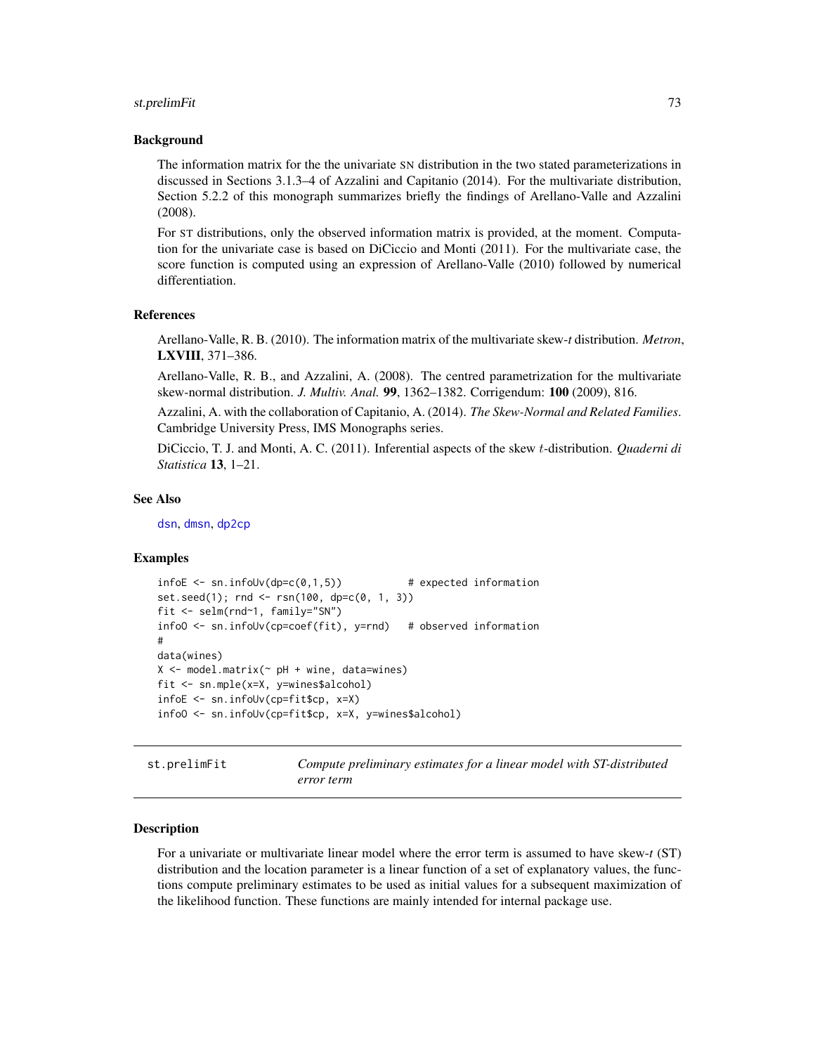### Background

The information matrix for the the univariate SN distribution in the two stated parameterizations in discussed in Sections 3.1.3–4 of Azzalini and Capitanio (2014). For the multivariate distribution, Section 5.2.2 of this monograph summarizes briefly the findings of Arellano-Valle and Azzalini (2008).

For ST distributions, only the observed information matrix is provided, at the moment. Computation for the univariate case is based on DiCiccio and Monti (2011). For the multivariate case, the score function is computed using an expression of Arellano-Valle (2010) followed by numerical differentiation.

### References

Arellano-Valle, R. B. (2010). The information matrix of the multivariate skew-*t* distribution. *Metron*, **LXVIII**, 371–386.

Arellano-Valle, R. B., and Azzalini, A. (2008). The centred parametrization for the multivariate skew-normal distribution. *J. Multiv. Anal.* **99**, 1362–1382. Corrigendum: **100** (2009), 816.

Azzalini, A. with the collaboration of Capitanio, A. (2014). *The Skew-Normal and Related Families*. Cambridge University Press, IMS Monographs series.

DiCiccio, T. J. and Monti, A. C. (2011). Inferential aspects of the skew $t$-distribution. *Quaderni di Statistica* **13**, 1–21.

### See Also

dsn, dmsn, dp2cp

### Examples

```
infoE <- sn.infoUv(dp=c(0,1,5))           # expected information
set.seed(1); rnd <- rsn(100, dp=c(0, 1, 3))
fit <- selm(rnd~1, family="SN")
infoO <- sn.infoUv(cp=coef(fit), y=rnd)   # observed information
#
data(wines)
X <- model.matrix(~ pH + wine, data=wines)
fit <- sn.mple(x=X, y=wines$alcohol)
infoE <- sn.infoUv(cp=fit$cp, x=X)
infoO <- sn.infoUv(cp=fit$cp, x=X, y=wines$alcohol)
```

---

## st.prelimFit — *Compute preliminary estimates for a linear model with ST-distributed error term*

### Description

For a univariate or multivariate linear model where the error term is assumed to have skew-*t* (ST) distribution and the location parameter is a linear function of a set of explanatory values, the functions compute preliminary estimates to be used as initial values for a subsequent maximization of the likelihood function. These functions are mainly intended for internal package use.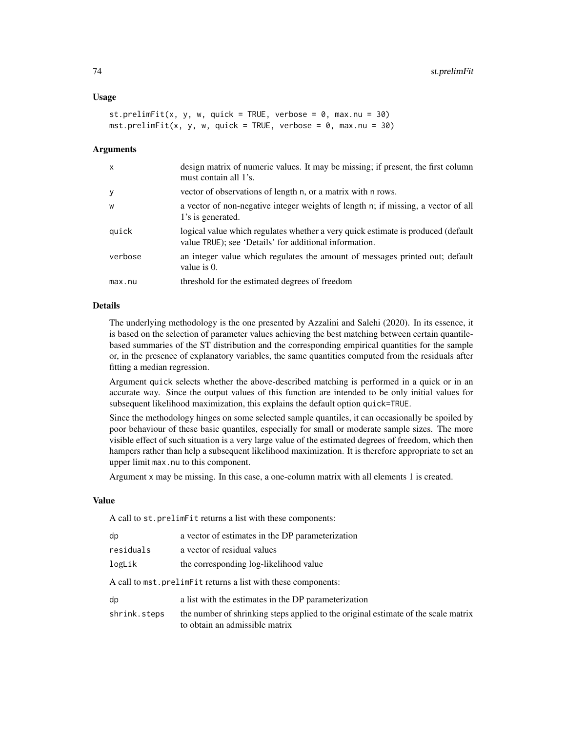### Usage

```
st.prelimFit(x, y, w, quick = TRUE, verbose = 0, max.nu = 30)
mst.prelimFit(x, y, w, quick = TRUE, verbose = 0, max.nu = 30)
```

### Arguments

| | |
|---|---|
| x | design matrix of numeric values. It may be missing; if present, the first column must contain all 1's. |
| y | vector of observations of length n, or a matrix with n rows. |
| w | a vector of non-negative integer weights of length n; if missing, a vector of all 1's is generated. |
| quick | logical value which regulates whether a very quick estimate is produced (default value TRUE); see 'Details' for additional information. |
| verbose | an integer value which regulates the amount of messages printed out; default value is 0. |
| max.nu | threshold for the estimated degrees of freedom |

### Details

The underlying methodology is the one presented by Azzalini and Salehi (2020). In its essence, it is based on the selection of parameter values achieving the best matching between certain quantile-based summaries of the ST distribution and the corresponding empirical quantities for the sample or, in the presence of explanatory variables, the same quantities computed from the residuals after fitting a median regression.

Argument quick selects whether the above-described matching is performed in a quick or in an accurate way. Since the output values of this function are intended to be only initial values for subsequent likelihood maximization, this explains the default option quick=TRUE.

Since the methodology hinges on some selected sample quantiles, it can occasionally be spoiled by poor behaviour of these basic quantiles, especially for small or moderate sample sizes. The more visible effect of such situation is a very large value of the estimated degrees of freedom, which then hampers rather than help a subsequent likelihood maximization. It is therefore appropriate to set an upper limit max.nu to this component.

Argument x may be missing. In this case, a one-column matrix with all elements 1 is created.

### Value

A call to st.prelimFit returns a list with these components:

| | |
|---|---|
| dp | a vector of estimates in the DP parameterization |
| residuals | a vector of residual values |
| logLik | the corresponding log-likelihood value |

A call to mst.prelimFit returns a list with these components:

| | |
|---|---|
| dp | a list with the estimates in the DP parameterization |
| shrink.steps | the number of shrinking steps applied to the original estimate of the scale matrix to obtain an admissible matrix |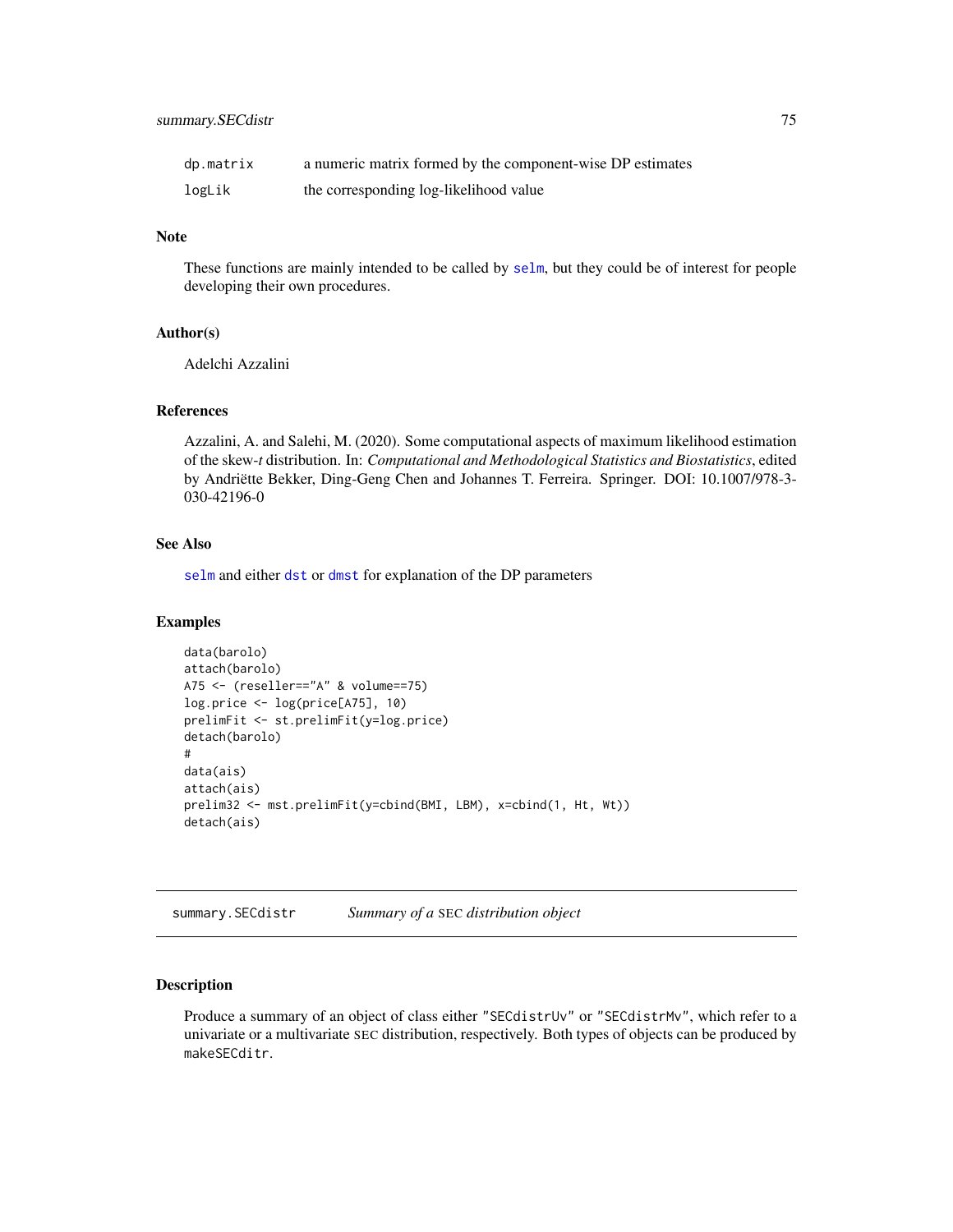| | |
|---|---|
| dp.matrix | a numeric matrix formed by the component-wise DP estimates |
| logLik | the corresponding log-likelihood value |

## Note

These functions are mainly intended to be called by selm, but they could be of interest for people developing their own procedures.

## Author(s)

Adelchi Azzalini

## References

Azzalini, A. and Salehi, M. (2020). Some computational aspects of maximum likelihood estimation of the skew-*t* distribution. In: *Computational and Methodological Statistics and Biostatistics*, edited by Andriëtte Bekker, Ding-Geng Chen and Johannes T. Ferreira. Springer. DOI: 10.1007/978-3-030-42196-0

## See Also

selm and either dst or dmst for explanation of the DP parameters

## Examples

```
data(barolo)
attach(barolo)
A75 <- (reseller=="A" & volume==75)
log.price <- log(price[A75], 10)
prelimFit <- st.prelimFit(y=log.price)
detach(barolo)
#
data(ais)
attach(ais)
prelim32 <- mst.prelimFit(y=cbind(BMI, LBM), x=cbind(1, Ht, Wt))
detach(ais)
```

---

# summary.SECdistr    *Summary of a* SEC *distribution object*

## Description

Produce a summary of an object of class either "SECdistrUv" or "SECdistrMv", which refer to a univariate or a multivariate SEC distribution, respectively. Both types of objects can be produced by makeSECditr.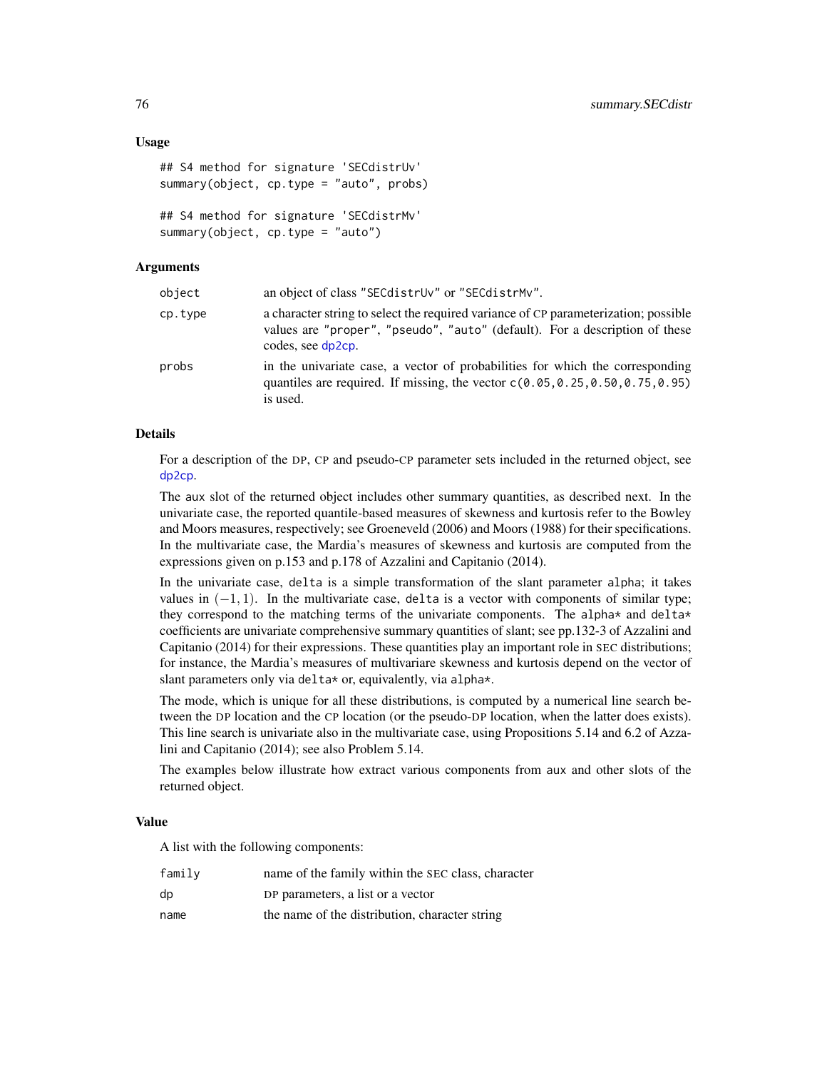### Usage

```
## S4 method for signature 'SECdistrUv'
summary(object, cp.type = "auto", probs)

## S4 method for signature 'SECdistrMv'
summary(object, cp.type = "auto")
```

### Arguments

| | |
|---|---|
| object | an object of class "SECdistrUv" or "SECdistrMv". |
| cp.type | a character string to select the required variance of CP parameterization; possible values are "proper", "pseudo", "auto" (default). For a description of these codes, see dp2cp. |
| probs | in the univariate case, a vector of probabilities for which the corresponding quantiles are required. If missing, the vector c(0.05,0.25,0.50,0.75,0.95) is used. |

### Details

For a description of the DP, CP and pseudo-CP parameter sets included in the returned object, see dp2cp.

The aux slot of the returned object includes other summary quantities, as described next. In the univariate case, the reported quantile-based measures of skewness and kurtosis refer to the Bowley and Moors measures, respectively; see Groeneveld (2006) and Moors (1988) for their specifications. In the multivariate case, the Mardia's measures of skewness and kurtosis are computed from the expressions given on p.153 and p.178 of Azzalini and Capitanio (2014).

In the univariate case, delta is a simple transformation of the slant parameter alpha; it takes values in $(-1, 1)$. In the multivariate case, delta is a vector with components of similar type; they correspond to the matching terms of the univariate components. The alpha* and delta* coefficients are univariate comprehensive summary quantities of slant; see pp.132-3 of Azzalini and Capitanio (2014) for their expressions. These quantities play an important role in SEC distributions; for instance, the Mardia's measures of multivariare skewness and kurtosis depend on the vector of slant parameters only via delta* or, equivalently, via alpha*.

The mode, which is unique for all these distributions, is computed by a numerical line search between the DP location and the CP location (or the pseudo-DP location, when the latter does exists). This line search is univariate also in the multivariate case, using Propositions 5.14 and 6.2 of Azzalini and Capitanio (2014); see also Problem 5.14.

The examples below illustrate how extract various components from aux and other slots of the returned object.

### Value

A list with the following components:

| | |
|---|---|
| family | name of the family within the SEC class, character |
| dp | DP parameters, a list or a vector |
| name | the name of the distribution, character string |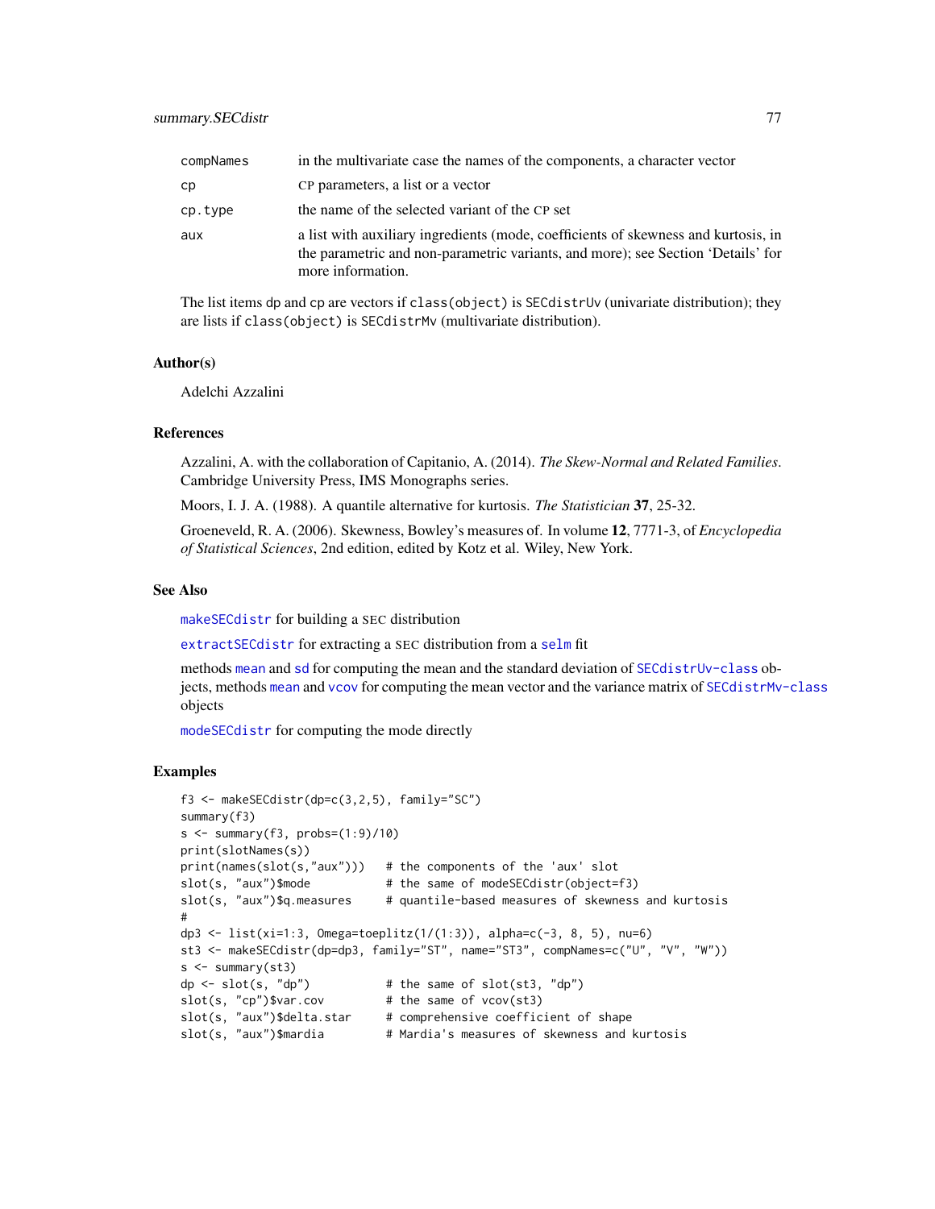| | |
|---|---|
| compNames | in the multivariate case the names of the components, a character vector |
| cp | CP parameters, a list or a vector |
| cp.type | the name of the selected variant of the CP set |
| aux | a list with auxiliary ingredients (mode, coefficients of skewness and kurtosis, in the parametric and non-parametric variants, and more); see Section 'Details' for more information. |

The list items dp and cp are vectors if class(object) is SECdistrUv (univariate distribution); they are lists if class(object) is SECdistrMv (multivariate distribution).

## Author(s)

Adelchi Azzalini

## References

Azzalini, A. with the collaboration of Capitanio, A. (2014). *The Skew-Normal and Related Families*. Cambridge University Press, IMS Monographs series.

Moors, I. J. A. (1988). A quantile alternative for kurtosis. *The Statistician* **37**, 25-32.

Groeneveld, R. A. (2006). Skewness, Bowley's measures of. In volume **12**, 7771-3, of *Encyclopedia of Statistical Sciences*, 2nd edition, edited by Kotz et al. Wiley, New York.

## See Also

makeSECdistr for building a SEC distribution

extractSECdistr for extracting a SEC distribution from a selm fit

methods mean and sd for computing the mean and the standard deviation of SECdistrUv-class objects, methods mean and vcov for computing the mean vector and the variance matrix of SECdistrMv-class objects

modeSECdistr for computing the mode directly

## Examples

```
f3 <- makeSECdistr(dp=c(3,2,5), family="SC")
summary(f3)
s <- summary(f3, probs=(1:9)/10)
print(slotNames(s))
print(names(slot(s,"aux")))   # the components of the 'aux' slot
slot(s, "aux")$mode           # the same of modeSECdistr(object=f3)
slot(s, "aux")$q.measures     # quantile-based measures of skewness and kurtosis
#
dp3 <- list(xi=1:3, Omega=toeplitz(1/(1:3)), alpha=c(-3, 8, 5), nu=6)
st3 <- makeSECdistr(dp=dp3, family="ST", name="ST3", compNames=c("U", "V", "W"))
s <- summary(st3)
dp <- slot(s, "dp")           # the same of slot(st3, "dp")
slot(s, "cp")$var.cov         # the same of vcov(st3)
slot(s, "aux")$delta.star     # comprehensive coefficient of shape
slot(s, "aux")$mardia         # Mardia's measures of skewness and kurtosis
```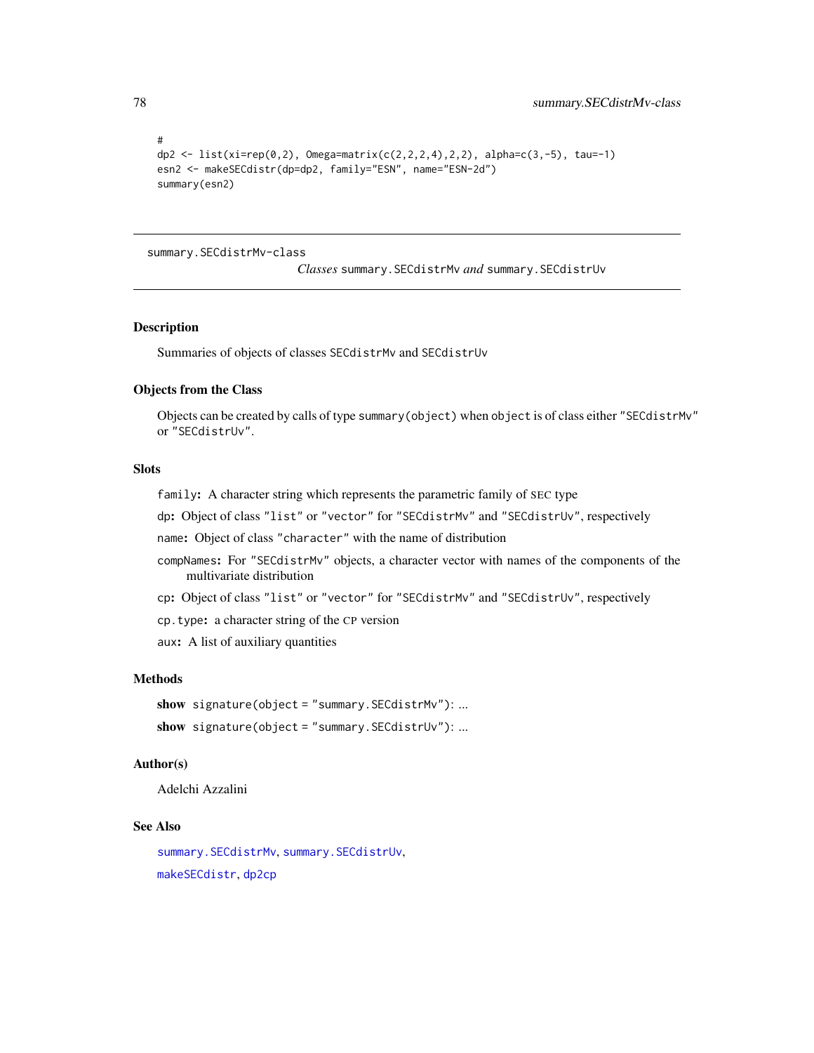```
#
dp2 <- list(xi=rep(0,2), Omega=matrix(c(2,2,2,4),2,2), alpha=c(3,-5), tau=-1)
esn2 <- makeSECdistr(dp=dp2, family="ESN", name="ESN-2d")
summary(esn2)
```

---

summary.SECdistrMv-class

# *Classes* summary.SECdistrMv *and* summary.SECdistrUv

---

## Description

Summaries of objects of classes SECdistrMv and SECdistrUv

## Objects from the Class

Objects can be created by calls of type summary(object) when object is of class either "SECdistrMv" or "SECdistrUv".

## Slots

- family: A character string which represents the parametric family of SEC type
- dp: Object of class "list" or "vector" for "SECdistrMv" and "SECdistrUv", respectively
- name: Object of class "character" with the name of distribution
- compNames: For "SECdistrMv" objects, a character vector with names of the components of the multivariate distribution
- cp: Object of class "list" or "vector" for "SECdistrMv" and "SECdistrUv", respectively
- cp.type: a character string of the CP version
- aux: A list of auxiliary quantities

## Methods

- **show** signature(object = "summary.SECdistrMv"): ...
- **show** signature(object = "summary.SECdistrUv"): ...

## Author(s)

Adelchi Azzalini

## See Also

summary.SECdistrMv, summary.SECdistrUv,

makeSECdistr, dp2cp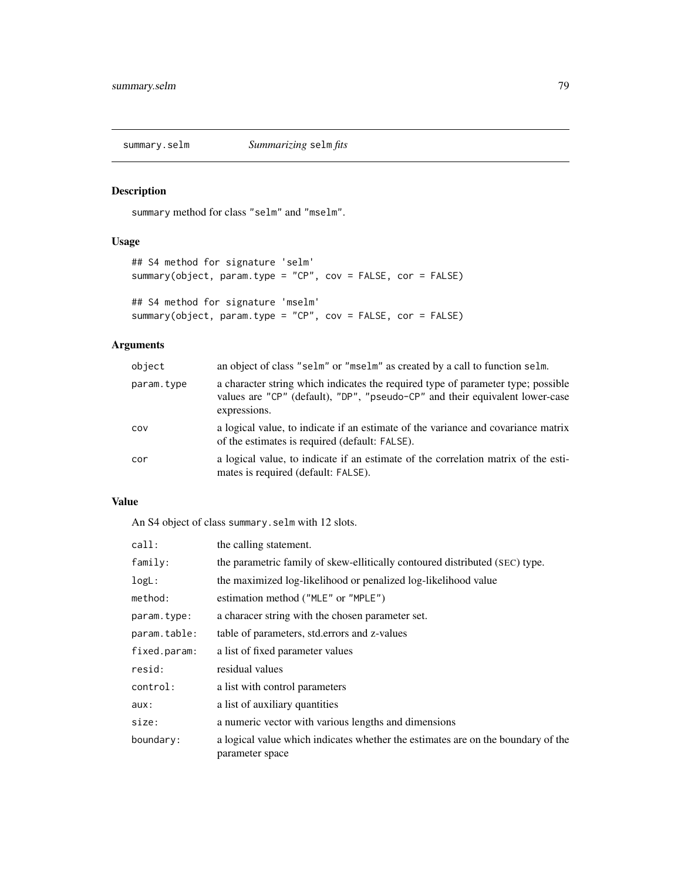## summary.selm *Summarizing* `selm` *fits*

### Description

`summary` method for class `"selm"` and `"mselm"`.

### Usage

```
## S4 method for signature 'selm'
summary(object, param.type = "CP", cov = FALSE, cor = FALSE)

## S4 method for signature 'mselm'
summary(object, param.type = "CP", cov = FALSE, cor = FALSE)
```

### Arguments

| | |
|---|---|
| `object` | an object of class `"selm"` or `"mselm"` as created by a call to function `selm`. |
| `param.type` | a character string which indicates the required type of parameter type; possible values are `"CP"` (default), `"DP"`, `"pseudo-CP"` and their equivalent lower-case expressions. |
| `cov` | a logical value, to indicate if an estimate of the variance and covariance matrix of the estimates is required (default: `FALSE`). |
| `cor` | a logical value, to indicate if an estimate of the correlation matrix of the estimates is required (default: `FALSE`). |

### Value

An S4 object of class `summary.selm` with 12 slots.

| | |
|---|---|
| `call:` | the calling statement. |
| `family:` | the parametric family of skew-ellitically contoured distributed (SEC) type. |
| `logL:` | the maximized log-likelihood or penalized log-likelihood value |
| `method:` | estimation method (`"MLE"` or `"MPLE"`) |
| `param.type:` | a characer string with the chosen parameter set. |
| `param.table:` | table of parameters, std.errors and z-values |
| `fixed.param:` | a list of fixed parameter values |
| `resid:` | residual values |
| `control:` | a list with control parameters |
| `aux:` | a list of auxiliary quantities |
| `size:` | a numeric vector with various lengths and dimensions |
| `boundary:` | a logical value which indicates whether the estimates are on the boundary of the parameter space |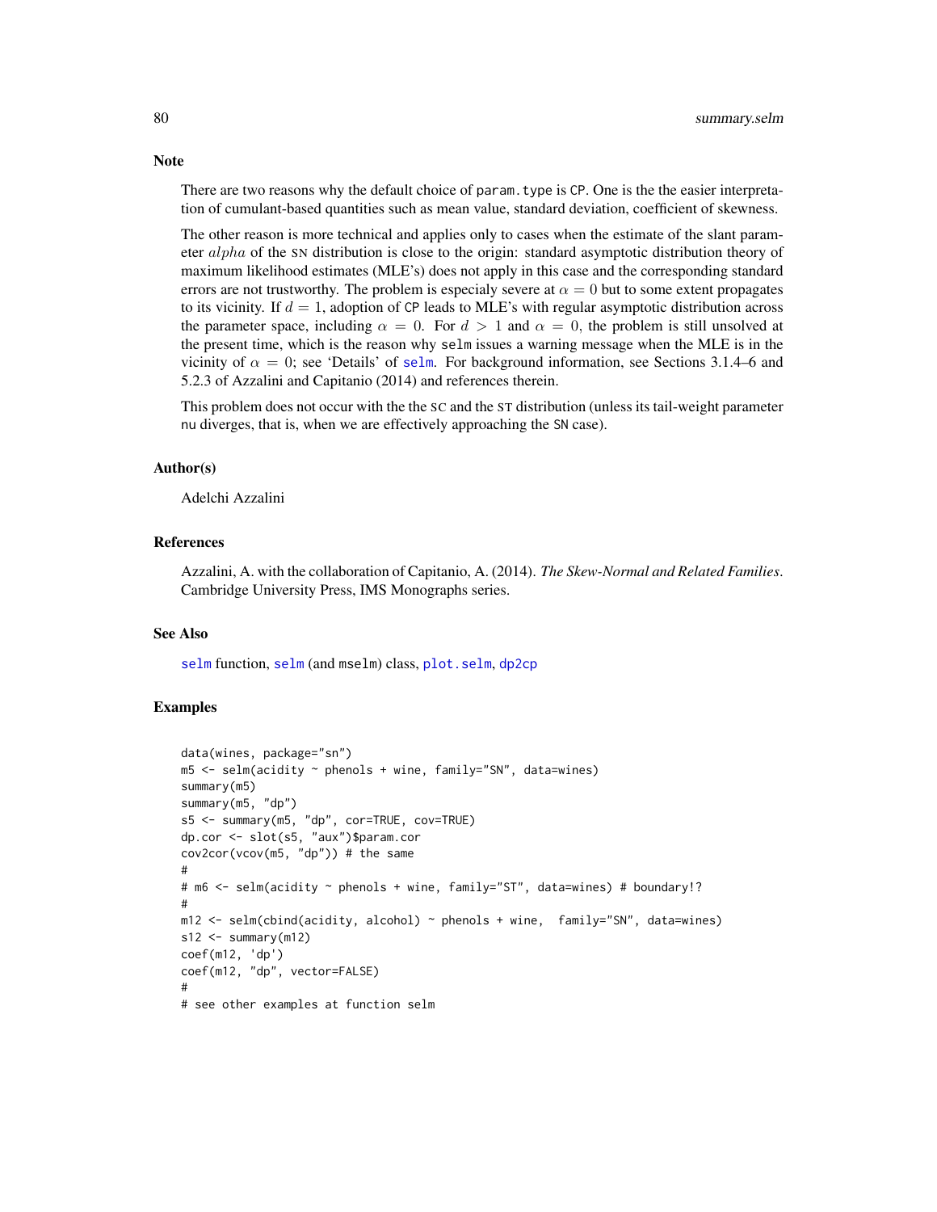## Note

There are two reasons why the default choice of `param.type` is `CP`. One is the the easier interpretation of cumulant-based quantities such as mean value, standard deviation, coefficient of skewness.

The other reason is more technical and applies only to cases when the estimate of the slant parameter $alpha$ of the SN distribution is close to the origin: standard asymptotic distribution theory of maximum likelihood estimates (MLE's) does not apply in this case and the corresponding standard errors are not trustworthy. The problem is especialy severe at $\alpha = 0$ but to some extent propagates to its vicinity. If $d = 1$, adoption of `CP` leads to MLE's with regular asymptotic distribution across the parameter space, including $\alpha = 0$. For $d > 1$ and $\alpha = 0$, the problem is still unsolved at the present time, which is the reason why `selm` issues a warning message when the MLE is in the vicinity of $\alpha = 0$; see 'Details' of `selm`. For background information, see Sections 3.1.4–6 and 5.2.3 of Azzalini and Capitanio (2014) and references therein.

This problem does not occur with the the the SC and the ST distribution (unless its tail-weight parameter `nu` diverges, that is, when we are effectively approaching the `SN` case).

## Author(s)

Adelchi Azzalini

## References

Azzalini, A. with the collaboration of Capitanio, A. (2014). *The Skew-Normal and Related Families*. Cambridge University Press, IMS Monographs series.

## See Also

`selm` function, `selm` (and `mselm`) class, `plot.selm`, `dp2cp`

## Examples

```
data(wines, package="sn")
m5 <- selm(acidity ~ phenols + wine, family="SN", data=wines)
summary(m5)
summary(m5, "dp")
s5 <- summary(m5, "dp", cor=TRUE, cov=TRUE)
dp.cor <- slot(s5, "aux")$param.cor
cov2cor(vcov(m5, "dp")) # the same
#
# m6 <- selm(acidity ~ phenols + wine, family="ST", data=wines) # boundary!?
#
m12 <- selm(cbind(acidity, alcohol) ~ phenols + wine,  family="SN", data=wines)
s12 <- summary(m12)
coef(m12, 'dp')
coef(m12, "dp", vector=FALSE)
#
# see other examples at function selm
```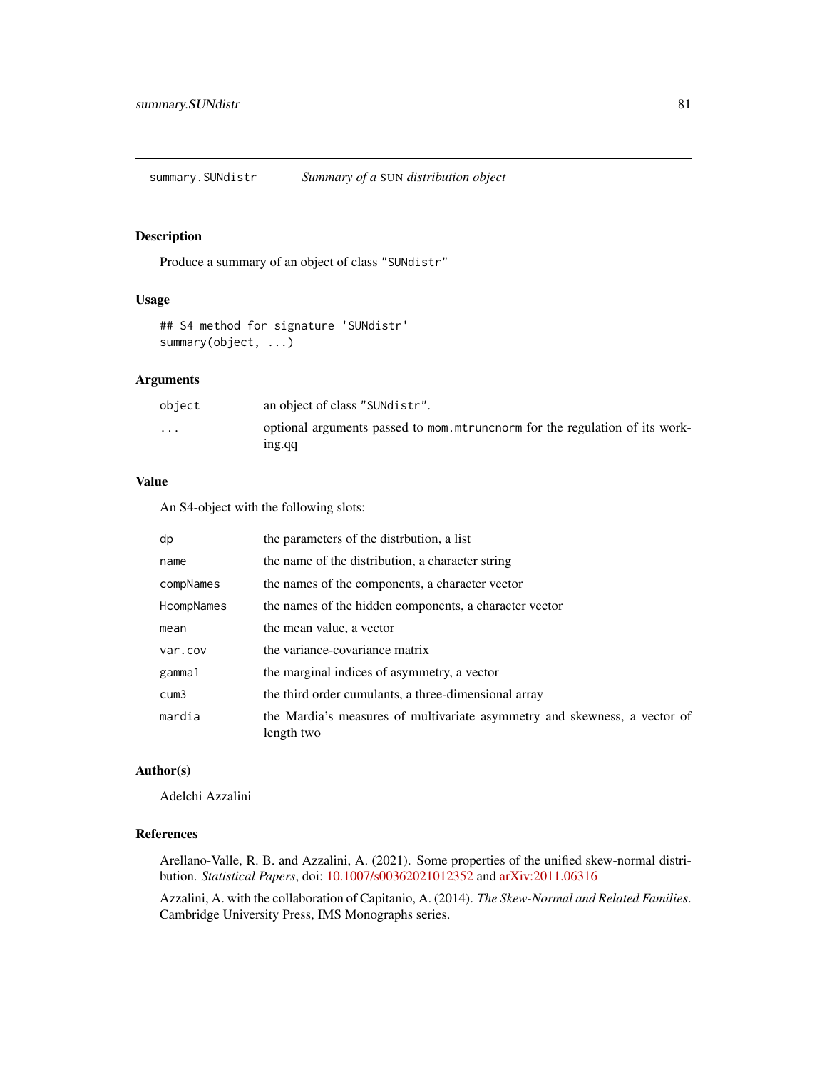## summary.SUNdistr *Summary of a* SUN *distribution object*

### Description

Produce a summary of an object of class "SUNdistr"

### Usage

```
## S4 method for signature 'SUNdistr'
summary(object, ...)
```

### Arguments

| | |
|---|---|
| object | an object of class "SUNdistr". |
| ... | optional arguments passed to mom.mtruncnorm for the regulation of its working.qq |

### Value

An S4-object with the following slots:

| | |
|---|---|
| dp | the parameters of the distrbution, a list |
| name | the name of the distribution, a character string |
| compNames | the names of the components, a character vector |
| HcompNames | the names of the hidden components, a character vector |
| mean | the mean value, a vector |
| var.cov | the variance-covariance matrix |
| gamma1 | the marginal indices of asymmetry, a vector |
| cum3 | the third order cumulants, a three-dimensional array |
| mardia | the Mardia's measures of multivariate asymmetry and skewness, a vector of length two |

### Author(s)

Adelchi Azzalini

### References

Arellano-Valle, R. B. and Azzalini, A. (2021). Some properties of the unified skew-normal distribution. *Statistical Papers*, doi: 10.1007/s00362021012352 and arXiv:2011.06316

Azzalini, A. with the collaboration of Capitanio, A. (2014). *The Skew-Normal and Related Families*. Cambridge University Press, IMS Monographs series.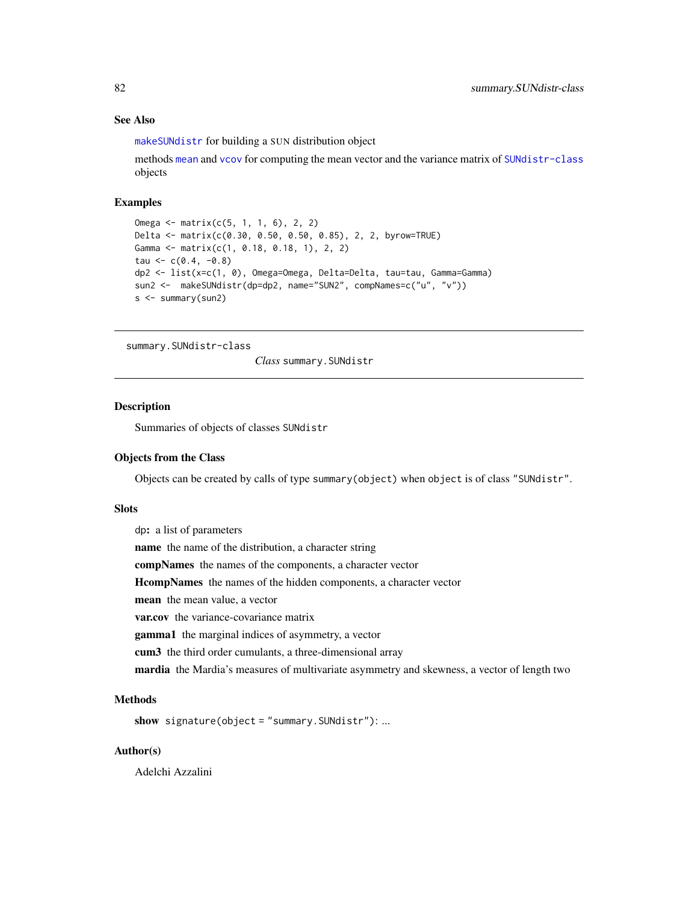### See Also

makeSUNdistr for building a SUN distribution object

methods mean and vcov for computing the mean vector and the variance matrix of SUNdistr-class objects

### Examples

```
Omega <- matrix(c(5, 1, 1, 6), 2, 2)
Delta <- matrix(c(0.30, 0.50, 0.50, 0.85), 2, 2, byrow=TRUE)
Gamma <- matrix(c(1, 0.18, 0.18, 1), 2, 2)
tau <- c(0.4, -0.8)
dp2 <- list(x=c(1, 0), Omega=Omega, Delta=Delta, tau=tau, Gamma=Gamma)
sun2 <-  makeSUNdistr(dp=dp2, name="SUN2", compNames=c("u", "v"))
s <- summary(sun2)
```

---

summary.SUNdistr-class

*Class* summary.SUNdistr

---

### Description

Summaries of objects of classes SUNdistr

### Objects from the Class

Objects can be created by calls of type summary(object) when object is of class "SUNdistr".

### Slots

dp**:** a list of parameters

**name** the name of the distribution, a character string

**compNames** the names of the components, a character vector

**HcompNames** the names of the hidden components, a character vector

**mean** the mean value, a vector

**var.cov** the variance-covariance matrix

**gamma1** the marginal indices of asymmetry, a vector

**cum3** the third order cumulants, a three-dimensional array

**mardia** the Mardia's measures of multivariate asymmetry and skewness, a vector of length two

### Methods

**show** signature(object = "summary.SUNdistr"): ...

### Author(s)

Adelchi Azzalini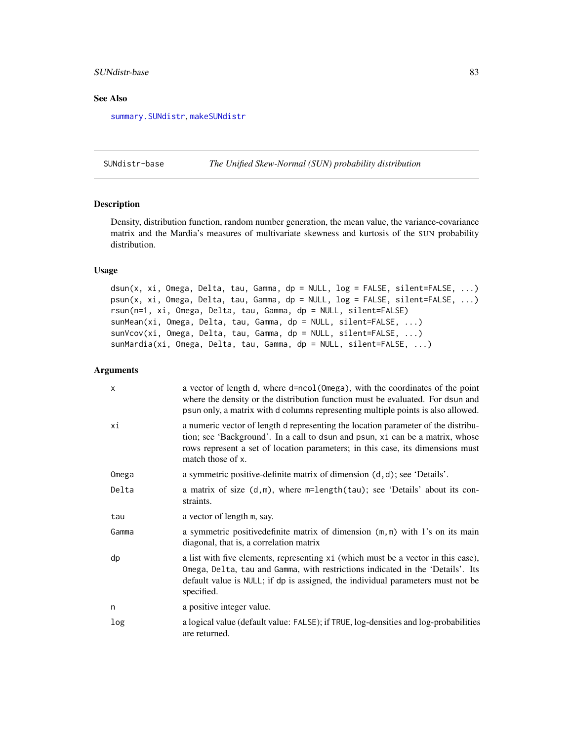## See Also

summary.SUNdistr, makeSUNdistr

---

SUNdistr-base *The Unified Skew-Normal (SUN) probability distribution*

---

### Description

Density, distribution function, random number generation, the mean value, the variance-covariance matrix and the Mardia's measures of multivariate skewness and kurtosis of the SUN probability distribution.

### Usage

```
dsun(x, xi, Omega, Delta, tau, Gamma, dp = NULL, log = FALSE, silent=FALSE, ...)
psun(x, xi, Omega, Delta, tau, Gamma, dp = NULL, log = FALSE, silent=FALSE, ...)
rsun(n=1, xi, Omega, Delta, tau, Gamma, dp = NULL, silent=FALSE)
sunMean(xi, Omega, Delta, tau, Gamma, dp = NULL, silent=FALSE, ...)
sunVcov(xi, Omega, Delta, tau, Gamma, dp = NULL, silent=FALSE, ...)
sunMardia(xi, Omega, Delta, tau, Gamma, dp = NULL, silent=FALSE, ...)
```

### Arguments

| | |
|---|---|
| x | a vector of length d, where d=ncol(Omega), with the coordinates of the point where the density or the distribution function must be evaluated. For dsun and psun only, a matrix with d columns representing multiple points is also allowed. |
| xi | a numeric vector of length d representing the location parameter of the distribution; see 'Background'. In a call to dsun and psun, xi can be a matrix, whose rows represent a set of location parameters; in this case, its dimensions must match those of x. |
| Omega | a symmetric positive-definite matrix of dimension (d,d); see 'Details'. |
| Delta | a matrix of size (d,m), where m=length(tau); see 'Details' about its constraints. |
| tau | a vector of length m, say. |
| Gamma | a symmetric positivedefinite matrix of dimension (m,m) with 1's on its main diagonal, that is, a correlation matrix |
| dp | a list with five elements, representing xi (which must be a vector in this case), Omega, Delta, tau and Gamma, with restrictions indicated in the 'Details'. Its default value is NULL; if dp is assigned, the individual parameters must not be specified. |
| n | a positive integer value. |
| log | a logical value (default value: FALSE); if TRUE, log-densities and log-probabilities are returned. |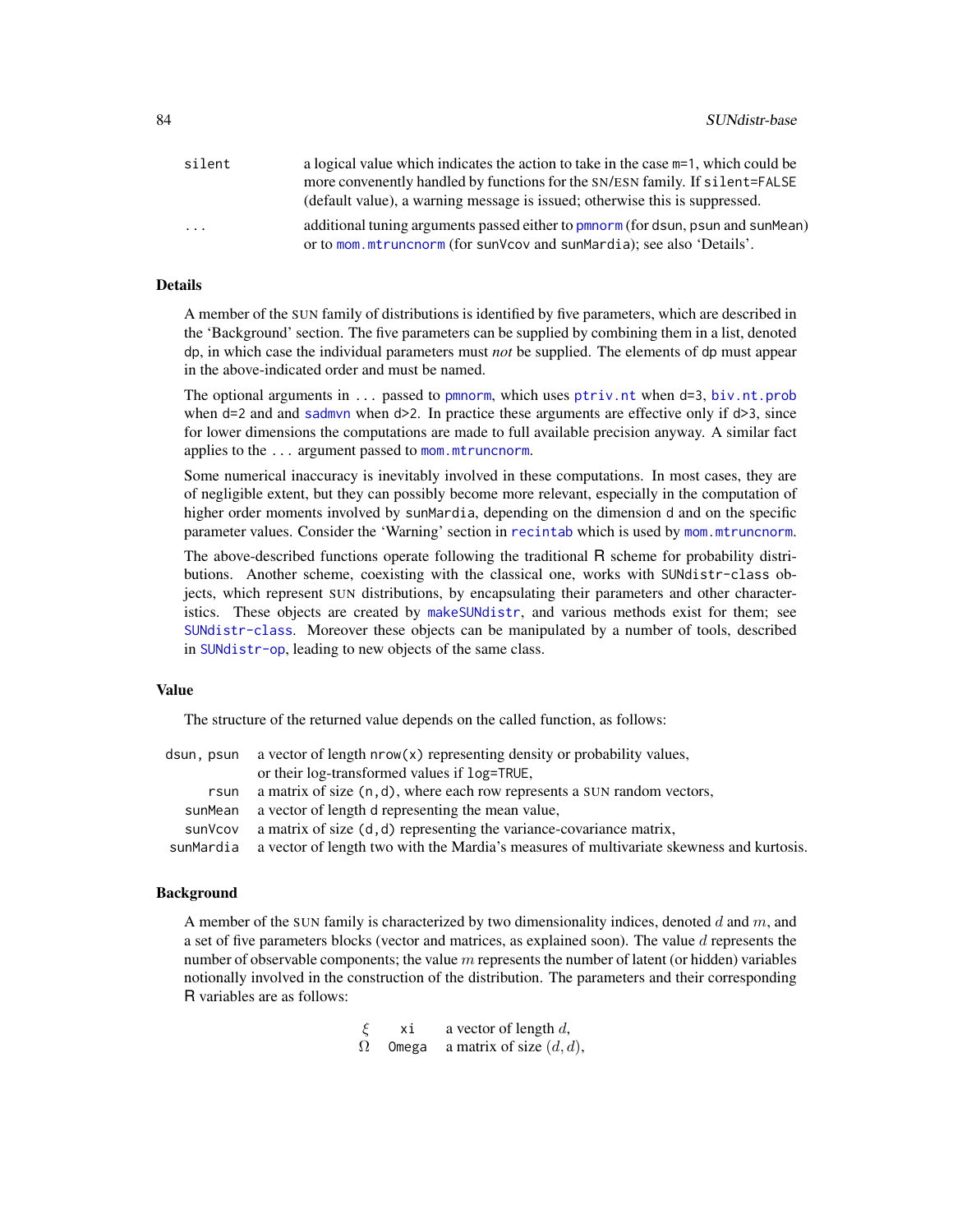| | |
|---|---|
| `silent` | a logical value which indicates the action to take in the case `m=1`, which could be more convenently handled by functions for the SN/ESN family. If `silent=FALSE` (default value), a warning message is issued; otherwise this is suppressed. |
| `...` | additional tuning arguments passed either to `pmnorm` (for `dsun`, `psun` and `sunMean`) or to `mom.mtruncnorm` (for `sunVcov` and `sunMardia`); see also 'Details'. |

### Details

A member of the SUN family of distributions is identified by five parameters, which are described in the 'Background' section. The five parameters can be supplied by combining them in a list, denoted `dp`, in which case the individual parameters must *not* be supplied. The elements of `dp` must appear in the above-indicated order and must be named.

The optional arguments in `...` passed to `pmnorm`, which uses `ptriv.nt` when `d=3`, `biv.nt.prob` when `d=2` and and `sadmvn` when `d>2`. In practice these arguments are effective only if `d>3`, since for lower dimensions the computations are made to full available precision anyway. A similar fact applies to the `...` argument passed to `mom.mtruncnorm`.

Some numerical inaccuracy is inevitably involved in these computations. In most cases, they are of negligible extent, but they can possibly become more relevant, especially in the computation of higher order moments involved by `sunMardia`, depending on the dimension `d` and on the specific parameter values. Consider the 'Warning' section in `recintab` which is used by `mom.mtruncnorm`.

The above-described functions operate following the traditional R scheme for probability distributions. Another scheme, coexisting with the classical one, works with `SUNdistr-class` objects, which represent SUN distributions, by encapsulating their parameters and other characteristics. These objects are created by `makeSUNdistr`, and various methods exist for them; see `SUNdistr-class`. Moreover these objects can be manipulated by a number of tools, described in `SUNdistr-op`, leading to new objects of the same class.

### Value

The structure of the returned value depends on the called function, as follows:

| | |
|---|---|
| `dsun, psun` | a vector of length `nrow(x)` representing density or probability values, or their log-transformed values if `log=TRUE`, |
| `rsun` | a matrix of size `(n,d)`, where each row represents a SUN random vectors, |
| `sunMean` | a vector of length `d` representing the mean value, |
| `sunVcov` | a matrix of size `(d,d)` representing the variance-covariance matrix, |
| `sunMardia` | a vector of length two with the Mardia's measures of multivariate skewness and kurtosis. |

### Background

A member of the SUN family is characterized by two dimensionality indices, denoted $d$ and $m$, and a set of five parameters blocks (vector and matrices, as explained soon). The value $d$ represents the number of observable components; the value $m$ represents the number of latent (or hidden) variables notionally involved in the construction of the distribution. The parameters and their corresponding R variables are as follows:

| | | |
|---|---|---|
| $\xi$ | `xi` | a vector of length $d$, |
| $\Omega$ | `Omega` | a matrix of size $(d, d)$, |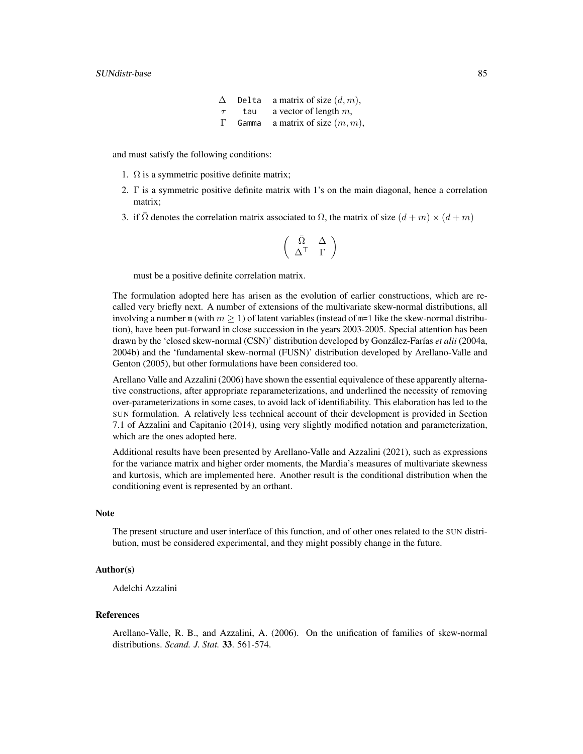| | | |
|---|---|---|
| $\Delta$ | `Delta` | a matrix of size $(d, m)$, |
| $\tau$ | `tau` | a vector of length $m$, |
| $\Gamma$ | `Gamma` | a matrix of size $(m, m)$, |

and must satisfy the following conditions:

1. $\Omega$ is a symmetric positive definite matrix;
2. $\Gamma$ is a symmetric positive definite matrix with 1's on the main diagonal, hence a correlation matrix;
3. if $\bar{\Omega}$ denotes the correlation matrix associated to $\Omega$, the matrix of size $(d + m) \times (d + m)$

$$\begin{pmatrix} \bar{\Omega} & \Delta \\ \Delta^\top & \Gamma \end{pmatrix}$$

must be a positive definite correlation matrix.

The formulation adopted here has arisen as the evolution of earlier constructions, which are recalled very briefly next. A number of extensions of the multivariate skew-normal distributions, all involving a number `m` (with $m \geq 1$) of latent variables (instead of `m=1` like the skew-normal distribution), have been put-forward in close succession in the years 2003-2005. Special attention has been drawn by the 'closed skew-normal (CSN)' distribution developed by González-Farías *et alii* (2004a, 2004b) and the 'fundamental skew-normal (FUSN)' distribution developed by Arellano-Valle and Genton (2005), but other formulations have been considered too.

Arellano Valle and Azzalini (2006) have shown the essential equivalence of these apparently alternative constructions, after appropriate reparameterizations, and underlined the necessity of removing over-parameterizations in some cases, to avoid lack of identifiability. This elaboration has led to the SUN formulation. A relatively less technical account of their development is provided in Section 7.1 of Azzalini and Capitanio (2014), using very slightly modified notation and parameterization, which are the ones adopted here.

Additional results have been presented by Arellano-Valle and Azzalini (2021), such as expressions for the variance matrix and higher order moments, the Mardia's measures of multivariate skewness and kurtosis, which are implemented here. Another result is the conditional distribution when the conditioning event is represented by an orthant.

## Note

The present structure and user interface of this function, and of other ones related to the SUN distribution, must be considered experimental, and they might possibly change in the future.

## Author(s)

Adelchi Azzalini

## References

Arellano-Valle, R. B., and Azzalini, A. (2006). On the unification of families of skew-normal distributions. *Scand. J. Stat.* **33**. 561-574.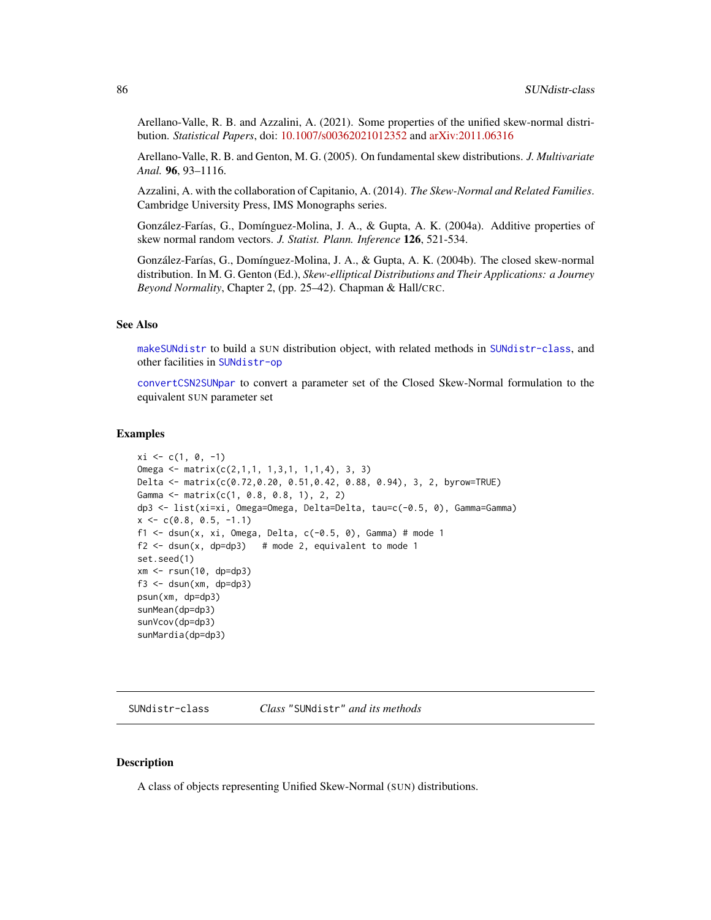Arellano-Valle, R. B. and Azzalini, A. (2021). Some properties of the unified skew-normal distribution. *Statistical Papers*, doi: 10.1007/s00362021012352 and arXiv:2011.06316

Arellano-Valle, R. B. and Genton, M. G. (2005). On fundamental skew distributions. *J. Multivariate Anal.* **96**, 93–1116.

Azzalini, A. with the collaboration of Capitanio, A. (2014). *The Skew-Normal and Related Families*. Cambridge University Press, IMS Monographs series.

González-Farías, G., Domínguez-Molina, J. A., & Gupta, A. K. (2004a). Additive properties of skew normal random vectors. *J. Statist. Plann. Inference* **126**, 521-534.

González-Farías, G., Domínguez-Molina, J. A., & Gupta, A. K. (2004b). The closed skew-normal distribution. In M. G. Genton (Ed.), *Skew-elliptical Distributions and Their Applications: a Journey Beyond Normality*, Chapter 2, (pp. 25–42). Chapman & Hall/CRC.

### See Also

makeSUNdistr to build a SUN distribution object, with related methods in SUNdistr-class, and other facilities in SUNdistr-op

convertCSN2SUNpar to convert a parameter set of the Closed Skew-Normal formulation to the equivalent SUN parameter set

### Examples

```
xi <- c(1, 0, -1)
Omega <- matrix(c(2,1,1, 1,3,1, 1,1,4), 3, 3)
Delta <- matrix(c(0.72,0.20, 0.51,0.42, 0.88, 0.94), 3, 2, byrow=TRUE)
Gamma <- matrix(c(1, 0.8, 0.8, 1), 2, 2)
dp3 <- list(xi=xi, Omega=Omega, Delta=Delta, tau=c(-0.5, 0), Gamma=Gamma)
x <- c(0.8, 0.5, -1.1)
f1 <- dsun(x, xi, Omega, Delta, c(-0.5, 0), Gamma) # mode 1
f2 <- dsun(x, dp=dp3)   # mode 2, equivalent to mode 1
set.seed(1)
xm <- rsun(10, dp=dp3)
f3 <- dsun(xm, dp=dp3)
psun(xm, dp=dp3)
sunMean(dp=dp3)
sunVcov(dp=dp3)
sunMardia(dp=dp3)
```

---

## SUNdistr-class *Class "SUNdistr" and its methods*

### Description

A class of objects representing Unified Skew-Normal (SUN) distributions.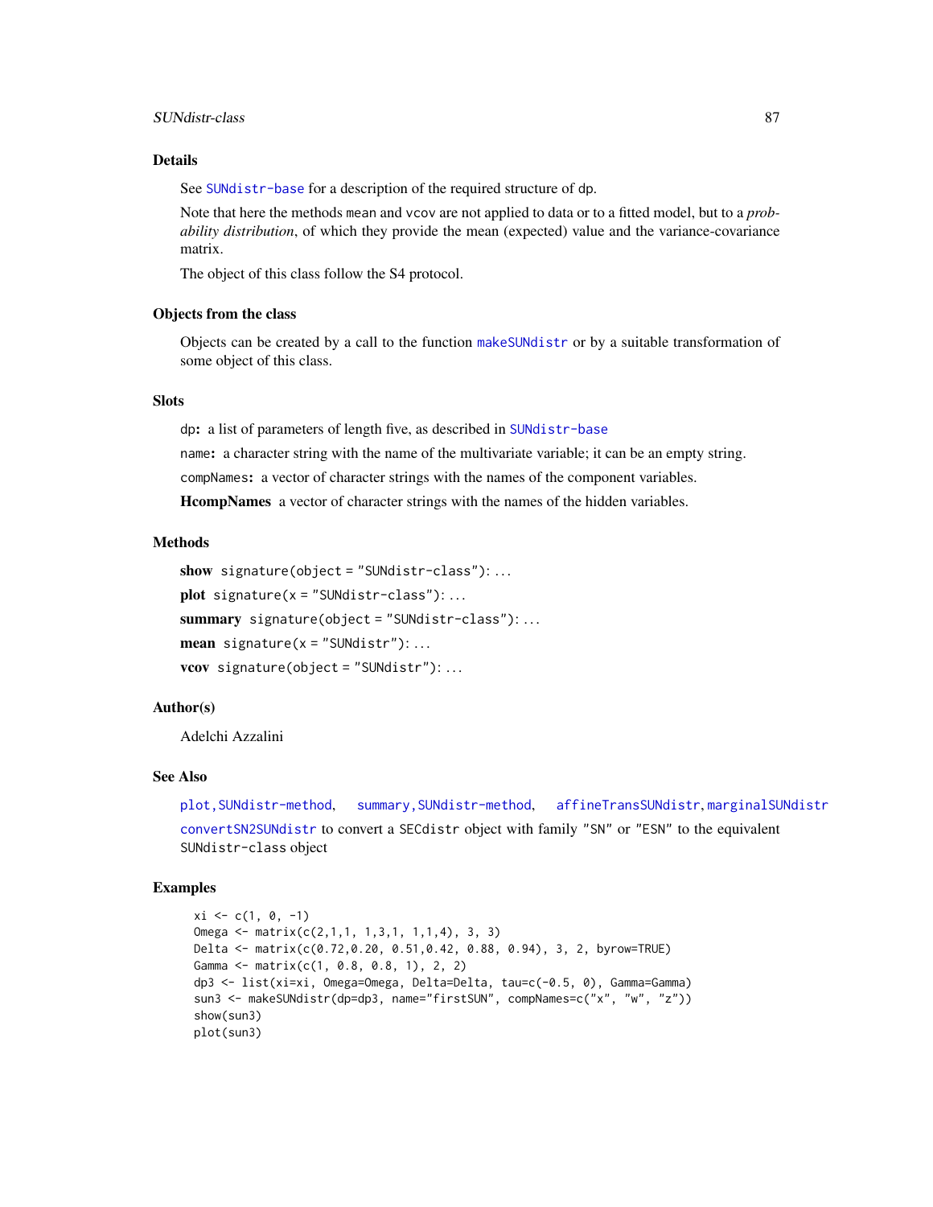## Details

See `SUNdistr-base` for a description of the required structure of dp.

Note that here the methods mean and vcov are not applied to data or to a fitted model, but to a *probability distribution*, of which they provide the mean (expected) value and the variance-covariance matrix.

The object of this class follow the S4 protocol.

## Objects from the class

Objects can be created by a call to the function `makeSUNdistr` or by a suitable transformation of some object of this class.

## Slots

`dp`: a list of parameters of length five, as described in `SUNdistr-base`

`name`: a character string with the name of the multivariate variable; it can be an empty string.

`compNames`: a vector of character strings with the names of the component variables.

**HcompNames** a vector of character strings with the names of the hidden variables.

## Methods

**show** `signature(object = "SUNdistr-class")`: ...

**plot** `signature(x = "SUNdistr-class")`: ...

**summary** `signature(object = "SUNdistr-class")`: ...

**mean** `signature(x = "SUNdistr")`: ...

**vcov** `signature(object = "SUNdistr")`: ...

## Author(s)

Adelchi Azzalini

## See Also

`plot,SUNdistr-method`, `summary,SUNdistr-method`, `affineTransSUNdistr`, `marginalSUNdistr`

`convertSN2SUNdistr` to convert a SECdistr object with family "SN" or "ESN" to the equivalent SUNdistr-class object

## Examples

```
xi <- c(1, 0, -1)
Omega <- matrix(c(2,1,1, 1,3,1, 1,1,4), 3, 3)
Delta <- matrix(c(0.72,0.20, 0.51,0.42, 0.88, 0.94), 3, 2, byrow=TRUE)
Gamma <- matrix(c(1, 0.8, 0.8, 1), 2, 2)
dp3 <- list(xi=xi, Omega=Omega, Delta=Delta, tau=c(-0.5, 0), Gamma=Gamma)
sun3 <- makeSUNdistr(dp=dp3, name="firstSUN", compNames=c("x", "w", "z"))
show(sun3)
plot(sun3)
```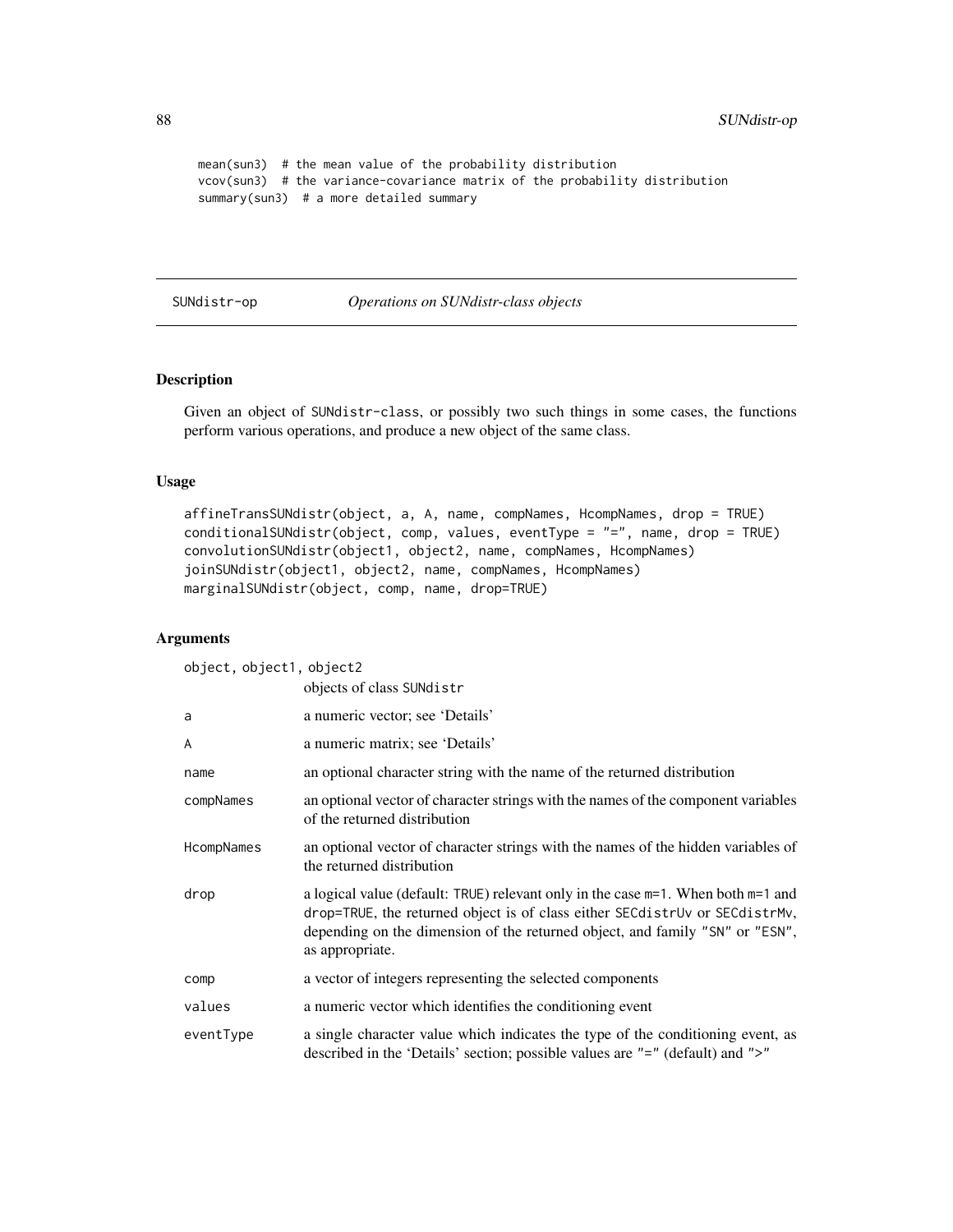```
mean(sun3)  # the mean value of the probability distribution
vcov(sun3)  # the variance-covariance matrix of the probability distribution
summary(sun3)  # a more detailed summary
```

## SUNdistr-op — *Operations on SUNdistr-class objects*

### Description

Given an object of SUNdistr-class, or possibly two such things in some cases, the functions perform various operations, and produce a new object of the same class.

### Usage

```
affineTransSUNdistr(object, a, A, name, compNames, HcompNames, drop = TRUE)
conditionalSUNdistr(object, comp, values, eventType = "=", name, drop = TRUE)
convolutionSUNdistr(object1, object2, name, compNames, HcompNames)
joinSUNdistr(object1, object2, name, compNames, HcompNames)
marginalSUNdistr(object, comp, name, drop=TRUE)
```

### Arguments

| | |
|---|---|
| object, object1, object2 | objects of class SUNdistr |
| a | a numeric vector; see 'Details' |
| A | a numeric matrix; see 'Details' |
| name | an optional character string with the name of the returned distribution |
| compNames | an optional vector of character strings with the names of the component variables of the returned distribution |
| HcompNames | an optional vector of character strings with the names of the hidden variables of the returned distribution |
| drop | a logical value (default: TRUE) relevant only in the case m=1. When both m=1 and drop=TRUE, the returned object is of class either SECdistrUv or SECdistrMv, depending on the dimension of the returned object, and family "SN" or "ESN", as appropriate. |
| comp | a vector of integers representing the selected components |
| values | a numeric vector which identifies the conditioning event |
| eventType | a single character value which indicates the type of the conditioning event, as described in the 'Details' section; possible values are "=" (default) and ">" |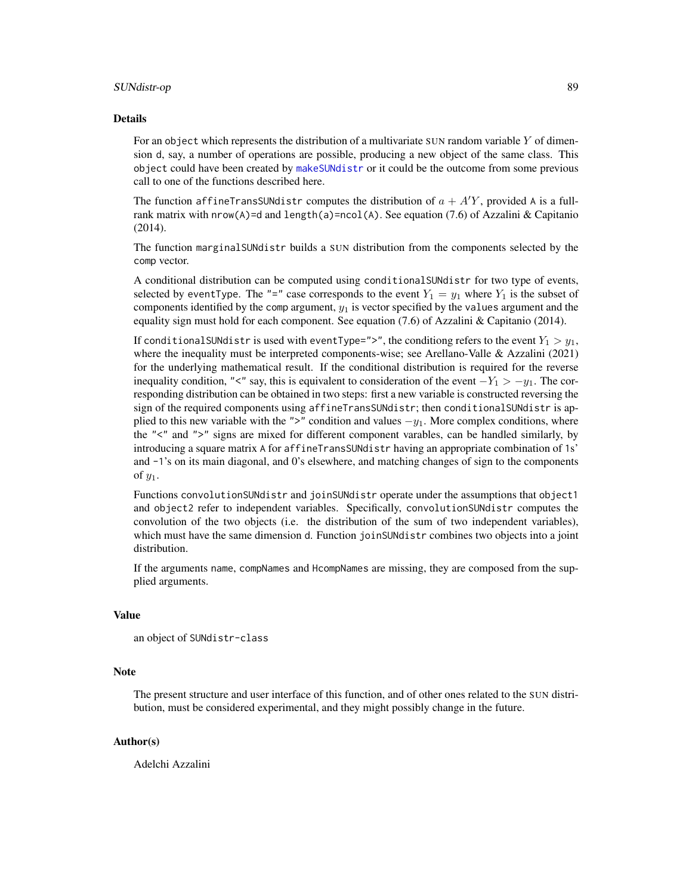## Details

For an `object` which represents the distribution of a multivariate SUN random variable $Y$ of dimension `d`, say, a number of operations are possible, producing a new object of the same class. This `object` could have been created by `makeSUNdistr` or it could be the outcome from some previous call to one of the functions described here.

The function `affineTransSUNdistr` computes the distribution of $a + A'Y$, provided `A` is a full-rank matrix with `nrow(A)=d` and `length(a)=ncol(A)`. See equation (7.6) of Azzalini & Capitanio (2014).

The function `marginalSUNdistr` builds a SUN distribution from the components selected by the `comp` vector.

A conditional distribution can be computed using `conditionalSUNdistr` for two type of events, selected by `eventType`. The `"="` case corresponds to the event $Y_1 = y_1$ where $Y_1$ is the subset of components identified by the `comp` argument, $y_1$ is vector specified by the `values` argument and the equality sign must hold for each component. See equation (7.6) of Azzalini & Capitanio (2014).

If `conditionalSUNdistr` is used with `eventType=">"`, the conditiong refers to the event $Y_1 > y_1$, where the inequality must be interpreted components-wise; see Arellano-Valle & Azzalini (2021) for the underlying mathematical result. If the conditional distribution is required for the reverse inequality condition, `"<"` say, this is equivalent to consideration of the event $-Y_1 > -y_1$. The corresponding distribution can be obtained in two steps: first a new variable is constructed reversing the sign of the required components using `affineTransSUNdistr`; then `conditionalSUNdistr` is applied to this new variable with the `">"` condition and values $-y_1$. More complex conditions, where the `"<"` and `">"` signs are mixed for different component varables, can be handled similarly, by introducing a square matrix `A` for `affineTransSUNdistr` having an appropriate combination of `1`s' and `-1`'s on its main diagonal, and 0's elsewhere, and matching changes of sign to the components of $y_1$.

Functions `convolutionSUNdistr` and `joinSUNdistr` operate under the assumptions that `object1` and `object2` refer to independent variables. Specifically, `convolutionSUNdistr` computes the convolution of the two objects (i.e. the distribution of the sum of two independent variables), which must have the same dimension `d`. Function `joinSUNdistr` combines two objects into a joint distribution.

If the arguments `name`, `compNames` and `HcompNames` are missing, they are composed from the supplied arguments.

## Value

an object of `SUNdistr-class`

## Note

The present structure and user interface of this function, and of other ones related to the SUN distribution, must be considered experimental, and they might possibly change in the future.

## Author(s)

Adelchi Azzalini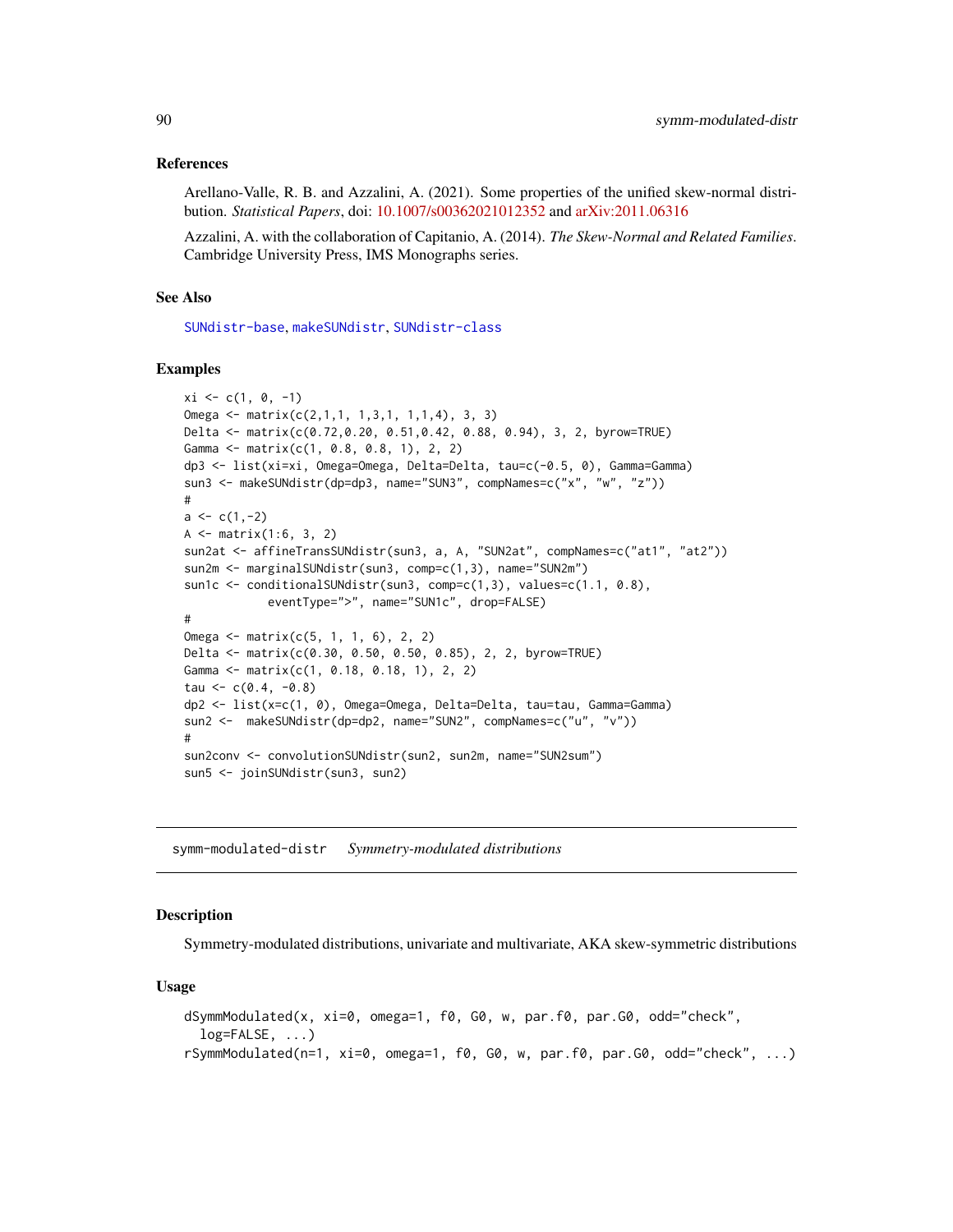### References

Arellano-Valle, R. B. and Azzalini, A. (2021). Some properties of the unified skew-normal distribution. *Statistical Papers*, doi: 10.1007/s00362021012352 and arXiv:2011.06316

Azzalini, A. with the collaboration of Capitanio, A. (2014). *The Skew-Normal and Related Families*. Cambridge University Press, IMS Monographs series.

### See Also

SUNdistr-base, makeSUNdistr, SUNdistr-class

### Examples

```
xi <- c(1, 0, -1)
Omega <- matrix(c(2,1,1, 1,3,1, 1,1,4), 3, 3)
Delta <- matrix(c(0.72,0.20, 0.51,0.42, 0.88, 0.94), 3, 2, byrow=TRUE)
Gamma <- matrix(c(1, 0.8, 0.8, 1), 2, 2)
dp3 <- list(xi=xi, Omega=Omega, Delta=Delta, tau=c(-0.5, 0), Gamma=Gamma)
sun3 <- makeSUNdistr(dp=dp3, name="SUN3", compNames=c("x", "w", "z"))
#
a <- c(1,-2)
A <- matrix(1:6, 3, 2)
sun2at <- affineTransSUNdistr(sun3, a, A, "SUN2at", compNames=c("at1", "at2"))
sun2m <- marginalSUNdistr(sun3, comp=c(1,3), name="SUN2m")
sun1c <- conditionalSUNdistr(sun3, comp=c(1,3), values=c(1.1, 0.8),
           eventType=">", name="SUN1c", drop=FALSE)
#
Omega <- matrix(c(5, 1, 1, 6), 2, 2)
Delta <- matrix(c(0.30, 0.50, 0.50, 0.85), 2, 2, byrow=TRUE)
Gamma <- matrix(c(1, 0.18, 0.18, 1), 2, 2)
tau <- c(0.4, -0.8)
dp2 <- list(x=c(1, 0), Omega=Omega, Delta=Delta, tau=tau, Gamma=Gamma)
sun2 <-  makeSUNdistr(dp=dp2, name="SUN2", compNames=c("u", "v"))
#
sun2conv <- convolutionSUNdistr(sun2, sun2m, name="SUN2sum")
sun5 <- joinSUNdistr(sun3, sun2)
```

---

## symm-modulated-distr    *Symmetry-modulated distributions*

### Description

Symmetry-modulated distributions, univariate and multivariate, AKA skew-symmetric distributions

### Usage

```
dSymmModulated(x, xi=0, omega=1, f0, G0, w, par.f0, par.G0, odd="check",
  log=FALSE, ...)
rSymmModulated(n=1, xi=0, omega=1, f0, G0, w, par.f0, par.G0, odd="check", ...)
```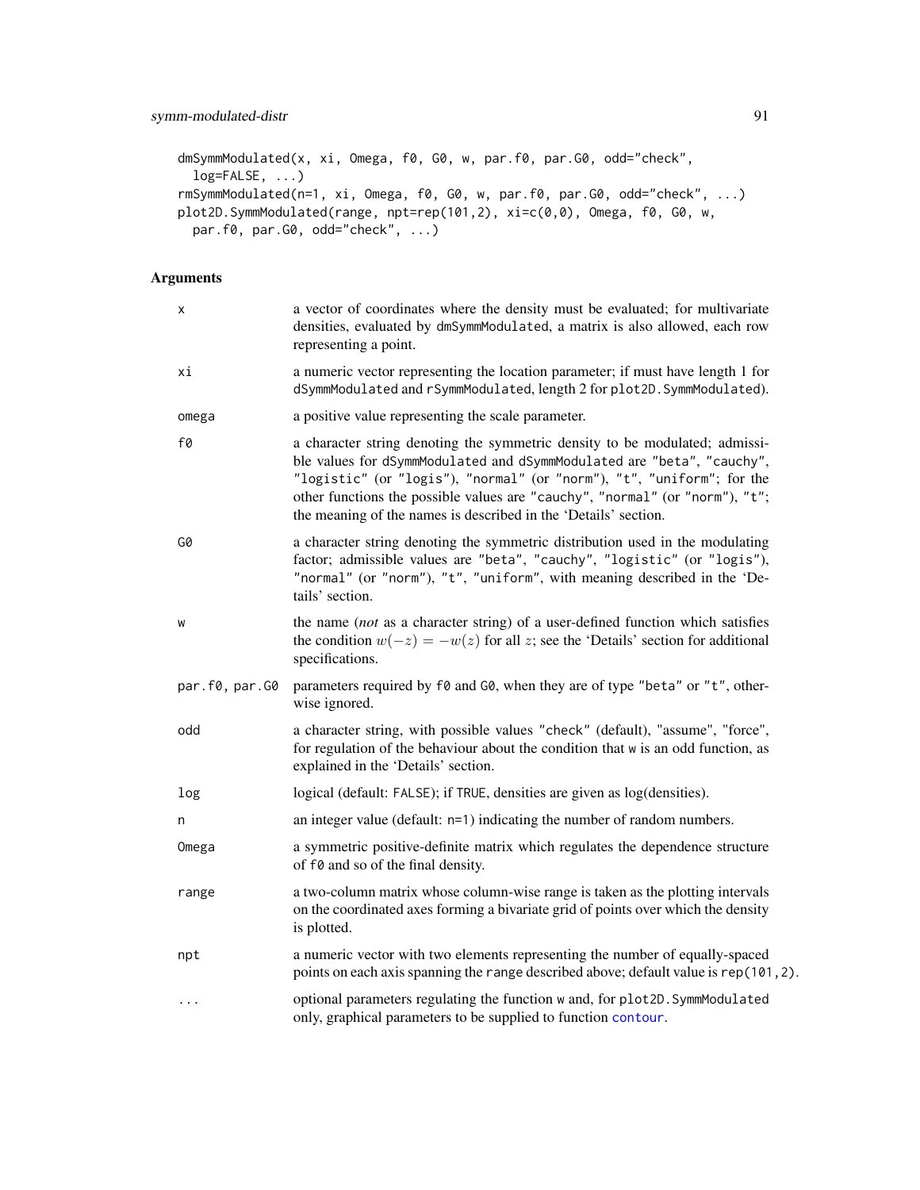```
dmSymmModulated(x, xi, Omega, f0, G0, w, par.f0, par.G0, odd="check",
  log=FALSE, ...)
rmSymmModulated(n=1, xi, Omega, f0, G0, w, par.f0, par.G0, odd="check", ...)
plot2D.SymmModulated(range, npt=rep(101,2), xi=c(0,0), Omega, f0, G0, w,
  par.f0, par.G0, odd="check", ...)
```

## Arguments

| | |
|---|---|
| x | a vector of coordinates where the density must be evaluated; for multivariate densities, evaluated by dmSymmModulated, a matrix is also allowed, each row representing a point. |
| xi | a numeric vector representing the location parameter; if must have length 1 for dSymmModulated and rSymmModulated, length 2 for plot2D.SymmModulated). |
| omega | a positive value representing the scale parameter. |
| f0 | a character string denoting the symmetric density to be modulated; admissible values for dSymmModulated and dSymmModulated are "beta", "cauchy", "logistic" (or "logis"), "normal" (or "norm"), "t", "uniform"; for the other functions the possible values are "cauchy", "normal" (or "norm"), "t"; the meaning of the names is described in the 'Details' section. |
| G0 | a character string denoting the symmetric distribution used in the modulating factor; admissible values are "beta", "cauchy", "logistic" (or "logis"), "normal" (or "norm"), "t", "uniform", with meaning described in the 'Details' section. |
| w | the name (*not* as a character string) of a user-defined function which satisfies the condition $w(-z) = -w(z)$ for all $z$; see the 'Details' section for additional specifications. |
| par.f0, par.G0 | parameters required by f0 and G0, when they are of type "beta" or "t", otherwise ignored. |
| odd | a character string, with possible values "check" (default), "assume", "force", for regulation of the behaviour about the condition that w is an odd function, as explained in the 'Details' section. |
| log | logical (default: FALSE); if TRUE, densities are given as log(densities). |
| n | an integer value (default: n=1) indicating the number of random numbers. |
| Omega | a symmetric positive-definite matrix which regulates the dependence structure of f0 and so of the final density. |
| range | a two-column matrix whose column-wise range is taken as the plotting intervals on the coordinated axes forming a bivariate grid of points over which the density is plotted. |
| npt | a numeric vector with two elements representing the number of equally-spaced points on each axis spanning the range described above; default value is rep(101,2). |
| ... | optional parameters regulating the function w and, for plot2D.SymmModulated only, graphical parameters to be supplied to function contour. |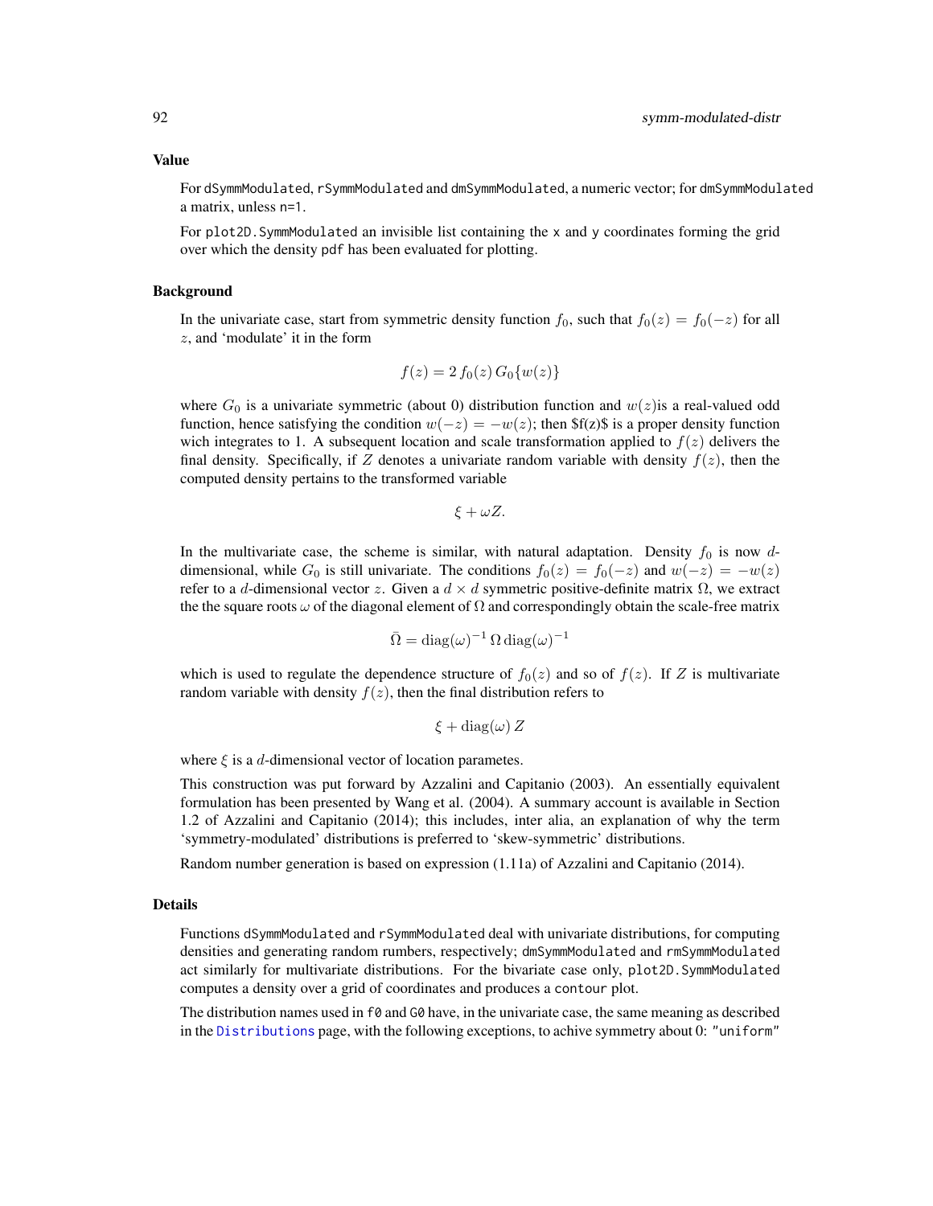### Value

For `dSymmModulated`, `rSymmModulated` and `dmSymmModulated`, a numeric vector; for `dmSymmModulated` a matrix, unless `n=1`.

For `plot2D.SymmModulated` an invisible list containing the `x` and `y` coordinates forming the grid over which the density `pdf` has been evaluated for plotting.

### Background

In the univariate case, start from symmetric density function $f_0$, such that $f_0(z) = f_0(-z)$ for all $z$, and 'modulate' it in the form

$$f(z) = 2\, f_0(z)\, G_0\{w(z)\}$$

where $G_0$ is a univariate symmetric (about 0) distribution function and $w(z)$is a real-valued odd function, hence satisfying the condition $w(-z) = -w(z)$; then $f(z)$ is a proper density function wich integrates to 1. A subsequent location and scale transformation applied to $f(z)$ delivers the final density. Specifically, if $Z$ denotes a univariate random variable with density $f(z)$, then the computed density pertains to the transformed variable

$$\xi + \omega Z.$$

In the multivariate case, the scheme is similar, with natural adaptation. Density $f_0$ is now $d$-dimensional, while $G_0$ is still univariate. The conditions $f_0(z) = f_0(-z)$ and $w(-z) = -w(z)$ refer to a $d$-dimensional vector $z$. Given a $d \times d$ symmetric positive-definite matrix $\Omega$, we extract the the square roots $\omega$ of the diagonal element of $\Omega$ and correspondingly obtain the scale-free matrix

$$\bar{\Omega} = \mathrm{diag}(\omega)^{-1}\, \Omega\, \mathrm{diag}(\omega)^{-1}$$

which is used to regulate the dependence structure of $f_0(z)$ and so of $f(z)$. If $Z$ is multivariate random variable with density $f(z)$, then the final distribution refers to

$$\xi + \mathrm{diag}(\omega)\, Z$$

where $\xi$ is a $d$-dimensional vector of location parametes.

This construction was put forward by Azzalini and Capitanio (2003). An essentially equivalent formulation has been presented by Wang et al. (2004). A summary account is available in Section 1.2 of Azzalini and Capitanio (2014); this includes, inter alia, an explanation of why the term 'symmetry-modulated' distributions is preferred to 'skew-symmetric' distributions.

Random number generation is based on expression (1.11a) of Azzalini and Capitanio (2014).

### Details

Functions `dSymmModulated` and `rSymmModulated` deal with univariate distributions, for computing densities and generating random rumbers, respectively; `dmSymmModulated` and `rmSymmModulated` act similarly for multivariate distributions. For the bivariate case only, `plot2D.SymmModulated` computes a density over a grid of coordinates and produces a `contour` plot.

The distribution names used in `f0` and `G0` have, in the univariate case, the same meaning as described in the `Distributions` page, with the following exceptions, to achive symmetry about 0: `"uniform"`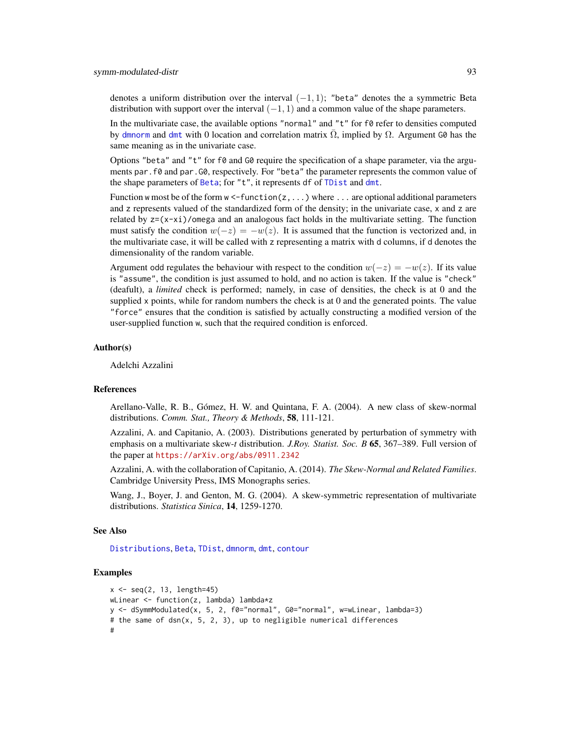denotes a uniform distribution over the interval $(-1, 1)$; "beta" denotes the a symmetric Beta distribution with support over the interval $(-1, 1)$ and a common value of the shape parameters.

In the multivariate case, the available options "normal" and "t" for f0 refer to densities computed by dmnorm and dmt with 0 location and correlation matrix $\bar{\Omega}$, implied by $\Omega$. Argument G0 has the same meaning as in the univariate case.

Options "beta" and "t" for f0 and G0 require the specification of a shape parameter, via the arguments par.f0 and par.G0, respectively. For "beta" the parameter represents the common value of the shape parameters of Beta; for "t", it represents df of TDist and dmt.

Function w most be of the form w <-function(z,...) where ... are optional additional parameters and z represents valued of the standardized form of the density; in the univariate case, x and z are related by z=(x-xi)/omega and an analogous fact holds in the multivariate setting. The function must satisfy the condition $w(-z) = -w(z)$. It is assumed that the function is vectorized and, in the multivariate case, it will be called with z representing a matrix with d columns, if d denotes the dimensionality of the random variable.

Argument odd regulates the behaviour with respect to the condition $w(-z) = -w(z)$. If its value is "assume", the condition is just assumed to hold, and no action is taken. If the value is "check" (deafult), a *limited* check is performed; namely, in case of densities, the check is at 0 and the supplied x points, while for random numbers the check is at 0 and the generated points. The value "force" ensures that the condition is satisfied by actually constructing a modified version of the user-supplied function w, such that the required condition is enforced.

## Author(s)

Adelchi Azzalini

## References

Arellano-Valle, R. B., Gómez, H. W. and Quintana, F. A. (2004). A new class of skew-normal distributions. *Comm. Stat., Theory & Methods*, **58**, 111-121.

Azzalini, A. and Capitanio, A. (2003). Distributions generated by perturbation of symmetry with emphasis on a multivariate skew-*t* distribution. *J.Roy. Statist. Soc. B* **65**, 367–389. Full version of the paper at https://arXiv.org/abs/0911.2342

Azzalini, A. with the collaboration of Capitanio, A. (2014). *The Skew-Normal and Related Families*. Cambridge University Press, IMS Monographs series.

Wang, J., Boyer, J. and Genton, M. G. (2004). A skew-symmetric representation of multivariate distributions. *Statistica Sinica*, **14**, 1259-1270.

## See Also

Distributions, Beta, TDist, dmnorm, dmt, contour

## Examples

```
x <- seq(2, 13, length=45)
wLinear <- function(z, lambda) lambda*z
y <- dSymmModulated(x, 5, 2, f0="normal", G0="normal", w=wLinear, lambda=3)
# the same of dsn(x, 5, 2, 3), up to negligible numerical differences
#
```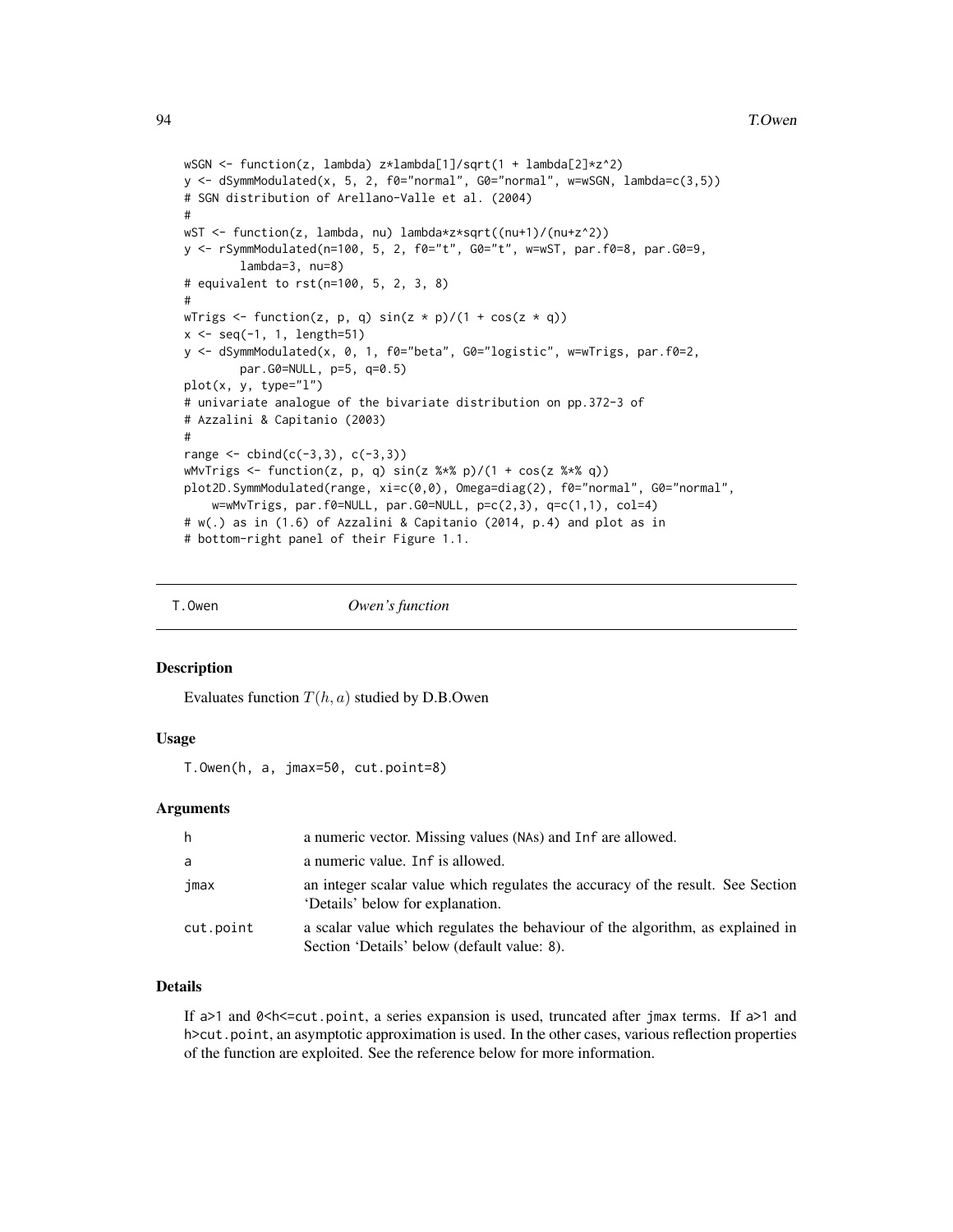```
wSGN <- function(z, lambda) z*lambda[1]/sqrt(1 + lambda[2]*z^2)
y <- dSymmModulated(x, 5, 2, f0="normal", G0="normal", w=wSGN, lambda=c(3,5))
# SGN distribution of Arellano-Valle et al. (2004)
#
wST <- function(z, lambda, nu) lambda*z*sqrt((nu+1)/(nu+z^2))
y <- rSymmModulated(n=100, 5, 2, f0="t", G0="t", w=wST, par.f0=8, par.G0=9,
       lambda=3, nu=8)
# equivalent to rst(n=100, 5, 2, 3, 8)
#
wTrigs <- function(z, p, q) sin(z * p)/(1 + cos(z * q))
x <- seq(-1, 1, length=51)
y <- dSymmModulated(x, 0, 1, f0="beta", G0="logistic", w=wTrigs, par.f0=2,
       par.G0=NULL, p=5, q=0.5)
plot(x, y, type="l")
# univariate analogue of the bivariate distribution on pp.372-3 of
# Azzalini & Capitanio (2003)
#
range <- cbind(c(-3,3), c(-3,3))
wMvTrigs <- function(z, p, q) sin(z %*% p)/(1 + cos(z %*% q))
plot2D.SymmModulated(range, xi=c(0,0), Omega=diag(2), f0="normal", G0="normal",
    w=wMvTrigs, par.f0=NULL, par.G0=NULL, p=c(2,3), q=c(1,1), col=4)
# w(.) as in (1.6) of Azzalini & Capitanio (2014, p.4) and plot as in
# bottom-right panel of their Figure 1.1.
```

## T.Owen *Owen's function*

### Description

Evaluates function $T(h, a)$ studied by D.B.Owen

### Usage

```
T.Owen(h, a, jmax=50, cut.point=8)
```

### Arguments

| | |
|---|---|
| h | a numeric vector. Missing values (NAs) and Inf are allowed. |
| a | a numeric value. Inf is allowed. |
| jmax | an integer scalar value which regulates the accuracy of the result. See Section 'Details' below for explanation. |
| cut.point | a scalar value which regulates the behaviour of the algorithm, as explained in Section 'Details' below (default value: 8). |

### Details

If a>1 and 0<h<=cut.point, a series expansion is used, truncated after jmax terms. If a>1 and h>cut.point, an asymptotic approximation is used. In the other cases, various reflection properties of the function are exploited. See the reference below for more information.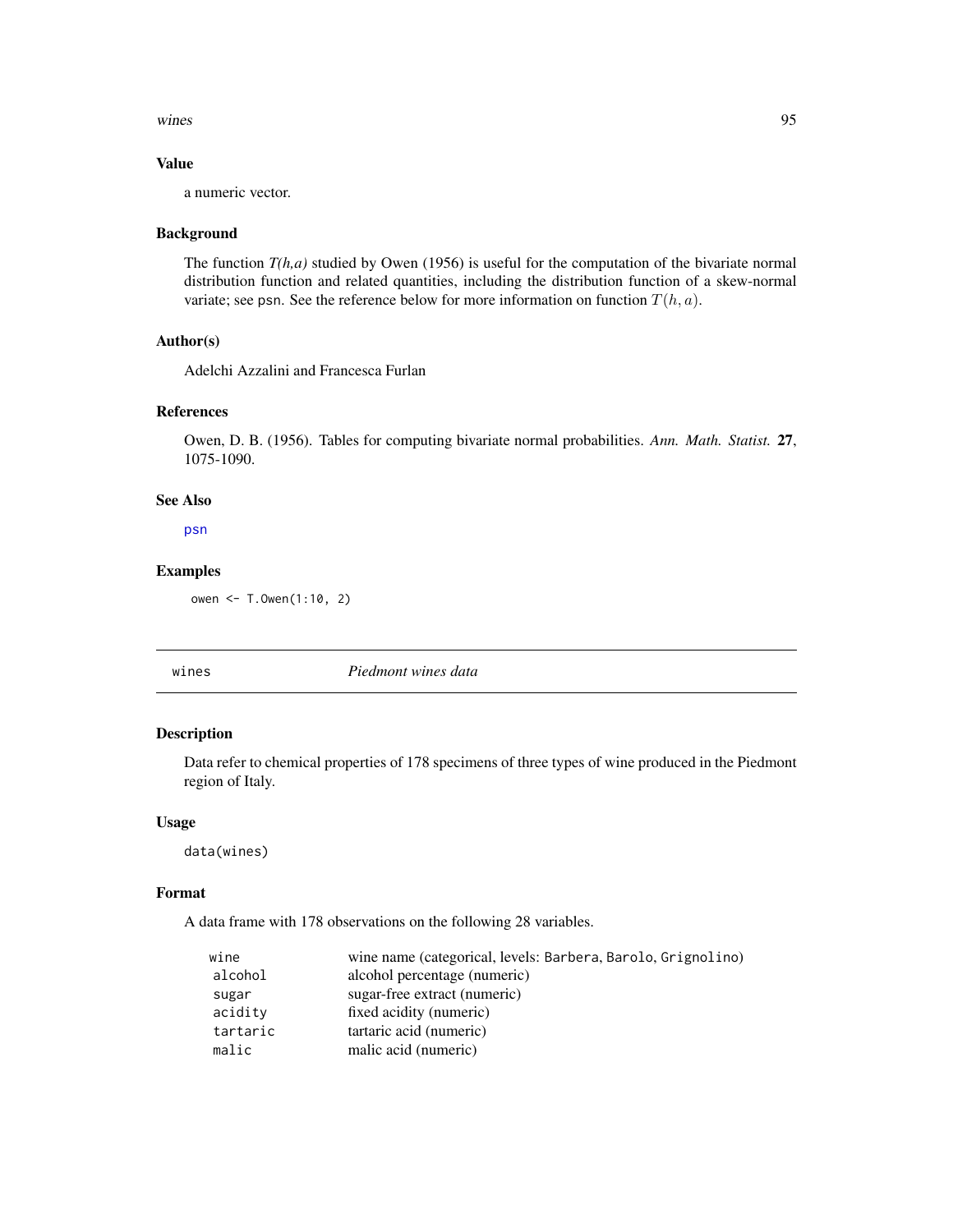### Value

a numeric vector.

### Background

The function *T(h,a)* studied by Owen (1956) is useful for the computation of the bivariate normal distribution function and related quantities, including the distribution function of a skew-normal variate; see psn. See the reference below for more information on function $T(h, a)$.

### Author(s)

Adelchi Azzalini and Francesca Furlan

### References

Owen, D. B. (1956). Tables for computing bivariate normal probabilities. *Ann. Math. Statist.* **27**, 1075-1090.

### See Also

psn

### Examples

```
owen <- T.Owen(1:10, 2)
```

---

## wines — *Piedmont wines data*

---

### Description

Data refer to chemical properties of 178 specimens of three types of wine produced in the Piedmont region of Italy.

### Usage

```
data(wines)
```

### Format

A data frame with 178 observations on the following 28 variables.

| | |
|---|---|
| wine | wine name (categorical, levels: Barbera, Barolo, Grignolino) |
| alcohol | alcohol percentage (numeric) |
| sugar | sugar-free extract (numeric) |
| acidity | fixed acidity (numeric) |
| tartaric | tartaric acid (numeric) |
| malic | malic acid (numeric) |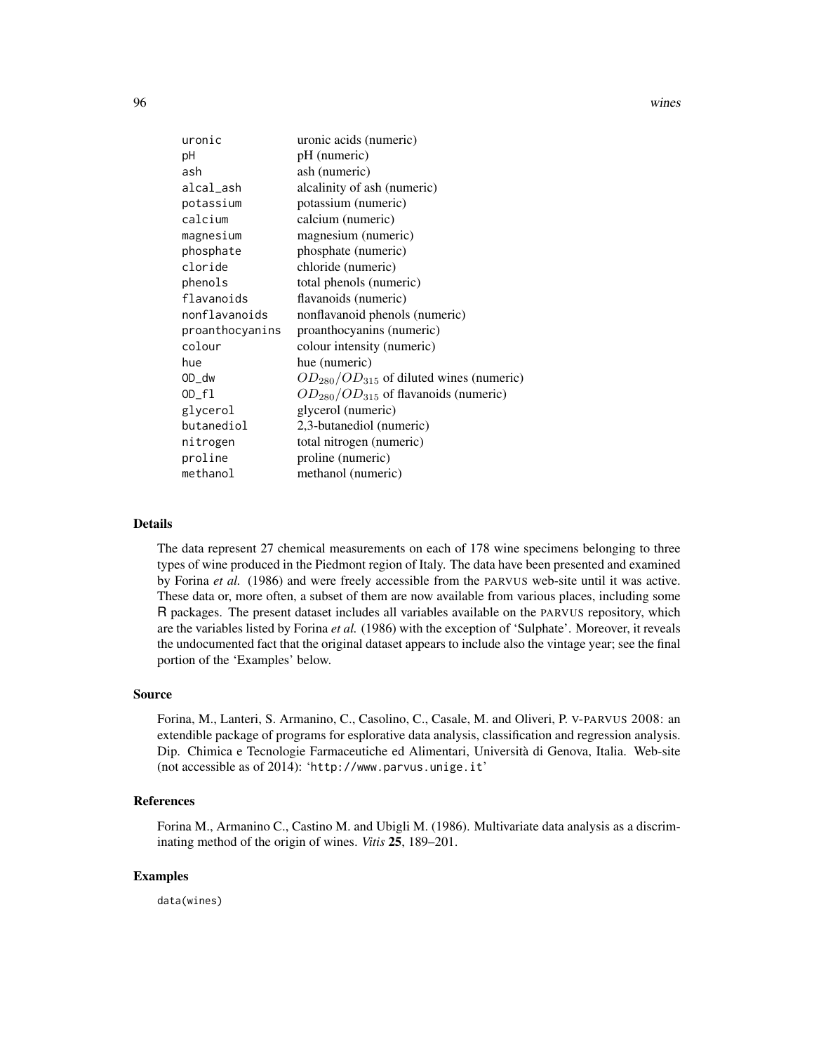| | |
|---|---|
| uronic | uronic acids (numeric) |
| pH | pH (numeric) |
| ash | ash (numeric) |
| alcal_ash | alcalinity of ash (numeric) |
| potassium | potassium (numeric) |
| calcium | calcium (numeric) |
| magnesium | magnesium (numeric) |
| phosphate | phosphate (numeric) |
| cloride | chloride (numeric) |
| phenols | total phenols (numeric) |
| flavanoids | flavanoids (numeric) |
| nonflavanoids | nonflavanoid phenols (numeric) |
| proanthocyanins | proanthocyanins (numeric) |
| colour | colour intensity (numeric) |
| hue | hue (numeric) |
| OD_dw | $OD_{280}/OD_{315}$ of diluted wines (numeric) |
| OD_fl | $OD_{280}/OD_{315}$ of flavanoids (numeric) |
| glycerol | glycerol (numeric) |
| butanediol | 2,3-butanediol (numeric) |
| nitrogen | total nitrogen (numeric) |
| proline | proline (numeric) |
| methanol | methanol (numeric) |

### Details

The data represent 27 chemical measurements on each of 178 wine specimens belonging to three types of wine produced in the Piedmont region of Italy. The data have been presented and examined by Forina *et al.* (1986) and were freely accessible from the PARVUS web-site until it was active. These data or, more often, a subset of them are now available from various places, including some R packages. The present dataset includes all variables available on the PARVUS repository, which are the variables listed by Forina *et al.* (1986) with the exception of 'Sulphate'. Moreover, it reveals the undocumented fact that the original dataset appears to include also the vintage year; see the final portion of the 'Examples' below.

### Source

Forina, M., Lanteri, S. Armanino, C., Casolino, C., Casale, M. and Oliveri, P. V-PARVUS 2008: an extendible package of programs for esplorative data analysis, classification and regression analysis. Dip. Chimica e Tecnologie Farmaceutiche ed Alimentari, Università di Genova, Italia. Web-site (not accessible as of 2014): 'http://www.parvus.unige.it'

### References

Forina M., Armanino C., Castino M. and Ubigli M. (1986). Multivariate data analysis as a discriminating method of the origin of wines. *Vitis* **25**, 189–201.

### Examples

```
data(wines)
```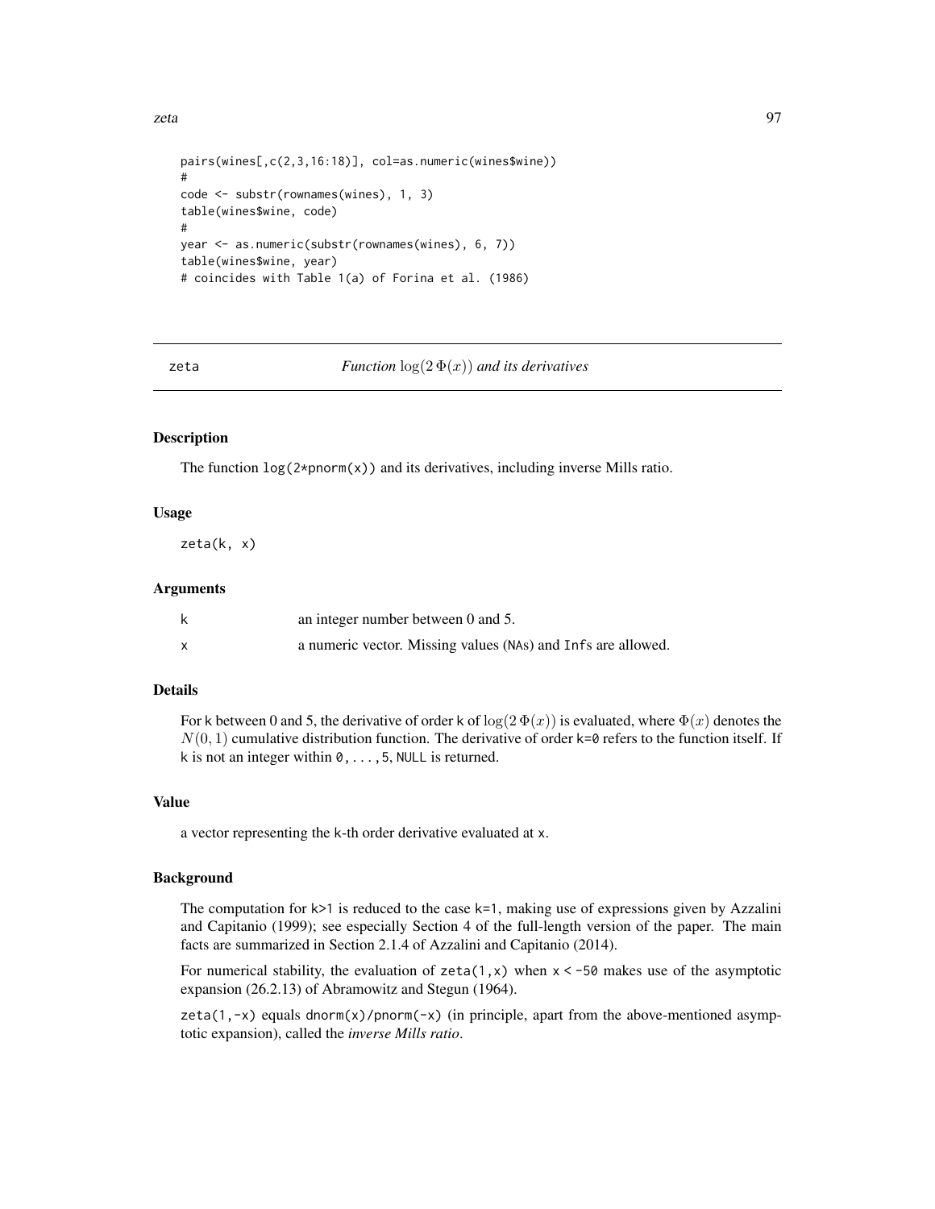```
pairs(wines[,c(2,3,16:18)], col=as.numeric(wines$wine))
#
code <- substr(rownames(wines), 1, 3)
table(wines$wine, code)
#
year <- as.numeric(substr(rownames(wines), 6, 7))
table(wines$wine, year)
# coincides with Table 1(a) of Forina et al. (1986)
```

---

## zeta — *Function* $\log(2\,\Phi(x))$ *and its derivatives*

### Description

The function `log(2*pnorm(x))` and its derivatives, including inverse Mills ratio.

### Usage

```
zeta(k, x)
```

### Arguments

| | |
|---|---|
| `k` | an integer number between 0 and 5. |
| `x` | a numeric vector. Missing values (`NA`s) and `Inf`s are allowed. |

### Details

For `k` between 0 and 5, the derivative of order `k` of $\log(2\,\Phi(x))$ is evaluated, where $\Phi(x)$ denotes the $N(0,1)$ cumulative distribution function. The derivative of order `k=0` refers to the function itself. If `k` is not an integer within `0,...,5`, `NULL` is returned.

### Value

a vector representing the `k`-th order derivative evaluated at `x`.

### Background

The computation for `k>1` is reduced to the case `k=1`, making use of expressions given by Azzalini and Capitanio (1999); see especially Section 4 of the full-length version of the paper. The main facts are summarized in Section 2.1.4 of Azzalini and Capitanio (2014).

For numerical stability, the evaluation of `zeta(1,x)` when `x < -50` makes use of the asymptotic expansion (26.2.13) of Abramowitz and Stegun (1964).

`zeta(1,-x)` equals `dnorm(x)/pnorm(-x)` (in principle, apart from the above-mentioned asymptotic expansion), called the *inverse Mills ratio*.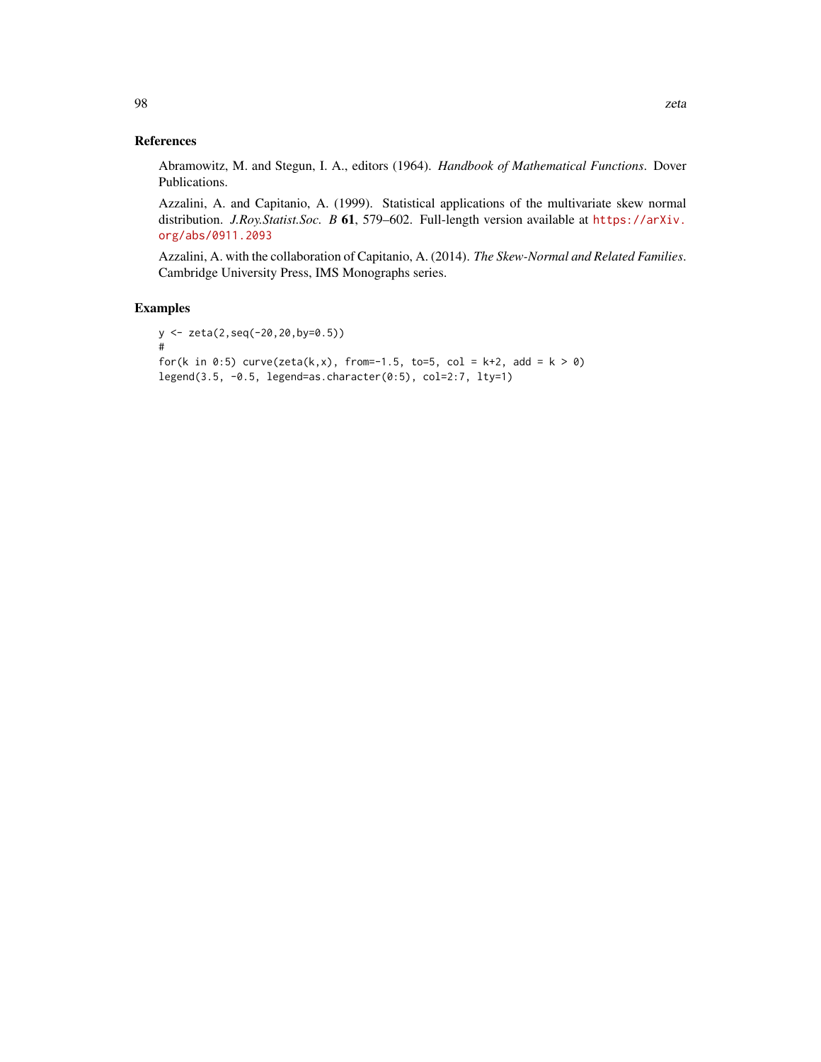## References

Abramowitz, M. and Stegun, I. A., editors (1964). *Handbook of Mathematical Functions*. Dover Publications.

Azzalini, A. and Capitanio, A. (1999). Statistical applications of the multivariate skew normal distribution. *J.Roy.Statist.Soc. B* **61**, 579–602. Full-length version available at https://arXiv.org/abs/0911.2093

Azzalini, A. with the collaboration of Capitanio, A. (2014). *The Skew-Normal and Related Families*. Cambridge University Press, IMS Monographs series.

## Examples

```
y <- zeta(2,seq(-20,20,by=0.5))
#
for(k in 0:5) curve(zeta(k,x), from=-1.5, to=5, col = k+2, add = k > 0)
legend(3.5, -0.5, legend=as.character(0:5), col=2:7, lty=1)
```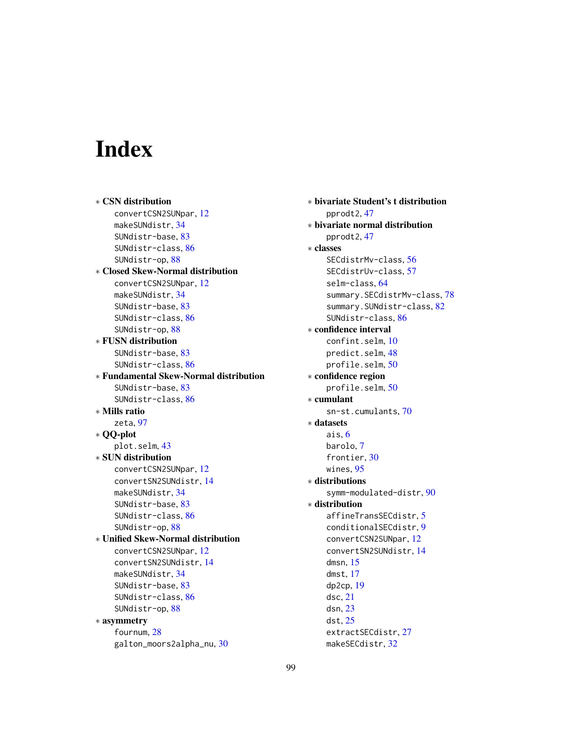# Index

∗ **CSN distribution**
- convertCSN2SUNpar, 12
- makeSUNdistr, 34
- SUNdistr-base, 83
- SUNdistr-class, 86
- SUNdistr-op, 88

∗ **Closed Skew-Normal distribution**
- convertCSN2SUNpar, 12
- makeSUNdistr, 34
- SUNdistr-base, 83
- SUNdistr-class, 86
- SUNdistr-op, 88

∗ **FUSN distribution**
- SUNdistr-base, 83
- SUNdistr-class, 86

∗ **Fundamental Skew-Normal distribution**
- SUNdistr-base, 83
- SUNdistr-class, 86

∗ **Mills ratio**
- zeta, 97

∗ **QQ-plot**
- plot.selm, 43

∗ **SUN distribution**
- convertCSN2SUNpar, 12
- convertSN2SUNdistr, 14
- makeSUNdistr, 34
- SUNdistr-base, 83
- SUNdistr-class, 86
- SUNdistr-op, 88

∗ **Unified Skew-Normal distribution**
- convertCSN2SUNpar, 12
- convertSN2SUNdistr, 14
- makeSUNdistr, 34
- SUNdistr-base, 83
- SUNdistr-class, 86
- SUNdistr-op, 88

∗ **asymmetry**
- fournum, 28
- galton_moors2alpha_nu, 30

∗ **bivariate Student's t distribution**
- pprodt2, 47

∗ **bivariate normal distribution**
- pprodt2, 47

∗ **classes**
- SECdistrMv-class, 56
- SECdistrUv-class, 57
- selm-class, 64
- summary.SECdistrMv-class, 78
- summary.SUNdistr-class, 82
- SUNdistr-class, 86

∗ **confidence interval**
- confint.selm, 10
- predict.selm, 48
- profile.selm, 50

∗ **confidence region**
- profile.selm, 50

∗ **cumulant**
- sn-st.cumulants, 70

∗ **datasets**
- ais, 6
- barolo, 7
- frontier, 30
- wines, 95

∗ **distributions**
- symm-modulated-distr, 90

∗ **distribution**
- affineTransSECdistr, 5
- conditionalSECdistr, 9
- convertCSN2SUNpar, 12
- convertSN2SUNdistr, 14
- dmsn, 15
- dmst, 17
- dp2cp, 19
- dsc, 21
- dsn, 23
- dst, 25
- extractSECdistr, 27
- makeSECdistr, 32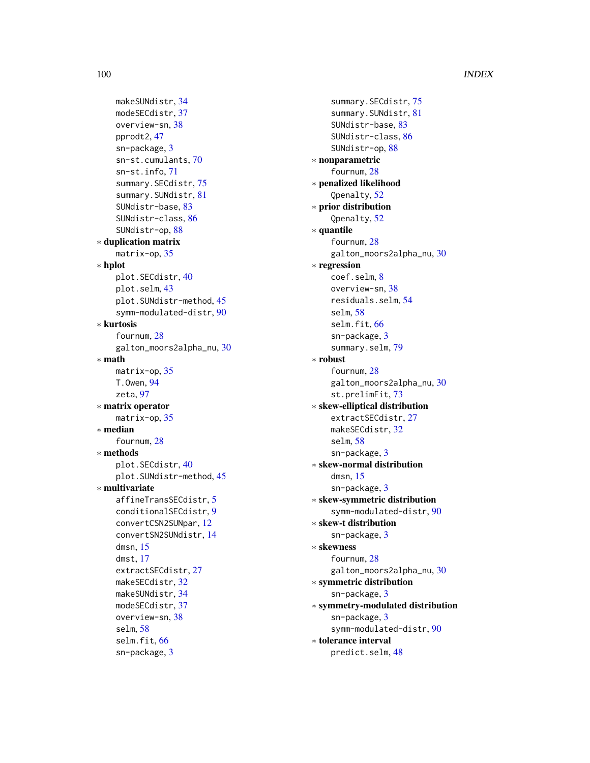makeSUNdistr, 34
modeSECdistr, 37
overview-sn, 38
pprodt2, 47
sn-package, 3
sn-st.cumulants, 70
sn-st.info, 71
summary.SECdistr, 75
summary.SUNdistr, 81
SUNdistr-base, 83
SUNdistr-class, 86
SUNdistr-op, 88

∗ **duplication matrix**
matrix-op, 35

∗ **hplot**
plot.SECdistr, 40
plot.selm, 43
plot.SUNdistr-method, 45
symm-modulated-distr, 90

∗ **kurtosis**
fournum, 28
galton_moors2alpha_nu, 30

∗ **math**
matrix-op, 35
T.Owen, 94
zeta, 97

∗ **matrix operator**
matrix-op, 35

∗ **median**
fournum, 28

∗ **methods**
plot.SECdistr, 40
plot.SUNdistr-method, 45

∗ **multivariate**
affineTransSECdistr, 5
conditionalSECdistr, 9
convertCSN2SUNpar, 12
convertSN2SUNdistr, 14
dmsn, 15
dmst, 17
extractSECdistr, 27
makeSECdistr, 32
makeSUNdistr, 34
modeSECdistr, 37
overview-sn, 38
selm, 58
selm.fit, 66
sn-package, 3
summary.SECdistr, 75
summary.SUNdistr, 81
SUNdistr-base, 83
SUNdistr-class, 86
SUNdistr-op, 88

∗ **nonparametric**
fournum, 28

∗ **penalized likelihood**
Qpenalty, 52

∗ **prior distribution**
Qpenalty, 52

∗ **quantile**
fournum, 28
galton_moors2alpha_nu, 30

∗ **regression**
coef.selm, 8
overview-sn, 38
residuals.selm, 54
selm, 58
selm.fit, 66
sn-package, 3
summary.selm, 79

∗ **robust**
fournum, 28
galton_moors2alpha_nu, 30
st.prelimFit, 73

∗ **skew-elliptical distribution**
extractSECdistr, 27
makeSECdistr, 32
selm, 58
sn-package, 3

∗ **skew-normal distribution**
dmsn, 15
sn-package, 3

∗ **skew-symmetric distribution**
symm-modulated-distr, 90

∗ **skew-t distribution**
sn-package, 3

∗ **skewness**
fournum, 28
galton_moors2alpha_nu, 30

∗ **symmetric distribution**
sn-package, 3

∗ **symmetry-modulated distribution**
sn-package, 3
symm-modulated-distr, 90

∗ **tolerance interval**
predict.selm, 48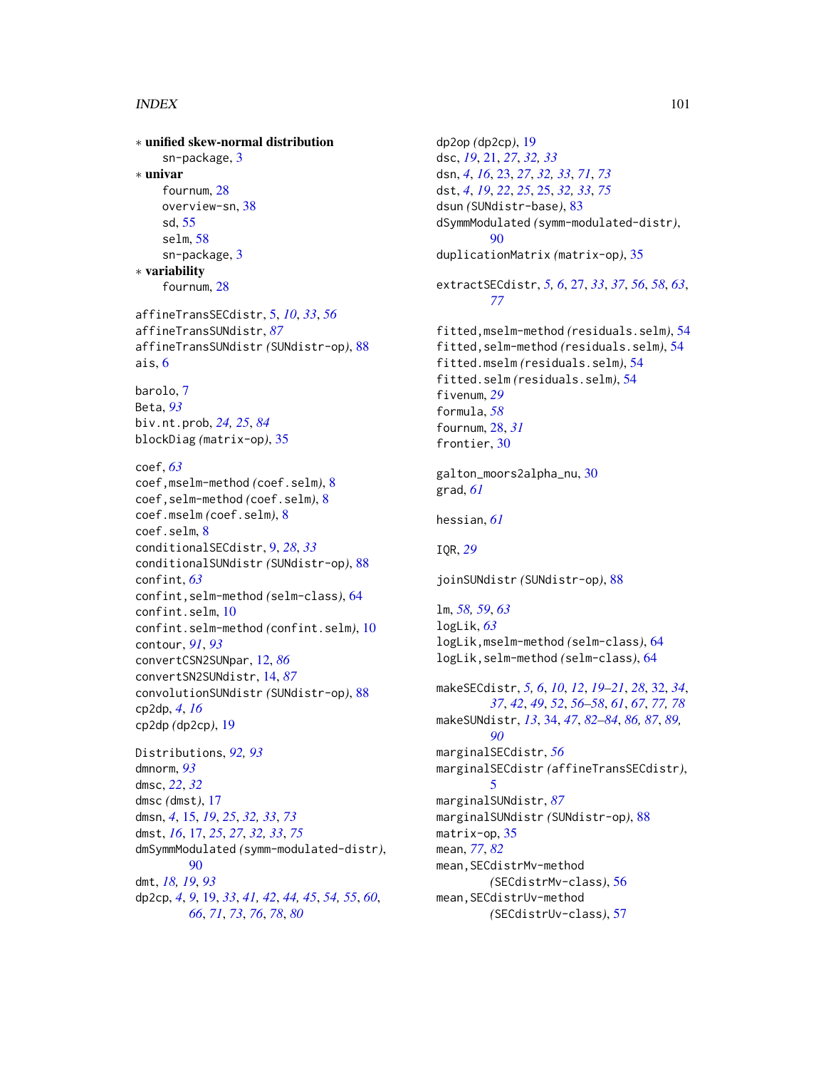∗ **unified skew-normal distribution**
  sn-package, 3

∗ **univar**
  fournum, 28
  overview-sn, 38
  sd, 55
  selm, 58
  sn-package, 3

∗ **variability**
  fournum, 28

affineTransSECdistr, 5, *10*, *33*, *56*
affineTransSUNdistr, *87*
affineTransSUNdistr *(SUNdistr-op)*, 88
ais, 6

barolo, 7
Beta, *93*
biv.nt.prob, *24, 25*, *84*
blockDiag *(matrix-op)*, 35

coef, *63*
coef,mselm-method *(coef.selm)*, 8
coef,selm-method *(coef.selm)*, 8
coef.mselm *(coef.selm)*, 8
coef.selm, 8
conditionalSECdistr, 9, *28*, *33*
conditionalSUNdistr *(SUNdistr-op)*, 88
confint, *63*
confint,selm-method *(selm-class)*, 64
confint.selm, 10
confint.selm-method *(confint.selm)*, 10
contour, *91*, *93*
convertCSN2SUNpar, 12, *86*
convertSN2SUNdistr, 14, *87*
convolutionSUNdistr *(SUNdistr-op)*, 88
cp2dp, *4*, *16*
cp2dp *(dp2cp)*, 19

Distributions, *92, 93*
dmnorm, *93*
dmsc, *22*, *32*
dmsc *(dmst)*, 17
dmsn, *4*, 15, *19*, *25*, *32, 33*, *73*
dmst, *16*, 17, *25*, *27*, *32, 33*, *75*
dmSymmModulated *(symm-modulated-distr)*, 90
dmt, *18, 19*, *93*
dp2cp, *4*, *9*, 19, *33*, *41, 42*, *44, 45*, *54, 55*, *60*, *66*, *71*, *73*, *76*, *78*, *80*

dp2op *(dp2cp)*, 19
dsc, *19*, 21, *27*, *32, 33*
dsn, *4*, *16*, 23, *27*, *32, 33*, *71*, *73*
dst, *4*, *19*, *22*, *25*, 25, *32, 33*, *75*
dsun *(SUNdistr-base)*, 83
dSymmModulated *(symm-modulated-distr)*, 90
duplicationMatrix *(matrix-op)*, 35

extractSECdistr, *5, 6*, 27, *33*, *37*, *56*, *58*, *63*, *77*

fitted,mselm-method *(residuals.selm)*, 54
fitted,selm-method *(residuals.selm)*, 54
fitted.mselm *(residuals.selm)*, 54
fitted.selm *(residuals.selm)*, 54
fivenum, *29*
formula, *58*
fournum, 28, *31*
frontier, 30

galton_moors2alpha_nu, 30
grad, *61*

hessian, *61*

IQR, *29*

joinSUNdistr *(SUNdistr-op)*, 88

lm, *58, 59*, *63*
logLik, *63*
logLik,mselm-method *(selm-class)*, 64
logLik,selm-method *(selm-class)*, 64

makeSECdistr, *5, 6*, *10*, *12*, *19–21*, *28*, 32, *34*, *37*, *42*, *49*, *52*, *56–58*, *61*, *67*, *77, 78*
makeSUNdistr, *13*, 34, *47*, *82–84*, *86, 87*, *89*, *90*
marginalSECdistr, *56*
marginalSECdistr *(affineTransSECdistr)*, 5
marginalSUNdistr, *87*
marginalSUNdistr *(SUNdistr-op)*, 88
matrix-op, 35
mean, *77*, *82*
mean,SECdistrMv-method *(SECdistrMv-class)*, 56
mean,SECdistrUv-method *(SECdistrUv-class)*, 57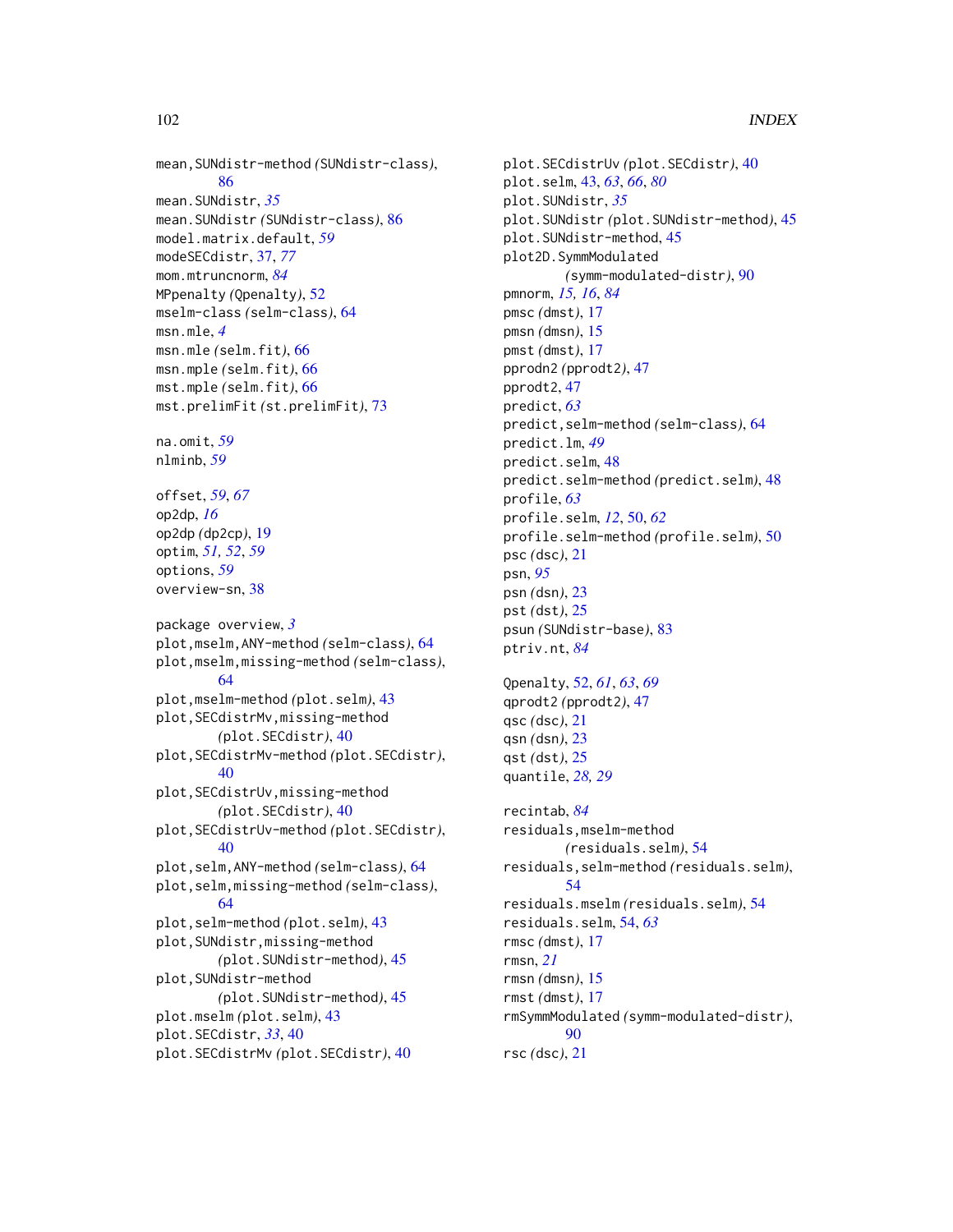mean,SUNdistr-method *(SUNdistr-class)*, 86
mean.SUNdistr, *35*
mean.SUNdistr *(SUNdistr-class)*, 86
model.matrix.default, *59*
modeSECdistr, 37, *77*
mom.mtruncnorm, *84*
MPpenalty *(Qpenalty)*, 52
mselm-class *(selm-class)*, 64
msn.mle, *4*
msn.mle *(selm.fit)*, 66
msn.mple *(selm.fit)*, 66
mst.mple *(selm.fit)*, 66
mst.prelimFit *(st.prelimFit)*, 73

na.omit, *59*
nlminb, *59*

offset, *59*, *67*
op2dp, *16*
op2dp *(dp2cp)*, 19
optim, *51, 52*, *59*
options, *59*
overview-sn, 38

package overview, *3*
plot,mselm,ANY-method *(selm-class)*, 64
plot,mselm,missing-method *(selm-class)*, 64
plot,mselm-method *(plot.selm)*, 43
plot,SECdistrMv,missing-method *(plot.SECdistr)*, 40
plot,SECdistrMv-method *(plot.SECdistr)*, 40
plot,SECdistrUv,missing-method *(plot.SECdistr)*, 40
plot,SECdistrUv-method *(plot.SECdistr)*, 40
plot,selm,ANY-method *(selm-class)*, 64
plot,selm,missing-method *(selm-class)*, 64
plot,selm-method *(plot.selm)*, 43
plot,SUNdistr,missing-method *(plot.SUNdistr-method)*, 45
plot,SUNdistr-method *(plot.SUNdistr-method)*, 45
plot.mselm *(plot.selm)*, 43
plot.SECdistr, *33*, 40
plot.SECdistrMv *(plot.SECdistr)*, 40
plot.SECdistrUv *(plot.SECdistr)*, 40
plot.selm, 43, *63*, *66*, *80*
plot.SUNdistr, *35*
plot.SUNdistr *(plot.SUNdistr-method)*, 45
plot.SUNdistr-method, 45
plot2D.SymmModulated *(symm-modulated-distr)*, 90
pmnorm, *15, 16*, *84*
pmsc *(dmst)*, 17
pmsn *(dmsn)*, 15
pmst *(dmst)*, 17
pprodn2 *(pprodt2)*, 47
pprodt2, 47
predict, *63*
predict,selm-method *(selm-class)*, 64
predict.lm, *49*
predict.selm, 48
predict.selm-method *(predict.selm)*, 48
profile, *63*
profile.selm, *12*, 50, *62*
profile.selm-method *(profile.selm)*, 50
psc *(dsc)*, 21
psn, *95*
psn *(dsn)*, 23
pst *(dst)*, 25
psun *(SUNdistr-base)*, 83
ptriv.nt, *84*

Qpenalty, 52, *61*, *63*, *69*
qprodt2 *(pprodt2)*, 47
qsc *(dsc)*, 21
qsn *(dsn)*, 23
qst *(dst)*, 25
quantile, *28, 29*

recintab, *84*
residuals,mselm-method *(residuals.selm)*, 54
residuals,selm-method *(residuals.selm)*, 54
residuals.mselm *(residuals.selm)*, 54
residuals.selm, 54, *63*
rmsc *(dmst)*, 17
rmsn, *21*
rmsn *(dmsn)*, 15
rmst *(dmst)*, 17
rmSymmModulated *(symm-modulated-distr)*, 90
rsc *(dsc)*, 21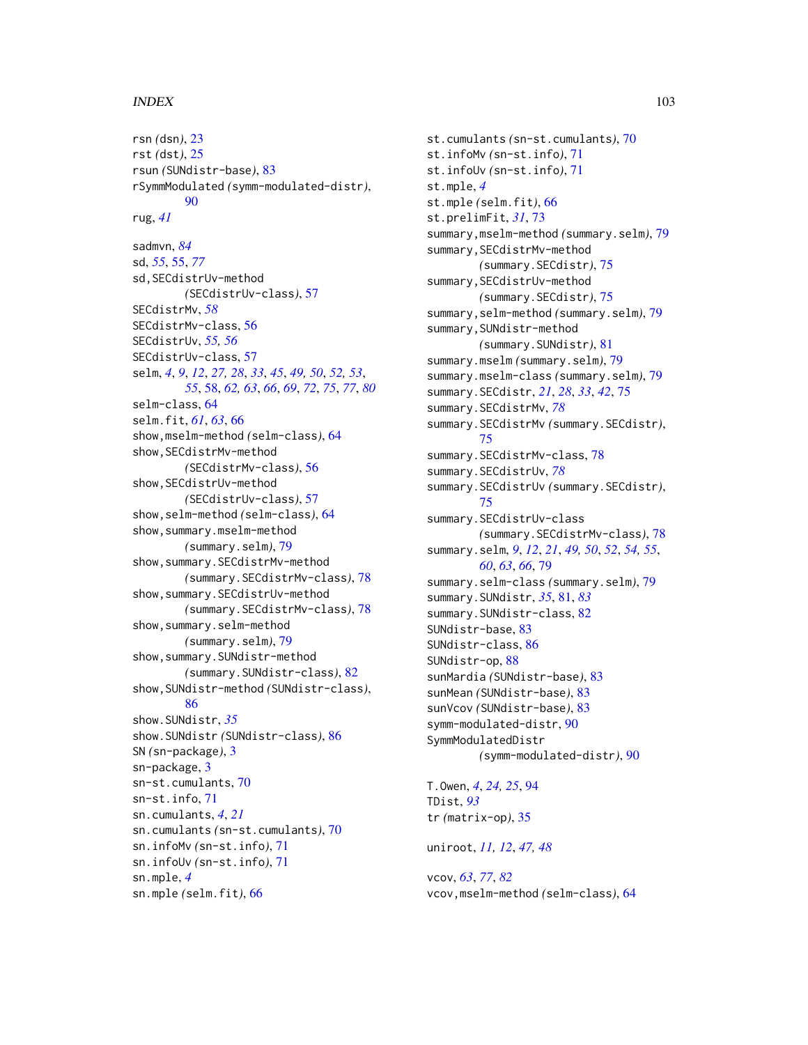rsn *(dsn)*, 23
rst *(dst)*, 25
rsun *(SUNdistr-base)*, 83
rSymmModulated *(symm-modulated-distr)*, 90
rug, *41*

sadmvn, *84*
sd, *55*, 55, *77*
sd,SECdistrUv-method *(SECdistrUv-class)*, 57
SECdistrMv, *58*
SECdistrMv-class, 56
SECdistrUv, *55, 56*
SECdistrUv-class, 57
selm, *4*, *9*, *12*, *27, 28*, *33*, *45*, *49, 50*, *52, 53*, *55*, 58, *62, 63*, *66*, *69*, *72*, *75*, *77*, *80*
selm-class, 64
selm.fit, *61*, *63*, 66
show,mselm-method *(selm-class)*, 64
show,SECdistrMv-method *(SECdistrMv-class)*, 56
show,SECdistrUv-method *(SECdistrUv-class)*, 57
show,selm-method *(selm-class)*, 64
show,summary.mselm-method *(summary.selm)*, 79
show,summary.SECdistrMv-method *(summary.SECdistrMv-class)*, 78
show,summary.SECdistrUv-method *(summary.SECdistrMv-class)*, 78
show,summary.selm-method *(summary.selm)*, 79
show,summary.SUNdistr-method *(summary.SUNdistr-class)*, 82
show,SUNdistr-method *(SUNdistr-class)*, 86
show.SUNdistr, *35*
show.SUNdistr *(SUNdistr-class)*, 86
SN *(sn-package)*, 3
sn-package, 3
sn-st.cumulants, 70
sn-st.info, 71
sn.cumulants, *4*, *21*
sn.cumulants *(sn-st.cumulants)*, 70
sn.infoMv *(sn-st.info)*, 71
sn.infoUv *(sn-st.info)*, 71
sn.mple, *4*
sn.mple *(selm.fit)*, 66
st.cumulants *(sn-st.cumulants)*, 70
st.infoMv *(sn-st.info)*, 71
st.infoUv *(sn-st.info)*, 71
st.mple, *4*
st.mple *(selm.fit)*, 66
st.prelimFit, *31*, 73
summary,mselm-method *(summary.selm)*, 79
summary,SECdistrMv-method *(summary.SECdistr)*, 75
summary,SECdistrUv-method *(summary.SECdistr)*, 75
summary,selm-method *(summary.selm)*, 79
summary,SUNdistr-method *(summary.SUNdistr)*, 81
summary.mselm *(summary.selm)*, 79
summary.mselm-class *(summary.selm)*, 79
summary.SECdistr, *21*, *28*, *33*, *42*, 75
summary.SECdistrMv, *78*
summary.SECdistrMv *(summary.SECdistr)*, 75
summary.SECdistrMv-class, 78
summary.SECdistrUv, *78*
summary.SECdistrUv *(summary.SECdistr)*, 75
summary.SECdistrUv-class *(summary.SECdistrMv-class)*, 78
summary.selm, *9*, *12*, *21*, *49, 50*, *52*, *54, 55*, *60*, *63*, *66*, 79
summary.selm-class *(summary.selm)*, 79
summary.SUNdistr, *35*, 81, *83*
summary.SUNdistr-class, 82
SUNdistr-base, 83
SUNdistr-class, 86
SUNdistr-op, 88
sunMardia *(SUNdistr-base)*, 83
sunMean *(SUNdistr-base)*, 83
sunVcov *(SUNdistr-base)*, 83
symm-modulated-distr, 90
SymmModulatedDistr *(symm-modulated-distr)*, 90

T.Owen, *4*, *24, 25*, 94
TDist, *93*
tr *(matrix-op)*, 35

uniroot, *11, 12*, *47, 48*

vcov, *63*, *77*, *82*
vcov,mselm-method *(selm-class)*, 64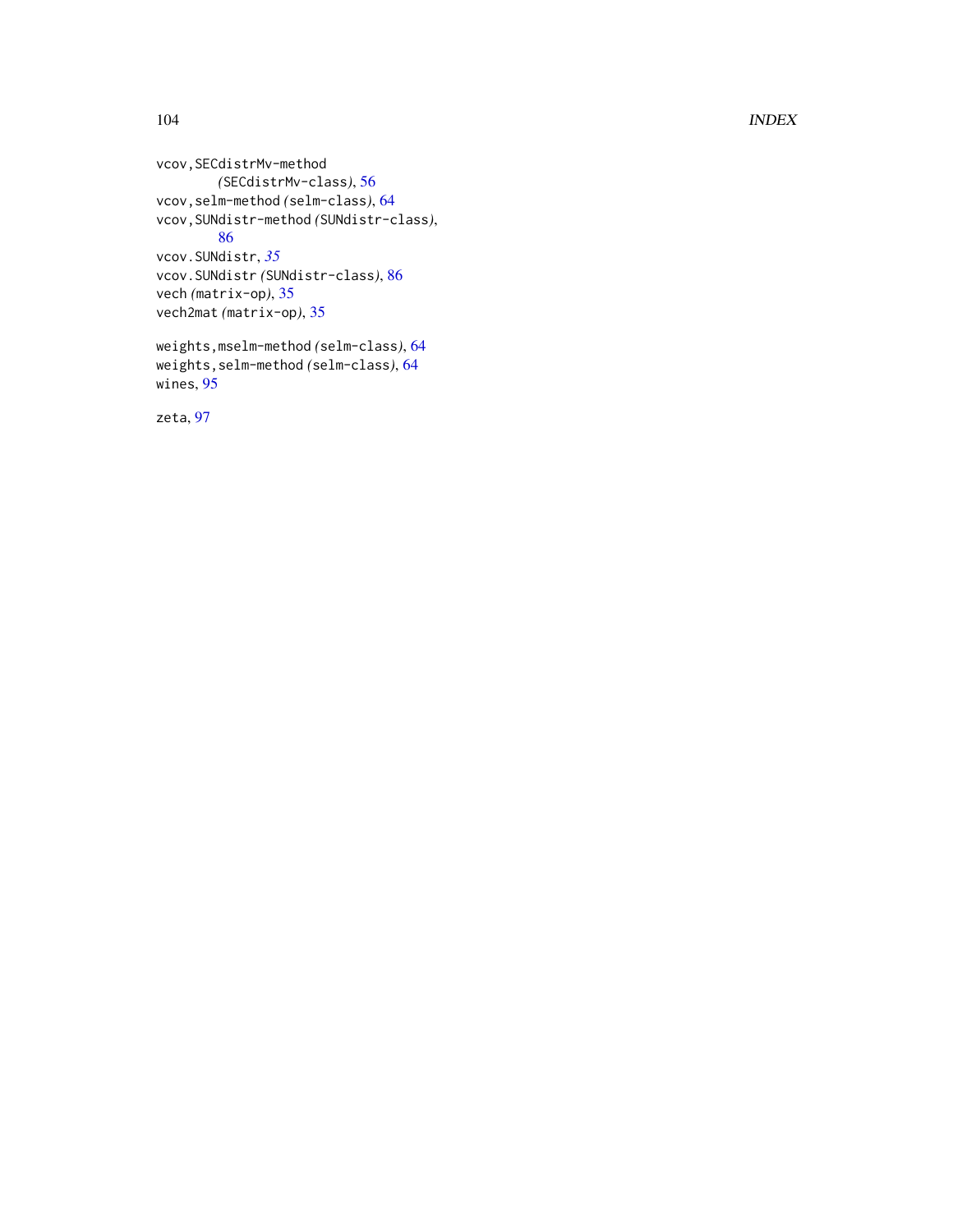vcov,SECdistrMv-method
  *(*SECdistrMv-class*)*, 56
vcov,selm-method *(*selm-class*)*, 64
vcov,SUNdistr-method *(*SUNdistr-class*)*,
  86
vcov.SUNdistr, *35*
vcov.SUNdistr *(*SUNdistr-class*)*, 86
vech *(*matrix-op*)*, 35
vech2mat *(*matrix-op*)*, 35

weights,mselm-method *(*selm-class*)*, 64
weights,selm-method *(*selm-class*)*, 64
wines, 95

zeta, 97